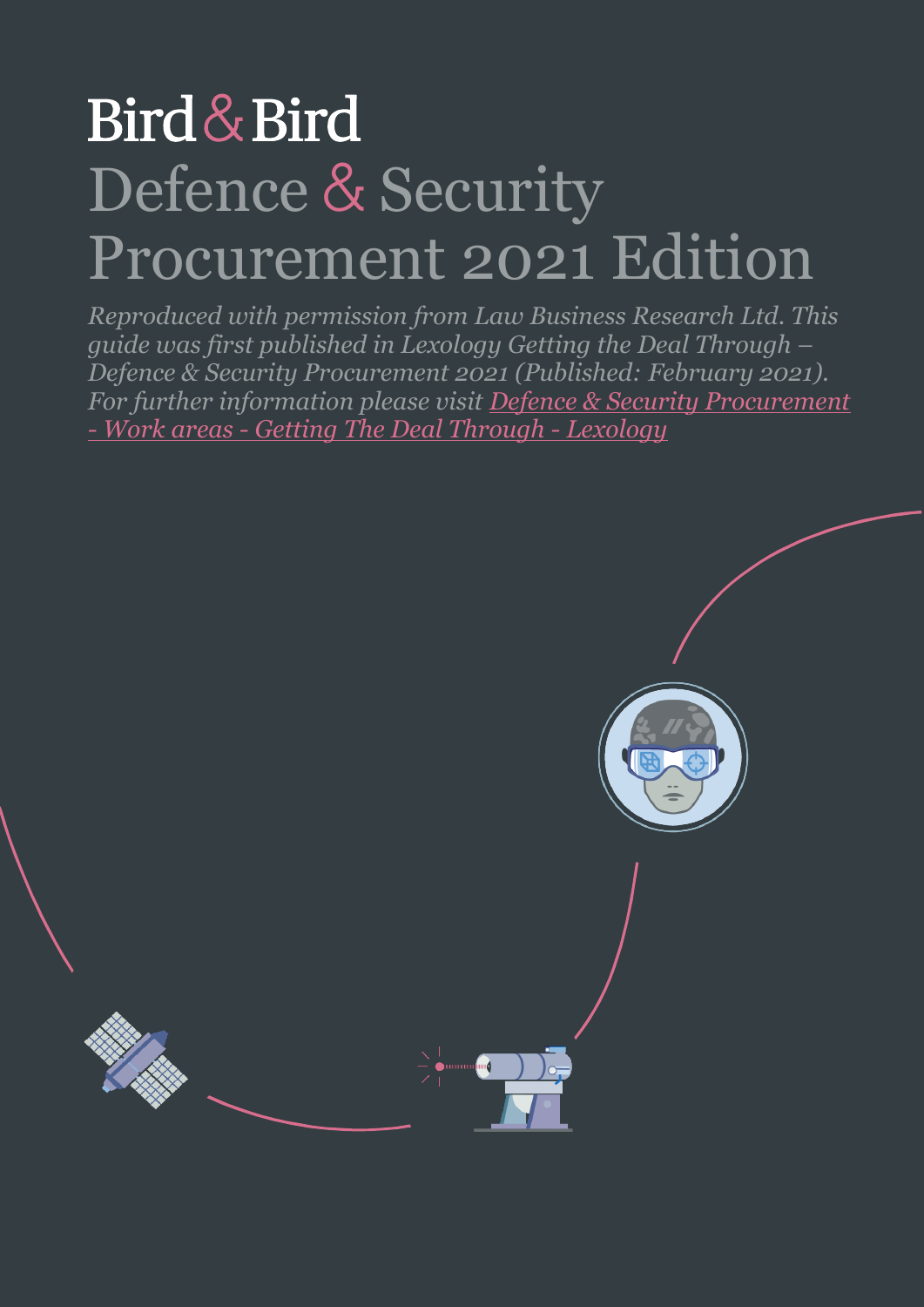Bird & Bird

# Defence & Security Procurement 2021 Edition

*Reproduced with permission from Law Business Research Ltd. This guide was first published in Lexology Getting the Deal Through – Defence & Security Procurement 2021 (Published: February 2021). For further information please visit [Defence & Security Procurement - Work areas - Getting The Deal Through - Lexology]*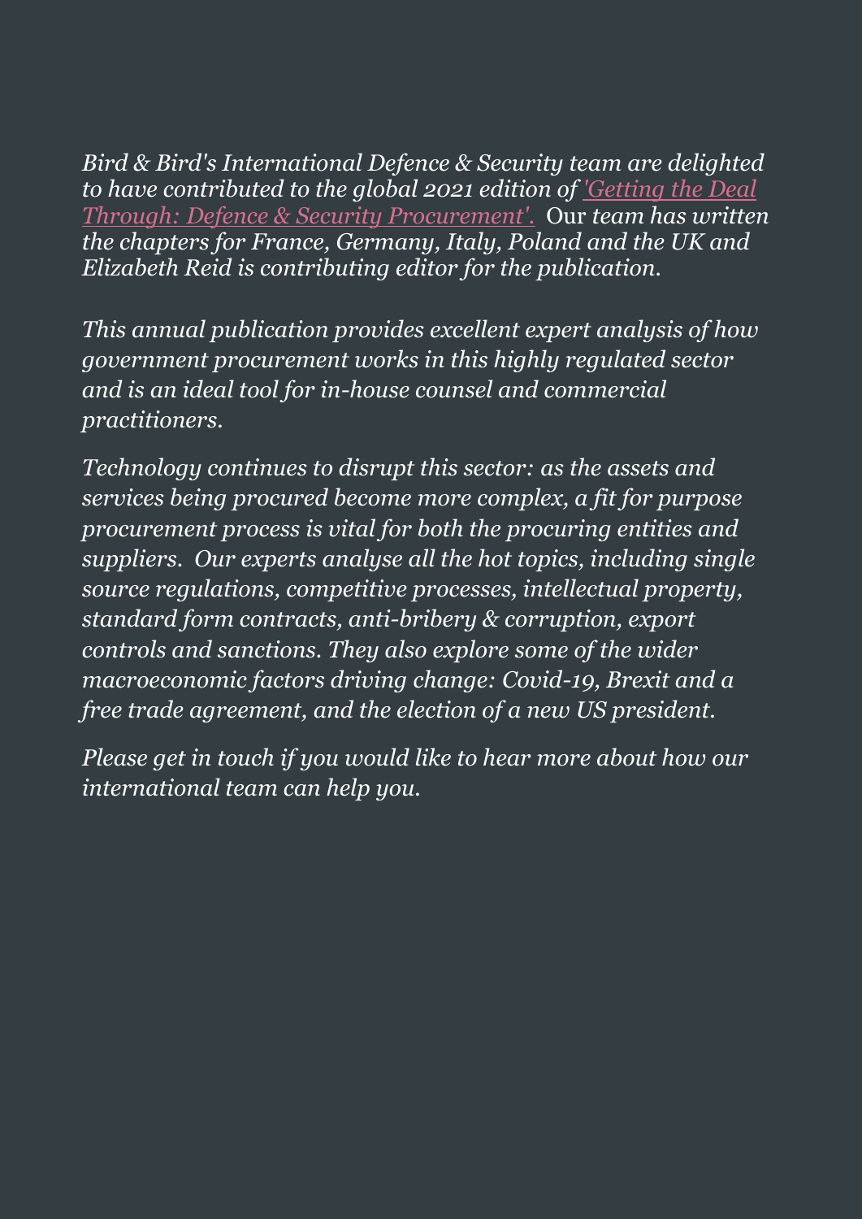*Bird & Bird's International Defence & Security team are delighted to have contributed to the global 2021 edition of ['Getting the Deal Through: Defence & Security Procurement'.]() Our team has written the chapters for France, Germany, Italy, Poland and the UK and Elizabeth Reid is contributing editor for the publication.*

*This annual publication provides excellent expert analysis of how government procurement works in this highly regulated sector and is an ideal tool for in-house counsel and commercial practitioners.*

*Technology continues to disrupt this sector: as the assets and services being procured become more complex, a fit for purpose procurement process is vital for both the procuring entities and suppliers. Our experts analyse all the hot topics, including single source regulations, competitive processes, intellectual property, standard form contracts, anti-bribery & corruption, export controls and sanctions. They also explore some of the wider macroeconomic factors driving change: Covid-19, Brexit and a free trade agreement, and the election of a new US president.*

*Please get in touch if you would like to hear more about how our international team can help you.*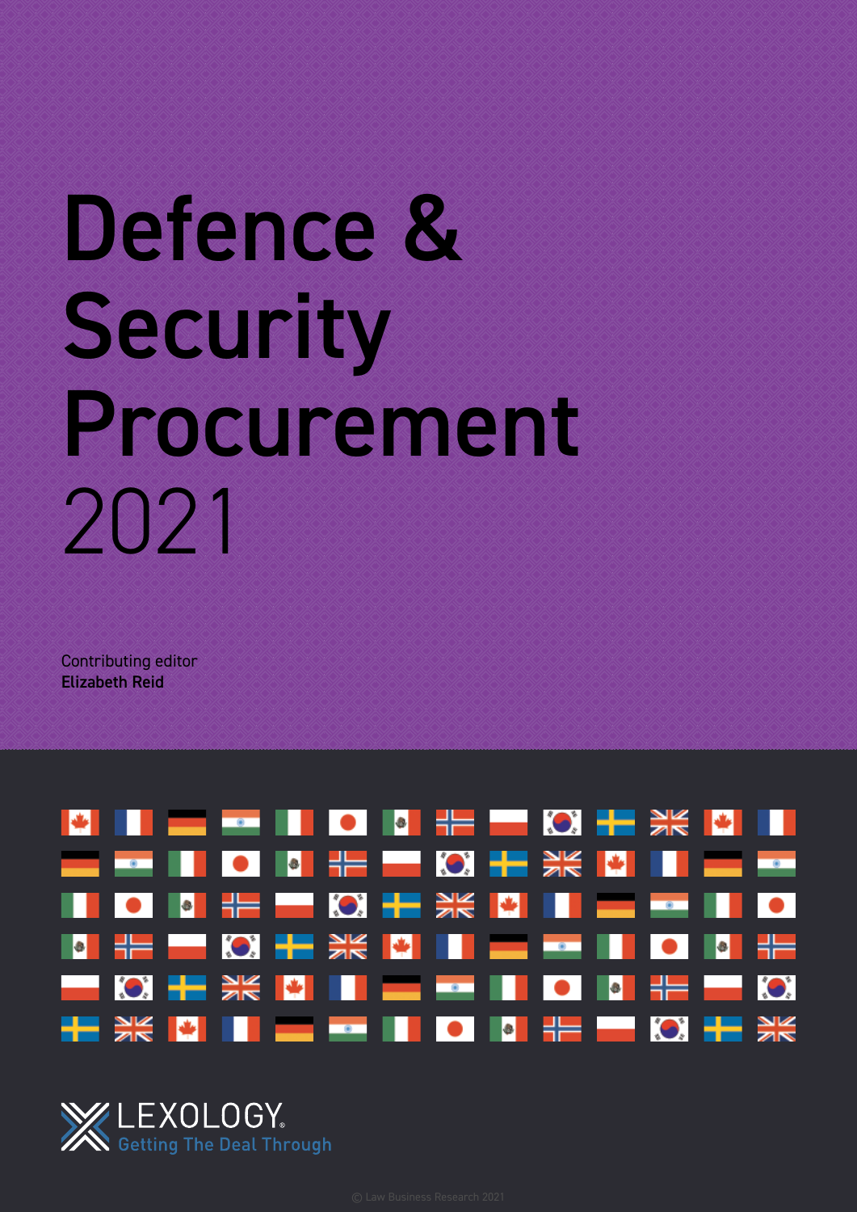# Defence & Security Procurement 2021

Contributing editor
**Elizabeth Reid**

LEXOLOGY
Getting The Deal Through

© Law Business Research 2021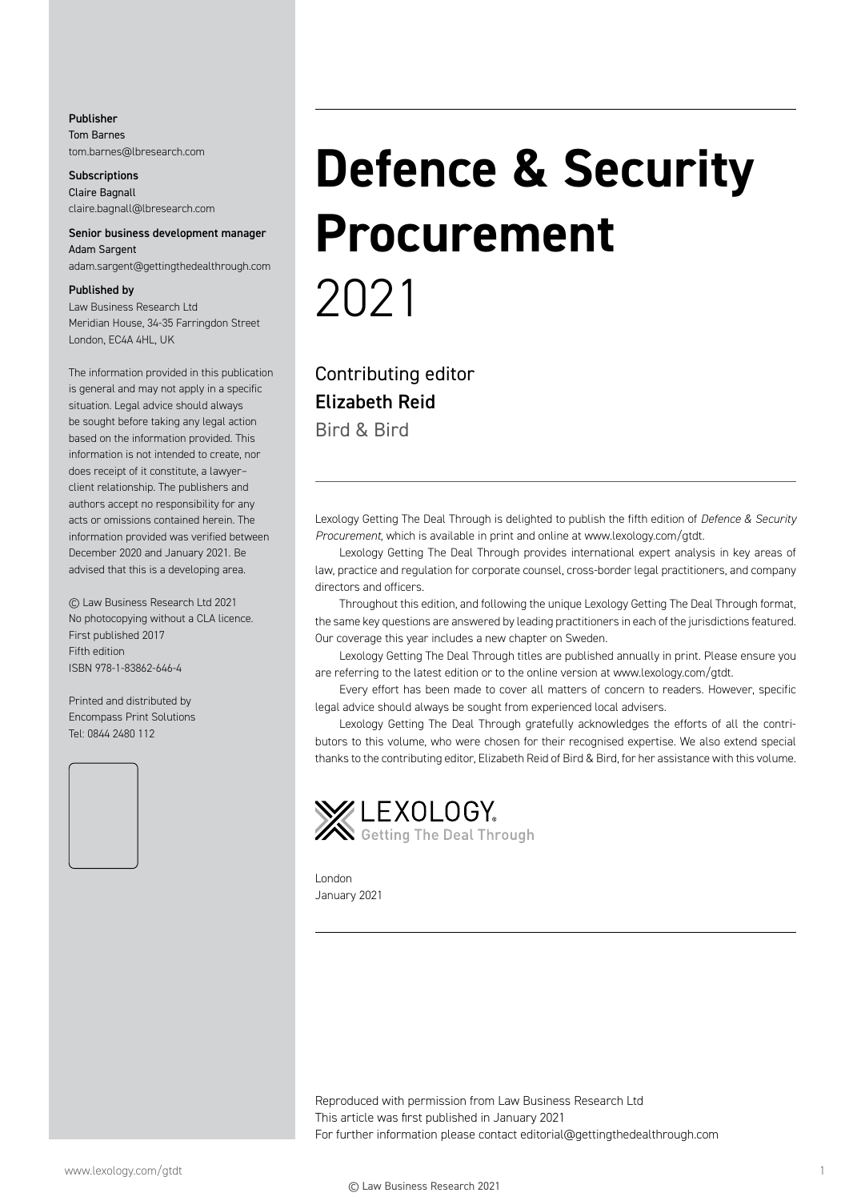**Publisher**
Tom Barnes
tom.barnes@lbresearch.com

**Subscriptions**
Claire Bagnall
claire.bagnall@lbresearch.com

**Senior business development manager**
Adam Sargent
adam.sargent@gettingthedealthrough.com

**Published by**
Law Business Research Ltd
Meridian House, 34-35 Farringdon Street
London, EC4A 4HL, UK

The information provided in this publication is general and may not apply in a specific situation. Legal advice should always be sought before taking any legal action based on the information provided. This information is not intended to create, nor does receipt of it constitute, a lawyer–client relationship. The publishers and authors accept no responsibility for any acts or omissions contained herein. The information provided was verified between December 2020 and January 2021. Be advised that this is a developing area.

© Law Business Research Ltd 2021
No photocopying without a CLA licence.
First published 2017
Fifth edition
ISBN 978-1-83862-646-4

Printed and distributed by
Encompass Print Solutions
Tel: 0844 2480 112

# Defence & Security Procurement 2021

Contributing editor
**Elizabeth Reid**
Bird & Bird

Lexology Getting The Deal Through is delighted to publish the fifth edition of *Defence & Security Procurement*, which is available in print and online at www.lexology.com/gtdt.

Lexology Getting The Deal Through provides international expert analysis in key areas of law, practice and regulation for corporate counsel, cross-border legal practitioners, and company directors and officers.

Throughout this edition, and following the unique Lexology Getting The Deal Through format, the same key questions are answered by leading practitioners in each of the jurisdictions featured. Our coverage this year includes a new chapter on Sweden.

Lexology Getting The Deal Through titles are published annually in print. Please ensure you are referring to the latest edition or to the online version at www.lexology.com/gtdt.

Every effort has been made to cover all matters of concern to readers. However, specific legal advice should always be sought from experienced local advisers.

Lexology Getting The Deal Through gratefully acknowledges the efforts of all the contributors to this volume, who were chosen for their recognised expertise. We also extend special thanks to the contributing editor, Elizabeth Reid of Bird & Bird, for her assistance with this volume.

LEXOLOGY
Getting The Deal Through

London
January 2021

Reproduced with permission from Law Business Research Ltd
This article was first published in January 2021
For further information please contact editorial@gettingthedealthrough.com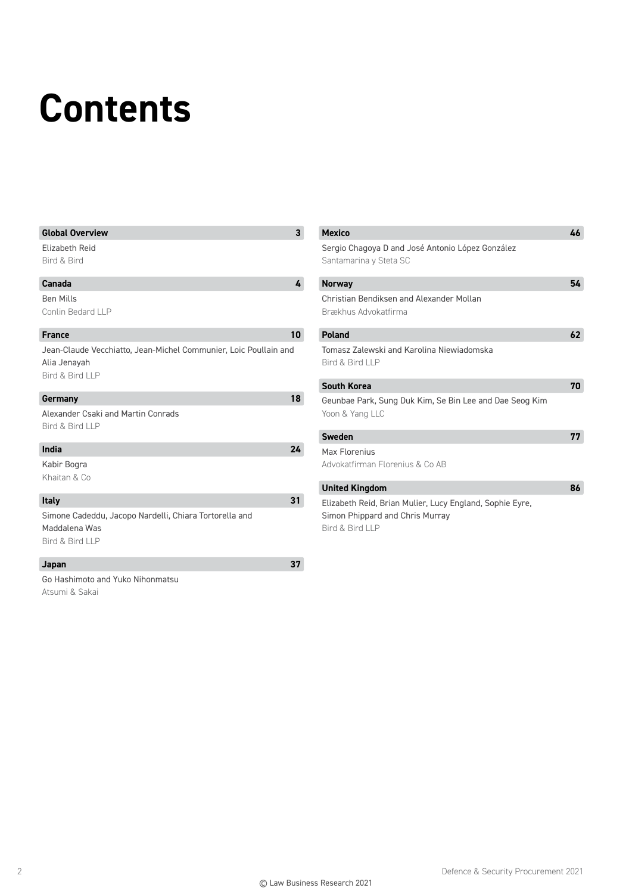# Contents

**Global Overview** 3

Elizabeth Reid
Bird & Bird

**Canada** 4

Ben Mills
Conlin Bedard LLP

**France** 10

Jean-Claude Vecchiatto, Jean-Michel Communier, Loic Poullain and Alia Jenayah
Bird & Bird LLP

**Germany** 18

Alexander Csaki and Martin Conrads
Bird & Bird LLP

**India** 24

Kabir Bogra
Khaitan & Co

**Italy** 31

Simone Cadeddu, Jacopo Nardelli, Chiara Tortorella and Maddalena Was
Bird & Bird LLP

**Japan** 37

Go Hashimoto and Yuko Nihonmatsu
Atsumi & Sakai

**Mexico** 46

Sergio Chagoya D and José Antonio López González
Santamarina y Steta SC

**Norway** 54

Christian Bendiksen and Alexander Mollan
Brækhus Advokatfirma

**Poland** 62

Tomasz Zalewski and Karolina Niewiadomska
Bird & Bird LLP

**South Korea** 70

Geunbae Park, Sung Duk Kim, Se Bin Lee and Dae Seog Kim
Yoon & Yang LLC

**Sweden** 77

Max Florenius
Advokatfirman Florenius & Co AB

**United Kingdom** 86

Elizabeth Reid, Brian Mulier, Lucy England, Sophie Eyre, Simon Phippard and Chris Murray
Bird & Bird LLP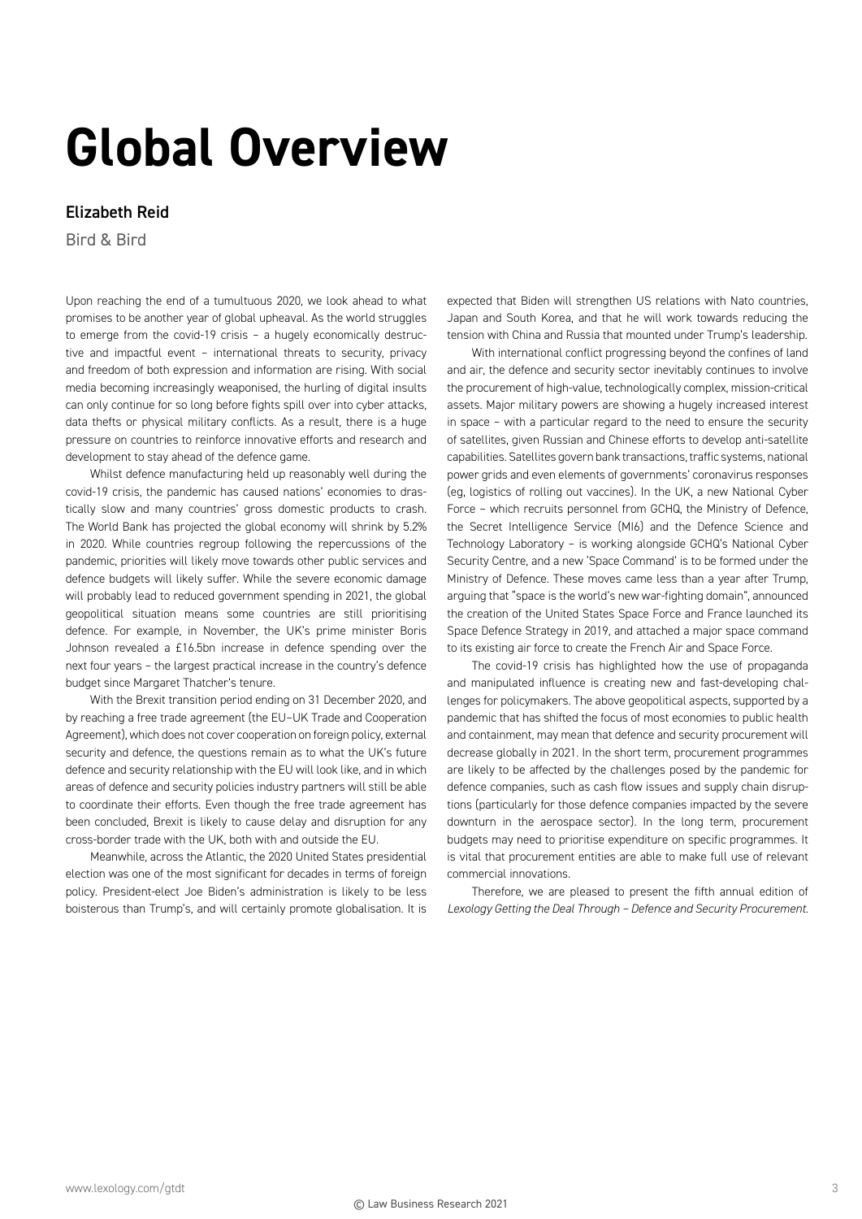# Global Overview

**Elizabeth Reid**

Bird & Bird

Upon reaching the end of a tumultuous 2020, we look ahead to what promises to be another year of global upheaval. As the world struggles to emerge from the covid-19 crisis – a hugely economically destructive and impactful event – international threats to security, privacy and freedom of both expression and information are rising. With social media becoming increasingly weaponised, the hurling of digital insults can only continue for so long before fights spill over into cyber attacks, data thefts or physical military conflicts. As a result, there is a huge pressure on countries to reinforce innovative efforts and research and development to stay ahead of the defence game.

Whilst defence manufacturing held up reasonably well during the covid-19 crisis, the pandemic has caused nations' economies to drastically slow and many countries' gross domestic products to crash. The World Bank has projected the global economy will shrink by 5.2% in 2020. While countries regroup following the repercussions of the pandemic, priorities will likely move towards other public services and defence budgets will likely suffer. While the severe economic damage will probably lead to reduced government spending in 2021, the global geopolitical situation means some countries are still prioritising defence. For example, in November, the UK's prime minister Boris Johnson revealed a £16.5bn increase in defence spending over the next four years – the largest practical increase in the country's defence budget since Margaret Thatcher's tenure.

With the Brexit transition period ending on 31 December 2020, and by reaching a free trade agreement (the EU–UK Trade and Cooperation Agreement), which does not cover cooperation on foreign policy, external security and defence, the questions remain as to what the UK's future defence and security relationship with the EU will look like, and in which areas of defence and security policies industry partners will still be able to coordinate their efforts. Even though the free trade agreement has been concluded, Brexit is likely to cause delay and disruption for any cross-border trade with the UK, both with and outside the EU.

Meanwhile, across the Atlantic, the 2020 United States presidential election was one of the most significant for decades in terms of foreign policy. President-elect Joe Biden's administration is likely to be less boisterous than Trump's, and will certainly promote globalisation. It is expected that Biden will strengthen US relations with Nato countries, Japan and South Korea, and that he will work towards reducing the tension with China and Russia that mounted under Trump's leadership.

With international conflict progressing beyond the confines of land and air, the defence and security sector inevitably continues to involve the procurement of high-value, technologically complex, mission-critical assets. Major military powers are showing a hugely increased interest in space – with a particular regard to the need to ensure the security of satellites, given Russian and Chinese efforts to develop anti-satellite capabilities. Satellites govern bank transactions, traffic systems, national power grids and even elements of governments' coronavirus responses (eg, logistics of rolling out vaccines). In the UK, a new National Cyber Force – which recruits personnel from GCHQ, the Ministry of Defence, the Secret Intelligence Service (MI6) and the Defence Science and Technology Laboratory – is working alongside GCHQ's National Cyber Security Centre, and a new 'Space Command' is to be formed under the Ministry of Defence. These moves came less than a year after Trump, arguing that "space is the world's new war-fighting domain", announced the creation of the United States Space Force and France launched its Space Defence Strategy in 2019, and attached a major space command to its existing air force to create the French Air and Space Force.

The covid-19 crisis has highlighted how the use of propaganda and manipulated influence is creating new and fast-developing challenges for policymakers. The above geopolitical aspects, supported by a pandemic that has shifted the focus of most economies to public health and containment, may mean that defence and security procurement will decrease globally in 2021. In the short term, procurement programmes are likely to be affected by the challenges posed by the pandemic for defence companies, such as cash flow issues and supply chain disruptions (particularly for those defence companies impacted by the severe downturn in the aerospace sector). In the long term, procurement budgets may need to prioritise expenditure on specific programmes. It is vital that procurement entities are able to make full use of relevant commercial innovations.

Therefore, we are pleased to present the fifth annual edition of *Lexology Getting the Deal Through – Defence and Security Procurement.*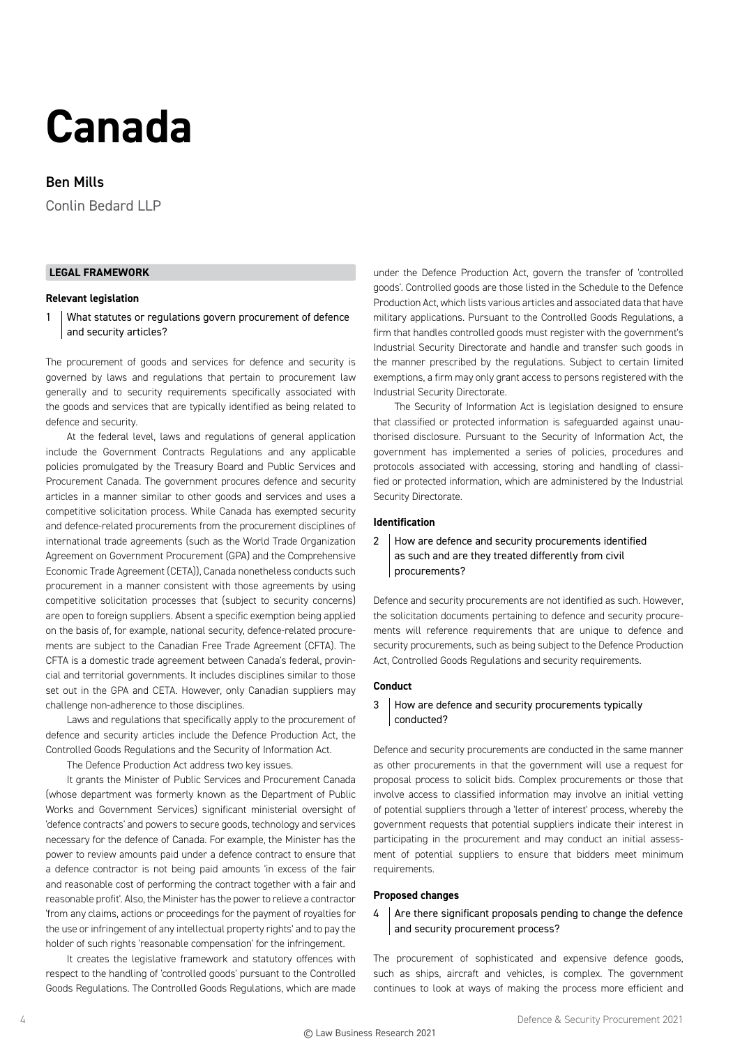# Canada

## Ben Mills

Conlin Bedard LLP

### LEGAL FRAMEWORK

#### Relevant legislation

**1 What statutes or regulations govern procurement of defence and security articles?**

The procurement of goods and services for defence and security is governed by laws and regulations that pertain to procurement law generally and to security requirements specifically associated with the goods and services that are typically identified as being related to defence and security.

At the federal level, laws and regulations of general application include the Government Contracts Regulations and any applicable policies promulgated by the Treasury Board and Public Services and Procurement Canada. The government procures defence and security articles in a manner similar to other goods and services and uses a competitive solicitation process. While Canada has exempted security and defence-related procurements from the procurement disciplines of international trade agreements (such as the World Trade Organization Agreement on Government Procurement (GPA) and the Comprehensive Economic Trade Agreement (CETA)), Canada nonetheless conducts such procurement in a manner consistent with those agreements by using competitive solicitation processes that (subject to security concerns) are open to foreign suppliers. Absent a specific exemption being applied on the basis of, for example, national security, defence-related procurements are subject to the Canadian Free Trade Agreement (CFTA). The CFTA is a domestic trade agreement between Canada's federal, provincial and territorial governments. It includes disciplines similar to those set out in the GPA and CETA. However, only Canadian suppliers may challenge non-adherence to those disciplines.

Laws and regulations that specifically apply to the procurement of defence and security articles include the Defence Production Act, the Controlled Goods Regulations and the Security of Information Act.

The Defence Production Act address two key issues.

It grants the Minister of Public Services and Procurement Canada (whose department was formerly known as the Department of Public Works and Government Services) significant ministerial oversight of 'defence contracts' and powers to secure goods, technology and services necessary for the defence of Canada. For example, the Minister has the power to review amounts paid under a defence contract to ensure that a defence contractor is not being paid amounts 'in excess of the fair and reasonable cost of performing the contract together with a fair and reasonable profit'. Also, the Minister has the power to relieve a contractor 'from any claims, actions or proceedings for the payment of royalties for the use or infringement of any intellectual property rights' and to pay the holder of such rights 'reasonable compensation' for the infringement.

It creates the legislative framework and statutory offences with respect to the handling of 'controlled goods' pursuant to the Controlled Goods Regulations. The Controlled Goods Regulations, which are made under the Defence Production Act, govern the transfer of 'controlled goods'. Controlled goods are those listed in the Schedule to the Defence Production Act, which lists various articles and associated data that have military applications. Pursuant to the Controlled Goods Regulations, a firm that handles controlled goods must register with the government's Industrial Security Directorate and handle and transfer such goods in the manner prescribed by the regulations. Subject to certain limited exemptions, a firm may only grant access to persons registered with the Industrial Security Directorate.

The Security of Information Act is legislation designed to ensure that classified or protected information is safeguarded against unauthorised disclosure. Pursuant to the Security of Information Act, the government has implemented a series of policies, procedures and protocols associated with accessing, storing and handling of classified or protected information, which are administered by the Industrial Security Directorate.

#### Identification

**2 How are defence and security procurements identified as such and are they treated differently from civil procurements?**

Defence and security procurements are not identified as such. However, the solicitation documents pertaining to defence and security procurements will reference requirements that are unique to defence and security procurements, such as being subject to the Defence Production Act, Controlled Goods Regulations and security requirements.

#### Conduct

**3 How are defence and security procurements typically conducted?**

Defence and security procurements are conducted in the same manner as other procurements in that the government will use a request for proposal process to solicit bids. Complex procurements or those that involve access to classified information may involve an initial vetting of potential suppliers through a 'letter of interest' process, whereby the government requests that potential suppliers indicate their interest in participating in the procurement and may conduct an initial assessment of potential suppliers to ensure that bidders meet minimum requirements.

#### Proposed changes

**4 Are there significant proposals pending to change the defence and security procurement process?**

The procurement of sophisticated and expensive defence goods, such as ships, aircraft and vehicles, is complex. The government continues to look at ways of making the process more efficient and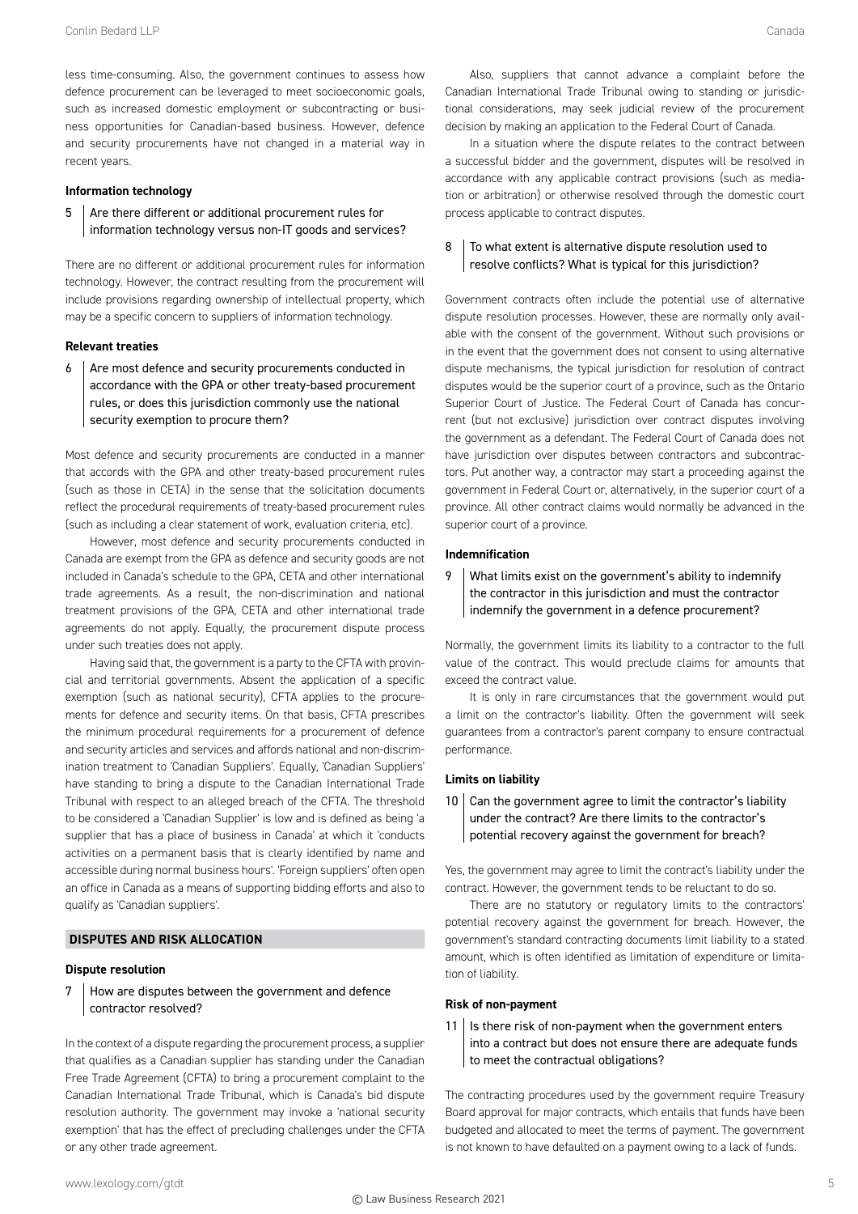less time-consuming. Also, the government continues to assess how defence procurement can be leveraged to meet socioeconomic goals, such as increased domestic employment or subcontracting or business opportunities for Canadian-based business. However, defence and security procurements have not changed in a material way in recent years.

### Information technology

**5 Are there different or additional procurement rules for information technology versus non-IT goods and services?**

There are no different or additional procurement rules for information technology. However, the contract resulting from the procurement will include provisions regarding ownership of intellectual property, which may be a specific concern to suppliers of information technology.

### Relevant treaties

**6 Are most defence and security procurements conducted in accordance with the GPA or other treaty-based procurement rules, or does this jurisdiction commonly use the national security exemption to procure them?**

Most defence and security procurements are conducted in a manner that accords with the GPA and other treaty-based procurement rules (such as those in CETA) in the sense that the solicitation documents reflect the procedural requirements of treaty-based procurement rules (such as including a clear statement of work, evaluation criteria, etc).

However, most defence and security procurements conducted in Canada are exempt from the GPA as defence and security goods are not included in Canada's schedule to the GPA, CETA and other international trade agreements. As a result, the non-discrimination and national treatment provisions of the GPA, CETA and other international trade agreements do not apply. Equally, the procurement dispute process under such treaties does not apply.

Having said that, the government is a party to the CFTA with provincial and territorial governments. Absent the application of a specific exemption (such as national security), CFTA applies to the procurements for defence and security items. On that basis, CFTA prescribes the minimum procedural requirements for a procurement of defence and security articles and services and affords national and non-discrimination treatment to 'Canadian Suppliers'. Equally, 'Canadian Suppliers' have standing to bring a dispute to the Canadian International Trade Tribunal with respect to an alleged breach of the CFTA. The threshold to be considered a 'Canadian Supplier' is low and is defined as being 'a supplier that has a place of business in Canada' at which it 'conducts activities on a permanent basis that is clearly identified by name and accessible during normal business hours'. 'Foreign suppliers' often open an office in Canada as a means of supporting bidding efforts and also to qualify as 'Canadian suppliers'.

## DISPUTES AND RISK ALLOCATION

### Dispute resolution

**7 How are disputes between the government and defence contractor resolved?**

In the context of a dispute regarding the procurement process, a supplier that qualifies as a Canadian supplier has standing under the Canadian Free Trade Agreement (CFTA) to bring a procurement complaint to the Canadian International Trade Tribunal, which is Canada's bid dispute resolution authority. The government may invoke a 'national security exemption' that has the effect of precluding challenges under the CFTA or any other trade agreement.

Also, suppliers that cannot advance a complaint before the Canadian International Trade Tribunal owing to standing or jurisdictional considerations, may seek judicial review of the procurement decision by making an application to the Federal Court of Canada.

In a situation where the dispute relates to the contract between a successful bidder and the government, disputes will be resolved in accordance with any applicable contract provisions (such as mediation or arbitration) or otherwise resolved through the domestic court process applicable to contract disputes.

**8 To what extent is alternative dispute resolution used to resolve conflicts? What is typical for this jurisdiction?**

Government contracts often include the potential use of alternative dispute resolution processes. However, these are normally only available with the consent of the government. Without such provisions or in the event that the government does not consent to using alternative dispute mechanisms, the typical jurisdiction for resolution of contract disputes would be the superior court of a province, such as the Ontario Superior Court of Justice. The Federal Court of Canada has concurrent (but not exclusive) jurisdiction over contract disputes involving the government as a defendant. The Federal Court of Canada does not have jurisdiction over disputes between contractors and subcontractors. Put another way, a contractor may start a proceeding against the government in Federal Court or, alternatively, in the superior court of a province. All other contract claims would normally be advanced in the superior court of a province.

### Indemnification

**9 What limits exist on the government's ability to indemnify the contractor in this jurisdiction and must the contractor indemnify the government in a defence procurement?**

Normally, the government limits its liability to a contractor to the full value of the contract. This would preclude claims for amounts that exceed the contract value.

It is only in rare circumstances that the government would put a limit on the contractor's liability. Often the government will seek guarantees from a contractor's parent company to ensure contractual performance.

### Limits on liability

**10 Can the government agree to limit the contractor's liability under the contract? Are there limits to the contractor's potential recovery against the government for breach?**

Yes, the government may agree to limit the contract's liability under the contract. However, the government tends to be reluctant to do so.

There are no statutory or regulatory limits to the contractors' potential recovery against the government for breach. However, the government's standard contracting documents limit liability to a stated amount, which is often identified as limitation of expenditure or limitation of liability.

### Risk of non-payment

**11 Is there risk of non-payment when the government enters into a contract but does not ensure there are adequate funds to meet the contractual obligations?**

The contracting procedures used by the government require Treasury Board approval for major contracts, which entails that funds have been budgeted and allocated to meet the terms of payment. The government is not known to have defaulted on a payment owing to a lack of funds.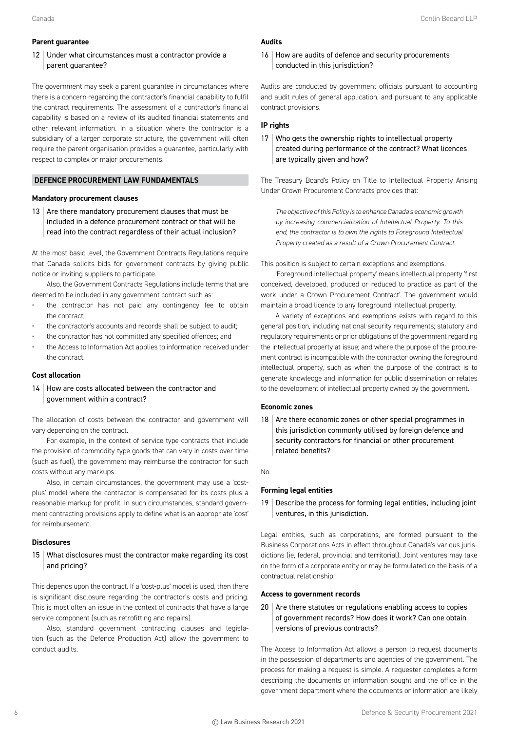### Parent guarantee

**12 Under what circumstances must a contractor provide a parent guarantee?**

The government may seek a parent guarantee in circumstances where there is a concern regarding the contractor's financial capability to fulfil the contract requirements. The assessment of a contractor's financial capability is based on a review of its audited financial statements and other relevant information. In a situation where the contractor is a subsidiary of a larger corporate structure, the government will often require the parent organisation provides a guarantee, particularly with respect to complex or major procurements.

## DEFENCE PROCUREMENT LAW FUNDAMENTALS

### Mandatory procurement clauses

**13 Are there mandatory procurement clauses that must be included in a defence procurement contract or that will be read into the contract regardless of their actual inclusion?**

At the most basic level, the Government Contracts Regulations require that Canada solicits bids for government contracts by giving public notice or inviting suppliers to participate.

Also, the Government Contracts Regulations include terms that are deemed to be included in any government contract such as:

- the contractor has not paid any contingency fee to obtain the contract;
- the contractor's accounts and records shall be subject to audit;
- the contractor has not committed any specified offences; and
- the Access to Information Act applies to information received under the contract.

### Cost allocation

**14 How are costs allocated between the contractor and government within a contract?**

The allocation of costs between the contractor and government will vary depending on the contract.

For example, in the context of service type contracts that include the provision of commodity-type goods that can vary in costs over time (such as fuel), the government may reimburse the contractor for such costs without any markups.

Also, in certain circumstances, the government may use a 'cost-plus' model where the contractor is compensated for its costs plus a reasonable markup for profit. In such circumstances, standard government contracting provisions apply to define what is an appropriate 'cost' for reimbursement.

### Disclosures

**15 What disclosures must the contractor make regarding its cost and pricing?**

This depends upon the contract. If a 'cost-plus' model is used, then there is significant disclosure regarding the contractor's costs and pricing. This is most often an issue in the context of contracts that have a large service component (such as retrofitting and repairs).

Also, standard government contracting clauses and legislation (such as the Defence Production Act) allow the government to conduct audits.

### Audits

**16 How are audits of defence and security procurements conducted in this jurisdiction?**

Audits are conducted by government officials pursuant to accounting and audit rules of general application, and pursuant to any applicable contract provisions.

### IP rights

**17 Who gets the ownership rights to intellectual property created during performance of the contract? What licences are typically given and how?**

The Treasury Board's Policy on Title to Intellectual Property Arising Under Crown Procurement Contracts provides that:

> *The objective of this Policy is to enhance Canada's economic growth by increasing commercialization of Intellectual Property. To this end, the contractor is to own the rights to Foreground Intellectual Property created as a result of a Crown Procurement Contract.*

This position is subject to certain exceptions and exemptions.

'Foreground intellectual property' means intellectual property 'first conceived, developed, produced or reduced to practice as part of the work under a Crown Procurement Contract'. The government would maintain a broad licence to any foreground intellectual property.

A variety of exceptions and exemptions exists with regard to this general position, including national security requirements; statutory and regulatory requirements or prior obligations of the government regarding the intellectual property at issue; and where the purpose of the procurement contract is incompatible with the contractor owning the foreground intellectual property, such as when the purpose of the contract is to generate knowledge and information for public dissemination or relates to the development of intellectual property owned by the government.

### Economic zones

**18 Are there economic zones or other special programmes in this jurisdiction commonly utilised by foreign defence and security contractors for financial or other procurement related benefits?**

No.

### Forming legal entities

**19 Describe the process for forming legal entities, including joint ventures, in this jurisdiction.**

Legal entities, such as corporations, are formed pursuant to the Business Corporations Acts in effect throughout Canada's various jurisdictions (ie, federal, provincial and territorial). Joint ventures may take on the form of a corporate entity or may be formulated on the basis of a contractual relationship.

### Access to government records

**20 Are there statutes or regulations enabling access to copies of government records? How does it work? Can one obtain versions of previous contracts?**

The Access to Information Act allows a person to request documents in the possession of departments and agencies of the government. The process for making a request is simple. A requester completes a form describing the documents or information sought and the office in the government department where the documents or information are likely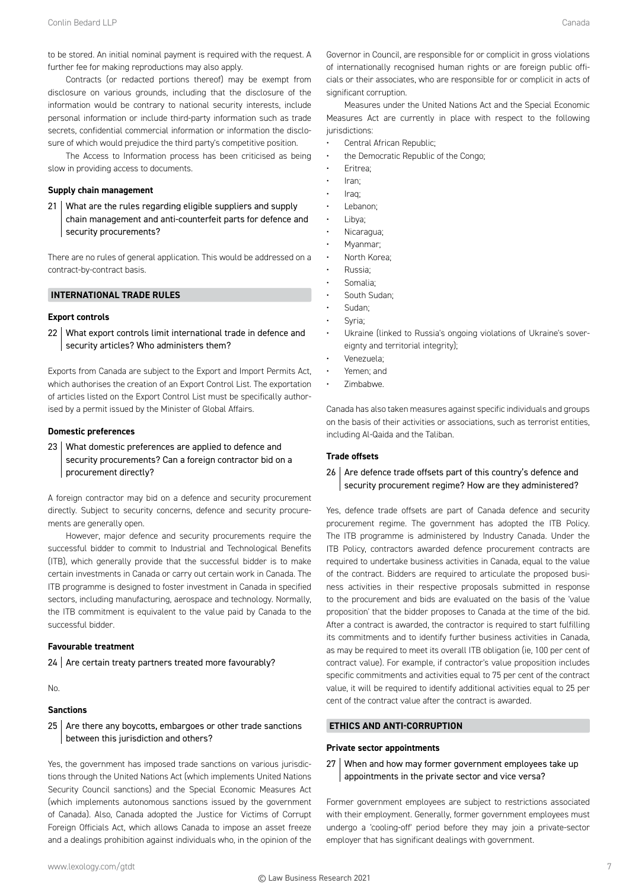to be stored. An initial nominal payment is required with the request. A further fee for making reproductions may also apply.

Contracts (or redacted portions thereof) may be exempt from disclosure on various grounds, including that the disclosure of the information would be contrary to national security interests, include personal information or include third-party information such as trade secrets, confidential commercial information or information the disclosure of which would prejudice the third party's competitive position.

The Access to Information process has been criticised as being slow in providing access to documents.

### Supply chain management

**21 What are the rules regarding eligible suppliers and supply chain management and anti-counterfeit parts for defence and security procurements?**

There are no rules of general application. This would be addressed on a contract-by-contract basis.

## INTERNATIONAL TRADE RULES

### Export controls

**22 What export controls limit international trade in defence and security articles? Who administers them?**

Exports from Canada are subject to the Export and Import Permits Act, which authorises the creation of an Export Control List. The exportation of articles listed on the Export Control List must be specifically authorised by a permit issued by the Minister of Global Affairs.

### Domestic preferences

**23 What domestic preferences are applied to defence and security procurements? Can a foreign contractor bid on a procurement directly?**

A foreign contractor may bid on a defence and security procurement directly. Subject to security concerns, defence and security procurements are generally open.

However, major defence and security procurements require the successful bidder to commit to Industrial and Technological Benefits (ITB), which generally provide that the successful bidder is to make certain investments in Canada or carry out certain work in Canada. The ITB programme is designed to foster investment in Canada in specified sectors, including manufacturing, aerospace and technology. Normally, the ITB commitment is equivalent to the value paid by Canada to the successful bidder.

### Favourable treatment

**24 Are certain treaty partners treated more favourably?**

No.

### Sanctions

**25 Are there any boycotts, embargoes or other trade sanctions between this jurisdiction and others?**

Yes, the government has imposed trade sanctions on various jurisdictions through the United Nations Act (which implements United Nations Security Council sanctions) and the Special Economic Measures Act (which implements autonomous sanctions issued by the government of Canada). Also, Canada adopted the Justice for Victims of Corrupt Foreign Officials Act, which allows Canada to impose an asset freeze and a dealings prohibition against individuals who, in the opinion of the Governor in Council, are responsible for or complicit in gross violations of internationally recognised human rights or are foreign public officials or their associates, who are responsible for or complicit in acts of significant corruption.

Measures under the United Nations Act and the Special Economic Measures Act are currently in place with respect to the following jurisdictions:

- Central African Republic;
- the Democratic Republic of the Congo;
- Eritrea;
- Iran;
- Iraq;
- Lebanon;
- Libya;
- Nicaragua;
- Myanmar;
- North Korea;
- Russia;
- Somalia;
- South Sudan;
- Sudan;
- Syria;
- Ukraine (linked to Russia's ongoing violations of Ukraine's sovereignty and territorial integrity);
- Venezuela;
- Yemen; and
- Zimbabwe.

Canada has also taken measures against specific individuals and groups on the basis of their activities or associations, such as terrorist entities, including Al-Qaida and the Taliban.

### Trade offsets

**26 Are defence trade offsets part of this country's defence and security procurement regime? How are they administered?**

Yes, defence trade offsets are part of Canada defence and security procurement regime. The government has adopted the ITB Policy. The ITB programme is administered by Industry Canada. Under the ITB Policy, contractors awarded defence procurement contracts are required to undertake business activities in Canada, equal to the value of the contract. Bidders are required to articulate the proposed business activities in their respective proposals submitted in response to the procurement and bids are evaluated on the basis of the 'value proposition' that the bidder proposes to Canada at the time of the bid. After a contract is awarded, the contractor is required to start fulfilling its commitments and to identify further business activities in Canada, as may be required to meet its overall ITB obligation (ie, 100 per cent of contract value). For example, if contractor's value proposition includes specific commitments and activities equal to 75 per cent of the contract value, it will be required to identify additional activities equal to 25 per cent of the contract value after the contract is awarded.

## ETHICS AND ANTI-CORRUPTION

### Private sector appointments

**27 When and how may former government employees take up appointments in the private sector and vice versa?**

Former government employees are subject to restrictions associated with their employment. Generally, former government employees must undergo a 'cooling-off' period before they may join a private-sector employer that has significant dealings with government.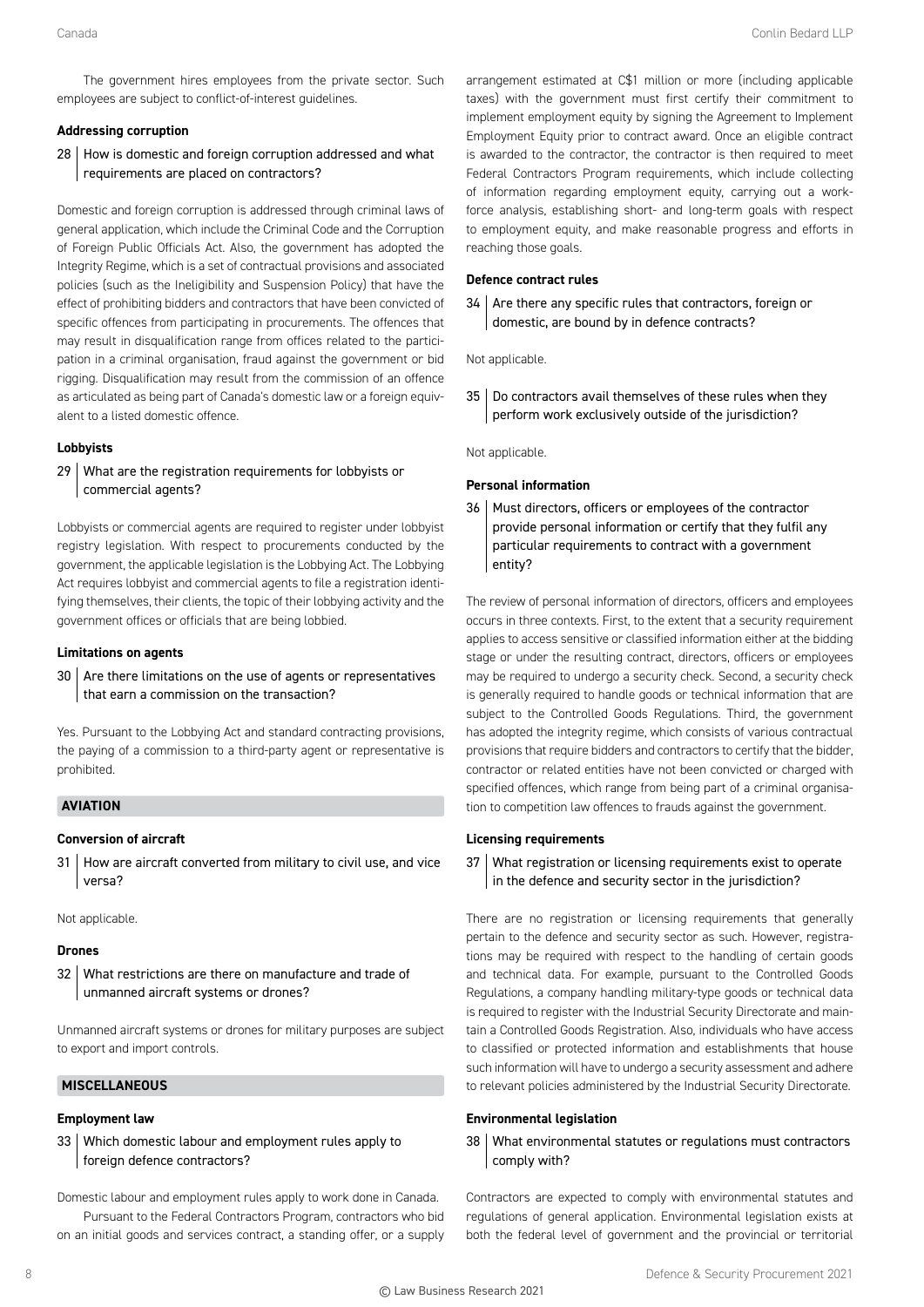The government hires employees from the private sector. Such employees are subject to conflict-of-interest guidelines.

### Addressing corruption

**28 How is domestic and foreign corruption addressed and what requirements are placed on contractors?**

Domestic and foreign corruption is addressed through criminal laws of general application, which include the Criminal Code and the Corruption of Foreign Public Officials Act. Also, the government has adopted the Integrity Regime, which is a set of contractual provisions and associated policies (such as the Ineligibility and Suspension Policy) that have the effect of prohibiting bidders and contractors that have been convicted of specific offences from participating in procurements. The offences that may result in disqualification range from offices related to the participation in a criminal organisation, fraud against the government or bid rigging. Disqualification may result from the commission of an offence as articulated as being part of Canada's domestic law or a foreign equivalent to a listed domestic offence.

### Lobbyists

**29 What are the registration requirements for lobbyists or commercial agents?**

Lobbyists or commercial agents are required to register under lobbyist registry legislation. With respect to procurements conducted by the government, the applicable legislation is the Lobbying Act. The Lobbying Act requires lobbyist and commercial agents to file a registration identifying themselves, their clients, the topic of their lobbying activity and the government offices or officials that are being lobbied.

### Limitations on agents

**30 Are there limitations on the use of agents or representatives that earn a commission on the transaction?**

Yes. Pursuant to the Lobbying Act and standard contracting provisions, the paying of a commission to a third-party agent or representative is prohibited.

## AVIATION

### Conversion of aircraft

**31 How are aircraft converted from military to civil use, and vice versa?**

Not applicable.

### Drones

**32 What restrictions are there on manufacture and trade of unmanned aircraft systems or drones?**

Unmanned aircraft systems or drones for military purposes are subject to export and import controls.

## MISCELLANEOUS

### Employment law

**33 Which domestic labour and employment rules apply to foreign defence contractors?**

Domestic labour and employment rules apply to work done in Canada.

Pursuant to the Federal Contractors Program, contractors who bid on an initial goods and services contract, a standing offer, or a supply arrangement estimated at C$1 million or more (including applicable taxes) with the government must first certify their commitment to implement employment equity by signing the Agreement to Implement Employment Equity prior to contract award. Once an eligible contract is awarded to the contractor, the contractor is then required to meet Federal Contractors Program requirements, which include collecting of information regarding employment equity, carrying out a workforce analysis, establishing short- and long-term goals with respect to employment equity, and make reasonable progress and efforts in reaching those goals.

### Defence contract rules

**34 Are there any specific rules that contractors, foreign or domestic, are bound by in defence contracts?**

Not applicable.

**35 Do contractors avail themselves of these rules when they perform work exclusively outside of the jurisdiction?**

Not applicable.

### Personal information

**36 Must directors, officers or employees of the contractor provide personal information or certify that they fulfil any particular requirements to contract with a government entity?**

The review of personal information of directors, officers and employees occurs in three contexts. First, to the extent that a security requirement applies to access sensitive or classified information either at the bidding stage or under the resulting contract, directors, officers or employees may be required to undergo a security check. Second, a security check is generally required to handle goods or technical information that are subject to the Controlled Goods Regulations. Third, the government has adopted the integrity regime, which consists of various contractual provisions that require bidders and contractors to certify that the bidder, contractor or related entities have not been convicted or charged with specified offences, which range from being part of a criminal organisation to competition law offences to frauds against the government.

### Licensing requirements

**37 What registration or licensing requirements exist to operate in the defence and security sector in the jurisdiction?**

There are no registration or licensing requirements that generally pertain to the defence and security sector as such. However, registrations may be required with respect to the handling of certain goods and technical data. For example, pursuant to the Controlled Goods Regulations, a company handling military-type goods or technical data is required to register with the Industrial Security Directorate and maintain a Controlled Goods Registration. Also, individuals who have access to classified or protected information and establishments that house such information will have to undergo a security assessment and adhere to relevant policies administered by the Industrial Security Directorate.

### Environmental legislation

**38 What environmental statutes or regulations must contractors comply with?**

Contractors are expected to comply with environmental statutes and regulations of general application. Environmental legislation exists at both the federal level of government and the provincial or territorial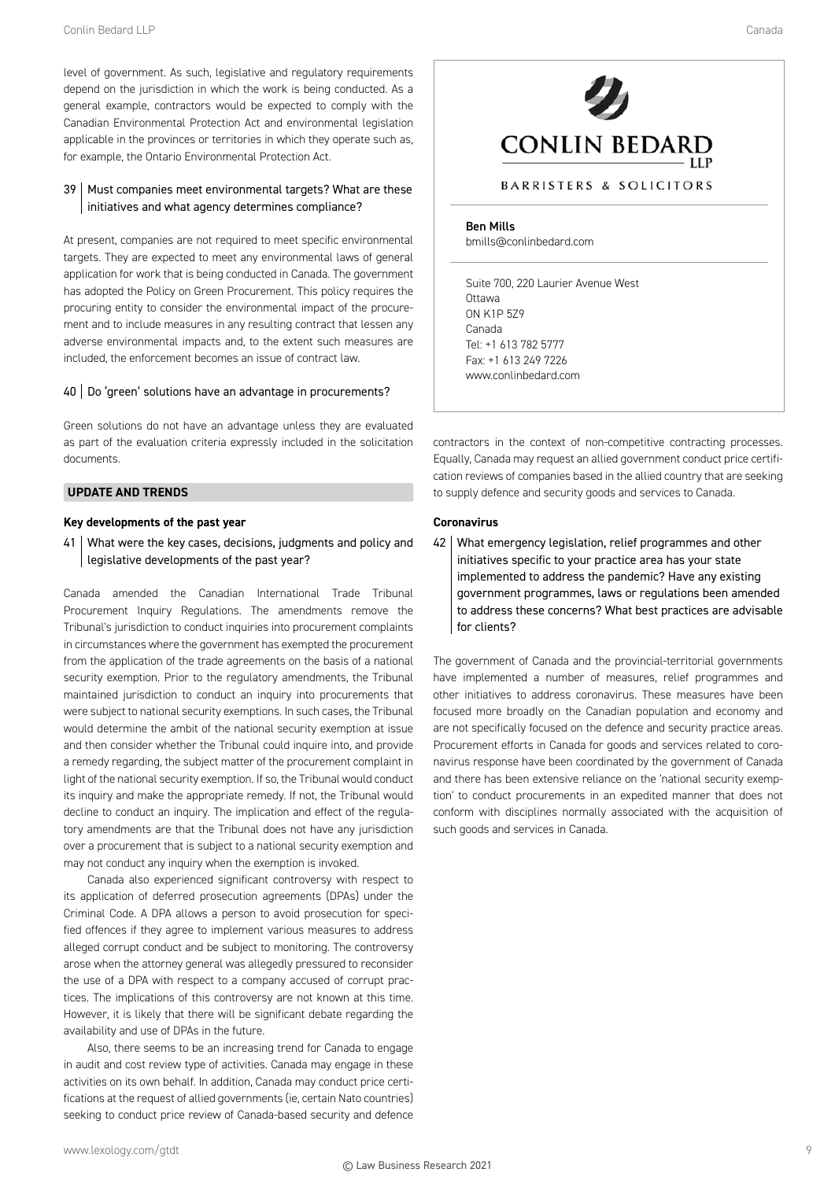level of government. As such, legislative and regulatory requirements depend on the jurisdiction in which the work is being conducted. As a general example, contractors would be expected to comply with the Canadian Environmental Protection Act and environmental legislation applicable in the provinces or territories in which they operate such as, for example, the Ontario Environmental Protection Act.

### 39 Must companies meet environmental targets? What are these initiatives and what agency determines compliance?

At present, companies are not required to meet specific environmental targets. They are expected to meet any environmental laws of general application for work that is being conducted in Canada. The government has adopted the Policy on Green Procurement. This policy requires the procuring entity to consider the environmental impact of the procurement and to include measures in any resulting contract that lessen any adverse environmental impacts and, to the extent such measures are included, the enforcement becomes an issue of contract law.

### 40 Do 'green' solutions have an advantage in procurements?

Green solutions do not have an advantage unless they are evaluated as part of the evaluation criteria expressly included in the solicitation documents.

## UPDATE AND TRENDS

**Key developments of the past year**

### 41 What were the key cases, decisions, judgments and policy and legislative developments of the past year?

Canada amended the Canadian International Trade Tribunal Procurement Inquiry Regulations. The amendments remove the Tribunal's jurisdiction to conduct inquiries into procurement complaints in circumstances where the government has exempted the procurement from the application of the trade agreements on the basis of a national security exemption. Prior to the regulatory amendments, the Tribunal maintained jurisdiction to conduct an inquiry into procurements that were subject to national security exemptions. In such cases, the Tribunal would determine the ambit of the national security exemption at issue and then consider whether the Tribunal could inquire into, and provide a remedy regarding, the subject matter of the procurement complaint in light of the national security exemption. If so, the Tribunal would conduct its inquiry and make the appropriate remedy. If not, the Tribunal would decline to conduct an inquiry. The implication and effect of the regulatory amendments are that the Tribunal does not have any jurisdiction over a procurement that is subject to a national security exemption and may not conduct any inquiry when the exemption is invoked.

Canada also experienced significant controversy with respect to its application of deferred prosecution agreements (DPAs) under the Criminal Code. A DPA allows a person to avoid prosecution for specified offences if they agree to implement various measures to address alleged corrupt conduct and be subject to monitoring. The controversy arose when the attorney general was allegedly pressured to reconsider the use of a DPA with respect to a company accused of corrupt practices. The implications of this controversy are not known at this time. However, it is likely that there will be significant debate regarding the availability and use of DPAs in the future.

Also, there seems to be an increasing trend for Canada to engage in audit and cost review type of activities. Canada may engage in these activities on its own behalf. In addition, Canada may conduct price certifications at the request of allied governments (ie, certain Nato countries) seeking to conduct price review of Canada-based security and defence contractors in the context of non-competitive contracting processes. Equally, Canada may request an allied government conduct price certification reviews of companies based in the allied country that are seeking to supply defence and security goods and services to Canada.

**Coronavirus**

### 42 What emergency legislation, relief programmes and other initiatives specific to your practice area has your state implemented to address the pandemic? Have any existing government programmes, laws or regulations been amended to address these concerns? What best practices are advisable for clients?

The government of Canada and the provincial-territorial governments have implemented a number of measures, relief programmes and other initiatives to address coronavirus. These measures have been focused more broadly on the Canadian population and economy and are not specifically focused on the defence and security practice areas. Procurement efforts in Canada for goods and services related to coronavirus response have been coordinated by the government of Canada and there has been extensive reliance on the 'national security exemption' to conduct procurements in an expedited manner that does not conform with disciplines normally associated with the acquisition of such goods and services in Canada.

**CONLIN BEDARD LLP**

BARRISTERS & SOLICITORS

**Ben Mills**
bmills@conlinbedard.com

Suite 700, 220 Laurier Avenue West
Ottawa
ON K1P 5Z9
Canada
Tel: +1 613 782 5777
Fax: +1 613 249 7226
www.conlinbedard.com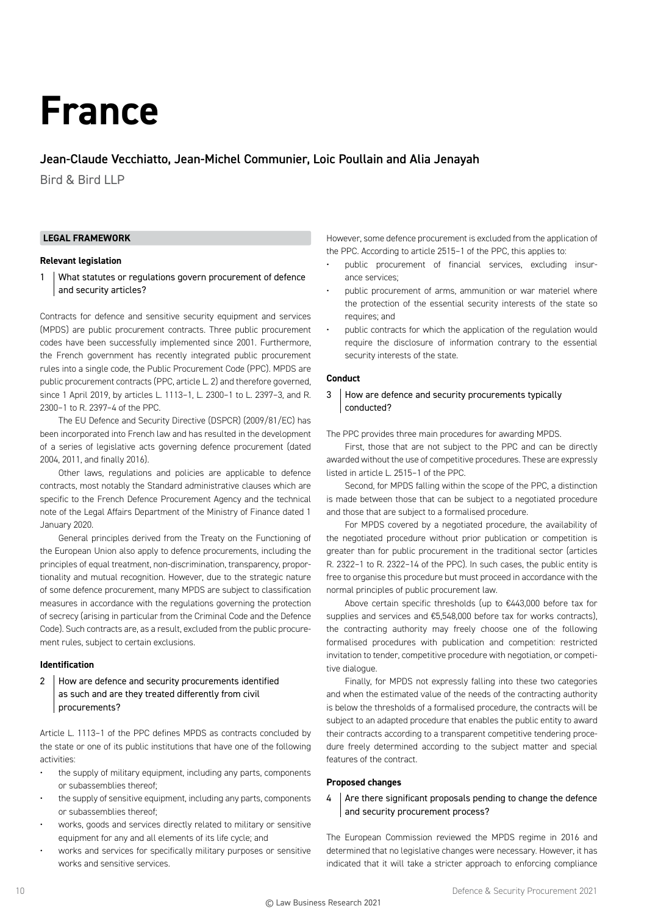# France

## Jean-Claude Vecchiatto, Jean-Michel Communier, Loic Poullain and Alia Jenayah

Bird & Bird LLP

### LEGAL FRAMEWORK

#### Relevant legislation

**1 What statutes or regulations govern procurement of defence and security articles?**

Contracts for defence and sensitive security equipment and services (MPDS) are public procurement contracts. Three public procurement codes have been successfully implemented since 2001. Furthermore, the French government has recently integrated public procurement rules into a single code, the Public Procurement Code (PPC). MPDS are public procurement contracts (PPC, article L. 2) and therefore governed, since 1 April 2019, by articles L. 1113-1, L. 2300-1 to L. 2397-3, and R. 2300-1 to R. 2397-4 of the PPC.

The EU Defence and Security Directive (DSPCR) (2009/81/EC) has been incorporated into French law and has resulted in the development of a series of legislative acts governing defence procurement (dated 2004, 2011, and finally 2016).

Other laws, regulations and policies are applicable to defence contracts, most notably the Standard administrative clauses which are specific to the French Defence Procurement Agency and the technical note of the Legal Affairs Department of the Ministry of Finance dated 1 January 2020.

General principles derived from the Treaty on the Functioning of the European Union also apply to defence procurements, including the principles of equal treatment, non-discrimination, transparency, proportionality and mutual recognition. However, due to the strategic nature of some defence procurement, many MPDS are subject to classification measures in accordance with the regulations governing the protection of secrecy (arising in particular from the Criminal Code and the Defence Code). Such contracts are, as a result, excluded from the public procurement rules, subject to certain exclusions.

#### Identification

**2 How are defence and security procurements identified as such and are they treated differently from civil procurements?**

Article L. 1113-1 of the PPC defines MPDS as contracts concluded by the state or one of its public institutions that have one of the following activities:

- the supply of military equipment, including any parts, components or subassemblies thereof;
- the supply of sensitive equipment, including any parts, components or subassemblies thereof;
- works, goods and services directly related to military or sensitive equipment for any and all elements of its life cycle; and
- works and services for specifically military purposes or sensitive works and sensitive services.

However, some defence procurement is excluded from the application of the PPC. According to article 2515-1 of the PPC, this applies to:

- public procurement of financial services, excluding insurance services;
- public procurement of arms, ammunition or war materiel where the protection of the essential security interests of the state so requires; and
- public contracts for which the application of the regulation would require the disclosure of information contrary to the essential security interests of the state.

#### Conduct

**3 How are defence and security procurements typically conducted?**

The PPC provides three main procedures for awarding MPDS.

First, those that are not subject to the PPC and can be directly awarded without the use of competitive procedures. These are expressly listed in article L. 2515-1 of the PPC.

Second, for MPDS falling within the scope of the PPC, a distinction is made between those that can be subject to a negotiated procedure and those that are subject to a formalised procedure.

For MPDS covered by a negotiated procedure, the availability of the negotiated procedure without prior publication or competition is greater than for public procurement in the traditional sector (articles R. 2322-1 to R. 2322-14 of the PPC). In such cases, the public entity is free to organise this procedure but must proceed in accordance with the normal principles of public procurement law.

Above certain specific thresholds (up to €443,000 before tax for supplies and services and €5,548,000 before tax for works contracts), the contracting authority may freely choose one of the following formalised procedures with publication and competition: restricted invitation to tender, competitive procedure with negotiation, or competitive dialogue.

Finally, for MPDS not expressly falling into these two categories and when the estimated value of the needs of the contracting authority is below the thresholds of a formalised procedure, the contracts will be subject to an adapted procedure that enables the public entity to award their contracts according to a transparent competitive tendering procedure freely determined according to the subject matter and special features of the contract.

#### Proposed changes

**4 Are there significant proposals pending to change the defence and security procurement process?**

The European Commission reviewed the MPDS regime in 2016 and determined that no legislative changes were necessary. However, it has indicated that it will take a stricter approach to enforcing compliance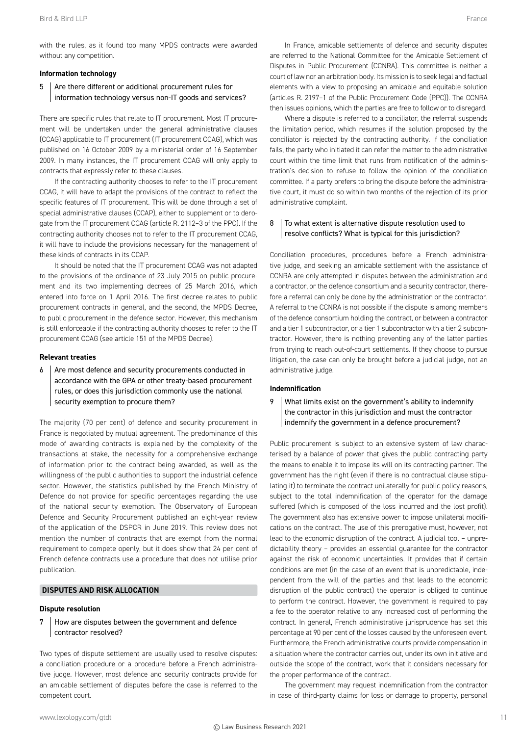with the rules, as it found too many MPDS contracts were awarded without any competition.

### Information technology

**5 Are there different or additional procurement rules for information technology versus non-IT goods and services?**

There are specific rules that relate to IT procurement. Most IT procurement will be undertaken under the general administrative clauses (CCAG) applicable to IT procurement (IT procurement CCAG), which was published on 16 October 2009 by a ministerial order of 16 September 2009. In many instances, the IT procurement CCAG will only apply to contracts that expressly refer to these clauses.

If the contracting authority chooses to refer to the IT procurement CCAG, it will have to adapt the provisions of the contract to reflect the specific features of IT procurement. This will be done through a set of special administrative clauses (CCAP), either to supplement or to derogate from the IT procurement CCAG (article R. 2112–3 of the PPC). If the contracting authority chooses not to refer to the IT procurement CCAG, it will have to include the provisions necessary for the management of these kinds of contracts in its CCAP.

It should be noted that the IT procurement CCAG was not adapted to the provisions of the ordinance of 23 July 2015 on public procurement and its two implementing decrees of 25 March 2016, which entered into force on 1 April 2016. The first decree relates to public procurement contracts in general, and the second, the MPDS Decree, to public procurement in the defence sector. However, this mechanism is still enforceable if the contracting authority chooses to refer to the IT procurement CCAG (see article 151 of the MPDS Decree).

### Relevant treaties

**6 Are most defence and security procurements conducted in accordance with the GPA or other treaty-based procurement rules, or does this jurisdiction commonly use the national security exemption to procure them?**

The majority (70 per cent) of defence and security procurement in France is negotiated by mutual agreement. The predominance of this mode of awarding contracts is explained by the complexity of the transactions at stake, the necessity for a comprehensive exchange of information prior to the contract being awarded, as well as the willingness of the public authorities to support the industrial defence sector. However, the statistics published by the French Ministry of Defence do not provide for specific percentages regarding the use of the national security exemption. The Observatory of European Defence and Security Procurement published an eight-year review of the application of the DSPCR in June 2019. This review does not mention the number of contracts that are exempt from the normal requirement to compete openly, but it does show that 24 per cent of French defence contracts use a procedure that does not utilise prior publication.

## DISPUTES AND RISK ALLOCATION

### Dispute resolution

**7 How are disputes between the government and defence contractor resolved?**

Two types of dispute settlement are usually used to resolve disputes: a conciliation procedure or a procedure before a French administrative judge. However, most defence and security contracts provide for an amicable settlement of disputes before the case is referred to the competent court.

In France, amicable settlements of defence and security disputes are referred to the National Committee for the Amicable Settlement of Disputes in Public Procurement (CCNRA). This committee is neither a court of law nor an arbitration body. Its mission is to seek legal and factual elements with a view to proposing an amicable and equitable solution (articles R. 2197–1 of the Public Procurement Code (PPC)). The CCNRA then issues opinions, which the parties are free to follow or to disregard.

Where a dispute is referred to a conciliator, the referral suspends the limitation period, which resumes if the solution proposed by the conciliator is rejected by the contracting authority. If the conciliation fails, the party who initiated it can refer the matter to the administrative court within the time limit that runs from notification of the administration's decision to refuse to follow the opinion of the conciliation committee. If a party prefers to bring the dispute before the administrative court, it must do so within two months of the rejection of its prior administrative complaint.

**8 To what extent is alternative dispute resolution used to resolve conflicts? What is typical for this jurisdiction?**

Conciliation procedures, procedures before a French administrative judge, and seeking an amicable settlement with the assistance of CCNRA are only attempted in disputes between the administration and a contractor, or the defence consortium and a security contractor, therefore a referral can only be done by the administration or the contractor. A referral to the CCNRA is not possible if the dispute is among members of the defence consortium holding the contract, or between a contractor and a tier 1 subcontractor, or a tier 1 subcontractor with a tier 2 subcontractor. However, there is nothing preventing any of the latter parties from trying to reach out-of-court settlements. If they choose to pursue litigation, the case can only be brought before a judicial judge, not an administrative judge.

### Indemnification

**9 What limits exist on the government's ability to indemnify the contractor in this jurisdiction and must the contractor indemnify the government in a defence procurement?**

Public procurement is subject to an extensive system of law characterised by a balance of power that gives the public contracting party the means to enable it to impose its will on its contracting partner. The government has the right (even if there is no contractual clause stipulating it) to terminate the contract unilaterally for public policy reasons, subject to the total indemnification of the operator for the damage suffered (which is composed of the loss incurred and the lost profit). The government also has extensive power to impose unilateral modifications on the contract. The use of this prerogative must, however, not lead to the economic disruption of the contract. A judicial tool – unpredictability theory – provides an essential guarantee for the contractor against the risk of economic uncertainties. It provides that if certain conditions are met (in the case of an event that is unpredictable, independent from the will of the parties and that leads to the economic disruption of the public contract) the operator is obliged to continue to perform the contract. However, the government is required to pay a fee to the operator relative to any increased cost of performing the contract. In general, French administrative jurisprudence has set this percentage at 90 per cent of the losses caused by the unforeseen event. Furthermore, the French administrative courts provide compensation in a situation where the contractor carries out, under its own initiative and outside the scope of the contract, work that it considers necessary for the proper performance of the contract.

The government may request indemnification from the contractor in case of third-party claims for loss or damage to property, personal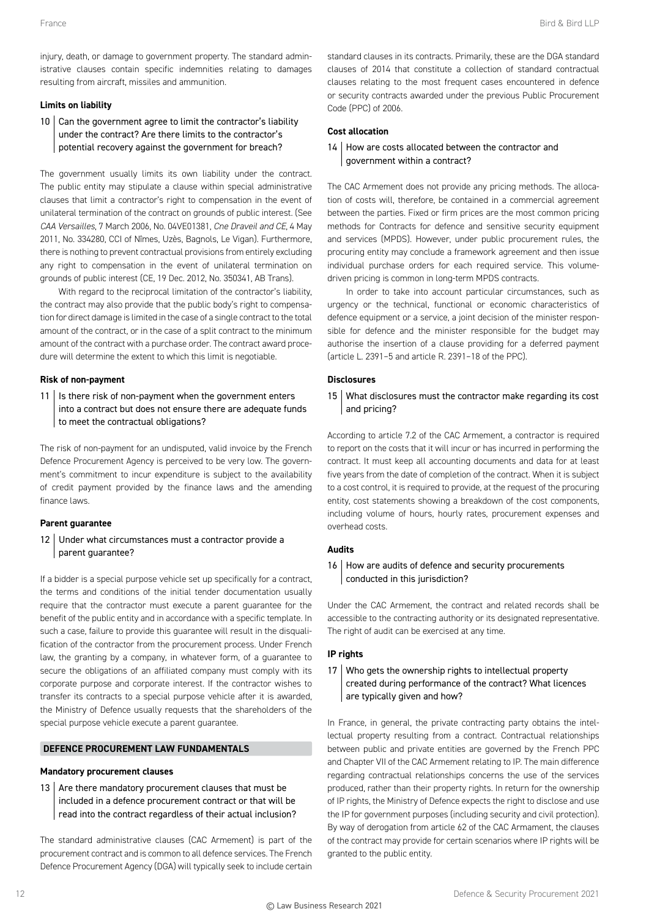injury, death, or damage to government property. The standard administrative clauses contain specific indemnities relating to damages resulting from aircraft, missiles and ammunition.

### Limits on liability

**10 Can the government agree to limit the contractor's liability under the contract? Are there limits to the contractor's potential recovery against the government for breach?**

The government usually limits its own liability under the contract. The public entity may stipulate a clause within special administrative clauses that limit a contractor's right to compensation in the event of unilateral termination of the contract on grounds of public interest. (See *CAA Versailles*, 7 March 2006, No. 04VE01381, *Cne Draveil and CE*, 4 May 2011, No. 334280, CCI of Nîmes, Uzès, Bagnols, Le Vigan). Furthermore, there is nothing to prevent contractual provisions from entirely excluding any right to compensation in the event of unilateral termination on grounds of public interest (CE, 19 Dec. 2012, No. 350341, AB Trans).

With regard to the reciprocal limitation of the contractor's liability, the contract may also provide that the public body's right to compensation for direct damage is limited in the case of a single contract to the total amount of the contract, or in the case of a split contract to the minimum amount of the contract with a purchase order. The contract award procedure will determine the extent to which this limit is negotiable.

### Risk of non-payment

**11 Is there risk of non-payment when the government enters into a contract but does not ensure there are adequate funds to meet the contractual obligations?**

The risk of non-payment for an undisputed, valid invoice by the French Defence Procurement Agency is perceived to be very low. The government's commitment to incur expenditure is subject to the availability of credit payment provided by the finance laws and the amending finance laws.

### Parent guarantee

**12 Under what circumstances must a contractor provide a parent guarantee?**

If a bidder is a special purpose vehicle set up specifically for a contract, the terms and conditions of the initial tender documentation usually require that the contractor must execute a parent guarantee for the benefit of the public entity and in accordance with a specific template. In such a case, failure to provide this guarantee will result in the disqualification of the contractor from the procurement process. Under French law, the granting by a company, in whatever form, of a guarantee to secure the obligations of an affiliated company must comply with its corporate purpose and corporate interest. If the contractor wishes to transfer its contracts to a special purpose vehicle after it is awarded, the Ministry of Defence usually requests that the shareholders of the special purpose vehicle execute a parent guarantee.

## DEFENCE PROCUREMENT LAW FUNDAMENTALS

### Mandatory procurement clauses

**13 Are there mandatory procurement clauses that must be included in a defence procurement contract or that will be read into the contract regardless of their actual inclusion?**

The standard administrative clauses (CAC Armement) is part of the procurement contract and is common to all defence services. The French Defence Procurement Agency (DGA) will typically seek to include certain standard clauses in its contracts. Primarily, these are the DGA standard clauses of 2014 that constitute a collection of standard contractual clauses relating to the most frequent cases encountered in defence or security contracts awarded under the previous Public Procurement Code (PPC) of 2006.

### Cost allocation

**14 How are costs allocated between the contractor and government within a contract?**

The CAC Armement does not provide any pricing methods. The allocation of costs will, therefore, be contained in a commercial agreement between the parties. Fixed or firm prices are the most common pricing methods for Contracts for defence and sensitive security equipment and services (MPDS). However, under public procurement rules, the procuring entity may conclude a framework agreement and then issue individual purchase orders for each required service. This volume-driven pricing is common in long-term MPDS contracts.

In order to take into account particular circumstances, such as urgency or the technical, functional or economic characteristics of defence equipment or a service, a joint decision of the minister responsible for defence and the minister responsible for the budget may authorise the insertion of a clause providing for a deferred payment (article L. 2391–5 and article R. 2391–18 of the PPC).

### Disclosures

**15 What disclosures must the contractor make regarding its cost and pricing?**

According to article 7.2 of the CAC Armement, a contractor is required to report on the costs that it will incur or has incurred in performing the contract. It must keep all accounting documents and data for at least five years from the date of completion of the contract. When it is subject to a cost control, it is required to provide, at the request of the procuring entity, cost statements showing a breakdown of the cost components, including volume of hours, hourly rates, procurement expenses and overhead costs.

### Audits

**16 How are audits of defence and security procurements conducted in this jurisdiction?**

Under the CAC Armement, the contract and related records shall be accessible to the contracting authority or its designated representative. The right of audit can be exercised at any time.

### IP rights

**17 Who gets the ownership rights to intellectual property created during performance of the contract? What licences are typically given and how?**

In France, in general, the private contracting party obtains the intellectual property resulting from a contract. Contractual relationships between public and private entities are governed by the French PPC and Chapter VII of the CAC Armement relating to IP. The main difference regarding contractual relationships concerns the use of the services produced, rather than their property rights. In return for the ownership of IP rights, the Ministry of Defence expects the right to disclose and use the IP for government purposes (including security and civil protection). By way of derogation from article 62 of the CAC Armament, the clauses of the contract may provide for certain scenarios where IP rights will be granted to the public entity.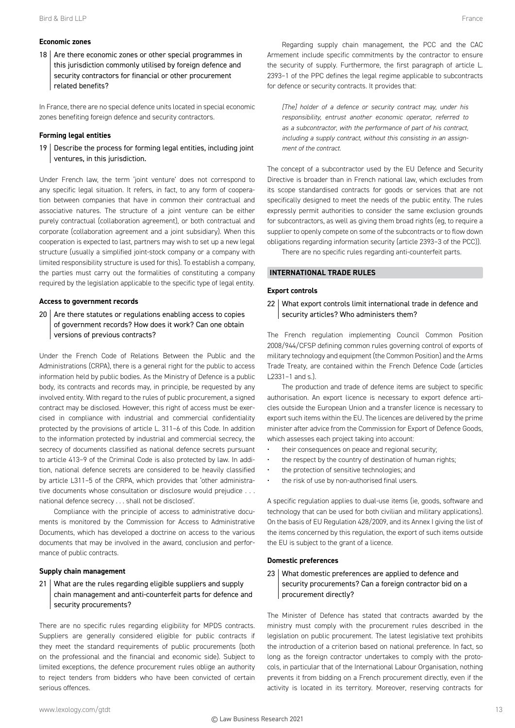### Economic zones

**18 | Are there economic zones or other special programmes in this jurisdiction commonly utilised by foreign defence and security contractors for financial or other procurement related benefits?**

In France, there are no special defence units located in special economic zones benefiting foreign defence and security contractors.

### Forming legal entities

**19 | Describe the process for forming legal entities, including joint ventures, in this jurisdiction.**

Under French law, the term 'joint venture' does not correspond to any specific legal situation. It refers, in fact, to any form of cooperation between companies that have in common their contractual and associative natures. The structure of a joint venture can be either purely contractual (collaboration agreement), or both contractual and corporate (collaboration agreement and a joint subsidiary). When this cooperation is expected to last, partners may wish to set up a new legal structure (usually a simplified joint-stock company or a company with limited responsibility structure is used for this). To establish a company, the parties must carry out the formalities of constituting a company required by the legislation applicable to the specific type of legal entity.

### Access to government records

**20 | Are there statutes or regulations enabling access to copies of government records? How does it work? Can one obtain versions of previous contracts?**

Under the French Code of Relations Between the Public and the Administrations (CRPA), there is a general right for the public to access information held by public bodies. As the Ministry of Defence is a public body, its contracts and records may, in principle, be requested by any involved entity. With regard to the rules of public procurement, a signed contract may be disclosed. However, this right of access must be exercised in compliance with industrial and commercial confidentiality protected by the provisions of article L. 311–6 of this Code. In addition to the information protected by industrial and commercial secrecy, the secrecy of documents classified as national defence secrets pursuant to article 413–9 of the Criminal Code is also protected by law. In addition, national defence secrets are considered to be heavily classified by article L311–5 of the CRPA, which provides that 'other administrative documents whose consultation or disclosure would prejudice . . . national defence secrecy . . . shall not be disclosed'.

Compliance with the principle of access to administrative documents is monitored by the Commission for Access to Administrative Documents, which has developed a doctrine on access to the various documents that may be involved in the award, conclusion and performance of public contracts.

### Supply chain management

**21 | What are the rules regarding eligible suppliers and supply chain management and anti-counterfeit parts for defence and security procurements?**

There are no specific rules regarding eligibility for MPDS contracts. Suppliers are generally considered eligible for public contracts if they meet the standard requirements of public procurements (both on the professional and the financial and economic side). Subject to limited exceptions, the defence procurement rules oblige an authority to reject tenders from bidders who have been convicted of certain serious offences.

Regarding supply chain management, the PCC and the CAC Armement include specific commitments by the contractor to ensure the security of supply. Furthermore, the first paragraph of article L. 2393–1 of the PPC defines the legal regime applicable to subcontracts for defence or security contracts. It provides that:

> *[The] holder of a defence or security contract may, under his responsibility, entrust another economic operator, referred to as a subcontractor, with the performance of part of his contract, including a supply contract, without this consisting in an assignment of the contract.*

The concept of a subcontractor used by the EU Defence and Security Directive is broader than in French national law, which excludes from its scope standardised contracts for goods or services that are not specifically designed to meet the needs of the public entity. The rules expressly permit authorities to consider the same exclusion grounds for subcontractors, as well as giving them broad rights (eg, to require a supplier to openly compete on some of the subcontracts or to flow down obligations regarding information security (article 2393–3 of the PCC)).

There are no specific rules regarding anti-counterfeit parts.

## INTERNATIONAL TRADE RULES

### Export controls

**22 | What export controls limit international trade in defence and security articles? Who administers them?**

The French regulation implementing Council Common Position 2008/944/CFSP defining common rules governing control of exports of military technology and equipment (the Common Position) and the Arms Trade Treaty, are contained within the French Defence Code (articles L2331–1 and s.).

The production and trade of defence items are subject to specific authorisation. An export licence is necessary to export defence articles outside the European Union and a transfer licence is necessary to export such items within the EU. The licences are delivered by the prime minister after advice from the Commission for Export of Defence Goods, which assesses each project taking into account:

- their consequences on peace and regional security;
- the respect by the country of destination of human rights;
- the protection of sensitive technologies; and
- the risk of use by non-authorised final users.

A specific regulation applies to dual-use items (ie, goods, software and technology that can be used for both civilian and military applications). On the basis of EU Regulation 428/2009, and its Annex I giving the list of the items concerned by this regulation, the export of such items outside the EU is subject to the grant of a licence.

### Domestic preferences

**23 | What domestic preferences are applied to defence and security procurements? Can a foreign contractor bid on a procurement directly?**

The Minister of Defence has stated that contracts awarded by the ministry must comply with the procurement rules described in the legislation on public procurement. The latest legislative text prohibits the introduction of a criterion based on national preference. In fact, so long as the foreign contractor undertakes to comply with the protocols, in particular that of the International Labour Organisation, nothing prevents it from bidding on a French procurement directly, even if the activity is located in its territory. Moreover, reserving contracts for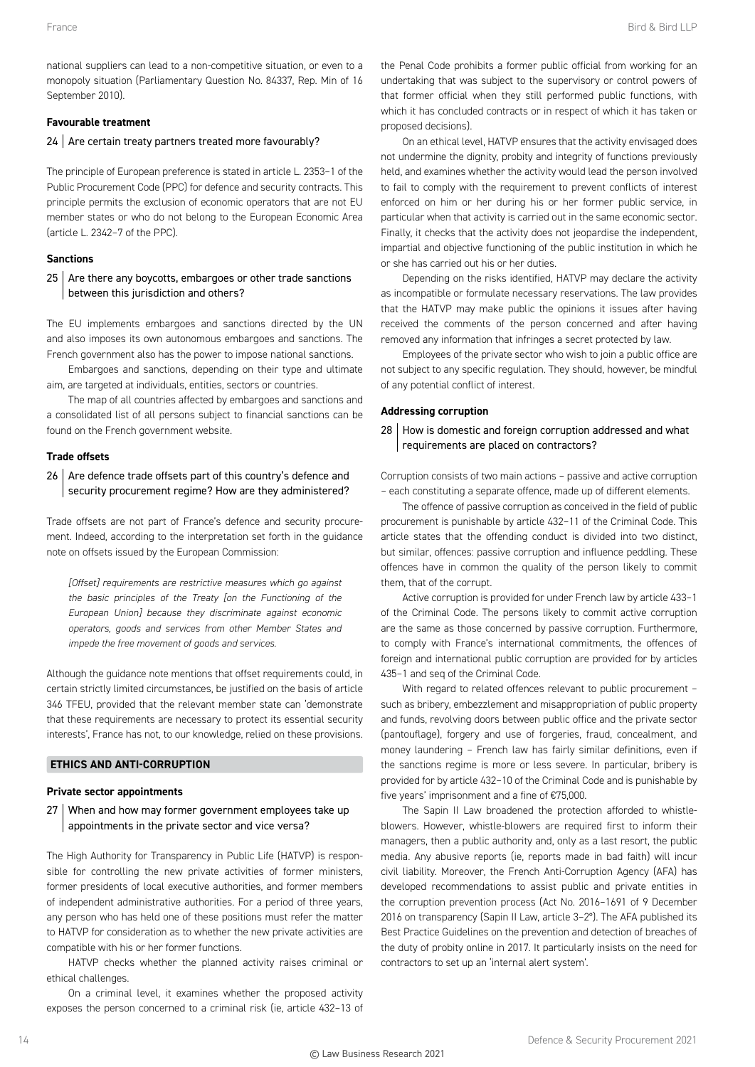national suppliers can lead to a non-competitive situation, or even to a monopoly situation (Parliamentary Question No. 84337, Rep. Min of 16 September 2010).

**Favourable treatment**

### 24 | Are certain treaty partners treated more favourably?

The principle of European preference is stated in article L. 2353–1 of the Public Procurement Code (PPC) for defence and security contracts. This principle permits the exclusion of economic operators that are not EU member states or who do not belong to the European Economic Area (article L. 2342–7 of the PPC).

**Sanctions**

### 25 | Are there any boycotts, embargoes or other trade sanctions between this jurisdiction and others?

The EU implements embargoes and sanctions directed by the UN and also imposes its own autonomous embargoes and sanctions. The French government also has the power to impose national sanctions.

Embargoes and sanctions, depending on their type and ultimate aim, are targeted at individuals, entities, sectors or countries.

The map of all countries affected by embargoes and sanctions and a consolidated list of all persons subject to financial sanctions can be found on the French government website.

**Trade offsets**

### 26 | Are defence trade offsets part of this country's defence and security procurement regime? How are they administered?

Trade offsets are not part of France's defence and security procurement. Indeed, according to the interpretation set forth in the guidance note on offsets issued by the European Commission:

> *[Offset] requirements are restrictive measures which go against the basic principles of the Treaty [on the Functioning of the European Union] because they discriminate against economic operators, goods and services from other Member States and impede the free movement of goods and services.*

Although the guidance note mentions that offset requirements could, in certain strictly limited circumstances, be justified on the basis of article 346 TFEU, provided that the relevant member state can 'demonstrate that these requirements are necessary to protect its essential security interests', France has not, to our knowledge, relied on these provisions.

## ETHICS AND ANTI-CORRUPTION

**Private sector appointments**

### 27 | When and how may former government employees take up appointments in the private sector and vice versa?

The High Authority for Transparency in Public Life (HATVP) is responsible for controlling the new private activities of former ministers, former presidents of local executive authorities, and former members of independent administrative authorities. For a period of three years, any person who has held one of these positions must refer the matter to HATVP for consideration as to whether the new private activities are compatible with his or her former functions.

HATVP checks whether the planned activity raises criminal or ethical challenges.

On a criminal level, it examines whether the proposed activity exposes the person concerned to a criminal risk (ie, article 432–13 of the Penal Code prohibits a former public official from working for an undertaking that was subject to the supervisory or control powers of that former official when they still performed public functions, with which it has concluded contracts or in respect of which it has taken or proposed decisions).

On an ethical level, HATVP ensures that the activity envisaged does not undermine the dignity, probity and integrity of functions previously held, and examines whether the activity would lead the person involved to fail to comply with the requirement to prevent conflicts of interest enforced on him or her during his or her former public service, in particular when that activity is carried out in the same economic sector. Finally, it checks that the activity does not jeopardise the independent, impartial and objective functioning of the public institution in which he or she has carried out his or her duties.

Depending on the risks identified, HATVP may declare the activity as incompatible or formulate necessary reservations. The law provides that the HATVP may make public the opinions it issues after having received the comments of the person concerned and after having removed any information that infringes a secret protected by law.

Employees of the private sector who wish to join a public office are not subject to any specific regulation. They should, however, be mindful of any potential conflict of interest.

**Addressing corruption**

### 28 | How is domestic and foreign corruption addressed and what requirements are placed on contractors?

Corruption consists of two main actions – passive and active corruption – each constituting a separate offence, made up of different elements.

The offence of passive corruption as conceived in the field of public procurement is punishable by article 432–11 of the Criminal Code. This article states that the offending conduct is divided into two distinct, but similar, offences: passive corruption and influence peddling. These offences have in common the quality of the person likely to commit them, that of the corrupt.

Active corruption is provided for under French law by article 433–1 of the Criminal Code. The persons likely to commit active corruption are the same as those concerned by passive corruption. Furthermore, to comply with France's international commitments, the offences of foreign and international public corruption are provided for by articles 435–1 and seq of the Criminal Code.

With regard to related offences relevant to public procurement – such as bribery, embezzlement and misappropriation of public property and funds, revolving doors between public office and the private sector (pantouflage), forgery and use of forgeries, fraud, concealment, and money laundering – French law has fairly similar definitions, even if the sanctions regime is more or less severe. In particular, bribery is provided for by article 432–10 of the Criminal Code and is punishable by five years' imprisonment and a fine of €75,000.

The Sapin II Law broadened the protection afforded to whistleblowers. However, whistle-blowers are required first to inform their managers, then a public authority and, only as a last resort, the public media. Any abusive reports (ie, reports made in bad faith) will incur civil liability. Moreover, the French Anti-Corruption Agency (AFA) has developed recommendations to assist public and private entities in the corruption prevention process (Act No. 2016–1691 of 9 December 2016 on transparency (Sapin II Law, article 3–2°). The AFA published its Best Practice Guidelines on the prevention and detection of breaches of the duty of probity online in 2017. It particularly insists on the need for contractors to set up an 'internal alert system'.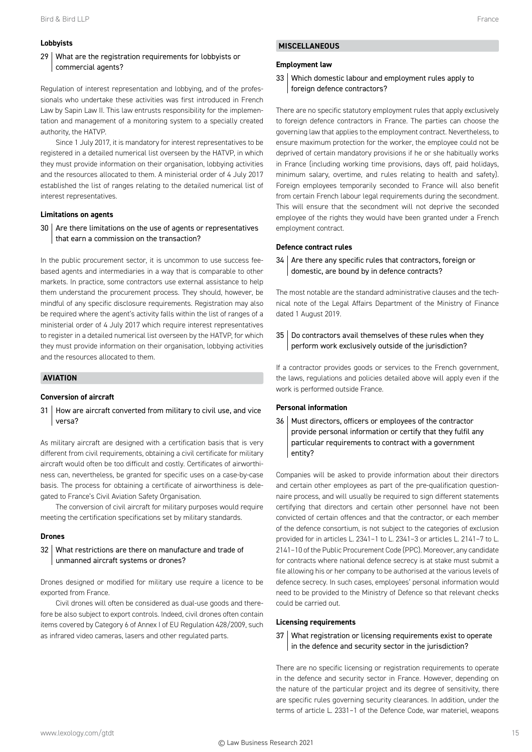### Lobbyists

**29 What are the registration requirements for lobbyists or commercial agents?**

Regulation of interest representation and lobbying, and of the professionals who undertake these activities was first introduced in French Law by Sapin Law II. This law entrusts responsibility for the implementation and management of a monitoring system to a specially created authority, the HATVP.

Since 1 July 2017, it is mandatory for interest representatives to be registered in a detailed numerical list overseen by the HATVP, in which they must provide information on their organisation, lobbying activities and the resources allocated to them. A ministerial order of 4 July 2017 established the list of ranges relating to the detailed numerical list of interest representatives.

### Limitations on agents

**30 Are there limitations on the use of agents or representatives that earn a commission on the transaction?**

In the public procurement sector, it is uncommon to use success fee-based agents and intermediaries in a way that is comparable to other markets. In practice, some contractors use external assistance to help them understand the procurement process. They should, however, be mindful of any specific disclosure requirements. Registration may also be required where the agent's activity falls within the list of ranges of a ministerial order of 4 July 2017 which require interest representatives to register in a detailed numerical list overseen by the HATVP, for which they must provide information on their organisation, lobbying activities and the resources allocated to them.

## AVIATION

### Conversion of aircraft

**31 How are aircraft converted from military to civil use, and vice versa?**

As military aircraft are designed with a certification basis that is very different from civil requirements, obtaining a civil certificate for military aircraft would often be too difficult and costly. Certificates of airworthiness can, nevertheless, be granted for specific uses on a case-by-case basis. The process for obtaining a certificate of airworthiness is delegated to France's Civil Aviation Safety Organisation.

The conversion of civil aircraft for military purposes would require meeting the certification specifications set by military standards.

### Drones

**32 What restrictions are there on manufacture and trade of unmanned aircraft systems or drones?**

Drones designed or modified for military use require a licence to be exported from France.

Civil drones will often be considered as dual-use goods and therefore be also subject to export controls. Indeed, civil drones often contain items covered by Category 6 of Annex I of EU Regulation 428/2009, such as infrared video cameras, lasers and other regulated parts.

## MISCELLANEOUS

### Employment law

**33 Which domestic labour and employment rules apply to foreign defence contractors?**

There are no specific statutory employment rules that apply exclusively to foreign defence contractors in France. The parties can choose the governing law that applies to the employment contract. Nevertheless, to ensure maximum protection for the worker, the employee could not be deprived of certain mandatory provisions if he or she habitually works in France (including working time provisions, days off, paid holidays, minimum salary, overtime, and rules relating to health and safety). Foreign employees temporarily seconded to France will also benefit from certain French labour legal requirements during the secondment. This will ensure that the secondment will not deprive the seconded employee of the rights they would have been granted under a French employment contract.

### Defence contract rules

**34 Are there any specific rules that contractors, foreign or domestic, are bound by in defence contracts?**

The most notable are the standard administrative clauses and the technical note of the Legal Affairs Department of the Ministry of Finance dated 1 August 2019.

**35 Do contractors avail themselves of these rules when they perform work exclusively outside of the jurisdiction?**

If a contractor provides goods or services to the French government, the laws, regulations and policies detailed above will apply even if the work is performed outside France.

### Personal information

**36 Must directors, officers or employees of the contractor provide personal information or certify that they fulfil any particular requirements to contract with a government entity?**

Companies will be asked to provide information about their directors and certain other employees as part of the pre-qualification questionnaire process, and will usually be required to sign different statements certifying that directors and certain other personnel have not been convicted of certain offences and that the contractor, or each member of the defence consortium, is not subject to the categories of exclusion provided for in articles L. 2341–1 to L. 2341–3 or articles L. 2141–7 to L. 2141–10 of the Public Procurement Code (PPC). Moreover, any candidate for contracts where national defence secrecy is at stake must submit a file allowing his or her company to be authorised at the various levels of defence secrecy. In such cases, employees' personal information would need to be provided to the Ministry of Defence so that relevant checks could be carried out.

### Licensing requirements

**37 What registration or licensing requirements exist to operate in the defence and security sector in the jurisdiction?**

There are no specific licensing or registration requirements to operate in the defence and security sector in France. However, depending on the nature of the particular project and its degree of sensitivity, there are specific rules governing security clearances. In addition, under the terms of article L. 2331–1 of the Defence Code, war materiel, weapons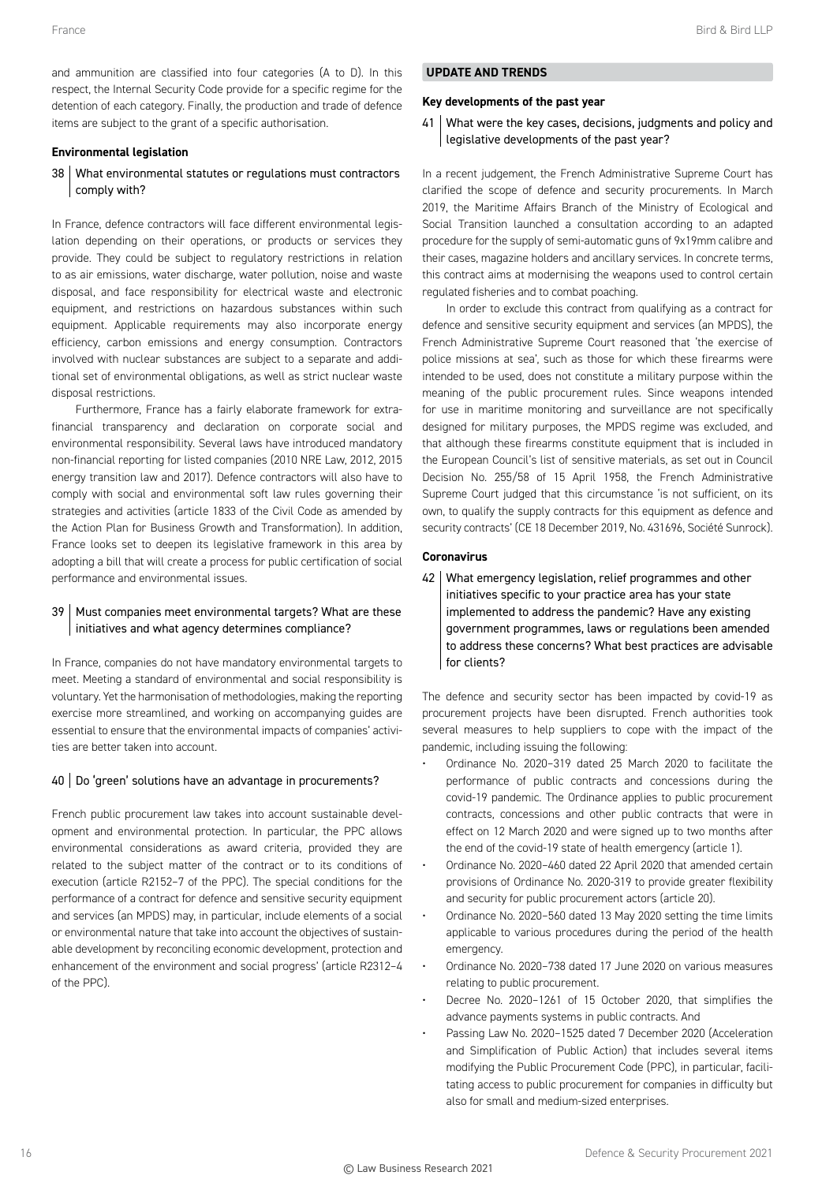and ammunition are classified into four categories (A to D). In this respect, the Internal Security Code provide for a specific regime for the detention of each category. Finally, the production and trade of defence items are subject to the grant of a specific authorisation.

**Environmental legislation**

### 38 | What environmental statutes or regulations must contractors comply with?

In France, defence contractors will face different environmental legislation depending on their operations, or products or services they provide. They could be subject to regulatory restrictions in relation to as air emissions, water discharge, water pollution, noise and waste disposal, and face responsibility for electrical waste and electronic equipment, and restrictions on hazardous substances within such equipment. Applicable requirements may also incorporate energy efficiency, carbon emissions and energy consumption. Contractors involved with nuclear substances are subject to a separate and additional set of environmental obligations, as well as strict nuclear waste disposal restrictions.

Furthermore, France has a fairly elaborate framework for extra-financial transparency and declaration on corporate social and environmental responsibility. Several laws have introduced mandatory non-financial reporting for listed companies (2010 NRE Law, 2012, 2015 energy transition law and 2017). Defence contractors will also have to comply with social and environmental soft law rules governing their strategies and activities (article 1833 of the Civil Code as amended by the Action Plan for Business Growth and Transformation). In addition, France looks set to deepen its legislative framework in this area by adopting a bill that will create a process for public certification of social performance and environmental issues.

### 39 | Must companies meet environmental targets? What are these initiatives and what agency determines compliance?

In France, companies do not have mandatory environmental targets to meet. Meeting a standard of environmental and social responsibility is voluntary. Yet the harmonisation of methodologies, making the reporting exercise more streamlined, and working on accompanying guides are essential to ensure that the environmental impacts of companies' activities are better taken into account.

### 40 | Do 'green' solutions have an advantage in procurements?

French public procurement law takes into account sustainable development and environmental protection. In particular, the PPC allows environmental considerations as award criteria, provided they are related to the subject matter of the contract or to its conditions of execution (article R2152–7 of the PPC). The special conditions for the performance of a contract for defence and sensitive security equipment and services (an MPDS) may, in particular, include elements of a social or environmental nature that take into account the objectives of sustainable development by reconciling economic development, protection and enhancement of the environment and social progress' (article R2312–4 of the PPC).

## UPDATE AND TRENDS

**Key developments of the past year**

### 41 | What were the key cases, decisions, judgments and policy and legislative developments of the past year?

In a recent judgement, the French Administrative Supreme Court has clarified the scope of defence and security procurements. In March 2019, the Maritime Affairs Branch of the Ministry of Ecological and Social Transition launched a consultation according to an adapted procedure for the supply of semi-automatic guns of 9x19mm calibre and their cases, magazine holders and ancillary services. In concrete terms, this contract aims at modernising the weapons used to control certain regulated fisheries and to combat poaching.

In order to exclude this contract from qualifying as a contract for defence and sensitive security equipment and services (an MPDS), the French Administrative Supreme Court reasoned that 'the exercise of police missions at sea', such as those for which these firearms were intended to be used, does not constitute a military purpose within the meaning of the public procurement rules. Since weapons intended for use in maritime monitoring and surveillance are not specifically designed for military purposes, the MPDS regime was excluded, and that although these firearms constitute equipment that is included in the European Council's list of sensitive materials, as set out in Council Decision No. 255/58 of 15 April 1958, the French Administrative Supreme Court judged that this circumstance 'is not sufficient, on its own, to qualify the supply contracts for this equipment as defence and security contracts' (CE 18 December 2019, No. 431696, Société Sunrock).

**Coronavirus**

### 42 | What emergency legislation, relief programmes and other initiatives specific to your practice area has your state implemented to address the pandemic? Have any existing government programmes, laws or regulations been amended to address these concerns? What best practices are advisable for clients?

The defence and security sector has been impacted by covid-19 as procurement projects have been disrupted. French authorities took several measures to help suppliers to cope with the impact of the pandemic, including issuing the following:

- Ordinance No. 2020–319 dated 25 March 2020 to facilitate the performance of public contracts and concessions during the covid-19 pandemic. The Ordinance applies to public procurement contracts, concessions and other public contracts that were in effect on 12 March 2020 and were signed up to two months after the end of the covid-19 state of health emergency (article 1).
- Ordinance No. 2020–460 dated 22 April 2020 that amended certain provisions of Ordinance No. 2020-319 to provide greater flexibility and security for public procurement actors (article 20).
- Ordinance No. 2020–560 dated 13 May 2020 setting the time limits applicable to various procedures during the period of the health emergency.
- Ordinance No. 2020–738 dated 17 June 2020 on various measures relating to public procurement.
- Decree No. 2020–1261 of 15 October 2020, that simplifies the advance payments systems in public contracts. And
- Passing Law No. 2020–1525 dated 7 December 2020 (Acceleration and Simplification of Public Action) that includes several items modifying the Public Procurement Code (PPC), in particular, facilitating access to public procurement for companies in difficulty but also for small and medium-sized enterprises.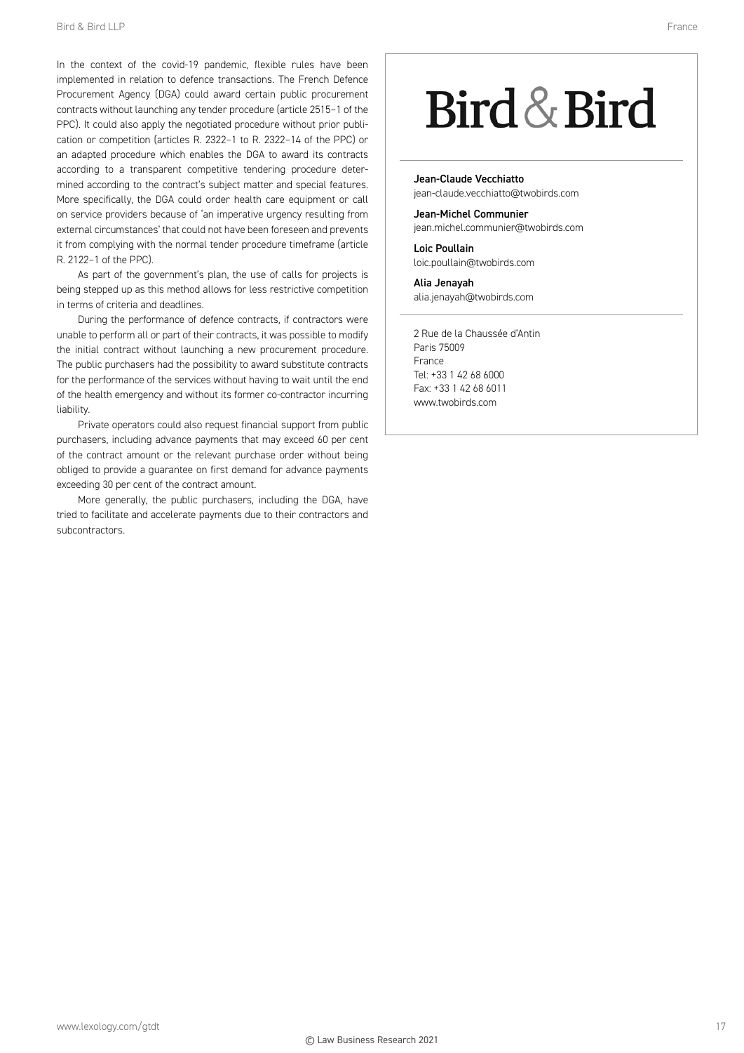In the context of the covid-19 pandemic, flexible rules have been implemented in relation to defence transactions. The French Defence Procurement Agency (DGA) could award certain public procurement contracts without launching any tender procedure (article 2515–1 of the PPC). It could also apply the negotiated procedure without prior publication or competition (articles R. 2322–1 to R. 2322–14 of the PPC) or an adapted procedure which enables the DGA to award its contracts according to a transparent competitive tendering procedure determined according to the contract's subject matter and special features. More specifically, the DGA could order health care equipment or call on service providers because of 'an imperative urgency resulting from external circumstances' that could not have been foreseen and prevents it from complying with the normal tender procedure timeframe (article R. 2122–1 of the PPC).

As part of the government's plan, the use of calls for projects is being stepped up as this method allows for less restrictive competition in terms of criteria and deadlines.

During the performance of defence contracts, if contractors were unable to perform all or part of their contracts, it was possible to modify the initial contract without launching a new procurement procedure. The public purchasers had the possibility to award substitute contracts for the performance of the services without having to wait until the end of the health emergency and without its former co-contractor incurring liability.

Private operators could also request financial support from public purchasers, including advance payments that may exceed 60 per cent of the contract amount or the relevant purchase order without being obliged to provide a guarantee on first demand for advance payments exceeding 30 per cent of the contract amount.

More generally, the public purchasers, including the DGA, have tried to facilitate and accelerate payments due to their contractors and subcontractors.

# Bird & Bird

**Jean-Claude Vecchiatto**
jean-claude.vecchiatto@twobirds.com

**Jean-Michel Communier**
jean.michel.communier@twobirds.com

**Loic Poullain**
loic.poullain@twobirds.com

**Alia Jenayah**
alia.jenayah@twobirds.com

2 Rue de la Chaussée d'Antin
Paris 75009
France
Tel: +33 1 42 68 6000
Fax: +33 1 42 68 6011
www.twobirds.com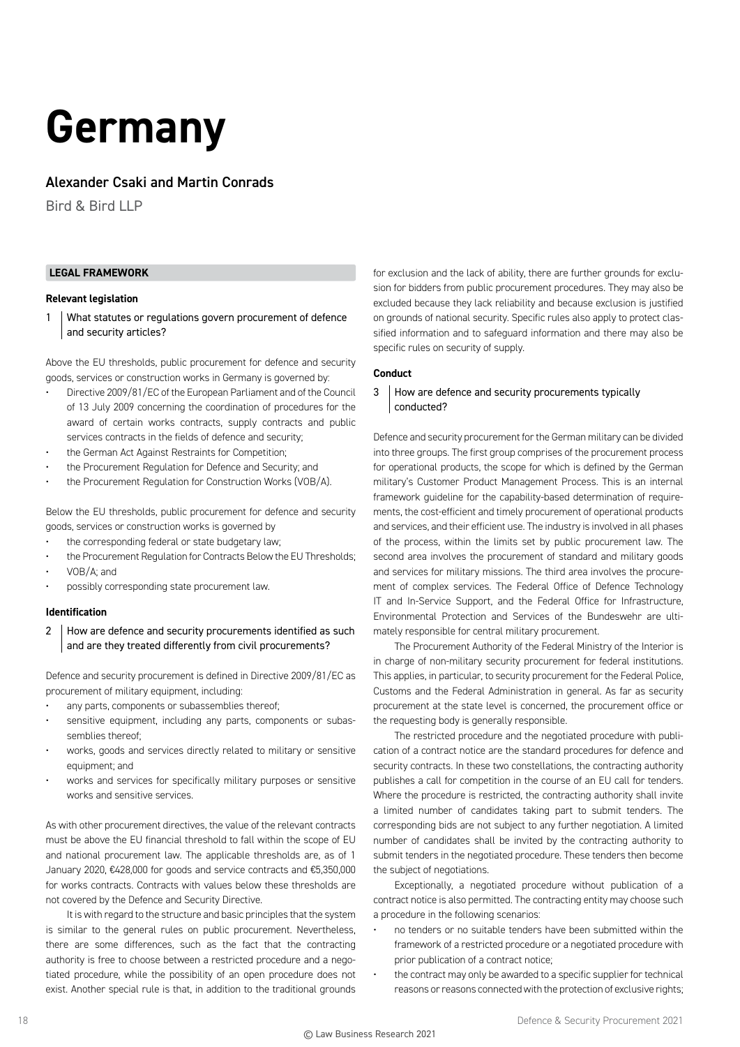# Germany

## Alexander Csaki and Martin Conrads

Bird & Bird LLP

### LEGAL FRAMEWORK

#### Relevant legislation

**1 What statutes or regulations govern procurement of defence and security articles?**

Above the EU thresholds, public procurement for defence and security goods, services or construction works in Germany is governed by:

- Directive 2009/81/EC of the European Parliament and of the Council of 13 July 2009 concerning the coordination of procedures for the award of certain works contracts, supply contracts and public services contracts in the fields of defence and security;
- the German Act Against Restraints for Competition;
- the Procurement Regulation for Defence and Security; and
- the Procurement Regulation for Construction Works (VOB/A).

Below the EU thresholds, public procurement for defence and security goods, services or construction works is governed by

- the corresponding federal or state budgetary law;
- the Procurement Regulation for Contracts Below the EU Thresholds;
- VOB/A; and
- possibly corresponding state procurement law.

#### Identification

**2 How are defence and security procurements identified as such and are they treated differently from civil procurements?**

Defence and security procurement is defined in Directive 2009/81/EC as procurement of military equipment, including:

- any parts, components or subassemblies thereof;
- sensitive equipment, including any parts, components or subassemblies thereof;
- works, goods and services directly related to military or sensitive equipment; and
- works and services for specifically military purposes or sensitive works and sensitive services.

As with other procurement directives, the value of the relevant contracts must be above the EU financial threshold to fall within the scope of EU and national procurement law. The applicable thresholds are, as of 1 January 2020, €428,000 for goods and service contracts and €5,350,000 for works contracts. Contracts with values below these thresholds are not covered by the Defence and Security Directive.

It is with regard to the structure and basic principles that the system is similar to the general rules on public procurement. Nevertheless, there are some differences, such as the fact that the contracting authority is free to choose between a restricted procedure and a negotiated procedure, while the possibility of an open procedure does not exist. Another special rule is that, in addition to the traditional grounds for exclusion and the lack of ability, there are further grounds for exclusion for bidders from public procurement procedures. They may also be excluded because they lack reliability and because exclusion is justified on grounds of national security. Specific rules also apply to protect classified information and to safeguard information and there may also be specific rules on security of supply.

#### Conduct

**3 How are defence and security procurements typically conducted?**

Defence and security procurement for the German military can be divided into three groups. The first group comprises of the procurement process for operational products, the scope for which is defined by the German military's Customer Product Management Process. This is an internal framework guideline for the capability-based determination of requirements, the cost-efficient and timely procurement of operational products and services, and their efficient use. The industry is involved in all phases of the process, within the limits set by public procurement law. The second area involves the procurement of standard and military goods and services for military missions. The third area involves the procurement of complex services. The Federal Office of Defence Technology IT and In-Service Support, and the Federal Office for Infrastructure, Environmental Protection and Services of the Bundeswehr are ultimately responsible for central military procurement.

The Procurement Authority of the Federal Ministry of the Interior is in charge of non-military security procurement for federal institutions. This applies, in particular, to security procurement for the Federal Police, Customs and the Federal Administration in general. As far as security procurement at the state level is concerned, the procurement office or the requesting body is generally responsible.

The restricted procedure and the negotiated procedure with publication of a contract notice are the standard procedures for defence and security contracts. In these two constellations, the contracting authority publishes a call for competition in the course of an EU call for tenders. Where the procedure is restricted, the contracting authority shall invite a limited number of candidates taking part to submit tenders. The corresponding bids are not subject to any further negotiation. A limited number of candidates shall be invited by the contracting authority to submit tenders in the negotiated procedure. These tenders then become the subject of negotiations.

Exceptionally, a negotiated procedure without publication of a contract notice is also permitted. The contracting entity may choose such a procedure in the following scenarios:

- no tenders or no suitable tenders have been submitted within the framework of a restricted procedure or a negotiated procedure with prior publication of a contract notice;
- the contract may only be awarded to a specific supplier for technical reasons or reasons connected with the protection of exclusive rights;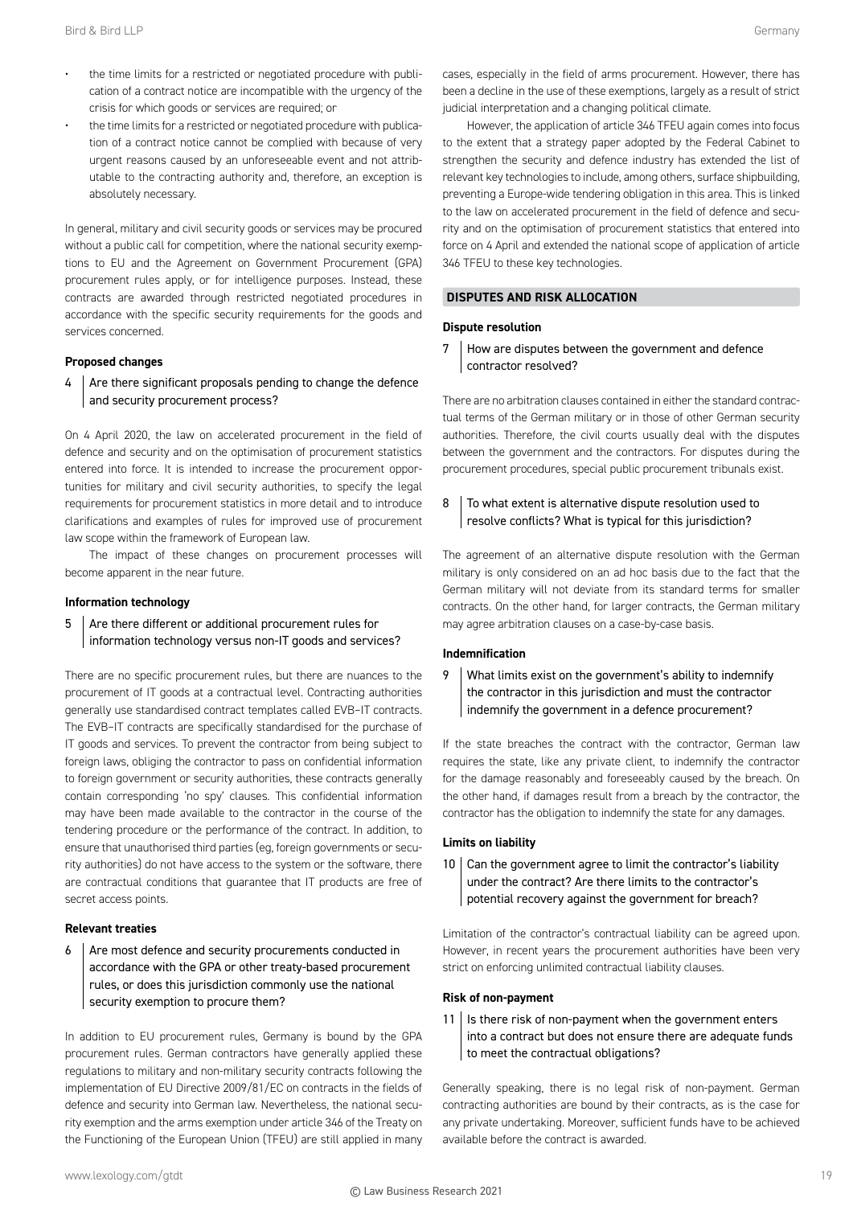- the time limits for a restricted or negotiated procedure with publication of a contract notice are incompatible with the urgency of the crisis for which goods or services are required; or
- the time limits for a restricted or negotiated procedure with publication of a contract notice cannot be complied with because of very urgent reasons caused by an unforeseeable event and not attributable to the contracting authority and, therefore, an exception is absolutely necessary.

In general, military and civil security goods or services may be procured without a public call for competition, where the national security exemptions to EU and the Agreement on Government Procurement (GPA) procurement rules apply, or for intelligence purposes. Instead, these contracts are awarded through restricted negotiated procedures in accordance with the specific security requirements for the goods and services concerned.

### Proposed changes

**4 Are there significant proposals pending to change the defence and security procurement process?**

On 4 April 2020, the law on accelerated procurement in the field of defence and security and on the optimisation of procurement statistics entered into force. It is intended to increase the procurement opportunities for military and civil security authorities, to specify the legal requirements for procurement statistics in more detail and to introduce clarifications and examples of rules for improved use of procurement law scope within the framework of European law.

The impact of these changes on procurement processes will become apparent in the near future.

### Information technology

**5 Are there different or additional procurement rules for information technology versus non-IT goods and services?**

There are no specific procurement rules, but there are nuances to the procurement of IT goods at a contractual level. Contracting authorities generally use standardised contract templates called EVB-IT contracts. The EVB-IT contracts are specifically standardised for the purchase of IT goods and services. To prevent the contractor from being subject to foreign laws, obliging the contractor to pass on confidential information to foreign government or security authorities, these contracts generally contain corresponding 'no spy' clauses. This confidential information may have been made available to the contractor in the course of the tendering procedure or the performance of the contract. In addition, to ensure that unauthorised third parties (eg, foreign governments or security authorities) do not have access to the system or the software, there are contractual conditions that guarantee that IT products are free of secret access points.

### Relevant treaties

**6 Are most defence and security procurements conducted in accordance with the GPA or other treaty-based procurement rules, or does this jurisdiction commonly use the national security exemption to procure them?**

In addition to EU procurement rules, Germany is bound by the GPA procurement rules. German contractors have generally applied these regulations to military and non-military security contracts following the implementation of EU Directive 2009/81/EC on contracts in the fields of defence and security into German law. Nevertheless, the national security exemption and the arms exemption under article 346 of the Treaty on the Functioning of the European Union (TFEU) are still applied in many cases, especially in the field of arms procurement. However, there has been a decline in the use of these exemptions, largely as a result of strict judicial interpretation and a changing political climate.

However, the application of article 346 TFEU again comes into focus to the extent that a strategy paper adopted by the Federal Cabinet to strengthen the security and defence industry has extended the list of relevant key technologies to include, among others, surface shipbuilding, preventing a Europe-wide tendering obligation in this area. This is linked to the law on accelerated procurement in the field of defence and security and on the optimisation of procurement statistics that entered into force on 4 April and extended the national scope of application of article 346 TFEU to these key technologies.

## DISPUTES AND RISK ALLOCATION

### Dispute resolution

**7 How are disputes between the government and defence contractor resolved?**

There are no arbitration clauses contained in either the standard contractual terms of the German military or in those of other German security authorities. Therefore, the civil courts usually deal with the disputes between the government and the contractors. For disputes during the procurement procedures, special public procurement tribunals exist.

**8 To what extent is alternative dispute resolution used to resolve conflicts? What is typical for this jurisdiction?**

The agreement of an alternative dispute resolution with the German military is only considered on an ad hoc basis due to the fact that the German military will not deviate from its standard terms for smaller contracts. On the other hand, for larger contracts, the German military may agree arbitration clauses on a case-by-case basis.

### Indemnification

**9 What limits exist on the government's ability to indemnify the contractor in this jurisdiction and must the contractor indemnify the government in a defence procurement?**

If the state breaches the contract with the contractor, German law requires the state, like any private client, to indemnify the contractor for the damage reasonably and foreseeably caused by the breach. On the other hand, if damages result from a breach by the contractor, the contractor has the obligation to indemnify the state for any damages.

### Limits on liability

**10 Can the government agree to limit the contractor's liability under the contract? Are there limits to the contractor's potential recovery against the government for breach?**

Limitation of the contractor's contractual liability can be agreed upon. However, in recent years the procurement authorities have been very strict on enforcing unlimited contractual liability clauses.

### Risk of non-payment

**11 Is there risk of non-payment when the government enters into a contract but does not ensure there are adequate funds to meet the contractual obligations?**

Generally speaking, there is no legal risk of non-payment. German contracting authorities are bound by their contracts, as is the case for any private undertaking. Moreover, sufficient funds have to be achieved available before the contract is awarded.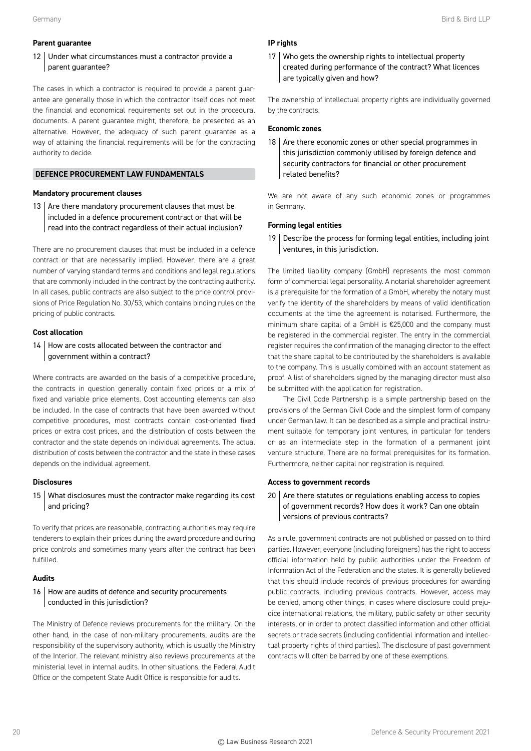### Parent guarantee

**12 | Under what circumstances must a contractor provide a parent guarantee?**

The cases in which a contractor is required to provide a parent guarantee are generally those in which the contractor itself does not meet the financial and economical requirements set out in the procedural documents. A parent guarantee might, therefore, be presented as an alternative. However, the adequacy of such parent guarantee as a way of attaining the financial requirements will be for the contracting authority to decide.

## DEFENCE PROCUREMENT LAW FUNDAMENTALS

### Mandatory procurement clauses

**13 | Are there mandatory procurement clauses that must be included in a defence procurement contract or that will be read into the contract regardless of their actual inclusion?**

There are no procurement clauses that must be included in a defence contract or that are necessarily implied. However, there are a great number of varying standard terms and conditions and legal regulations that are commonly included in the contract by the contracting authority. In all cases, public contracts are also subject to the price control provisions of Price Regulation No. 30/53, which contains binding rules on the pricing of public contracts.

### Cost allocation

**14 | How are costs allocated between the contractor and government within a contract?**

Where contracts are awarded on the basis of a competitive procedure, the contracts in question generally contain fixed prices or a mix of fixed and variable price elements. Cost accounting elements can also be included. In the case of contracts that have been awarded without competitive procedures, most contracts contain cost-oriented fixed prices or extra cost prices, and the distribution of costs between the contractor and the state depends on individual agreements. The actual distribution of costs between the contractor and the state in these cases depends on the individual agreement.

### Disclosures

**15 | What disclosures must the contractor make regarding its cost and pricing?**

To verify that prices are reasonable, contracting authorities may require tenderers to explain their prices during the award procedure and during price controls and sometimes many years after the contract has been fulfilled.

### Audits

**16 | How are audits of defence and security procurements conducted in this jurisdiction?**

The Ministry of Defence reviews procurements for the military. On the other hand, in the case of non-military procurements, audits are the responsibility of the supervisory authority, which is usually the Ministry of the Interior. The relevant ministry also reviews procurements at the ministerial level in internal audits. In other situations, the Federal Audit Office or the competent State Audit Office is responsible for audits.

### IP rights

**17 | Who gets the ownership rights to intellectual property created during performance of the contract? What licences are typically given and how?**

The ownership of intellectual property rights are individually governed by the contracts.

### Economic zones

**18 | Are there economic zones or other special programmes in this jurisdiction commonly utilised by foreign defence and security contractors for financial or other procurement related benefits?**

We are not aware of any such economic zones or programmes in Germany.

### Forming legal entities

**19 | Describe the process for forming legal entities, including joint ventures, in this jurisdiction.**

The limited liability company (GmbH) represents the most common form of commercial legal personality. A notarial shareholder agreement is a prerequisite for the formation of a GmbH, whereby the notary must verify the identity of the shareholders by means of valid identification documents at the time the agreement is notarised. Furthermore, the minimum share capital of a GmbH is €25,000 and the company must be registered in the commercial register. The entry in the commercial register requires the confirmation of the managing director to the effect that the share capital to be contributed by the shareholders is available to the company. This is usually combined with an account statement as proof. A list of shareholders signed by the managing director must also be submitted with the application for registration.

The Civil Code Partnership is a simple partnership based on the provisions of the German Civil Code and the simplest form of company under German law. It can be described as a simple and practical instrument suitable for temporary joint ventures, in particular for tenders or as an intermediate step in the formation of a permanent joint venture structure. There are no formal prerequisites for its formation. Furthermore, neither capital nor registration is required.

### Access to government records

**20 | Are there statutes or regulations enabling access to copies of government records? How does it work? Can one obtain versions of previous contracts?**

As a rule, government contracts are not published or passed on to third parties. However, everyone (including foreigners) has the right to access official information held by public authorities under the Freedom of Information Act of the Federation and the states. It is generally believed that this should include records of previous procedures for awarding public contracts, including previous contracts. However, access may be denied, among other things, in cases where disclosure could prejudice international relations, the military, public safety or other security interests, or in order to protect classified information and other official secrets or trade secrets (including confidential information and intellectual property rights of third parties). The disclosure of past government contracts will often be barred by one of these exemptions.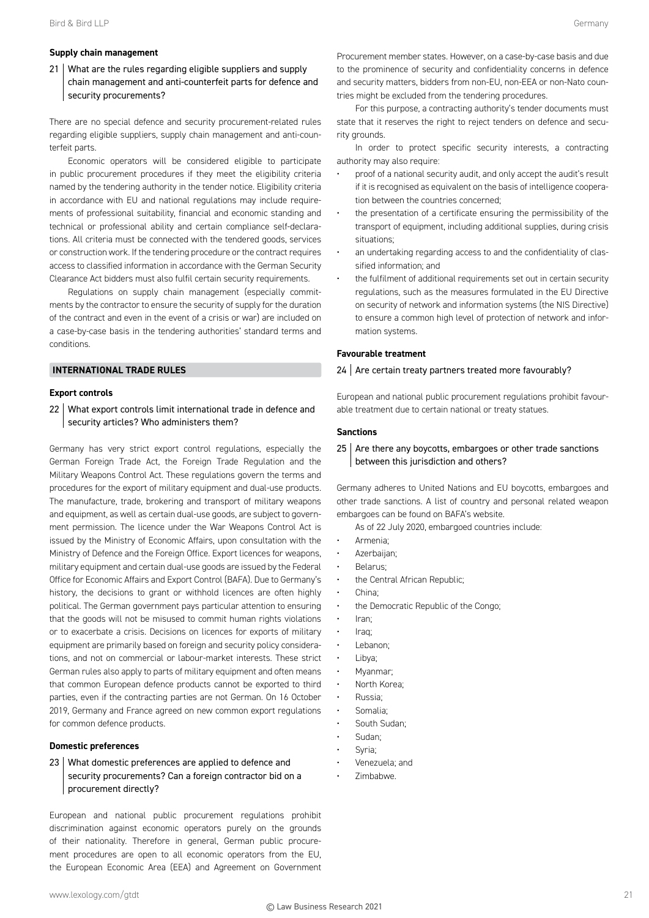### Supply chain management

**21 What are the rules regarding eligible suppliers and supply chain management and anti-counterfeit parts for defence and security procurements?**

There are no special defence and security procurement-related rules regarding eligible suppliers, supply chain management and anti-counterfeit parts.

Economic operators will be considered eligible to participate in public procurement procedures if they meet the eligibility criteria named by the tendering authority in the tender notice. Eligibility criteria in accordance with EU and national regulations may include requirements of professional suitability, financial and economic standing and technical or professional ability and certain compliance self-declarations. All criteria must be connected with the tendered goods, services or construction work. If the tendering procedure or the contract requires access to classified information in accordance with the German Security Clearance Act bidders must also fulfil certain security requirements.

Regulations on supply chain management (especially commitments by the contractor to ensure the security of supply for the duration of the contract and even in the event of a crisis or war) are included on a case-by-case basis in the tendering authorities' standard terms and conditions.

## INTERNATIONAL TRADE RULES

### Export controls

**22 What export controls limit international trade in defence and security articles? Who administers them?**

Germany has very strict export control regulations, especially the German Foreign Trade Act, the Foreign Trade Regulation and the Military Weapons Control Act. These regulations govern the terms and procedures for the export of military equipment and dual-use products. The manufacture, trade, brokering and transport of military weapons and equipment, as well as certain dual-use goods, are subject to government permission. The licence under the War Weapons Control Act is issued by the Ministry of Economic Affairs, upon consultation with the Ministry of Defence and the Foreign Office. Export licences for weapons, military equipment and certain dual-use goods are issued by the Federal Office for Economic Affairs and Export Control (BAFA). Due to Germany's history, the decisions to grant or withhold licences are often highly political. The German government pays particular attention to ensuring that the goods will not be misused to commit human rights violations or to exacerbate a crisis. Decisions on licences for exports of military equipment are primarily based on foreign and security policy considerations, and not on commercial or labour-market interests. These strict German rules also apply to parts of military equipment and often means that common European defence products cannot be exported to third parties, even if the contracting parties are not German. On 16 October 2019, Germany and France agreed on new common export regulations for common defence products.

### Domestic preferences

**23 What domestic preferences are applied to defence and security procurements? Can a foreign contractor bid on a procurement directly?**

European and national public procurement regulations prohibit discrimination against economic operators purely on the grounds of their nationality. Therefore in general, German public procurement procedures are open to all economic operators from the EU, the European Economic Area (EEA) and Agreement on Government Procurement member states. However, on a case-by-case basis and due to the prominence of security and confidentiality concerns in defence and security matters, bidders from non-EU, non-EEA or non-Nato countries might be excluded from the tendering procedures.

For this purpose, a contracting authority's tender documents must state that it reserves the right to reject tenders on defence and security grounds.

In order to protect specific security interests, a contracting authority may also require:

- proof of a national security audit, and only accept the audit's result if it is recognised as equivalent on the basis of intelligence cooperation between the countries concerned;
- the presentation of a certificate ensuring the permissibility of the transport of equipment, including additional supplies, during crisis situations;
- an undertaking regarding access to and the confidentiality of classified information; and
- the fulfilment of additional requirements set out in certain security regulations, such as the measures formulated in the EU Directive on security of network and information systems (the NIS Directive) to ensure a common high level of protection of network and information systems.

### Favourable treatment

**24 Are certain treaty partners treated more favourably?**

European and national public procurement regulations prohibit favourable treatment due to certain national or treaty statues.

### Sanctions

**25 Are there any boycotts, embargoes or other trade sanctions between this jurisdiction and others?**

Germany adheres to United Nations and EU boycotts, embargoes and other trade sanctions. A list of country and personal related weapon embargoes can be found on BAFA's website.

As of 22 July 2020, embargoed countries include:

- Armenia;
- Azerbaijan;
- Belarus;
- the Central African Republic;
- China;
- the Democratic Republic of the Congo;
- Iran;
- Iraq;
- Lebanon;
- Libya;
- Myanmar;
- North Korea;
- Russia;
- Somalia;
- South Sudan;
- Sudan;
- Syria;
- Venezuela; and
- Zimbabwe.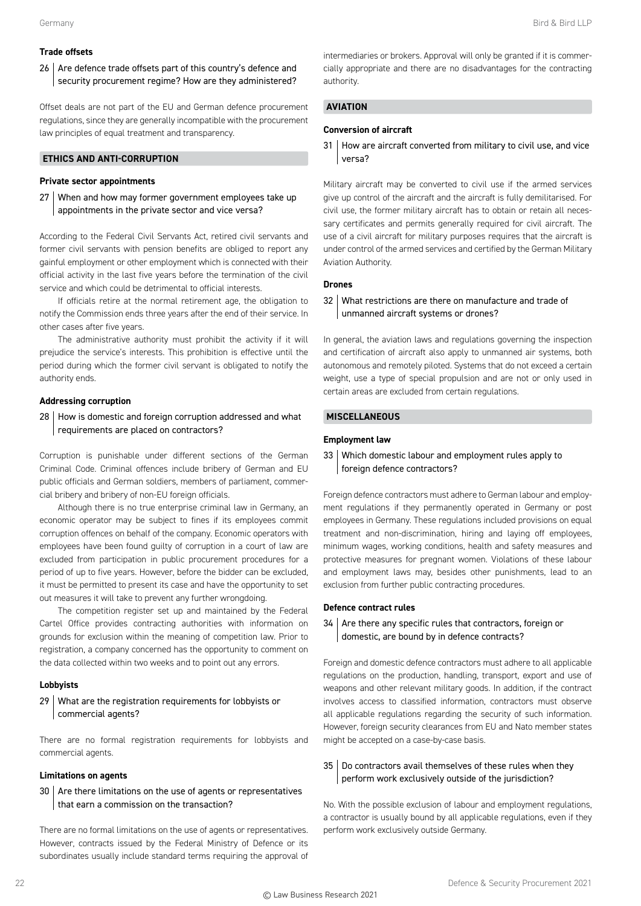### Trade offsets

**26 Are defence trade offsets part of this country's defence and security procurement regime? How are they administered?**

Offset deals are not part of the EU and German defence procurement regulations, since they are generally incompatible with the procurement law principles of equal treatment and transparency.

## ETHICS AND ANTI-CORRUPTION

### Private sector appointments

**27 When and how may former government employees take up appointments in the private sector and vice versa?**

According to the Federal Civil Servants Act, retired civil servants and former civil servants with pension benefits are obliged to report any gainful employment or other employment which is connected with their official activity in the last five years before the termination of the civil service and which could be detrimental to official interests.

If officials retire at the normal retirement age, the obligation to notify the Commission ends three years after the end of their service. In other cases after five years.

The administrative authority must prohibit the activity if it will prejudice the service's interests. This prohibition is effective until the period during which the former civil servant is obligated to notify the authority ends.

### Addressing corruption

**28 How is domestic and foreign corruption addressed and what requirements are placed on contractors?**

Corruption is punishable under different sections of the German Criminal Code. Criminal offences include bribery of German and EU public officials and German soldiers, members of parliament, commercial bribery and bribery of non-EU foreign officials.

Although there is no true enterprise criminal law in Germany, an economic operator may be subject to fines if its employees commit corruption offences on behalf of the company. Economic operators with employees have been found guilty of corruption in a court of law are excluded from participation in public procurement procedures for a period of up to five years. However, before the bidder can be excluded, it must be permitted to present its case and have the opportunity to set out measures it will take to prevent any further wrongdoing.

The competition register set up and maintained by the Federal Cartel Office provides contracting authorities with information on grounds for exclusion within the meaning of competition law. Prior to registration, a company concerned has the opportunity to comment on the data collected within two weeks and to point out any errors.

### Lobbyists

**29 What are the registration requirements for lobbyists or commercial agents?**

There are no formal registration requirements for lobbyists and commercial agents.

### Limitations on agents

**30 Are there limitations on the use of agents or representatives that earn a commission on the transaction?**

There are no formal limitations on the use of agents or representatives. However, contracts issued by the Federal Ministry of Defence or its subordinates usually include standard terms requiring the approval of intermediaries or brokers. Approval will only be granted if it is commercially appropriate and there are no disadvantages for the contracting authority.

## AVIATION

### Conversion of aircraft

**31 How are aircraft converted from military to civil use, and vice versa?**

Military aircraft may be converted to civil use if the armed services give up control of the aircraft and the aircraft is fully demilitarised. For civil use, the former military aircraft has to obtain or retain all necessary certificates and permits generally required for civil aircraft. The use of a civil aircraft for military purposes requires that the aircraft is under control of the armed services and certified by the German Military Aviation Authority.

### Drones

**32 What restrictions are there on manufacture and trade of unmanned aircraft systems or drones?**

In general, the aviation laws and regulations governing the inspection and certification of aircraft also apply to unmanned air systems, both autonomous and remotely piloted. Systems that do not exceed a certain weight, use a type of special propulsion and are not or only used in certain areas are excluded from certain regulations.

## MISCELLANEOUS

### Employment law

**33 Which domestic labour and employment rules apply to foreign defence contractors?**

Foreign defence contractors must adhere to German labour and employment regulations if they permanently operated in Germany or post employees in Germany. These regulations included provisions on equal treatment and non-discrimination, hiring and laying off employees, minimum wages, working conditions, health and safety measures and protective measures for pregnant women. Violations of these labour and employment laws may, besides other punishments, lead to an exclusion from further public contracting procedures.

### Defence contract rules

**34 Are there any specific rules that contractors, foreign or domestic, are bound by in defence contracts?**

Foreign and domestic defence contractors must adhere to all applicable regulations on the production, handling, transport, export and use of weapons and other relevant military goods. In addition, if the contract involves access to classified information, contractors must observe all applicable regulations regarding the security of such information. However, foreign security clearances from EU and Nato member states might be accepted on a case-by-case basis.

**35 Do contractors avail themselves of these rules when they perform work exclusively outside of the jurisdiction?**

No. With the possible exclusion of labour and employment regulations, a contractor is usually bound by all applicable regulations, even if they perform work exclusively outside Germany.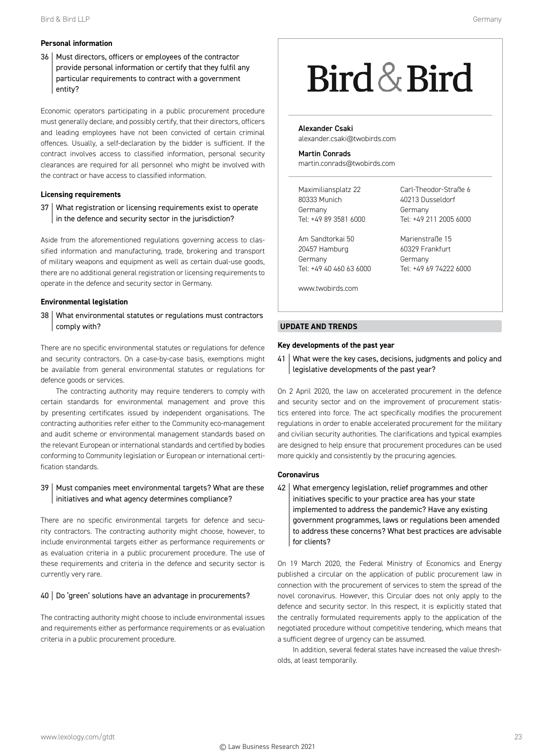### Personal information

**36 Must directors, officers or employees of the contractor provide personal information or certify that they fulfil any particular requirements to contract with a government entity?**

Economic operators participating in a public procurement procedure must generally declare, and possibly certify, that their directors, officers and leading employees have not been convicted of certain criminal offences. Usually, a self-declaration by the bidder is sufficient. If the contract involves access to classified information, personal security clearances are required for all personnel who might be involved with the contract or have access to classified information.

### Licensing requirements

**37 What registration or licensing requirements exist to operate in the defence and security sector in the jurisdiction?**

Aside from the aforementioned regulations governing access to classified information and manufacturing, trade, brokering and transport of military weapons and equipment as well as certain dual-use goods, there are no additional general registration or licensing requirements to operate in the defence and security sector in Germany.

### Environmental legislation

**38 What environmental statutes or regulations must contractors comply with?**

There are no specific environmental statutes or regulations for defence and security contractors. On a case-by-case basis, exemptions might be available from general environmental statutes or regulations for defence goods or services.

The contracting authority may require tenderers to comply with certain standards for environmental management and prove this by presenting certificates issued by independent organisations. The contracting authorities refer either to the Community eco-management and audit scheme or environmental management standards based on the relevant European or international standards and certified by bodies conforming to Community legislation or European or international certification standards.

**39 Must companies meet environmental targets? What are these initiatives and what agency determines compliance?**

There are no specific environmental targets for defence and security contractors. The contracting authority might choose, however, to include environmental targets either as performance requirements or as evaluation criteria in a public procurement procedure. The use of these requirements and criteria in the defence and security sector is currently very rare.

**40 Do 'green' solutions have an advantage in procurements?**

The contracting authority might choose to include environmental issues and requirements either as performance requirements or as evaluation criteria in a public procurement procedure.

---

Bird & Bird

**Alexander Csaki**
alexander.csaki@twobirds.com

**Martin Conrads**
martin.conrads@twobirds.com

Maximiliansplatz 22
80333 Munich
Germany
Tel: +49 89 3581 6000

Carl-Theodor-Straße 6
40213 Dusseldorf
Germany
Tel: +49 211 2005 6000

Am Sandtorkai 50
20457 Hamburg
Germany
Tel: +49 40 460 63 6000

Marienstraße 15
60329 Frankfurt
Germany
Tel: +49 69 74222 6000

www.twobirds.com

---

## UPDATE AND TRENDS

### Key developments of the past year

**41 What were the key cases, decisions, judgments and policy and legislative developments of the past year?**

On 2 April 2020, the law on accelerated procurement in the defence and security sector and on the improvement of procurement statistics entered into force. The act specifically modifies the procurement regulations in order to enable accelerated procurement for the military and civilian security authorities. The clarifications and typical examples are designed to help ensure that procurement procedures can be used more quickly and consistently by the procuring agencies.

### Coronavirus

**42 What emergency legislation, relief programmes and other initiatives specific to your practice area has your state implemented to address the pandemic? Have any existing government programmes, laws or regulations been amended to address these concerns? What best practices are advisable for clients?**

On 19 March 2020, the Federal Ministry of Economics and Energy published a circular on the application of public procurement law in connection with the procurement of services to stem the spread of the novel coronavirus. However, this Circular does not only apply to the defence and security sector. In this respect, it is explicitly stated that the centrally formulated requirements apply to the application of the negotiated procedure without competitive tendering, which means that a sufficient degree of urgency can be assumed.

In addition, several federal states have increased the value thresholds, at least temporarily.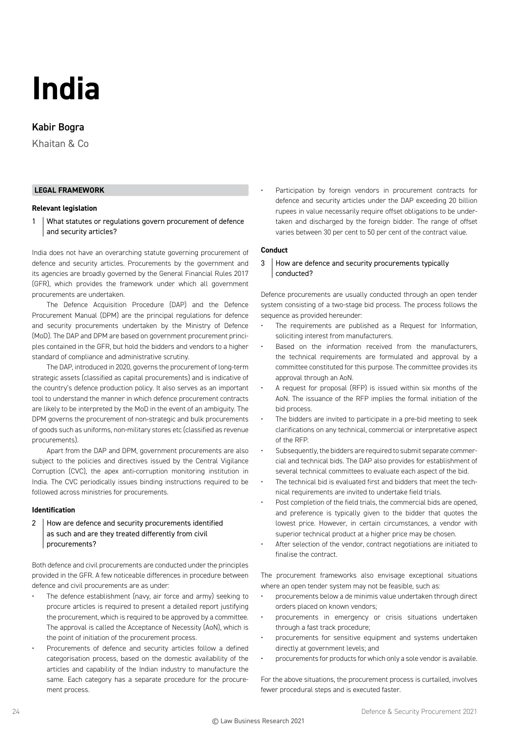# India

## Kabir Bogra

Khaitan & Co

### LEGAL FRAMEWORK

#### Relevant legislation

**1 What statutes or regulations govern procurement of defence and security articles?**

India does not have an overarching statute governing procurement of defence and security articles. Procurements by the government and its agencies are broadly governed by the General Financial Rules 2017 (GFR), which provides the framework under which all government procurements are undertaken.

The Defence Acquisition Procedure (DAP) and the Defence Procurement Manual (DPM) are the principal regulations for defence and security procurements undertaken by the Ministry of Defence (MoD). The DAP and DPM are based on government procurement principles contained in the GFR, but hold the bidders and vendors to a higher standard of compliance and administrative scrutiny.

The DAP, introduced in 2020, governs the procurement of long-term strategic assets (classified as capital procurements) and is indicative of the country's defence production policy. It also serves as an important tool to understand the manner in which defence procurement contracts are likely to be interpreted by the MoD in the event of an ambiguity. The DPM governs the procurement of non-strategic and bulk procurements of goods such as uniforms, non-military stores etc (classified as revenue procurements).

Apart from the DAP and DPM, government procurements are also subject to the policies and directives issued by the Central Vigilance Corruption (CVC), the apex anti-corruption monitoring institution in India. The CVC periodically issues binding instructions required to be followed across ministries for procurements.

#### Identification

**2 How are defence and security procurements identified as such and are they treated differently from civil procurements?**

Both defence and civil procurements are conducted under the principles provided in the GFR. A few noticeable differences in procedure between defence and civil procurements are as under:

- The defence establishment (navy, air force and army) seeking to procure articles is required to present a detailed report justifying the procurement, which is required to be approved by a committee. The approval is called the Acceptance of Necessity (AoN), which is the point of initiation of the procurement process.
- Procurements of defence and security articles follow a defined categorisation process, based on the domestic availability of the articles and capability of the Indian industry to manufacture the same. Each category has a separate procedure for the procurement process.
- Participation by foreign vendors in procurement contracts for defence and security articles under the DAP exceeding 20 billion rupees in value necessarily require offset obligations to be undertaken and discharged by the foreign bidder. The range of offset varies between 30 per cent to 50 per cent of the contract value.

#### Conduct

**3 How are defence and security procurements typically conducted?**

Defence procurements are usually conducted through an open tender system consisting of a two-stage bid process. The process follows the sequence as provided hereunder:

- The requirements are published as a Request for Information, soliciting interest from manufacturers.
- Based on the information received from the manufacturers, the technical requirements are formulated and approval by a committee constituted for this purpose. The committee provides its approval through an AoN.
- A request for proposal (RFP) is issued within six months of the AoN. The issuance of the RFP implies the formal initiation of the bid process.
- The bidders are invited to participate in a pre-bid meeting to seek clarifications on any technical, commercial or interpretative aspect of the RFP.
- Subsequently, the bidders are required to submit separate commercial and technical bids. The DAP also provides for establishment of several technical committees to evaluate each aspect of the bid.
- The technical bid is evaluated first and bidders that meet the technical requirements are invited to undertake field trials.
- Post completion of the field trials, the commercial bids are opened, and preference is typically given to the bidder that quotes the lowest price. However, in certain circumstances, a vendor with superior technical product at a higher price may be chosen.
- After selection of the vendor, contract negotiations are initiated to finalise the contract.

The procurement frameworks also envisage exceptional situations where an open tender system may not be feasible, such as:

- procurements below a de minimis value undertaken through direct orders placed on known vendors;
- procurements in emergency or crisis situations undertaken through a fast track procedure;
- procurements for sensitive equipment and systems undertaken directly at government levels; and
- procurements for products for which only a sole vendor is available.

For the above situations, the procurement process is curtailed, involves fewer procedural steps and is executed faster.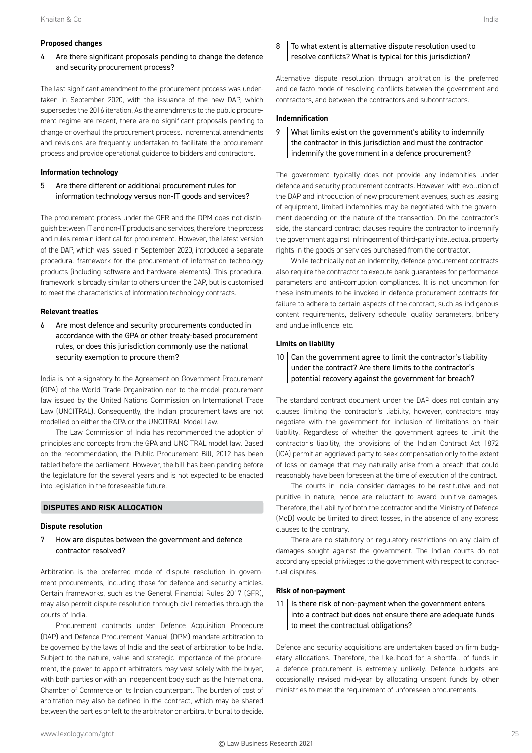### Proposed changes

**4 Are there significant proposals pending to change the defence and security procurement process?**

The last significant amendment to the procurement process was undertaken in September 2020, with the issuance of the new DAP, which supersedes the 2016 iteration, As the amendments to the public procurement regime are recent, there are no significant proposals pending to change or overhaul the procurement process. Incremental amendments and revisions are frequently undertaken to facilitate the procurement process and provide operational guidance to bidders and contractors.

### Information technology

**5 Are there different or additional procurement rules for information technology versus non-IT goods and services?**

The procurement process under the GFR and the DPM does not distinguish between IT and non-IT products and services, therefore, the process and rules remain identical for procurement. However, the latest version of the DAP, which was issued in September 2020, introduced a separate procedural framework for the procurement of information technology products (including software and hardware elements). This procedural framework is broadly similar to others under the DAP, but is customised to meet the characteristics of information technology contracts.

### Relevant treaties

**6 Are most defence and security procurements conducted in accordance with the GPA or other treaty-based procurement rules, or does this jurisdiction commonly use the national security exemption to procure them?**

India is not a signatory to the Agreement on Government Procurement (GPA) of the World Trade Organization nor to the model procurement law issued by the United Nations Commission on International Trade Law (UNCITRAL). Consequently, the Indian procurement laws are not modelled on either the GPA or the UNCITRAL Model Law.

The Law Commission of India has recommended the adoption of principles and concepts from the GPA and UNCITRAL model law. Based on the recommendation, the Public Procurement Bill, 2012 has been tabled before the parliament. However, the bill has been pending before the legislature for the several years and is not expected to be enacted into legislation in the foreseeable future.

## DISPUTES AND RISK ALLOCATION

### Dispute resolution

**7 How are disputes between the government and defence contractor resolved?**

Arbitration is the preferred mode of dispute resolution in government procurements, including those for defence and security articles. Certain frameworks, such as the General Financial Rules 2017 (GFR), may also permit dispute resolution through civil remedies through the courts of India.

Procurement contracts under Defence Acquisition Procedure (DAP) and Defence Procurement Manual (DPM) mandate arbitration to be governed by the laws of India and the seat of arbitration to be India. Subject to the nature, value and strategic importance of the procurement, the power to appoint arbitrators may vest solely with the buyer, with both parties or with an independent body such as the International Chamber of Commerce or its Indian counterpart. The burden of cost of arbitration may also be defined in the contract, which may be shared between the parties or left to the arbitrator or arbitral tribunal to decide.

**8 To what extent is alternative dispute resolution used to resolve conflicts? What is typical for this jurisdiction?**

Alternative dispute resolution through arbitration is the preferred and de facto mode of resolving conflicts between the government and contractors, and between the contractors and subcontractors.

### Indemnification

**9 What limits exist on the government's ability to indemnify the contractor in this jurisdiction and must the contractor indemnify the government in a defence procurement?**

The government typically does not provide any indemnities under defence and security procurement contracts. However, with evolution of the DAP and introduction of new procurement avenues, such as leasing of equipment, limited indemnities may be negotiated with the government depending on the nature of the transaction. On the contractor's side, the standard contract clauses require the contractor to indemnify the government against infringement of third-party intellectual property rights in the goods or services purchased from the contractor.

While technically not an indemnity, defence procurement contracts also require the contractor to execute bank guarantees for performance parameters and anti-corruption compliances. It is not uncommon for these instruments to be invoked in defence procurement contracts for failure to adhere to certain aspects of the contract, such as indigenous content requirements, delivery schedule, quality parameters, bribery and undue influence, etc.

### Limits on liability

**10 Can the government agree to limit the contractor's liability under the contract? Are there limits to the contractor's potential recovery against the government for breach?**

The standard contract document under the DAP does not contain any clauses limiting the contractor's liability, however, contractors may negotiate with the government for inclusion of limitations on their liability. Regardless of whether the government agrees to limit the contractor's liability, the provisions of the Indian Contract Act 1872 (ICA) permit an aggrieved party to seek compensation only to the extent of loss or damage that may naturally arise from a breach that could reasonably have been foreseen at the time of execution of the contract.

The courts in India consider damages to be restitutive and not punitive in nature, hence are reluctant to award punitive damages. Therefore, the liability of both the contractor and the Ministry of Defence (MoD) would be limited to direct losses, in the absence of any express clauses to the contrary.

There are no statutory or regulatory restrictions on any claim of damages sought against the government. The Indian courts do not accord any special privileges to the government with respect to contractual disputes.

### Risk of non-payment

**11 Is there risk of non-payment when the government enters into a contract but does not ensure there are adequate funds to meet the contractual obligations?**

Defence and security acquisitions are undertaken based on firm budgetary allocations. Therefore, the likelihood for a shortfall of funds in a defence procurement is extremely unlikely. Defence budgets are occasionally revised mid-year by allocating unspent funds by other ministries to meet the requirement of unforeseen procurements.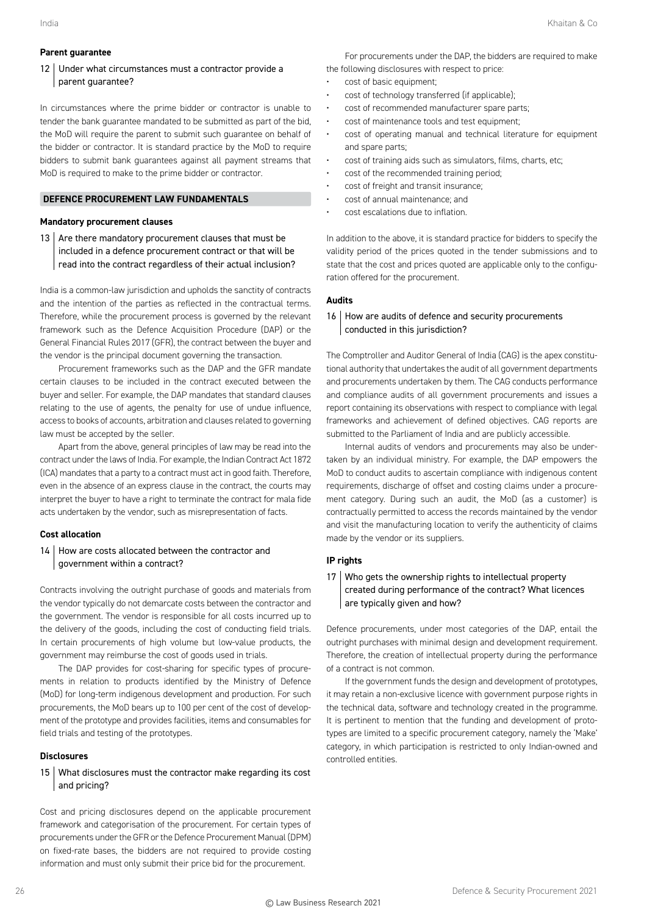### Parent guarantee

#### 12 Under what circumstances must a contractor provide a parent guarantee?

In circumstances where the prime bidder or contractor is unable to tender the bank guarantee mandated to be submitted as part of the bid, the MoD will require the parent to submit such guarantee on behalf of the bidder or contractor. It is standard practice by the MoD to require bidders to submit bank guarantees against all payment streams that MoD is required to make to the prime bidder or contractor.

## DEFENCE PROCUREMENT LAW FUNDAMENTALS

### Mandatory procurement clauses

#### 13 Are there mandatory procurement clauses that must be included in a defence procurement contract or that will be read into the contract regardless of their actual inclusion?

India is a common-law jurisdiction and upholds the sanctity of contracts and the intention of the parties as reflected in the contractual terms. Therefore, while the procurement process is governed by the relevant framework such as the Defence Acquisition Procedure (DAP) or the General Financial Rules 2017 (GFR), the contract between the buyer and the vendor is the principal document governing the transaction.

Procurement frameworks such as the DAP and the GFR mandate certain clauses to be included in the contract executed between the buyer and seller. For example, the DAP mandates that standard clauses relating to the use of agents, the penalty for use of undue influence, access to books of accounts, arbitration and clauses related to governing law must be accepted by the seller.

Apart from the above, general principles of law may be read into the contract under the laws of India. For example, the Indian Contract Act 1872 (ICA) mandates that a party to a contract must act in good faith. Therefore, even in the absence of an express clause in the contract, the courts may interpret the buyer to have a right to terminate the contract for mala fide acts undertaken by the vendor, such as misrepresentation of facts.

### Cost allocation

#### 14 How are costs allocated between the contractor and government within a contract?

Contracts involving the outright purchase of goods and materials from the vendor typically do not demarcate costs between the contractor and the government. The vendor is responsible for all costs incurred up to the delivery of the goods, including the cost of conducting field trials. In certain procurements of high volume but low-value products, the government may reimburse the cost of goods used in trials.

The DAP provides for cost-sharing for specific types of procurements in relation to products identified by the Ministry of Defence (MoD) for long-term indigenous development and production. For such procurements, the MoD bears up to 100 per cent of the cost of development of the prototype and provides facilities, items and consumables for field trials and testing of the prototypes.

### Disclosures

#### 15 What disclosures must the contractor make regarding its cost and pricing?

Cost and pricing disclosures depend on the applicable procurement framework and categorisation of the procurement. For certain types of procurements under the GFR or the Defence Procurement Manual (DPM) on fixed-rate bases, the bidders are not required to provide costing information and must only submit their price bid for the procurement.

For procurements under the DAP, the bidders are required to make the following disclosures with respect to price:

- cost of basic equipment;
- cost of technology transferred (if applicable);
- cost of recommended manufacturer spare parts;
- cost of maintenance tools and test equipment;
- cost of operating manual and technical literature for equipment and spare parts;
- cost of training aids such as simulators, films, charts, etc;
- cost of the recommended training period;
- cost of freight and transit insurance;
- cost of annual maintenance; and
- cost escalations due to inflation.

In addition to the above, it is standard practice for bidders to specify the validity period of the prices quoted in the tender submissions and to state that the cost and prices quoted are applicable only to the configuration offered for the procurement.

### Audits

#### 16 How are audits of defence and security procurements conducted in this jurisdiction?

The Comptroller and Auditor General of India (CAG) is the apex constitutional authority that undertakes the audit of all government departments and procurements undertaken by them. The CAG conducts performance and compliance audits of all government procurements and issues a report containing its observations with respect to compliance with legal frameworks and achievement of defined objectives. CAG reports are submitted to the Parliament of India and are publicly accessible.

Internal audits of vendors and procurements may also be undertaken by an individual ministry. For example, the DAP empowers the MoD to conduct audits to ascertain compliance with indigenous content requirements, discharge of offset and costing claims under a procurement category. During such an audit, the MoD (as a customer) is contractually permitted to access the records maintained by the vendor and visit the manufacturing location to verify the authenticity of claims made by the vendor or its suppliers.

### IP rights

#### 17 Who gets the ownership rights to intellectual property created during performance of the contract? What licences are typically given and how?

Defence procurements, under most categories of the DAP, entail the outright purchases with minimal design and development requirement. Therefore, the creation of intellectual property during the performance of a contract is not common.

If the government funds the design and development of prototypes, it may retain a non-exclusive licence with government purpose rights in the technical data, software and technology created in the programme. It is pertinent to mention that the funding and development of prototypes are limited to a specific procurement category, namely the 'Make' category, in which participation is restricted to only Indian-owned and controlled entities.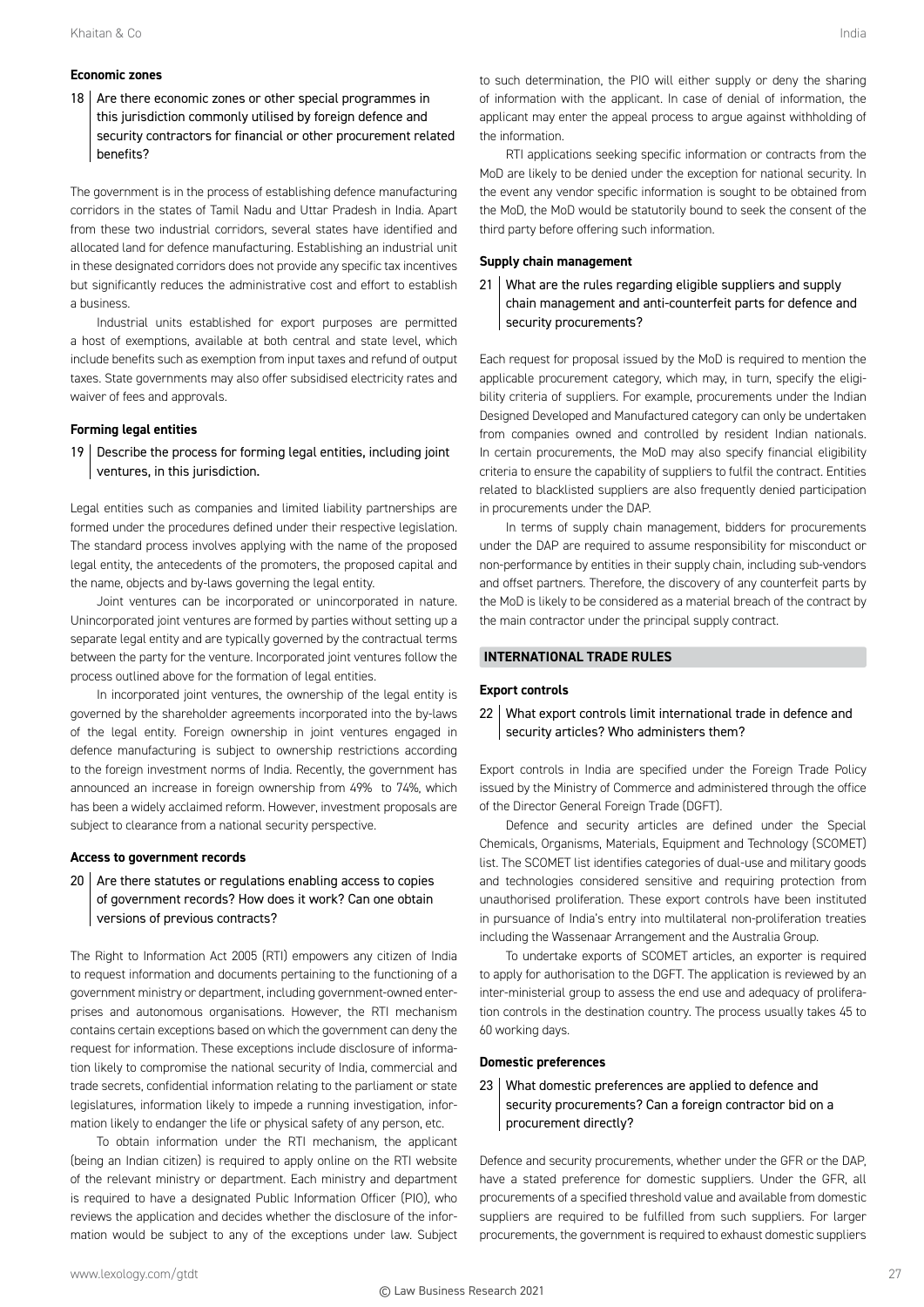### Economic zones

**18 Are there economic zones or other special programmes in this jurisdiction commonly utilised by foreign defence and security contractors for financial or other procurement related benefits?**

The government is in the process of establishing defence manufacturing corridors in the states of Tamil Nadu and Uttar Pradesh in India. Apart from these two industrial corridors, several states have identified and allocated land for defence manufacturing. Establishing an industrial unit in these designated corridors does not provide any specific tax incentives but significantly reduces the administrative cost and effort to establish a business.

Industrial units established for export purposes are permitted a host of exemptions, available at both central and state level, which include benefits such as exemption from input taxes and refund of output taxes. State governments may also offer subsidised electricity rates and waiver of fees and approvals.

### Forming legal entities

**19 Describe the process for forming legal entities, including joint ventures, in this jurisdiction.**

Legal entities such as companies and limited liability partnerships are formed under the procedures defined under their respective legislation. The standard process involves applying with the name of the proposed legal entity, the antecedents of the promoters, the proposed capital and the name, objects and by-laws governing the legal entity.

Joint ventures can be incorporated or unincorporated in nature. Unincorporated joint ventures are formed by parties without setting up a separate legal entity and are typically governed by the contractual terms between the party for the venture. Incorporated joint ventures follow the process outlined above for the formation of legal entities.

In incorporated joint ventures, the ownership of the legal entity is governed by the shareholder agreements incorporated into the by-laws of the legal entity. Foreign ownership in joint ventures engaged in defence manufacturing is subject to ownership restrictions according to the foreign investment norms of India. Recently, the government has announced an increase in foreign ownership from 49% to 74%, which has been a widely acclaimed reform. However, investment proposals are subject to clearance from a national security perspective.

### Access to government records

**20 Are there statutes or regulations enabling access to copies of government records? How does it work? Can one obtain versions of previous contracts?**

The Right to Information Act 2005 (RTI) empowers any citizen of India to request information and documents pertaining to the functioning of a government ministry or department, including government-owned enterprises and autonomous organisations. However, the RTI mechanism contains certain exceptions based on which the government can deny the request for information. These exceptions include disclosure of information likely to compromise the national security of India, commercial and trade secrets, confidential information relating to the parliament or state legislatures, information likely to impede a running investigation, information likely to endanger the life or physical safety of any person, etc.

To obtain information under the RTI mechanism, the applicant (being an Indian citizen) is required to apply online on the RTI website of the relevant ministry or department. Each ministry and department is required to have a designated Public Information Officer (PIO), who reviews the application and decides whether the disclosure of the information would be subject to any of the exceptions under law. Subject to such determination, the PIO will either supply or deny the sharing of information with the applicant. In case of denial of information, the applicant may enter the appeal process to argue against withholding of the information.

RTI applications seeking specific information or contracts from the MoD are likely to be denied under the exception for national security. In the event any vendor specific information is sought to be obtained from the MoD, the MoD would be statutorily bound to seek the consent of the third party before offering such information.

### Supply chain management

**21 What are the rules regarding eligible suppliers and supply chain management and anti-counterfeit parts for defence and security procurements?**

Each request for proposal issued by the MoD is required to mention the applicable procurement category, which may, in turn, specify the eligibility criteria of suppliers. For example, procurements under the Indian Designed Developed and Manufactured category can only be undertaken from companies owned and controlled by resident Indian nationals. In certain procurements, the MoD may also specify financial eligibility criteria to ensure the capability of suppliers to fulfil the contract. Entities related to blacklisted suppliers are also frequently denied participation in procurements under the DAP.

In terms of supply chain management, bidders for procurements under the DAP are required to assume responsibility for misconduct or non-performance by entities in their supply chain, including sub-vendors and offset partners. Therefore, the discovery of any counterfeit parts by the MoD is likely to be considered as a material breach of the contract by the main contractor under the principal supply contract.

## INTERNATIONAL TRADE RULES

### Export controls

**22 What export controls limit international trade in defence and security articles? Who administers them?**

Export controls in India are specified under the Foreign Trade Policy issued by the Ministry of Commerce and administered through the office of the Director General Foreign Trade (DGFT).

Defence and security articles are defined under the Special Chemicals, Organisms, Materials, Equipment and Technology (SCOMET) list. The SCOMET list identifies categories of dual-use and military goods and technologies considered sensitive and requiring protection from unauthorised proliferation. These export controls have been instituted in pursuance of India's entry into multilateral non-proliferation treaties including the Wassenaar Arrangement and the Australia Group.

To undertake exports of SCOMET articles, an exporter is required to apply for authorisation to the DGFT. The application is reviewed by an inter-ministerial group to assess the end use and adequacy of proliferation controls in the destination country. The process usually takes 45 to 60 working days.

### Domestic preferences

**23 What domestic preferences are applied to defence and security procurements? Can a foreign contractor bid on a procurement directly?**

Defence and security procurements, whether under the GFR or the DAP, have a stated preference for domestic suppliers. Under the GFR, all procurements of a specified threshold value and available from domestic suppliers are required to be fulfilled from such suppliers. For larger procurements, the government is required to exhaust domestic suppliers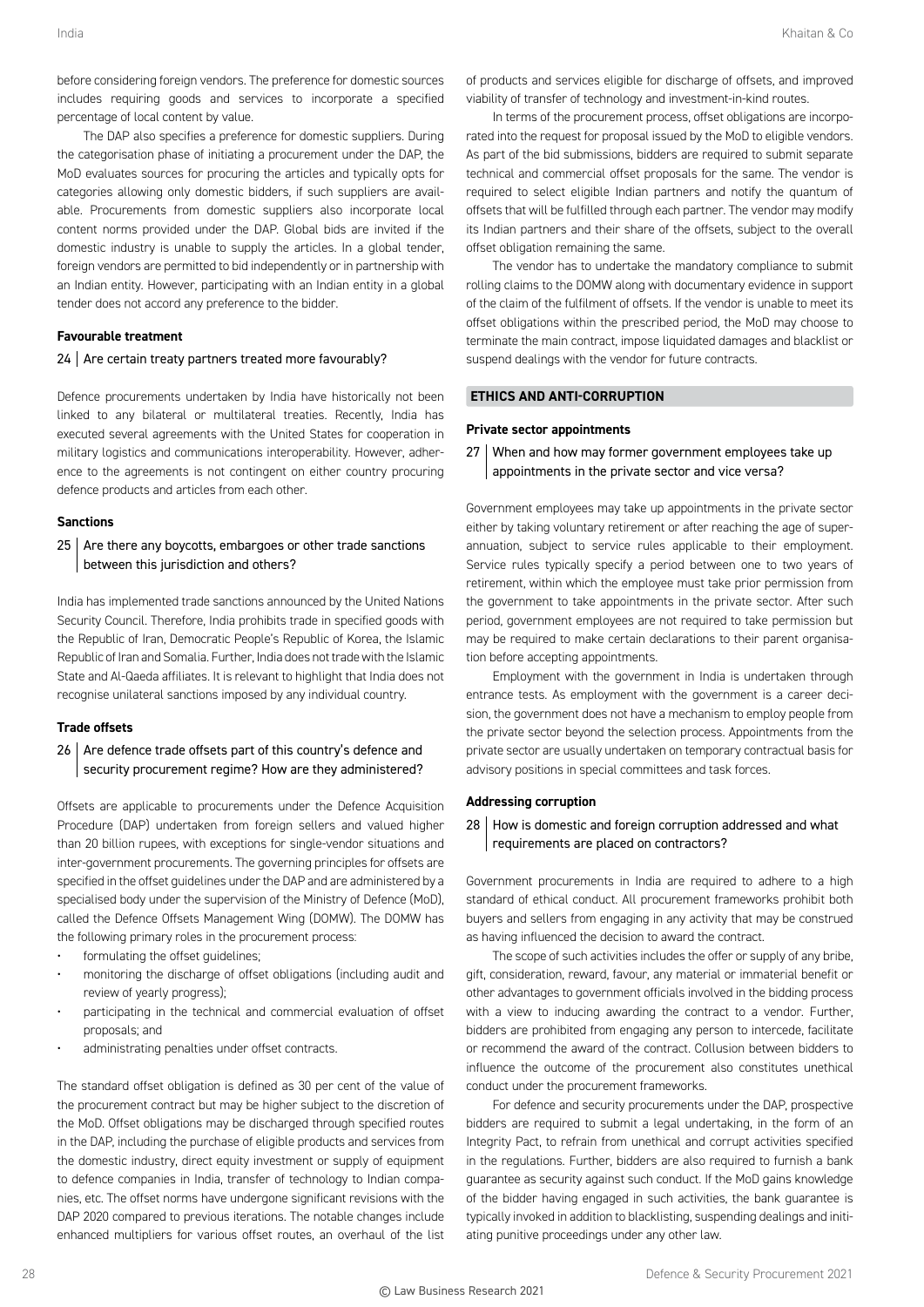before considering foreign vendors. The preference for domestic sources includes requiring goods and services to incorporate a specified percentage of local content by value.

The DAP also specifies a preference for domestic suppliers. During the categorisation phase of initiating a procurement under the DAP, the MoD evaluates sources for procuring the articles and typically opts for categories allowing only domestic bidders, if such suppliers are available. Procurements from domestic suppliers also incorporate local content norms provided under the DAP. Global bids are invited if the domestic industry is unable to supply the articles. In a global tender, foreign vendors are permitted to bid independently or in partnership with an Indian entity. However, participating with an Indian entity in a global tender does not accord any preference to the bidder.

### Favourable treatment

#### 24 | Are certain treaty partners treated more favourably?

Defence procurements undertaken by India have historically not been linked to any bilateral or multilateral treaties. Recently, India has executed several agreements with the United States for cooperation in military logistics and communications interoperability. However, adherence to the agreements is not contingent on either country procuring defence products and articles from each other.

### Sanctions

#### 25 | Are there any boycotts, embargoes or other trade sanctions between this jurisdiction and others?

India has implemented trade sanctions announced by the United Nations Security Council. Therefore, India prohibits trade in specified goods with the Republic of Iran, Democratic People's Republic of Korea, the Islamic Republic of Iran and Somalia. Further, India does not trade with the Islamic State and Al-Qaeda affiliates. It is relevant to highlight that India does not recognise unilateral sanctions imposed by any individual country.

### Trade offsets

#### 26 | Are defence trade offsets part of this country's defence and security procurement regime? How are they administered?

Offsets are applicable to procurements under the Defence Acquisition Procedure (DAP) undertaken from foreign sellers and valued higher than 20 billion rupees, with exceptions for single-vendor situations and inter-government procurements. The governing principles for offsets are specified in the offset guidelines under the DAP and are administered by a specialised body under the supervision of the Ministry of Defence (MoD), called the Defence Offsets Management Wing (DOMW). The DOMW has the following primary roles in the procurement process:

- formulating the offset guidelines;
- monitoring the discharge of offset obligations (including audit and review of yearly progress);
- participating in the technical and commercial evaluation of offset proposals; and
- administrating penalties under offset contracts.

The standard offset obligation is defined as 30 per cent of the value of the procurement contract but may be higher subject to the discretion of the MoD. Offset obligations may be discharged through specified routes in the DAP, including the purchase of eligible products and services from the domestic industry, direct equity investment or supply of equipment to defence companies in India, transfer of technology to Indian companies, etc. The offset norms have undergone significant revisions with the DAP 2020 compared to previous iterations. The notable changes include enhanced multipliers for various offset routes, an overhaul of the list of products and services eligible for discharge of offsets, and improved viability of transfer of technology and investment-in-kind routes.

In terms of the procurement process, offset obligations are incorporated into the request for proposal issued by the MoD to eligible vendors. As part of the bid submissions, bidders are required to submit separate technical and commercial offset proposals for the same. The vendor is required to select eligible Indian partners and notify the quantum of offsets that will be fulfilled through each partner. The vendor may modify its Indian partners and their share of the offsets, subject to the overall offset obligation remaining the same.

The vendor has to undertake the mandatory compliance to submit rolling claims to the DOMW along with documentary evidence in support of the claim of the fulfilment of offsets. If the vendor is unable to meet its offset obligations within the prescribed period, the MoD may choose to terminate the main contract, impose liquidated damages and blacklist or suspend dealings with the vendor for future contracts.

## ETHICS AND ANTI-CORRUPTION

### Private sector appointments

#### 27 | When and how may former government employees take up appointments in the private sector and vice versa?

Government employees may take up appointments in the private sector either by taking voluntary retirement or after reaching the age of superannuation, subject to service rules applicable to their employment. Service rules typically specify a period between one to two years of retirement, within which the employee must take prior permission from the government to take appointments in the private sector. After such period, government employees are not required to take permission but may be required to make certain declarations to their parent organisation before accepting appointments.

Employment with the government in India is undertaken through entrance tests. As employment with the government is a career decision, the government does not have a mechanism to employ people from the private sector beyond the selection process. Appointments from the private sector are usually undertaken on temporary contractual basis for advisory positions in special committees and task forces.

### Addressing corruption

#### 28 | How is domestic and foreign corruption addressed and what requirements are placed on contractors?

Government procurements in India are required to adhere to a high standard of ethical conduct. All procurement frameworks prohibit both buyers and sellers from engaging in any activity that may be construed as having influenced the decision to award the contract.

The scope of such activities includes the offer or supply of any bribe, gift, consideration, reward, favour, any material or immaterial benefit or other advantages to government officials involved in the bidding process with a view to inducing awarding the contract to a vendor. Further, bidders are prohibited from engaging any person to intercede, facilitate or recommend the award of the contract. Collusion between bidders to influence the outcome of the procurement also constitutes unethical conduct under the procurement frameworks.

For defence and security procurements under the DAP, prospective bidders are required to submit a legal undertaking, in the form of an Integrity Pact, to refrain from unethical and corrupt activities specified in the regulations. Further, bidders are also required to furnish a bank guarantee as security against such conduct. If the MoD gains knowledge of the bidder having engaged in such activities, the bank guarantee is typically invoked in addition to blacklisting, suspending dealings and initiating punitive proceedings under any other law.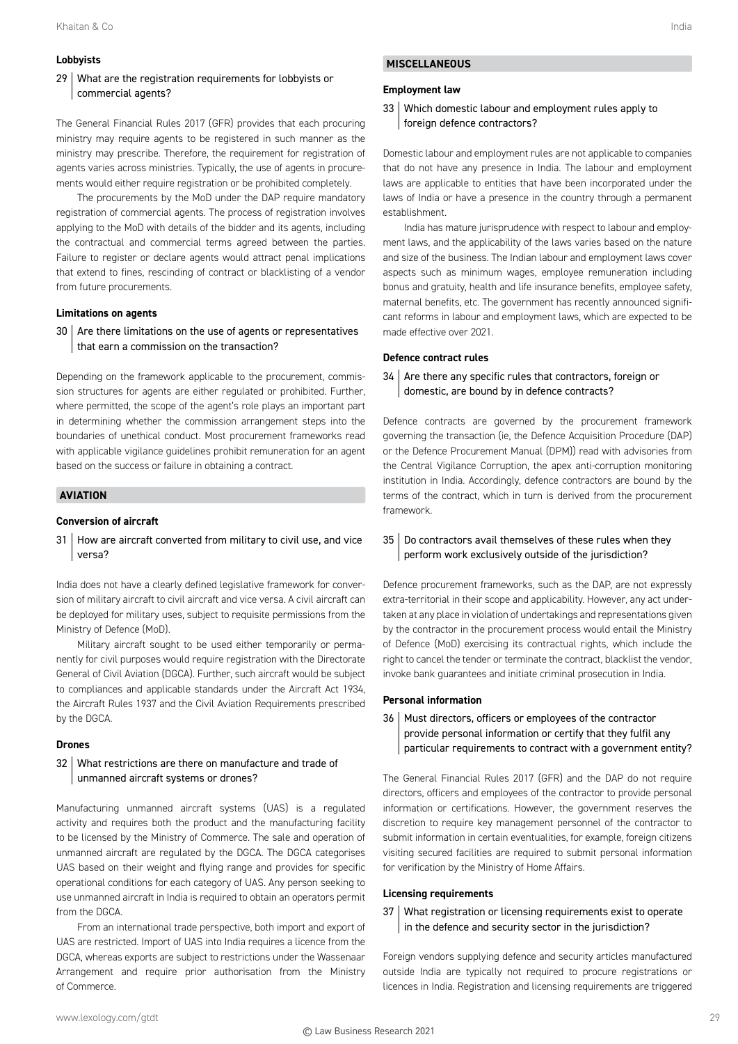### Lobbyists

**29 What are the registration requirements for lobbyists or commercial agents?**

The General Financial Rules 2017 (GFR) provides that each procuring ministry may require agents to be registered in such manner as the ministry may prescribe. Therefore, the requirement for registration of agents varies across ministries. Typically, the use of agents in procurements would either require registration or be prohibited completely.

The procurements by the MoD under the DAP require mandatory registration of commercial agents. The process of registration involves applying to the MoD with details of the bidder and its agents, including the contractual and commercial terms agreed between the parties. Failure to register or declare agents would attract penal implications that extend to fines, rescinding of contract or blacklisting of a vendor from future procurements.

### Limitations on agents

**30 Are there limitations on the use of agents or representatives that earn a commission on the transaction?**

Depending on the framework applicable to the procurement, commission structures for agents are either regulated or prohibited. Further, where permitted, the scope of the agent's role plays an important part in determining whether the commission arrangement steps into the boundaries of unethical conduct. Most procurement frameworks read with applicable vigilance guidelines prohibit remuneration for an agent based on the success or failure in obtaining a contract.

## AVIATION

### Conversion of aircraft

**31 How are aircraft converted from military to civil use, and vice versa?**

India does not have a clearly defined legislative framework for conversion of military aircraft to civil aircraft and vice versa. A civil aircraft can be deployed for military uses, subject to requisite permissions from the Ministry of Defence (MoD).

Military aircraft sought to be used either temporarily or permanently for civil purposes would require registration with the Directorate General of Civil Aviation (DGCA). Further, such aircraft would be subject to compliances and applicable standards under the Aircraft Act 1934, the Aircraft Rules 1937 and the Civil Aviation Requirements prescribed by the DGCA.

### Drones

**32 What restrictions are there on manufacture and trade of unmanned aircraft systems or drones?**

Manufacturing unmanned aircraft systems (UAS) is a regulated activity and requires both the product and the manufacturing facility to be licensed by the Ministry of Commerce. The sale and operation of unmanned aircraft are regulated by the DGCA. The DGCA categorises UAS based on their weight and flying range and provides for specific operational conditions for each category of UAS. Any person seeking to use unmanned aircraft in India is required to obtain an operators permit from the DGCA.

From an international trade perspective, both import and export of UAS are restricted. Import of UAS into India requires a licence from the DGCA, whereas exports are subject to restrictions under the Wassenaar Arrangement and require prior authorisation from the Ministry of Commerce.

## MISCELLANEOUS

### Employment law

**33 Which domestic labour and employment rules apply to foreign defence contractors?**

Domestic labour and employment rules are not applicable to companies that do not have any presence in India. The labour and employment laws are applicable to entities that have been incorporated under the laws of India or have a presence in the country through a permanent establishment.

India has mature jurisprudence with respect to labour and employment laws, and the applicability of the laws varies based on the nature and size of the business. The Indian labour and employment laws cover aspects such as minimum wages, employee remuneration including bonus and gratuity, health and life insurance benefits, employee safety, maternal benefits, etc. The government has recently announced significant reforms in labour and employment laws, which are expected to be made effective over 2021.

### Defence contract rules

**34 Are there any specific rules that contractors, foreign or domestic, are bound by in defence contracts?**

Defence contracts are governed by the procurement framework governing the transaction (ie, the Defence Acquisition Procedure (DAP) or the Defence Procurement Manual (DPM)) read with advisories from the Central Vigilance Corruption, the apex anti-corruption monitoring institution in India. Accordingly, defence contractors are bound by the terms of the contract, which in turn is derived from the procurement framework.

**35 Do contractors avail themselves of these rules when they perform work exclusively outside of the jurisdiction?**

Defence procurement frameworks, such as the DAP, are not expressly extra-territorial in their scope and applicability. However, any act undertaken at any place in violation of undertakings and representations given by the contractor in the procurement process would entail the Ministry of Defence (MoD) exercising its contractual rights, which include the right to cancel the tender or terminate the contract, blacklist the vendor, invoke bank guarantees and initiate criminal prosecution in India.

### Personal information

**36 Must directors, officers or employees of the contractor provide personal information or certify that they fulfil any particular requirements to contract with a government entity?**

The General Financial Rules 2017 (GFR) and the DAP do not require directors, officers and employees of the contractor to provide personal information or certifications. However, the government reserves the discretion to require key management personnel of the contractor to submit information in certain eventualities, for example, foreign citizens visiting secured facilities are required to submit personal information for verification by the Ministry of Home Affairs.

### Licensing requirements

**37 What registration or licensing requirements exist to operate in the defence and security sector in the jurisdiction?**

Foreign vendors supplying defence and security articles manufactured outside India are typically not required to procure registrations or licences in India. Registration and licensing requirements are triggered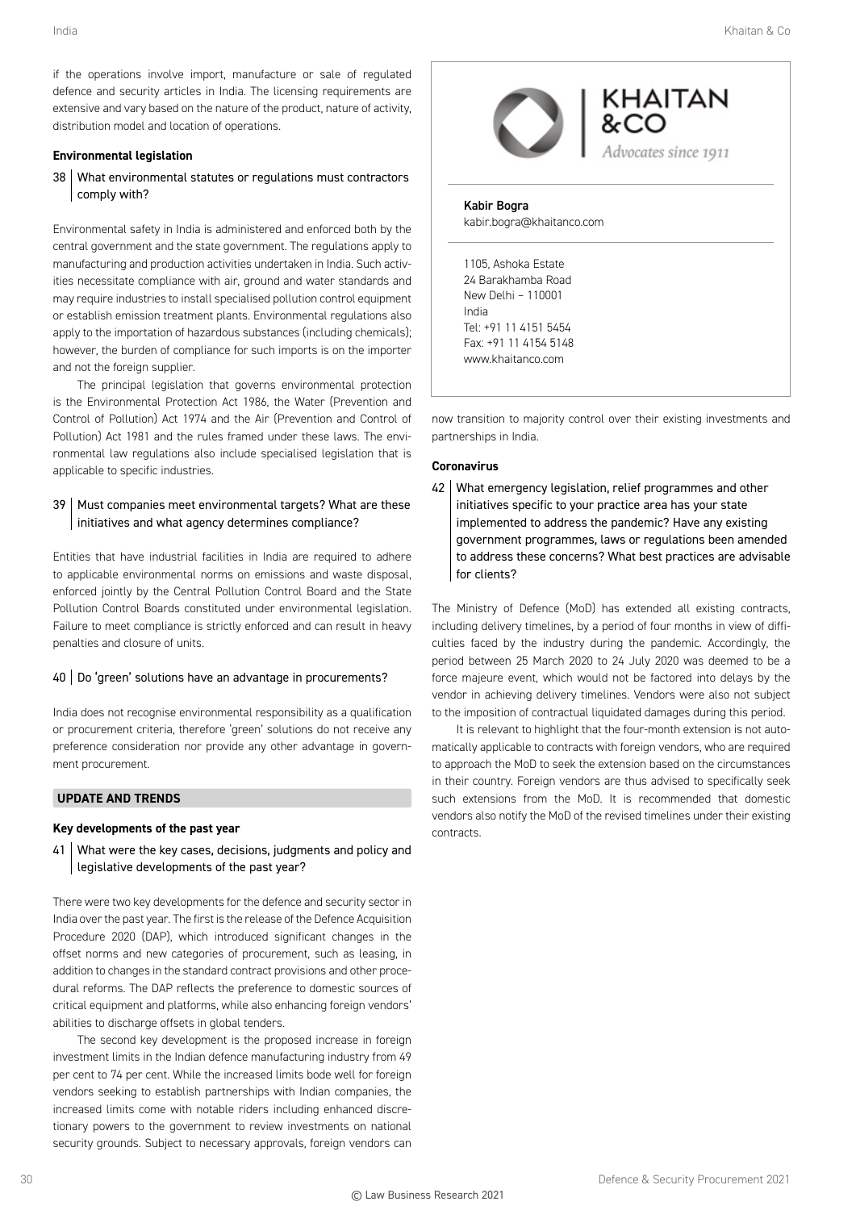if the operations involve import, manufacture or sale of regulated defence and security articles in India. The licensing requirements are extensive and vary based on the nature of the product, nature of activity, distribution model and location of operations.

### Environmental legislation

**38 What environmental statutes or regulations must contractors comply with?**

Environmental safety in India is administered and enforced both by the central government and the state government. The regulations apply to manufacturing and production activities undertaken in India. Such activities necessitate compliance with air, ground and water standards and may require industries to install specialised pollution control equipment or establish emission treatment plants. Environmental regulations also apply to the importation of hazardous substances (including chemicals); however, the burden of compliance for such imports is on the importer and not the foreign supplier.

The principal legislation that governs environmental protection is the Environmental Protection Act 1986, the Water (Prevention and Control of Pollution) Act 1974 and the Air (Prevention and Control of Pollution) Act 1981 and the rules framed under these laws. The environmental law regulations also include specialised legislation that is applicable to specific industries.

**39 Must companies meet environmental targets? What are these initiatives and what agency determines compliance?**

Entities that have industrial facilities in India are required to adhere to applicable environmental norms on emissions and waste disposal, enforced jointly by the Central Pollution Control Board and the State Pollution Control Boards constituted under environmental legislation. Failure to meet compliance is strictly enforced and can result in heavy penalties and closure of units.

**40 Do 'green' solutions have an advantage in procurements?**

India does not recognise environmental responsibility as a qualification or procurement criteria, therefore 'green' solutions do not receive any preference consideration nor provide any other advantage in government procurement.

## UPDATE AND TRENDS

### Key developments of the past year

**41 What were the key cases, decisions, judgments and policy and legislative developments of the past year?**

There were two key developments for the defence and security sector in India over the past year. The first is the release of the Defence Acquisition Procedure 2020 (DAP), which introduced significant changes in the offset norms and new categories of procurement, such as leasing, in addition to changes in the standard contract provisions and other procedural reforms. The DAP reflects the preference to domestic sources of critical equipment and platforms, while also enhancing foreign vendors' abilities to discharge offsets in global tenders.

The second key development is the proposed increase in foreign investment limits in the Indian defence manufacturing industry from 49 per cent to 74 per cent. While the increased limits bode well for foreign vendors seeking to establish partnerships with Indian companies, the increased limits come with notable riders including enhanced discretionary powers to the government to review investments on national security grounds. Subject to necessary approvals, foreign vendors can now transition to majority control over their existing investments and partnerships in India.

### Coronavirus

**42 What emergency legislation, relief programmes and other initiatives specific to your practice area has your state implemented to address the pandemic? Have any existing government programmes, laws or regulations been amended to address these concerns? What best practices are advisable for clients?**

The Ministry of Defence (MoD) has extended all existing contracts, including delivery timelines, by a period of four months in view of difficulties faced by the industry during the pandemic. Accordingly, the period between 25 March 2020 to 24 July 2020 was deemed to be a force majeure event, which would not be factored into delays by the vendor in achieving delivery timelines. Vendors were also not subject to the imposition of contractual liquidated damages during this period.

It is relevant to highlight that the four-month extension is not automatically applicable to contracts with foreign vendors, who are required to approach the MoD to seek the extension based on the circumstances in their country. Foreign vendors are thus advised to specifically seek such extensions from the MoD. It is recommended that domestic vendors also notify the MoD of the revised timelines under their existing contracts.

---

**KHAITAN & CO**
*Advocates since 1911*

**Kabir Bogra**
kabir.bogra@khaitanco.com

1105, Ashoka Estate
24 Barakhamba Road
New Delhi – 110001
India
Tel: +91 11 4151 5454
Fax: +91 11 4154 5148
www.khaitanco.com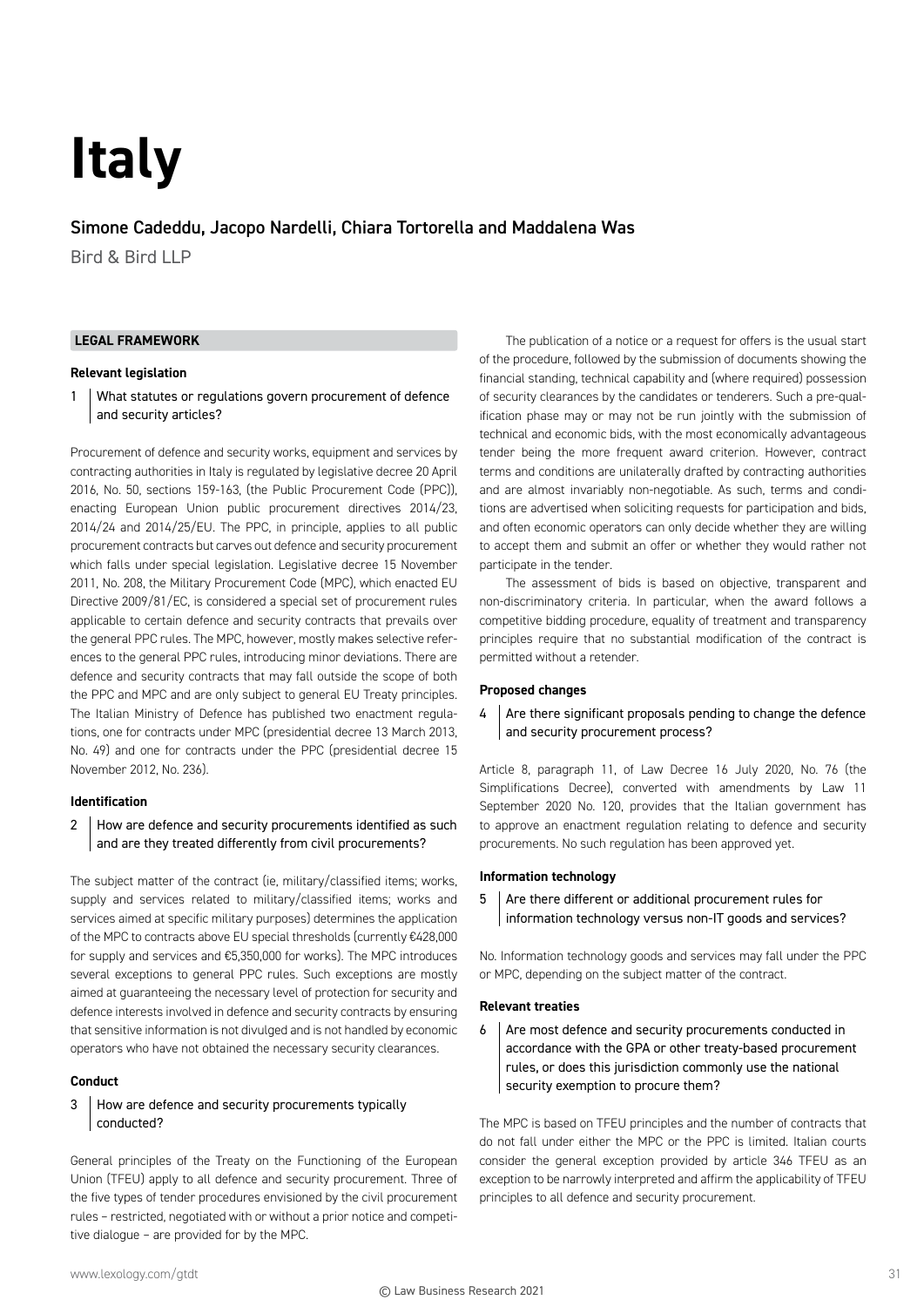# Italy

## Simone Cadeddu, Jacopo Nardelli, Chiara Tortorella and Maddalena Was

Bird & Bird LLP

### LEGAL FRAMEWORK

#### Relevant legislation

**1 What statutes or regulations govern procurement of defence and security articles?**

Procurement of defence and security works, equipment and services by contracting authorities in Italy is regulated by legislative decree 20 April 2016, No. 50, sections 159-163, (the Public Procurement Code (PPC)), enacting European Union public procurement directives 2014/23, 2014/24 and 2014/25/EU. The PPC, in principle, applies to all public procurement contracts but carves out defence and security procurement which falls under special legislation. Legislative decree 15 November 2011, No. 208, the Military Procurement Code (MPC), which enacted EU Directive 2009/81/EC, is considered a special set of procurement rules applicable to certain defence and security contracts that prevails over the general PPC rules. The MPC, however, mostly makes selective references to the general PPC rules, introducing minor deviations. There are defence and security contracts that may fall outside the scope of both the PPC and MPC and are only subject to general EU Treaty principles. The Italian Ministry of Defence has published two enactment regulations, one for contracts under MPC (presidential decree 13 March 2013, No. 49) and one for contracts under the PPC (presidential decree 15 November 2012, No. 236).

#### Identification

**2 How are defence and security procurements identified as such and are they treated differently from civil procurements?**

The subject matter of the contract (ie, military/classified items; works, supply and services related to military/classified items; works and services aimed at specific military purposes) determines the application of the MPC to contracts above EU special thresholds (currently €428,000 for supply and services and €5,350,000 for works). The MPC introduces several exceptions to general PPC rules. Such exceptions are mostly aimed at guaranteeing the necessary level of protection for security and defence interests involved in defence and security contracts by ensuring that sensitive information is not divulged and is not handled by economic operators who have not obtained the necessary security clearances.

#### Conduct

**3 How are defence and security procurements typically conducted?**

General principles of the Treaty on the Functioning of the European Union (TFEU) apply to all defence and security procurement. Three of the five types of tender procedures envisioned by the civil procurement rules – restricted, negotiated with or without a prior notice and competitive dialogue – are provided for by the MPC.

The publication of a notice or a request for offers is the usual start of the procedure, followed by the submission of documents showing the financial standing, technical capability and (where required) possession of security clearances by the candidates or tenderers. Such a pre-qualification phase may or may not be run jointly with the submission of technical and economic bids, with the most economically advantageous tender being the more frequent award criterion. However, contract terms and conditions are unilaterally drafted by contracting authorities and are almost invariably non-negotiable. As such, terms and conditions are advertised when soliciting requests for participation and bids, and often economic operators can only decide whether they are willing to accept them and submit an offer or whether they would rather not participate in the tender.

The assessment of bids is based on objective, transparent and non-discriminatory criteria. In particular, when the award follows a competitive bidding procedure, equality of treatment and transparency principles require that no substantial modification of the contract is permitted without a retender.

#### Proposed changes

**4 Are there significant proposals pending to change the defence and security procurement process?**

Article 8, paragraph 11, of Law Decree 16 July 2020, No. 76 (the Simplifications Decree), converted with amendments by Law 11 September 2020 No. 120, provides that the Italian government has to approve an enactment regulation relating to defence and security procurements. No such regulation has been approved yet.

#### Information technology

**5 Are there different or additional procurement rules for information technology versus non-IT goods and services?**

No. Information technology goods and services may fall under the PPC or MPC, depending on the subject matter of the contract.

#### Relevant treaties

**6 Are most defence and security procurements conducted in accordance with the GPA or other treaty-based procurement rules, or does this jurisdiction commonly use the national security exemption to procure them?**

The MPC is based on TFEU principles and the number of contracts that do not fall under either the MPC or the PPC is limited. Italian courts consider the general exception provided by article 346 TFEU as an exception to be narrowly interpreted and affirm the applicability of TFEU principles to all defence and security procurement.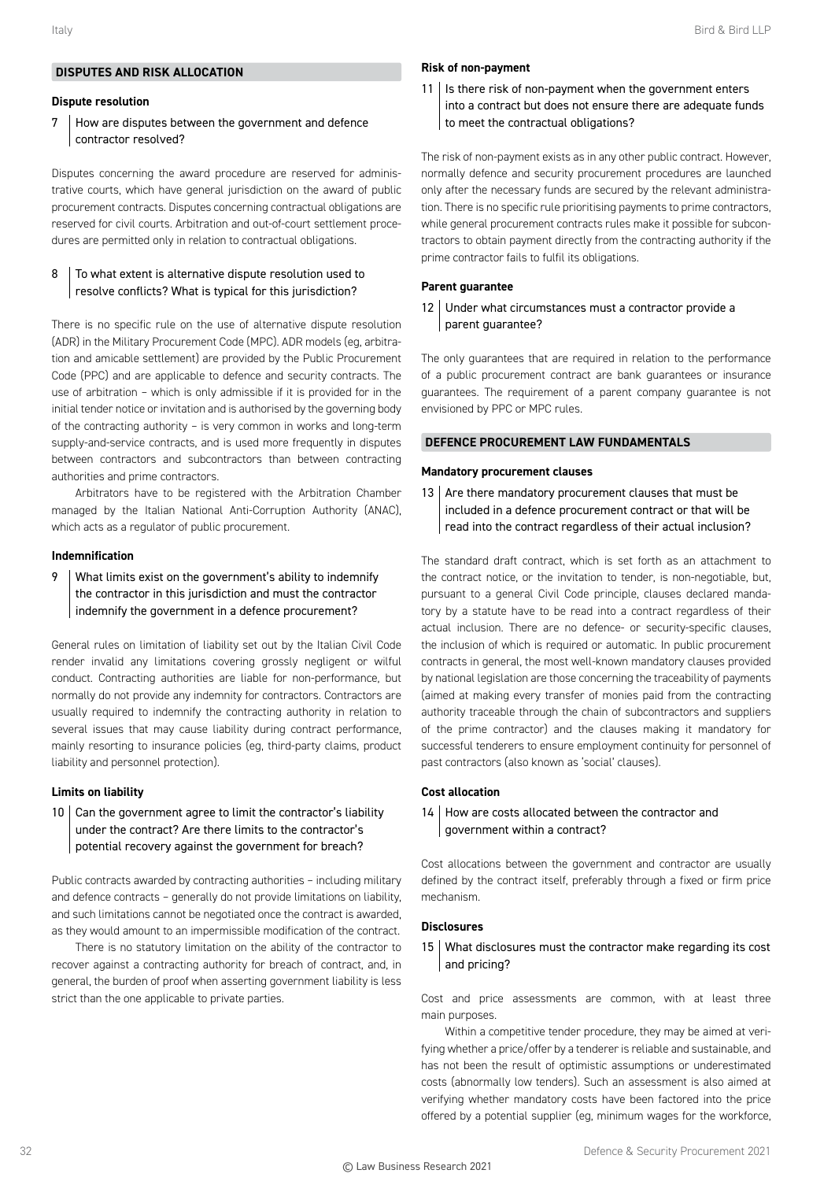## DISPUTES AND RISK ALLOCATION

### Dispute resolution

**7 How are disputes between the government and defence contractor resolved?**

Disputes concerning the award procedure are reserved for administrative courts, which have general jurisdiction on the award of public procurement contracts. Disputes concerning contractual obligations are reserved for civil courts. Arbitration and out-of-court settlement procedures are permitted only in relation to contractual obligations.

**8 To what extent is alternative dispute resolution used to resolve conflicts? What is typical for this jurisdiction?**

There is no specific rule on the use of alternative dispute resolution (ADR) in the Military Procurement Code (MPC). ADR models (eg, arbitration and amicable settlement) are provided by the Public Procurement Code (PPC) and are applicable to defence and security contracts. The use of arbitration – which is only admissible if it is provided for in the initial tender notice or invitation and is authorised by the governing body of the contracting authority – is very common in works and long-term supply-and-service contracts, and is used more frequently in disputes between contractors and subcontractors than between contracting authorities and prime contractors.

Arbitrators have to be registered with the Arbitration Chamber managed by the Italian National Anti-Corruption Authority (ANAC), which acts as a regulator of public procurement.

### Indemnification

**9 What limits exist on the government's ability to indemnify the contractor in this jurisdiction and must the contractor indemnify the government in a defence procurement?**

General rules on limitation of liability set out by the Italian Civil Code render invalid any limitations covering grossly negligent or wilful conduct. Contracting authorities are liable for non-performance, but normally do not provide any indemnity for contractors. Contractors are usually required to indemnify the contracting authority in relation to several issues that may cause liability during contract performance, mainly resorting to insurance policies (eg, third-party claims, product liability and personnel protection).

### Limits on liability

**10 Can the government agree to limit the contractor's liability under the contract? Are there limits to the contractor's potential recovery against the government for breach?**

Public contracts awarded by contracting authorities – including military and defence contracts – generally do not provide limitations on liability, and such limitations cannot be negotiated once the contract is awarded, as they would amount to an impermissible modification of the contract.

There is no statutory limitation on the ability of the contractor to recover against a contracting authority for breach of contract, and, in general, the burden of proof when asserting government liability is less strict than the one applicable to private parties.

### Risk of non-payment

**11 Is there risk of non-payment when the government enters into a contract but does not ensure there are adequate funds to meet the contractual obligations?**

The risk of non-payment exists as in any other public contract. However, normally defence and security procurement procedures are launched only after the necessary funds are secured by the relevant administration. There is no specific rule prioritising payments to prime contractors, while general procurement contracts rules make it possible for subcontractors to obtain payment directly from the contracting authority if the prime contractor fails to fulfil its obligations.

### Parent guarantee

**12 Under what circumstances must a contractor provide a parent guarantee?**

The only guarantees that are required in relation to the performance of a public procurement contract are bank guarantees or insurance guarantees. The requirement of a parent company guarantee is not envisioned by PPC or MPC rules.

## DEFENCE PROCUREMENT LAW FUNDAMENTALS

### Mandatory procurement clauses

**13 Are there mandatory procurement clauses that must be included in a defence procurement contract or that will be read into the contract regardless of their actual inclusion?**

The standard draft contract, which is set forth as an attachment to the contract notice, or the invitation to tender, is non-negotiable, but, pursuant to a general Civil Code principle, clauses declared mandatory by a statute have to be read into a contract regardless of their actual inclusion. There are no defence- or security-specific clauses, the inclusion of which is required or automatic. In public procurement contracts in general, the most well-known mandatory clauses provided by national legislation are those concerning the traceability of payments (aimed at making every transfer of monies paid from the contracting authority traceable through the chain of subcontractors and suppliers of the prime contractor) and the clauses making it mandatory for successful tenderers to ensure employment continuity for personnel of past contractors (also known as 'social' clauses).

### Cost allocation

**14 How are costs allocated between the contractor and government within a contract?**

Cost allocations between the government and contractor are usually defined by the contract itself, preferably through a fixed or firm price mechanism.

### Disclosures

**15 What disclosures must the contractor make regarding its cost and pricing?**

Cost and price assessments are common, with at least three main purposes.

Within a competitive tender procedure, they may be aimed at verifying whether a price/offer by a tenderer is reliable and sustainable, and has not been the result of optimistic assumptions or underestimated costs (abnormally low tenders). Such an assessment is also aimed at verifying whether mandatory costs have been factored into the price offered by a potential supplier (eg, minimum wages for the workforce,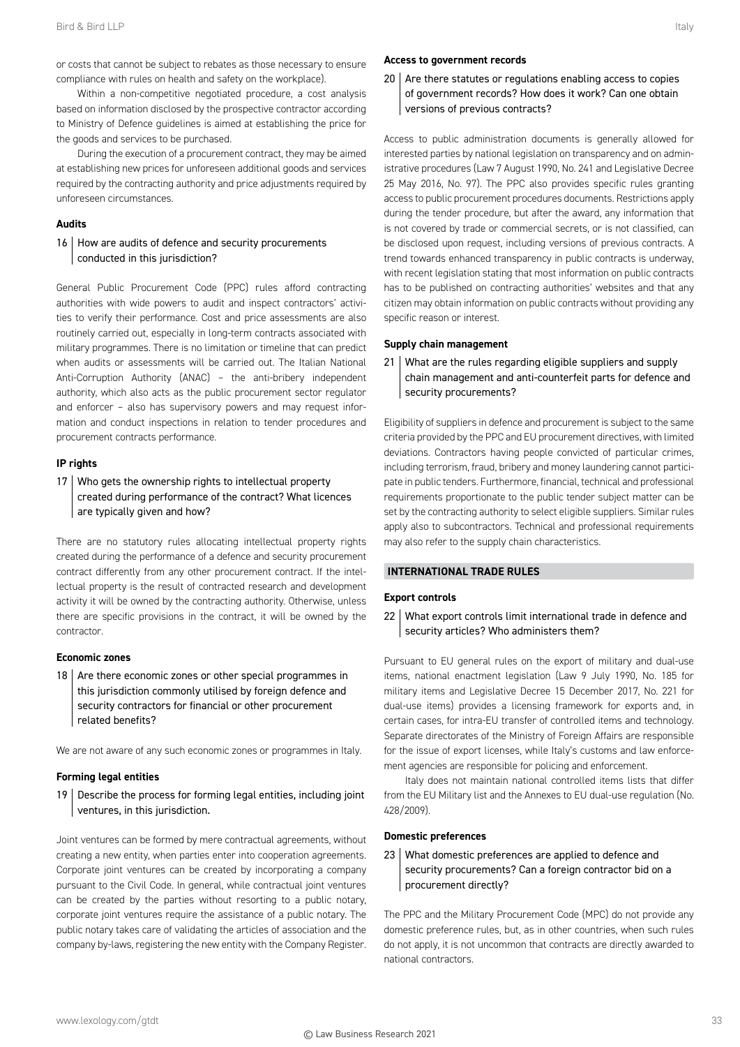or costs that cannot be subject to rebates as those necessary to ensure compliance with rules on health and safety on the workplace).

Within a non-competitive negotiated procedure, a cost analysis based on information disclosed by the prospective contractor according to Ministry of Defence guidelines is aimed at establishing the price for the goods and services to be purchased.

During the execution of a procurement contract, they may be aimed at establishing new prices for unforeseen additional goods and services required by the contracting authority and price adjustments required by unforeseen circumstances.

**Audits**

### 16 How are audits of defence and security procurements conducted in this jurisdiction?

General Public Procurement Code (PPC) rules afford contracting authorities with wide powers to audit and inspect contractors' activities to verify their performance. Cost and price assessments are also routinely carried out, especially in long-term contracts associated with military programmes. There is no limitation or timeline that can predict when audits or assessments will be carried out. The Italian National Anti-Corruption Authority (ANAC) – the anti-bribery independent authority, which also acts as the public procurement sector regulator and enforcer – also has supervisory powers and may request information and conduct inspections in relation to tender procedures and procurement contracts performance.

**IP rights**

### 17 Who gets the ownership rights to intellectual property created during performance of the contract? What licences are typically given and how?

There are no statutory rules allocating intellectual property rights created during the performance of a defence and security procurement contract differently from any other procurement contract. If the intellectual property is the result of contracted research and development activity it will be owned by the contracting authority. Otherwise, unless there are specific provisions in the contract, it will be owned by the contractor.

**Economic zones**

### 18 Are there economic zones or other special programmes in this jurisdiction commonly utilised by foreign defence and security contractors for financial or other procurement related benefits?

We are not aware of any such economic zones or programmes in Italy.

**Forming legal entities**

### 19 Describe the process for forming legal entities, including joint ventures, in this jurisdiction.

Joint ventures can be formed by mere contractual agreements, without creating a new entity, when parties enter into cooperation agreements. Corporate joint ventures can be created by incorporating a company pursuant to the Civil Code. In general, while contractual joint ventures can be created by the parties without resorting to a public notary, corporate joint ventures require the assistance of a public notary. The public notary takes care of validating the articles of association and the company by-laws, registering the new entity with the Company Register.

**Access to government records**

### 20 Are there statutes or regulations enabling access to copies of government records? How does it work? Can one obtain versions of previous contracts?

Access to public administration documents is generally allowed for interested parties by national legislation on transparency and on administrative procedures (Law 7 August 1990, No. 241 and Legislative Decree 25 May 2016, No. 97). The PPC also provides specific rules granting access to public procurement procedures documents. Restrictions apply during the tender procedure, but after the award, any information that is not covered by trade or commercial secrets, or is not classified, can be disclosed upon request, including versions of previous contracts. A trend towards enhanced transparency in public contracts is underway, with recent legislation stating that most information on public contracts has to be published on contracting authorities' websites and that any citizen may obtain information on public contracts without providing any specific reason or interest.

**Supply chain management**

### 21 What are the rules regarding eligible suppliers and supply chain management and anti-counterfeit parts for defence and security procurements?

Eligibility of suppliers in defence and procurement is subject to the same criteria provided by the PPC and EU procurement directives, with limited deviations. Contractors having people convicted of particular crimes, including terrorism, fraud, bribery and money laundering cannot participate in public tenders. Furthermore, financial, technical and professional requirements proportionate to the public tender subject matter can be set by the contracting authority to select eligible suppliers. Similar rules apply also to subcontractors. Technical and professional requirements may also refer to the supply chain characteristics.

## INTERNATIONAL TRADE RULES

**Export controls**

### 22 What export controls limit international trade in defence and security articles? Who administers them?

Pursuant to EU general rules on the export of military and dual-use items, national enactment legislation (Law 9 July 1990, No. 185 for military items and Legislative Decree 15 December 2017, No. 221 for dual-use items) provides a licensing framework for exports and, in certain cases, for intra-EU transfer of controlled items and technology. Separate directorates of the Ministry of Foreign Affairs are responsible for the issue of export licenses, while Italy's customs and law enforcement agencies are responsible for policing and enforcement.

Italy does not maintain national controlled items lists that differ from the EU Military list and the Annexes to EU dual-use regulation (No. 428/2009).

**Domestic preferences**

### 23 What domestic preferences are applied to defence and security procurements? Can a foreign contractor bid on a procurement directly?

The PPC and the Military Procurement Code (MPC) do not provide any domestic preference rules, but, as in other countries, when such rules do not apply, it is not uncommon that contracts are directly awarded to national contractors.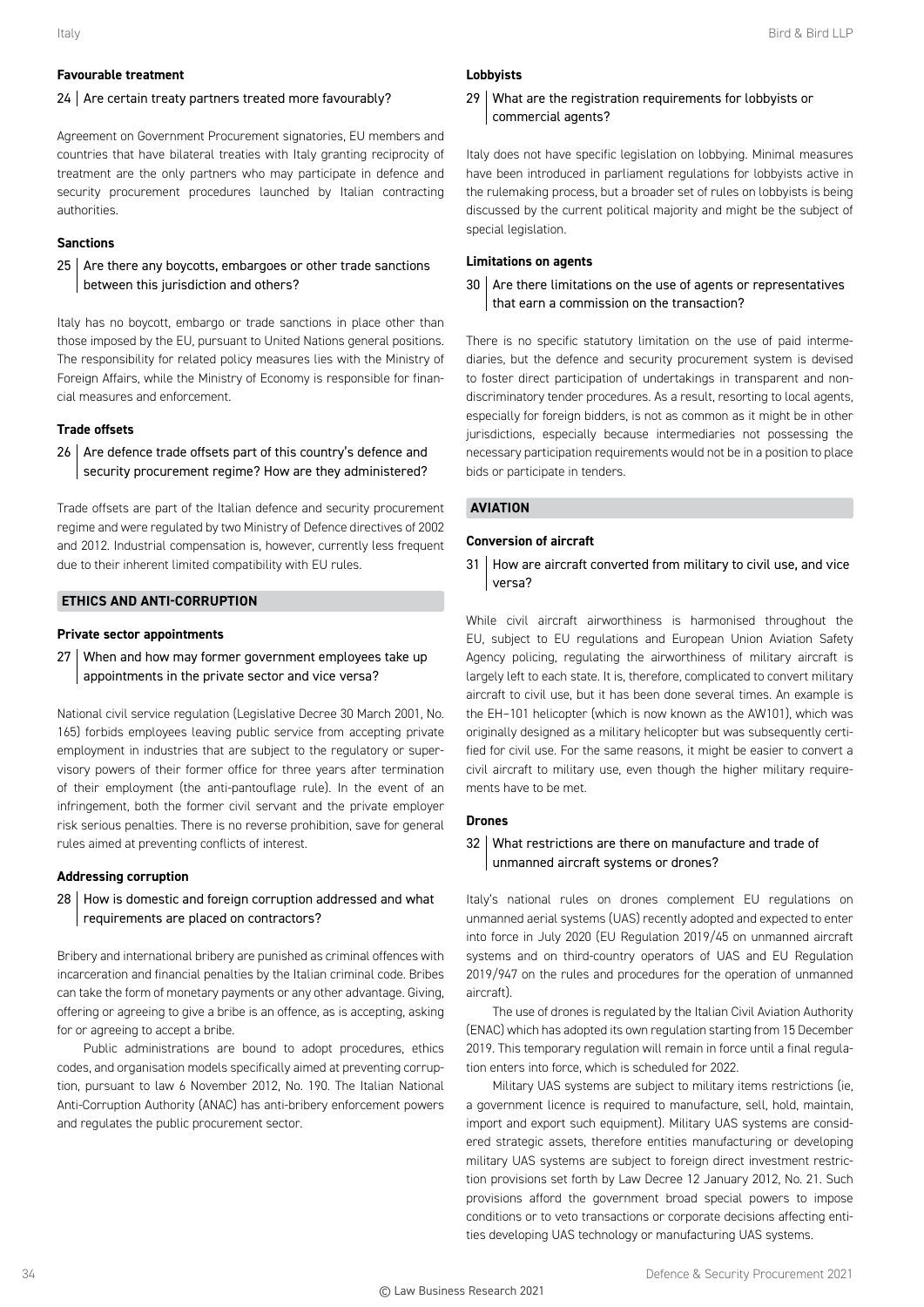### Favourable treatment

**24 | Are certain treaty partners treated more favourably?**

Agreement on Government Procurement signatories, EU members and countries that have bilateral treaties with Italy granting reciprocity of treatment are the only partners who may participate in defence and security procurement procedures launched by Italian contracting authorities.

### Sanctions

**25 | Are there any boycotts, embargoes or other trade sanctions between this jurisdiction and others?**

Italy has no boycott, embargo or trade sanctions in place other than those imposed by the EU, pursuant to United Nations general positions. The responsibility for related policy measures lies with the Ministry of Foreign Affairs, while the Ministry of Economy is responsible for financial measures and enforcement.

### Trade offsets

**26 | Are defence trade offsets part of this country's defence and security procurement regime? How are they administered?**

Trade offsets are part of the Italian defence and security procurement regime and were regulated by two Ministry of Defence directives of 2002 and 2012. Industrial compensation is, however, currently less frequent due to their inherent limited compatibility with EU rules.

## ETHICS AND ANTI-CORRUPTION

### Private sector appointments

**27 | When and how may former government employees take up appointments in the private sector and vice versa?**

National civil service regulation (Legislative Decree 30 March 2001, No. 165) forbids employees leaving public service from accepting private employment in industries that are subject to the regulatory or supervisory powers of their former office for three years after termination of their employment (the anti-pantouflage rule). In the event of an infringement, both the former civil servant and the private employer risk serious penalties. There is no reverse prohibition, save for general rules aimed at preventing conflicts of interest.

### Addressing corruption

**28 | How is domestic and foreign corruption addressed and what requirements are placed on contractors?**

Bribery and international bribery are punished as criminal offences with incarceration and financial penalties by the Italian criminal code. Bribes can take the form of monetary payments or any other advantage. Giving, offering or agreeing to give a bribe is an offence, as is accepting, asking for or agreeing to accept a bribe.

Public administrations are bound to adopt procedures, ethics codes, and organisation models specifically aimed at preventing corruption, pursuant to law 6 November 2012, No. 190. The Italian National Anti-Corruption Authority (ANAC) has anti-bribery enforcement powers and regulates the public procurement sector.

### Lobbyists

**29 | What are the registration requirements for lobbyists or commercial agents?**

Italy does not have specific legislation on lobbying. Minimal measures have been introduced in parliament regulations for lobbyists active in the rulemaking process, but a broader set of rules on lobbyists is being discussed by the current political majority and might be the subject of special legislation.

### Limitations on agents

**30 | Are there limitations on the use of agents or representatives that earn a commission on the transaction?**

There is no specific statutory limitation on the use of paid intermediaries, but the defence and security procurement system is devised to foster direct participation of undertakings in transparent and non-discriminatory tender procedures. As a result, resorting to local agents, especially for foreign bidders, is not as common as it might be in other jurisdictions, especially because intermediaries not possessing the necessary participation requirements would not be in a position to place bids or participate in tenders.

## AVIATION

### Conversion of aircraft

**31 | How are aircraft converted from military to civil use, and vice versa?**

While civil aircraft airworthiness is harmonised throughout the EU, subject to EU regulations and European Union Aviation Safety Agency policing, regulating the airworthiness of military aircraft is largely left to each state. It is, therefore, complicated to convert military aircraft to civil use, but it has been done several times. An example is the EH-101 helicopter (which is now known as the AW101), which was originally designed as a military helicopter but was subsequently certified for civil use. For the same reasons, it might be easier to convert a civil aircraft to military use, even though the higher military requirements have to be met.

### Drones

**32 | What restrictions are there on manufacture and trade of unmanned aircraft systems or drones?**

Italy's national rules on drones complement EU regulations on unmanned aerial systems (UAS) recently adopted and expected to enter into force in July 2020 (EU Regulation 2019/45 on unmanned aircraft systems and on third-country operators of UAS and EU Regulation 2019/947 on the rules and procedures for the operation of unmanned aircraft).

The use of drones is regulated by the Italian Civil Aviation Authority (ENAC) which has adopted its own regulation starting from 15 December 2019. This temporary regulation will remain in force until a final regulation enters into force, which is scheduled for 2022.

Military UAS systems are subject to military items restrictions (ie, a government licence is required to manufacture, sell, hold, maintain, import and export such equipment). Military UAS systems are considered strategic assets, therefore entities manufacturing or developing military UAS systems are subject to foreign direct investment restriction provisions set forth by Law Decree 12 January 2012, No. 21. Such provisions afford the government broad special powers to impose conditions or to veto transactions or corporate decisions affecting entities developing UAS technology or manufacturing UAS systems.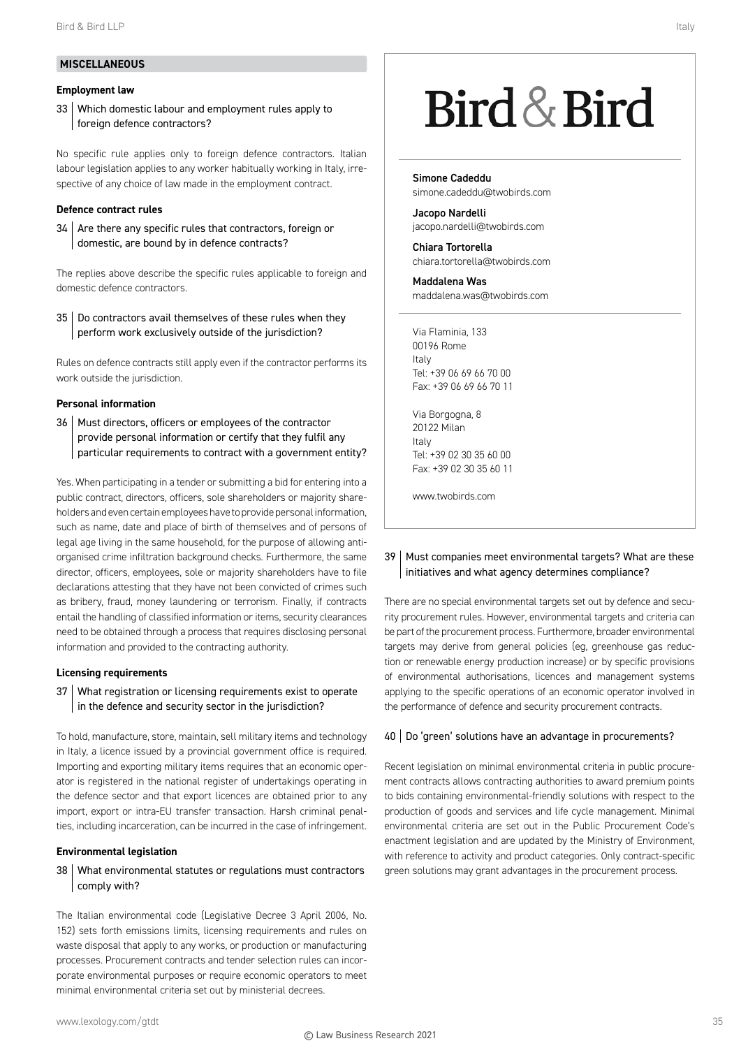## MISCELLANEOUS

### Employment law

**33 Which domestic labour and employment rules apply to foreign defence contractors?**

No specific rule applies only to foreign defence contractors. Italian labour legislation applies to any worker habitually working in Italy, irrespective of any choice of law made in the employment contract.

### Defence contract rules

**34 Are there any specific rules that contractors, foreign or domestic, are bound by in defence contracts?**

The replies above describe the specific rules applicable to foreign and domestic defence contractors.

**35 Do contractors avail themselves of these rules when they perform work exclusively outside of the jurisdiction?**

Rules on defence contracts still apply even if the contractor performs its work outside the jurisdiction.

### Personal information

**36 Must directors, officers or employees of the contractor provide personal information or certify that they fulfil any particular requirements to contract with a government entity?**

Yes. When participating in a tender or submitting a bid for entering into a public contract, directors, officers, sole shareholders or majority shareholders and even certain employees have to provide personal information, such as name, date and place of birth of themselves and of persons of legal age living in the same household, for the purpose of allowing anti-organised crime infiltration background checks. Furthermore, the same director, officers, employees, sole or majority shareholders have to file declarations attesting that they have not been convicted of crimes such as bribery, fraud, money laundering or terrorism. Finally, if contracts entail the handling of classified information or items, security clearances need to be obtained through a process that requires disclosing personal information and provided to the contracting authority.

### Licensing requirements

**37 What registration or licensing requirements exist to operate in the defence and security sector in the jurisdiction?**

To hold, manufacture, store, maintain, sell military items and technology in Italy, a licence issued by a provincial government office is required. Importing and exporting military items requires that an economic operator is registered in the national register of undertakings operating in the defence sector and that export licences are obtained prior to any import, export or intra-EU transfer transaction. Harsh criminal penalties, including incarceration, can be incurred in the case of infringement.

### Environmental legislation

**38 What environmental statutes or regulations must contractors comply with?**

The Italian environmental code (Legislative Decree 3 April 2006, No. 152) sets forth emissions limits, licensing requirements and rules on waste disposal that apply to any works, or production or manufacturing processes. Procurement contracts and tender selection rules can incorporate environmental purposes or require economic operators to meet minimal environmental criteria set out by ministerial decrees.

Bird & Bird

**Simone Cadeddu**
simone.cadeddu@twobirds.com

**Jacopo Nardelli**
jacopo.nardelli@twobirds.com

**Chiara Tortorella**
chiara.tortorella@twobirds.com

**Maddalena Was**
maddalena.was@twobirds.com

Via Flaminia, 133
00196 Rome
Italy
Tel: +39 06 69 66 70 00
Fax: +39 06 69 66 70 11

Via Borgogna, 8
20122 Milan
Italy
Tel: +39 02 30 35 60 00
Fax: +39 02 30 35 60 11

www.twobirds.com

**39 Must companies meet environmental targets? What are these initiatives and what agency determines compliance?**

There are no special environmental targets set out by defence and security procurement rules. However, environmental targets and criteria can be part of the procurement process. Furthermore, broader environmental targets may derive from general policies (eg, greenhouse gas reduction or renewable energy production increase) or by specific provisions of environmental authorisations, licences and management systems applying to the specific operations of an economic operator involved in the performance of defence and security procurement contracts.

**40 Do 'green' solutions have an advantage in procurements?**

Recent legislation on minimal environmental criteria in public procurement contracts allows contracting authorities to award premium points to bids containing environmental-friendly solutions with respect to the production of goods and services and life cycle management. Minimal environmental criteria are set out in the Public Procurement Code's enactment legislation and are updated by the Ministry of Environment, with reference to activity and product categories. Only contract-specific green solutions may grant advantages in the procurement process.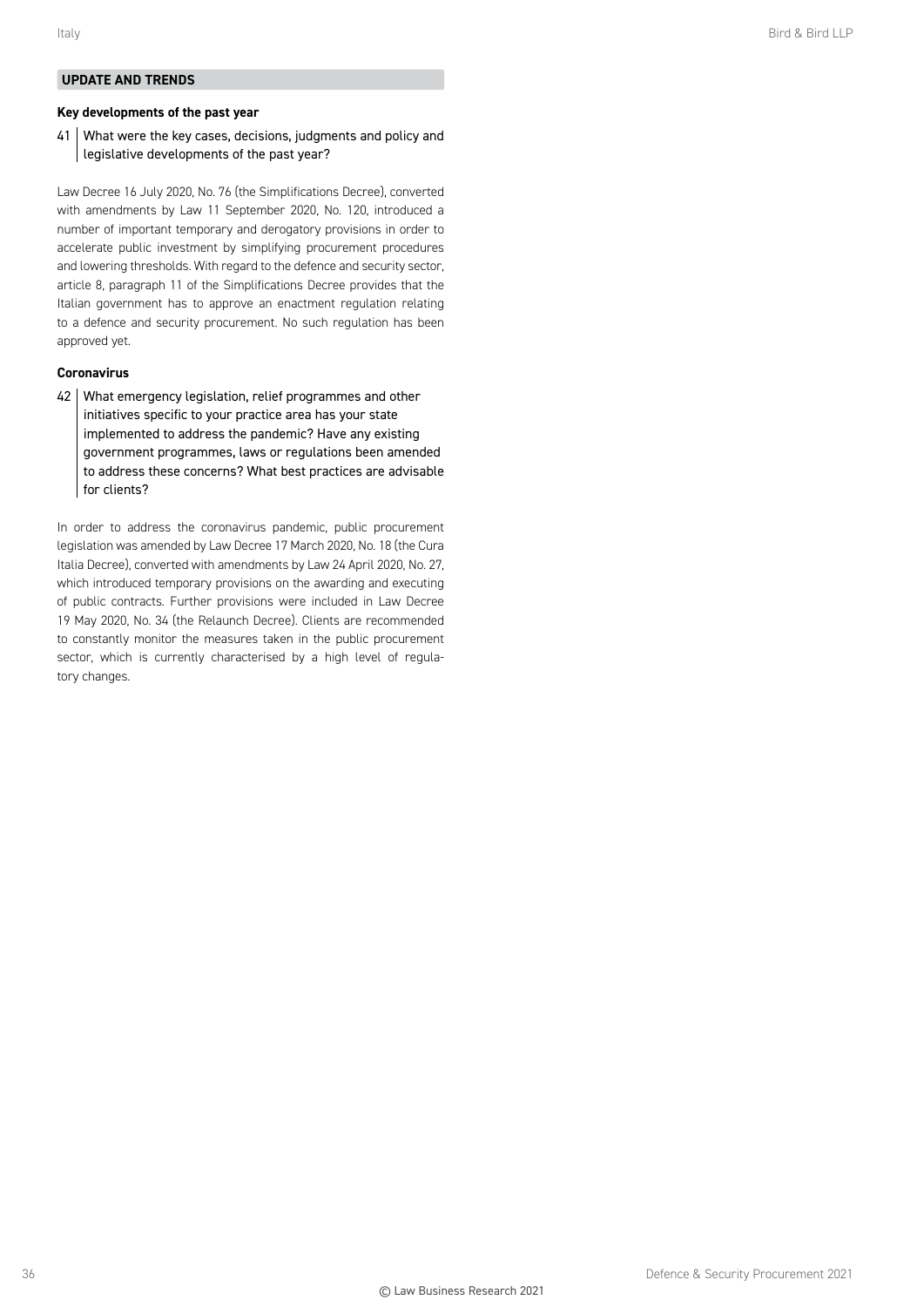## UPDATE AND TRENDS

### Key developments of the past year

**41 What were the key cases, decisions, judgments and policy and legislative developments of the past year?**

Law Decree 16 July 2020, No. 76 (the Simplifications Decree), converted with amendments by Law 11 September 2020, No. 120, introduced a number of important temporary and derogatory provisions in order to accelerate public investment by simplifying procurement procedures and lowering thresholds. With regard to the defence and security sector, article 8, paragraph 11 of the Simplifications Decree provides that the Italian government has to approve an enactment regulation relating to a defence and security procurement. No such regulation has been approved yet.

### Coronavirus

**42 What emergency legislation, relief programmes and other initiatives specific to your practice area has your state implemented to address the pandemic? Have any existing government programmes, laws or regulations been amended to address these concerns? What best practices are advisable for clients?**

In order to address the coronavirus pandemic, public procurement legislation was amended by Law Decree 17 March 2020, No. 18 (the Cura Italia Decree), converted with amendments by Law 24 April 2020, No. 27, which introduced temporary provisions on the awarding and executing of public contracts. Further provisions were included in Law Decree 19 May 2020, No. 34 (the Relaunch Decree). Clients are recommended to constantly monitor the measures taken in the public procurement sector, which is currently characterised by a high level of regulatory changes.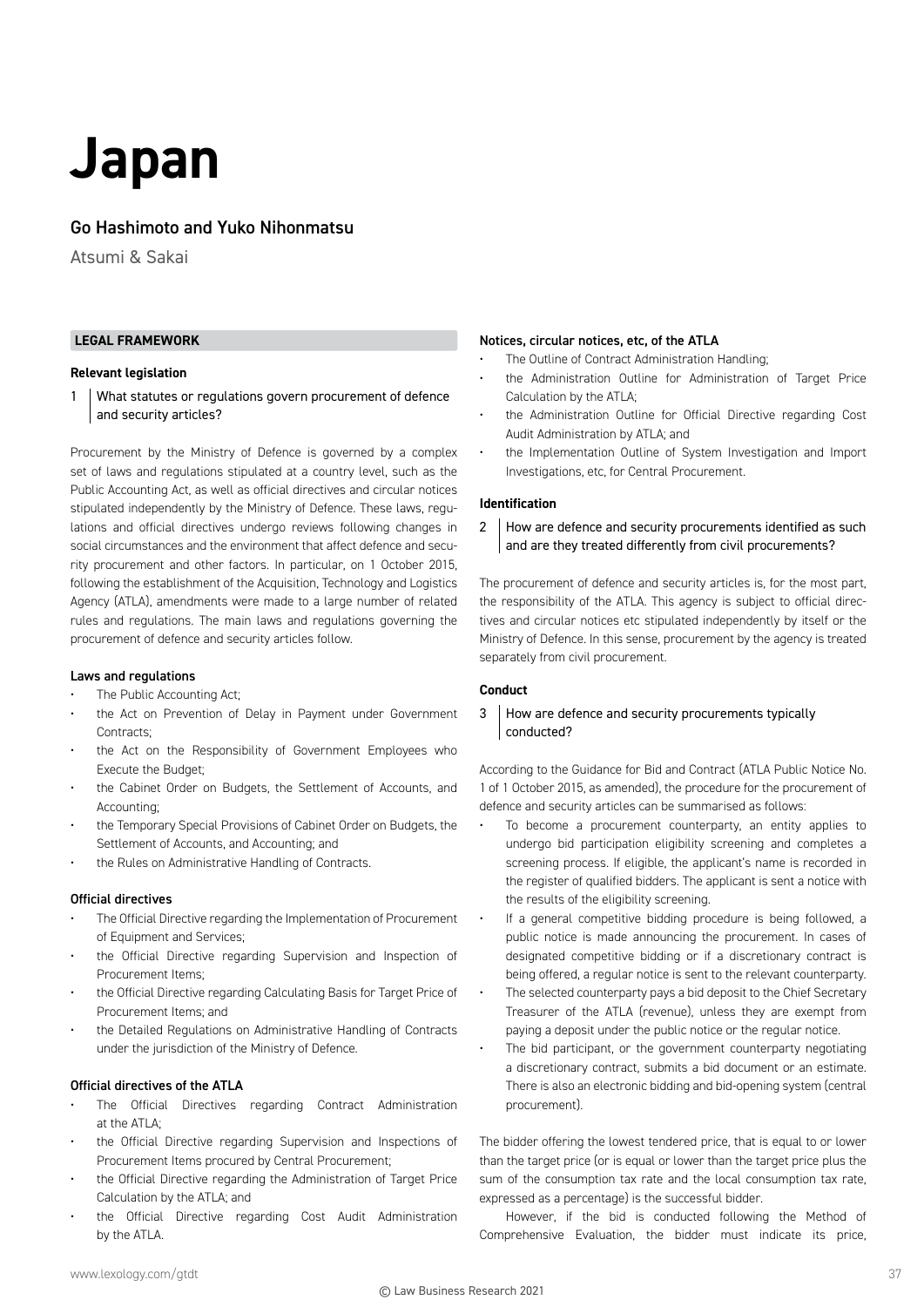# Japan

## Go Hashimoto and Yuko Nihonmatsu

Atsumi & Sakai

### LEGAL FRAMEWORK

#### Relevant legislation

**1 What statutes or regulations govern procurement of defence and security articles?**

Procurement by the Ministry of Defence is governed by a complex set of laws and regulations stipulated at a country level, such as the Public Accounting Act, as well as official directives and circular notices stipulated independently by the Ministry of Defence. These laws, regulations and official directives undergo reviews following changes in social circumstances and the environment that affect defence and security procurement and other factors. In particular, on 1 October 2015, following the establishment of the Acquisition, Technology and Logistics Agency (ATLA), amendments were made to a large number of related rules and regulations. The main laws and regulations governing the procurement of defence and security articles follow.

**Laws and regulations**

- The Public Accounting Act;
- the Act on Prevention of Delay in Payment under Government Contracts;
- the Act on the Responsibility of Government Employees who Execute the Budget;
- the Cabinet Order on Budgets, the Settlement of Accounts, and Accounting;
- the Temporary Special Provisions of Cabinet Order on Budgets, the Settlement of Accounts, and Accounting; and
- the Rules on Administrative Handling of Contracts.

**Official directives**

- The Official Directive regarding the Implementation of Procurement of Equipment and Services;
- the Official Directive regarding Supervision and Inspection of Procurement Items;
- the Official Directive regarding Calculating Basis for Target Price of Procurement Items; and
- the Detailed Regulations on Administrative Handling of Contracts under the jurisdiction of the Ministry of Defence.

**Official directives of the ATLA**

- The Official Directives regarding Contract Administration at the ATLA;
- the Official Directive regarding Supervision and Inspections of Procurement Items procured by Central Procurement;
- the Official Directive regarding the Administration of Target Price Calculation by the ATLA; and
- the Official Directive regarding Cost Audit Administration by the ATLA.

**Notices, circular notices, etc, of the ATLA**

- The Outline of Contract Administration Handling;
- the Administration Outline for Administration of Target Price Calculation by the ATLA;
- the Administration Outline for Official Directive regarding Cost Audit Administration by ATLA; and
- the Implementation Outline of System Investigation and Import Investigations, etc, for Central Procurement.

#### Identification

**2 How are defence and security procurements identified as such and are they treated differently from civil procurements?**

The procurement of defence and security articles is, for the most part, the responsibility of the ATLA. This agency is subject to official directives and circular notices etc stipulated independently by itself or the Ministry of Defence. In this sense, procurement by the agency is treated separately from civil procurement.

#### Conduct

**3 How are defence and security procurements typically conducted?**

According to the Guidance for Bid and Contract (ATLA Public Notice No. 1 of 1 October 2015, as amended), the procedure for the procurement of defence and security articles can be summarised as follows:

- To become a procurement counterparty, an entity applies to undergo bid participation eligibility screening and completes a screening process. If eligible, the applicant's name is recorded in the register of qualified bidders. The applicant is sent a notice with the results of the eligibility screening.
- If a general competitive bidding procedure is being followed, a public notice is made announcing the procurement. In cases of designated competitive bidding or if a discretionary contract is being offered, a regular notice is sent to the relevant counterparty.
- The selected counterparty pays a bid deposit to the Chief Secretary Treasurer of the ATLA (revenue), unless they are exempt from paying a deposit under the public notice or the regular notice.
- The bid participant, or the government counterparty negotiating a discretionary contract, submits a bid document or an estimate. There is also an electronic bidding and bid-opening system (central procurement).

The bidder offering the lowest tendered price, that is equal to or lower than the target price (or is equal or lower than the target price plus the sum of the consumption tax rate and the local consumption tax rate, expressed as a percentage) is the successful bidder.

However, if the bid is conducted following the Method of Comprehensive Evaluation, the bidder must indicate its price,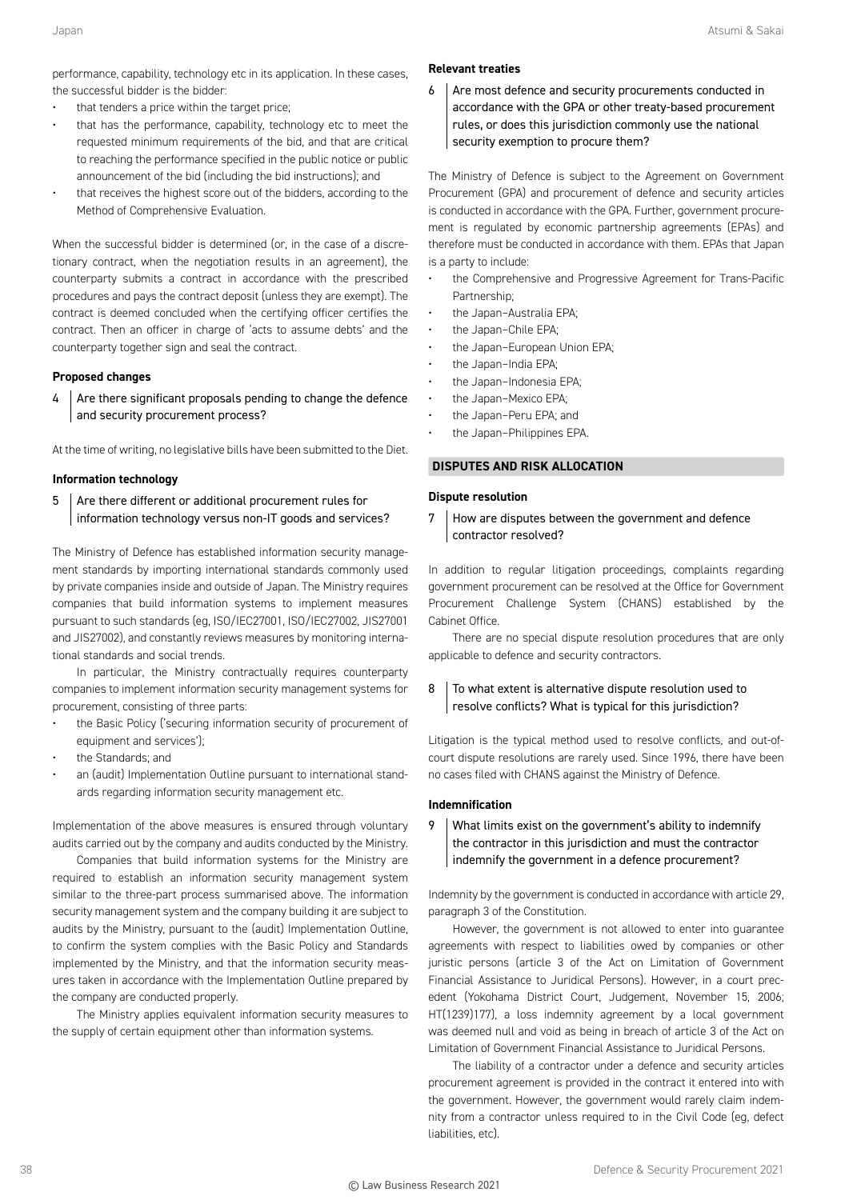performance, capability, technology etc in its application. In these cases, the successful bidder is the bidder:

- that tenders a price within the target price;
- that has the performance, capability, technology etc to meet the requested minimum requirements of the bid, and that are critical to reaching the performance specified in the public notice or public announcement of the bid (including the bid instructions); and
- that receives the highest score out of the bidders, according to the Method of Comprehensive Evaluation.

When the successful bidder is determined (or, in the case of a discretionary contract, when the negotiation results in an agreement), the counterparty submits a contract in accordance with the prescribed procedures and pays the contract deposit (unless they are exempt). The contract is deemed concluded when the certifying officer certifies the contract. Then an officer in charge of 'acts to assume debts' and the counterparty together sign and seal the contract.

### Proposed changes

**4 Are there significant proposals pending to change the defence and security procurement process?**

At the time of writing, no legislative bills have been submitted to the Diet.

### Information technology

**5 Are there different or additional procurement rules for information technology versus non-IT goods and services?**

The Ministry of Defence has established information security management standards by importing international standards commonly used by private companies inside and outside of Japan. The Ministry requires companies that build information systems to implement measures pursuant to such standards (eg, ISO/IEC27001, ISO/IEC27002, JIS27001 and JIS27002), and constantly reviews measures by monitoring international standards and social trends.

In particular, the Ministry contractually requires counterparty companies to implement information security management systems for procurement, consisting of three parts:

- the Basic Policy ('securing information security of procurement of equipment and services');
- the Standards; and
- an (audit) Implementation Outline pursuant to international standards regarding information security management etc.

Implementation of the above measures is ensured through voluntary audits carried out by the company and audits conducted by the Ministry.

Companies that build information systems for the Ministry are required to establish an information security management system similar to the three-part process summarised above. The information security management system and the company building it are subject to audits by the Ministry, pursuant to the (audit) Implementation Outline, to confirm the system complies with the Basic Policy and Standards implemented by the Ministry, and that the information security measures taken in accordance with the Implementation Outline prepared by the company are conducted properly.

The Ministry applies equivalent information security measures to the supply of certain equipment other than information systems.

### Relevant treaties

**6 Are most defence and security procurements conducted in accordance with the GPA or other treaty-based procurement rules, or does this jurisdiction commonly use the national security exemption to procure them?**

The Ministry of Defence is subject to the Agreement on Government Procurement (GPA) and procurement of defence and security articles is conducted in accordance with the GPA. Further, government procurement is regulated by economic partnership agreements (EPAs) and therefore must be conducted in accordance with them. EPAs that Japan is a party to include:

- the Comprehensive and Progressive Agreement for Trans-Pacific Partnership;
- the Japan–Australia EPA;
- the Japan–Chile EPA;
- the Japan–European Union EPA;
- the Japan–India EPA;
- the Japan–Indonesia EPA;
- the Japan–Mexico EPA;
- the Japan–Peru EPA; and
- the Japan–Philippines EPA.

## DISPUTES AND RISK ALLOCATION

### Dispute resolution

**7 How are disputes between the government and defence contractor resolved?**

In addition to regular litigation proceedings, complaints regarding government procurement can be resolved at the Office for Government Procurement Challenge System (CHANS) established by the Cabinet Office.

There are no special dispute resolution procedures that are only applicable to defence and security contractors.

**8 To what extent is alternative dispute resolution used to resolve conflicts? What is typical for this jurisdiction?**

Litigation is the typical method used to resolve conflicts, and out-of-court dispute resolutions are rarely used. Since 1996, there have been no cases filed with CHANS against the Ministry of Defence.

### Indemnification

**9 What limits exist on the government's ability to indemnify the contractor in this jurisdiction and must the contractor indemnify the government in a defence procurement?**

Indemnity by the government is conducted in accordance with article 29, paragraph 3 of the Constitution.

However, the government is not allowed to enter into guarantee agreements with respect to liabilities owed by companies or other juristic persons (article 3 of the Act on Limitation of Government Financial Assistance to Juridical Persons). However, in a court precedent (Yokohama District Court, Judgement, November 15, 2006; HT(1239)177), a loss indemnity agreement by a local government was deemed null and void as being in breach of article 3 of the Act on Limitation of Government Financial Assistance to Juridical Persons.

The liability of a contractor under a defence and security articles procurement agreement is provided in the contract it entered into with the government. However, the government would rarely claim indemnity from a contractor unless required to in the Civil Code (eg, defect liabilities, etc).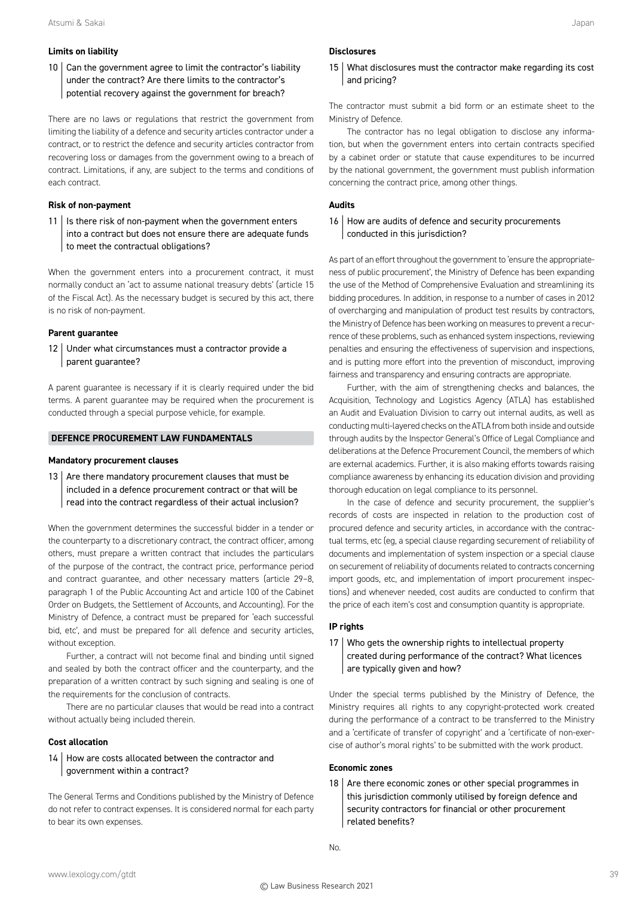### Limits on liability

**10 Can the government agree to limit the contractor's liability under the contract? Are there limits to the contractor's potential recovery against the government for breach?**

There are no laws or regulations that restrict the government from limiting the liability of a defence and security articles contractor under a contract, or to restrict the defence and security articles contractor from recovering loss or damages from the government owing to a breach of contract. Limitations, if any, are subject to the terms and conditions of each contract.

### Risk of non-payment

**11 Is there risk of non-payment when the government enters into a contract but does not ensure there are adequate funds to meet the contractual obligations?**

When the government enters into a procurement contract, it must normally conduct an 'act to assume national treasury debts' (article 15 of the Fiscal Act). As the necessary budget is secured by this act, there is no risk of non-payment.

### Parent guarantee

**12 Under what circumstances must a contractor provide a parent guarantee?**

A parent guarantee is necessary if it is clearly required under the bid terms. A parent guarantee may be required when the procurement is conducted through a special purpose vehicle, for example.

## DEFENCE PROCUREMENT LAW FUNDAMENTALS

### Mandatory procurement clauses

**13 Are there mandatory procurement clauses that must be included in a defence procurement contract or that will be read into the contract regardless of their actual inclusion?**

When the government determines the successful bidder in a tender or the counterparty to a discretionary contract, the contract officer, among others, must prepare a written contract that includes the particulars of the purpose of the contract, the contract price, performance period and contract guarantee, and other necessary matters (article 29–8, paragraph 1 of the Public Accounting Act and article 100 of the Cabinet Order on Budgets, the Settlement of Accounts, and Accounting). For the Ministry of Defence, a contract must be prepared for 'each successful bid, etc', and must be prepared for all defence and security articles, without exception.

Further, a contract will not become final and binding until signed and sealed by both the contract officer and the counterparty, and the preparation of a written contract by such signing and sealing is one of the requirements for the conclusion of contracts.

There are no particular clauses that would be read into a contract without actually being included therein.

### Cost allocation

**14 How are costs allocated between the contractor and government within a contract?**

The General Terms and Conditions published by the Ministry of Defence do not refer to contract expenses. It is considered normal for each party to bear its own expenses.

### Disclosures

**15 What disclosures must the contractor make regarding its cost and pricing?**

The contractor must submit a bid form or an estimate sheet to the Ministry of Defence.

The contractor has no legal obligation to disclose any information, but when the government enters into certain contracts specified by a cabinet order or statute that cause expenditures to be incurred by the national government, the government must publish information concerning the contract price, among other things.

### Audits

**16 How are audits of defence and security procurements conducted in this jurisdiction?**

As part of an effort throughout the government to 'ensure the appropriateness of public procurement', the Ministry of Defence has been expanding the use of the Method of Comprehensive Evaluation and streamlining its bidding procedures. In addition, in response to a number of cases in 2012 of overcharging and manipulation of product test results by contractors, the Ministry of Defence has been working on measures to prevent a recurrence of these problems, such as enhanced system inspections, reviewing penalties and ensuring the effectiveness of supervision and inspections, and is putting more effort into the prevention of misconduct, improving fairness and transparency and ensuring contracts are appropriate.

Further, with the aim of strengthening checks and balances, the Acquisition, Technology and Logistics Agency (ATLA) has established an Audit and Evaluation Division to carry out internal audits, as well as conducting multi-layered checks on the ATLA from both inside and outside through audits by the Inspector General's Office of Legal Compliance and deliberations at the Defence Procurement Council, the members of which are external academics. Further, it is also making efforts towards raising compliance awareness by enhancing its education division and providing thorough education on legal compliance to its personnel.

In the case of defence and security procurement, the supplier's records of costs are inspected in relation to the production cost of procured defence and security articles, in accordance with the contractual terms, etc (eg, a special clause regarding securement of reliability of documents and implementation of system inspection or a special clause on securement of reliability of documents related to contracts concerning import goods, etc, and implementation of import procurement inspections) and whenever needed, cost audits are conducted to confirm that the price of each item's cost and consumption quantity is appropriate.

### IP rights

**17 Who gets the ownership rights to intellectual property created during performance of the contract? What licences are typically given and how?**

Under the special terms published by the Ministry of Defence, the Ministry requires all rights to any copyright-protected work created during the performance of a contract to be transferred to the Ministry and a 'certificate of transfer of copyright' and a 'certificate of non-exercise of author's moral rights' to be submitted with the work product.

### Economic zones

**18 Are there economic zones or other special programmes in this jurisdiction commonly utilised by foreign defence and security contractors for financial or other procurement related benefits?**

No.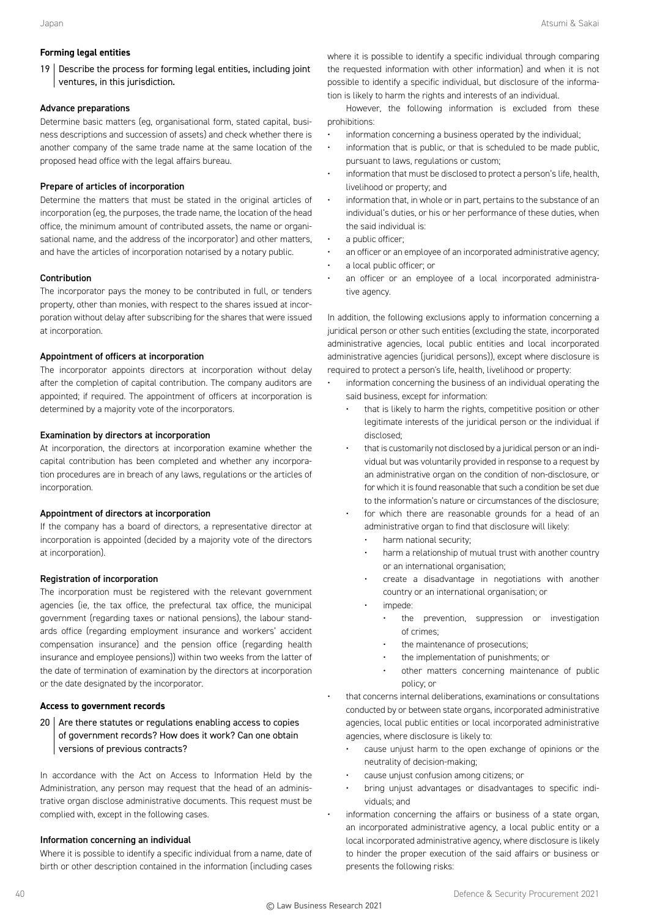### Forming legal entities

**19 | Describe the process for forming legal entities, including joint ventures, in this jurisdiction.**

#### Advance preparations

Determine basic matters (eg, organisational form, stated capital, business descriptions and succession of assets) and check whether there is another company of the same trade name at the same location of the proposed head office with the legal affairs bureau.

#### Prepare of articles of incorporation

Determine the matters that must be stated in the original articles of incorporation (eg, the purposes, the trade name, the location of the head office, the minimum amount of contributed assets, the name or organisational name, and the address of the incorporator) and other matters, and have the articles of incorporation notarised by a notary public.

#### Contribution

The incorporator pays the money to be contributed in full, or tenders property, other than monies, with respect to the shares issued at incorporation without delay after subscribing for the shares that were issued at incorporation.

#### Appointment of officers at incorporation

The incorporator appoints directors at incorporation without delay after the completion of capital contribution. The company auditors are appointed; if required. The appointment of officers at incorporation is determined by a majority vote of the incorporators.

#### Examination by directors at incorporation

At incorporation, the directors at incorporation examine whether the capital contribution has been completed and whether any incorporation procedures are in breach of any laws, regulations or the articles of incorporation.

#### Appointment of directors at incorporation

If the company has a board of directors, a representative director at incorporation is appointed (decided by a majority vote of the directors at incorporation).

#### Registration of incorporation

The incorporation must be registered with the relevant government agencies (ie, the tax office, the prefectural tax office, the municipal government (regarding taxes or national pensions), the labour standards office (regarding employment insurance and workers' accident compensation insurance) and the pension office (regarding health insurance and employee pensions)) within two weeks from the latter of the date of termination of examination by the directors at incorporation or the date designated by the incorporator.

### Access to government records

**20 | Are there statutes or regulations enabling access to copies of government records? How does it work? Can one obtain versions of previous contracts?**

In accordance with the Act on Access to Information Held by the Administration, any person may request that the head of an administrative organ disclose administrative documents. This request must be complied with, except in the following cases.

#### Information concerning an individual

Where it is possible to identify a specific individual from a name, date of birth or other description contained in the information (including cases where it is possible to identify a specific individual through comparing the requested information with other information) and when it is not possible to identify a specific individual, but disclosure of the information is likely to harm the rights and interests of an individual.

However, the following information is excluded from these prohibitions:

- information concerning a business operated by the individual;
- information that is public, or that is scheduled to be made public, pursuant to laws, regulations or custom;
- information that must be disclosed to protect a person's life, health, livelihood or property; and
- information that, in whole or in part, pertains to the substance of an individual's duties, or his or her performance of these duties, when the said individual is:
- a public officer;
- an officer or an employee of an incorporated administrative agency;
- a local public officer; or
- an officer or an employee of a local incorporated administrative agency.

In addition, the following exclusions apply to information concerning a juridical person or other such entities (excluding the state, incorporated administrative agencies, local public entities and local incorporated administrative agencies (juridical persons)), except where disclosure is required to protect a person's life, health, livelihood or property:

- information concerning the business of an individual operating the said business, except for information:
  - that is likely to harm the rights, competitive position or other legitimate interests of the juridical person or the individual if disclosed;
  - that is customarily not disclosed by a juridical person or an individual but was voluntarily provided in response to a request by an administrative organ on the condition of non-disclosure, or for which it is found reasonable that such a condition be set due to the information's nature or circumstances of the disclosure;
  - for which there are reasonable grounds for a head of an administrative organ to find that disclosure will likely:
    - harm national security;
    - harm a relationship of mutual trust with another country or an international organisation;
    - create a disadvantage in negotiations with another country or an international organisation; or
    - impede:
      - the prevention, suppression or investigation of crimes;
      - the maintenance of prosecutions;
      - the implementation of punishments; or
      - other matters concerning maintenance of public policy; or
- that concerns internal deliberations, examinations or consultations conducted by or between state organs, incorporated administrative agencies, local public entities or local incorporated administrative agencies, where disclosure is likely to:
  - cause unjust harm to the open exchange of opinions or the neutrality of decision-making;
  - cause unjust confusion among citizens; or
  - bring unjust advantages or disadvantages to specific individuals; and
- information concerning the affairs or business of a state organ, an incorporated administrative agency, a local public entity or a local incorporated administrative agency, where disclosure is likely to hinder the proper execution of the said affairs or business or presents the following risks: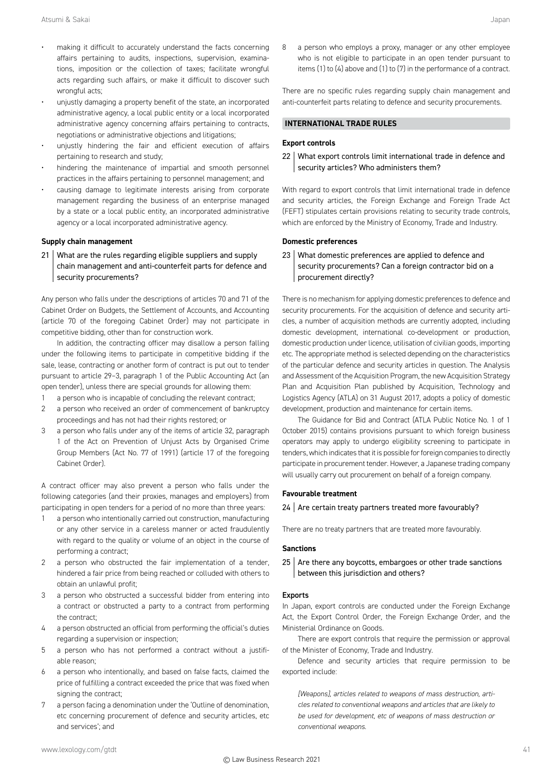- making it difficult to accurately understand the facts concerning affairs pertaining to audits, inspections, supervision, examinations, imposition or the collection of taxes; facilitate wrongful acts regarding such affairs, or make it difficult to discover such wrongful acts;
- unjustly damaging a property benefit of the state, an incorporated administrative agency, a local public entity or a local incorporated administrative agency concerning affairs pertaining to contracts, negotiations or administrative objections and litigations;
- unjustly hindering the fair and efficient execution of affairs pertaining to research and study;
- hindering the maintenance of impartial and smooth personnel practices in the affairs pertaining to personnel management; and
- causing damage to legitimate interests arising from corporate management regarding the business of an enterprise managed by a state or a local public entity, an incorporated administrative agency or a local incorporated administrative agency.

**Supply chain management**

21 | What are the rules regarding eligible suppliers and supply chain management and anti-counterfeit parts for defence and security procurements?

Any person who falls under the descriptions of articles 70 and 71 of the Cabinet Order on Budgets, the Settlement of Accounts, and Accounting (article 70 of the foregoing Cabinet Order) may not participate in competitive bidding, other than for construction work.

In addition, the contracting officer may disallow a person falling under the following items to participate in competitive bidding if the sale, lease, contracting or another form of contract is put out to tender pursuant to article 29–3, paragraph 1 of the Public Accounting Act (an open tender), unless there are special grounds for allowing them:

1. a person who is incapable of concluding the relevant contract;
2. a person who received an order of commencement of bankruptcy proceedings and has not had their rights restored; or
3. a person who falls under any of the items of article 32, paragraph 1 of the Act on Prevention of Unjust Acts by Organised Crime Group Members (Act No. 77 of 1991) (article 17 of the foregoing Cabinet Order).

A contract officer may also prevent a person who falls under the following categories (and their proxies, manages and employers) from participating in open tenders for a period of no more than three years:

1. a person who intentionally carried out construction, manufacturing or any other service in a careless manner or acted fraudulently with regard to the quality or volume of an object in the course of performing a contract;
2. a person who obstructed the fair implementation of a tender, hindered a fair price from being reached or colluded with others to obtain an unlawful profit;
3. a person who obstructed a successful bidder from entering into a contract or obstructed a party to a contract from performing the contract;
4. a person obstructed an official from performing the official's duties regarding a supervision or inspection;
5. a person who has not performed a contract without a justifiable reason;
6. a person who intentionally, and based on false facts, claimed the price of fulfilling a contract exceeded the price that was fixed when signing the contract;
7. a person facing a denomination under the 'Outline of denomination, etc concerning procurement of defence and security articles, etc and services'; and
8. a person who employs a proxy, manager or any other employee who is not eligible to participate in an open tender pursuant to items (1) to (4) above and (1) to (7) in the performance of a contract.

There are no specific rules regarding supply chain management and anti-counterfeit parts relating to defence and security procurements.

## INTERNATIONAL TRADE RULES

**Export controls**

22 | What export controls limit international trade in defence and security articles? Who administers them?

With regard to export controls that limit international trade in defence and security articles, the Foreign Exchange and Foreign Trade Act (FEFT) stipulates certain provisions relating to security trade controls, which are enforced by the Ministry of Economy, Trade and Industry.

**Domestic preferences**

23 | What domestic preferences are applied to defence and security procurements? Can a foreign contractor bid on a procurement directly?

There is no mechanism for applying domestic preferences to defence and security procurements. For the acquisition of defence and security articles, a number of acquisition methods are currently adopted, including domestic development, international co-development or production, domestic production under licence, utilisation of civilian goods, importing etc. The appropriate method is selected depending on the characteristics of the particular defence and security articles in question. The Analysis and Assessment of the Acquisition Program, the new Acquisition Strategy Plan and Acquisition Plan published by Acquisition, Technology and Logistics Agency (ATLA) on 31 August 2017, adopts a policy of domestic development, production and maintenance for certain items.

The Guidance for Bid and Contract (ATLA Public Notice No. 1 of 1 October 2015) contains provisions pursuant to which foreign business operators may apply to undergo eligibility screening to participate in tenders, which indicates that it is possible for foreign companies to directly participate in procurement tender. However, a Japanese trading company will usually carry out procurement on behalf of a foreign company.

**Favourable treatment**

24 | Are certain treaty partners treated more favourably?

There are no treaty partners that are treated more favourably.

**Sanctions**

25 | Are there any boycotts, embargoes or other trade sanctions between this jurisdiction and others?

**Exports**

In Japan, export controls are conducted under the Foreign Exchange Act, the Export Control Order, the Foreign Exchange Order, and the Ministerial Ordinance on Goods.

There are export controls that require the permission or approval of the Minister of Economy, Trade and Industry.

Defence and security articles that require permission to be exported include:

> *[Weapons], articles related to weapons of mass destruction, articles related to conventional weapons and articles that are likely to be used for development, etc of weapons of mass destruction or conventional weapons.*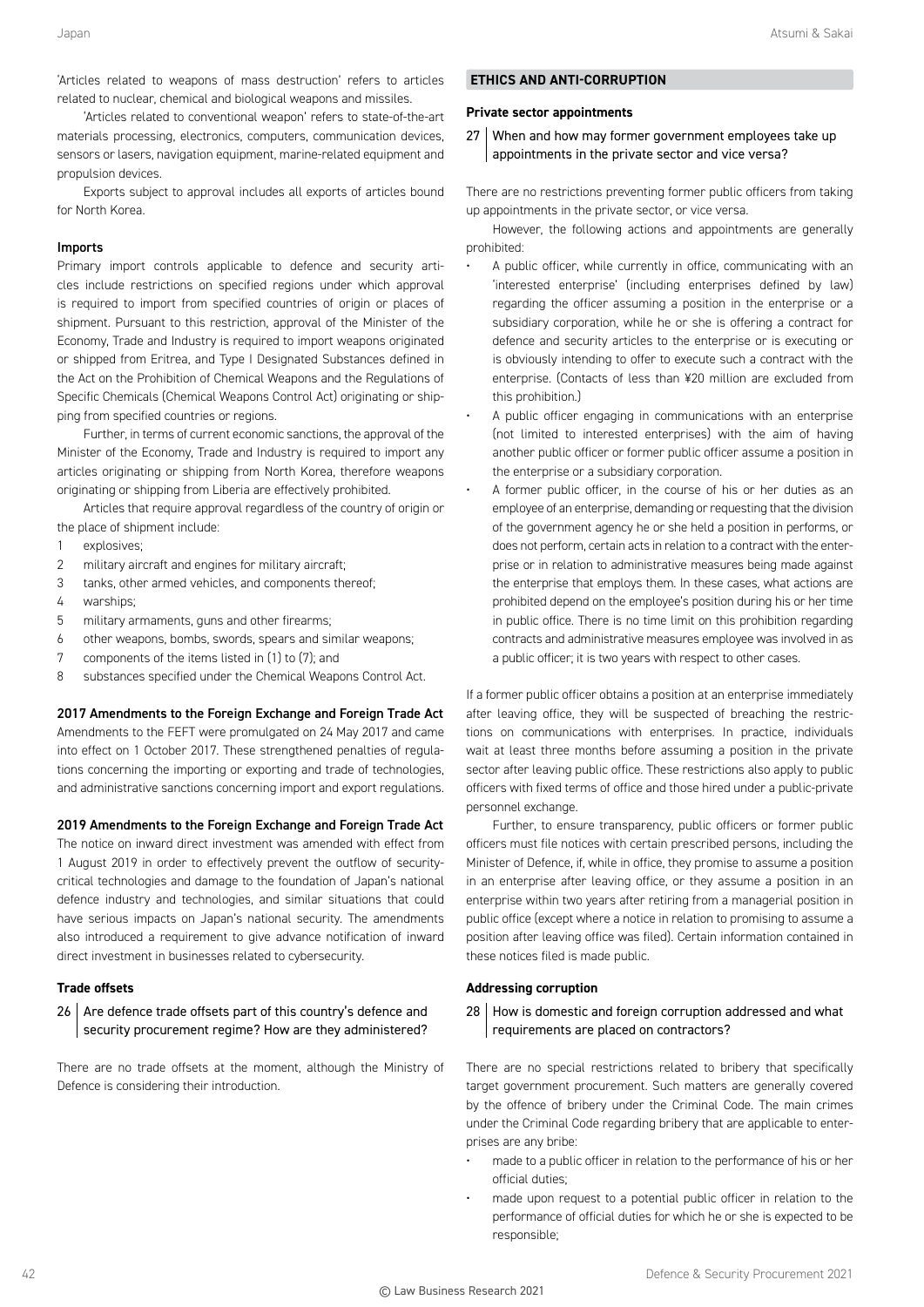'Articles related to weapons of mass destruction' refers to articles related to nuclear, chemical and biological weapons and missiles.

'Articles related to conventional weapon' refers to state-of-the-art materials processing, electronics, computers, communication devices, sensors or lasers, navigation equipment, marine-related equipment and propulsion devices.

Exports subject to approval includes all exports of articles bound for North Korea.

### Imports

Primary import controls applicable to defence and security articles include restrictions on specified regions under which approval is required to import from specified countries of origin or places of shipment. Pursuant to this restriction, approval of the Minister of the Economy, Trade and Industry is required to import weapons originated or shipped from Eritrea, and Type I Designated Substances defined in the Act on the Prohibition of Chemical Weapons and the Regulations of Specific Chemicals (Chemical Weapons Control Act) originating or shipping from specified countries or regions.

Further, in terms of current economic sanctions, the approval of the Minister of the Economy, Trade and Industry is required to import any articles originating or shipping from North Korea, therefore weapons originating or shipping from Liberia are effectively prohibited.

Articles that require approval regardless of the country of origin or the place of shipment include:

1. explosives;
2. military aircraft and engines for military aircraft;
3. tanks, other armed vehicles, and components thereof;
4. warships;
5. military armaments, guns and other firearms;
6. other weapons, bombs, swords, spears and similar weapons;
7. components of the items listed in (1) to (7); and
8. substances specified under the Chemical Weapons Control Act.

### 2017 Amendments to the Foreign Exchange and Foreign Trade Act

Amendments to the FEFT were promulgated on 24 May 2017 and came into effect on 1 October 2017. These strengthened penalties of regulations concerning the importing or exporting and trade of technologies, and administrative sanctions concerning import and export regulations.

### 2019 Amendments to the Foreign Exchange and Foreign Trade Act

The notice on inward direct investment was amended with effect from 1 August 2019 in order to effectively prevent the outflow of security-critical technologies and damage to the foundation of Japan's national defence industry and technologies, and similar situations that could have serious impacts on Japan's national security. The amendments also introduced a requirement to give advance notification of inward direct investment in businesses related to cybersecurity.

### Trade offsets

**26 Are defence trade offsets part of this country's defence and security procurement regime? How are they administered?**

There are no trade offsets at the moment, although the Ministry of Defence is considering their introduction.

## ETHICS AND ANTI-CORRUPTION

### Private sector appointments

**27 When and how may former government employees take up appointments in the private sector and vice versa?**

There are no restrictions preventing former public officers from taking up appointments in the private sector, or vice versa.

However, the following actions and appointments are generally prohibited:

- A public officer, while currently in office, communicating with an 'interested enterprise' (including enterprises defined by law) regarding the officer assuming a position in the enterprise or a subsidiary corporation, while he or she is offering a contract for defence and security articles to the enterprise or is executing or is obviously intending to offer to execute such a contract with the enterprise. (Contacts of less than ¥20 million are excluded from this prohibition.)
- A public officer engaging in communications with an enterprise (not limited to interested enterprises) with the aim of having another public officer or former public officer assume a position in the enterprise or a subsidiary corporation.
- A former public officer, in the course of his or her duties as an employee of an enterprise, demanding or requesting that the division of the government agency he or she held a position in performs, or does not perform, certain acts in relation to a contract with the enterprise or in relation to administrative measures being made against the enterprise that employs them. In these cases, what actions are prohibited depend on the employee's position during his or her time in public office. There is no time limit on this prohibition regarding contracts and administrative measures employee was involved in as a public officer; it is two years with respect to other cases.

If a former public officer obtains a position at an enterprise immediately after leaving office, they will be suspected of breaching the restrictions on communications with enterprises. In practice, individuals wait at least three months before assuming a position in the private sector after leaving public office. These restrictions also apply to public officers with fixed terms of office and those hired under a public-private personnel exchange.

Further, to ensure transparency, public officers or former public officers must file notices with certain prescribed persons, including the Minister of Defence, if, while in office, they promise to assume a position in an enterprise after leaving office, or they assume a position in an enterprise within two years after retiring from a managerial position in public office (except where a notice in relation to promising to assume a position after leaving office was filed). Certain information contained in these notices filed is made public.

### Addressing corruption

**28 How is domestic and foreign corruption addressed and what requirements are placed on contractors?**

There are no special restrictions related to bribery that specifically target government procurement. Such matters are generally covered by the offence of bribery under the Criminal Code. The main crimes under the Criminal Code regarding bribery that are applicable to enterprises are any bribe:

- made to a public officer in relation to the performance of his or her official duties;
- made upon request to a potential public officer in relation to the performance of official duties for which he or she is expected to be responsible;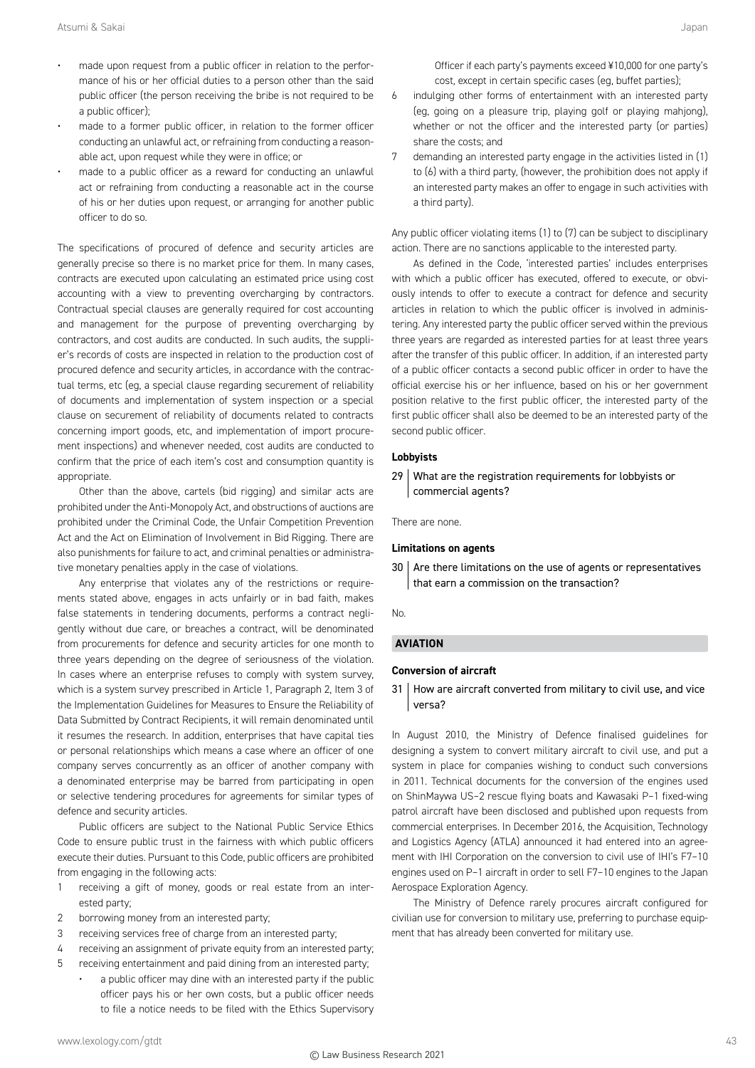- made upon request from a public officer in relation to the performance of his or her official duties to a person other than the said public officer (the person receiving the bribe is not required to be a public officer);
- made to a former public officer, in relation to the former officer conducting an unlawful act, or refraining from conducting a reasonable act, upon request while they were in office; or
- made to a public officer as a reward for conducting an unlawful act or refraining from conducting a reasonable act in the course of his or her duties upon request, or arranging for another public officer to do so.

The specifications of procured of defence and security articles are generally precise so there is no market price for them. In many cases, contracts are executed upon calculating an estimated price using cost accounting with a view to preventing overcharging by contractors. Contractual special clauses are generally required for cost accounting and management for the purpose of preventing overcharging by contractors, and cost audits are conducted. In such audits, the supplier's records of costs are inspected in relation to the production cost of procured defence and security articles, in accordance with the contractual terms, etc (eg, a special clause regarding securement of reliability of documents and implementation of system inspection or a special clause on securement of reliability of documents related to contracts concerning import goods, etc, and implementation of import procurement inspections) and whenever needed, cost audits are conducted to confirm that the price of each item's cost and consumption quantity is appropriate.

Other than the above, cartels (bid rigging) and similar acts are prohibited under the Anti-Monopoly Act, and obstructions of auctions are prohibited under the Criminal Code, the Unfair Competition Prevention Act and the Act on Elimination of Involvement in Bid Rigging. There are also punishments for failure to act, and criminal penalties or administrative monetary penalties apply in the case of violations.

Any enterprise that violates any of the restrictions or requirements stated above, engages in acts unfairly or in bad faith, makes false statements in tendering documents, performs a contract negligently without due care, or breaches a contract, will be denominated from procurements for defence and security articles for one month to three years depending on the degree of seriousness of the violation. In cases where an enterprise refuses to comply with system survey, which is a system survey prescribed in Article 1, Paragraph 2, Item 3 of the Implementation Guidelines for Measures to Ensure the Reliability of Data Submitted by Contract Recipients, it will remain denominated until it resumes the research. In addition, enterprises that have capital ties or personal relationships which means a case where an officer of one company serves concurrently as an officer of another company with a denominated enterprise may be barred from participating in open or selective tendering procedures for agreements for similar types of defence and security articles.

Public officers are subject to the National Public Service Ethics Code to ensure public trust in the fairness with which public officers execute their duties. Pursuant to this Code, public officers are prohibited from engaging in the following acts:

1. receiving a gift of money, goods or real estate from an interested party;
2. borrowing money from an interested party;
3. receiving services free of charge from an interested party;
4. receiving an assignment of private equity from an interested party;
5. receiving entertainment and paid dining from an interested party;
   - a public officer may dine with an interested party if the public officer pays his or her own costs, but a public officer needs to file a notice needs to be filed with the Ethics Supervisory Officer if each party's payments exceed ¥10,000 for one party's cost, except in certain specific cases (eg, buffet parties);
6. indulging other forms of entertainment with an interested party (eg, going on a pleasure trip, playing golf or playing mahjong), whether or not the officer and the interested party (or parties) share the costs; and
7. demanding an interested party engage in the activities listed in (1) to (6) with a third party, (however, the prohibition does not apply if an interested party makes an offer to engage in such activities with a third party).

Any public officer violating items (1) to (7) can be subject to disciplinary action. There are no sanctions applicable to the interested party.

As defined in the Code, 'interested parties' includes enterprises with which a public officer has executed, offered to execute, or obviously intends to offer to execute a contract for defence and security articles in relation to which the public officer is involved in administering. Any interested party the public officer served within the previous three years are regarded as interested parties for at least three years after the transfer of this public officer. In addition, if an interested party of a public officer contacts a second public officer in order to have the official exercise his or her influence, based on his or her government position relative to the first public officer, the interested party of the first public officer shall also be deemed to be an interested party of the second public officer.

#### Lobbyists

**29 What are the registration requirements for lobbyists or commercial agents?**

There are none.

#### Limitations on agents

**30 Are there limitations on the use of agents or representatives that earn a commission on the transaction?**

No.

## AVIATION

#### Conversion of aircraft

**31 How are aircraft converted from military to civil use, and vice versa?**

In August 2010, the Ministry of Defence finalised guidelines for designing a system to convert military aircraft to civil use, and put a system in place for companies wishing to conduct such conversions in 2011. Technical documents for the conversion of the engines used on ShinMaywa US-2 rescue flying boats and Kawasaki P-1 fixed-wing patrol aircraft have been disclosed and published upon requests from commercial enterprises. In December 2016, the Acquisition, Technology and Logistics Agency (ATLA) announced it had entered into an agreement with IHI Corporation on the conversion to civil use of IHI's F7-10 engines used on P-1 aircraft in order to sell F7-10 engines to the Japan Aerospace Exploration Agency.

The Ministry of Defence rarely procures aircraft configured for civilian use for conversion to military use, preferring to purchase equipment that has already been converted for military use.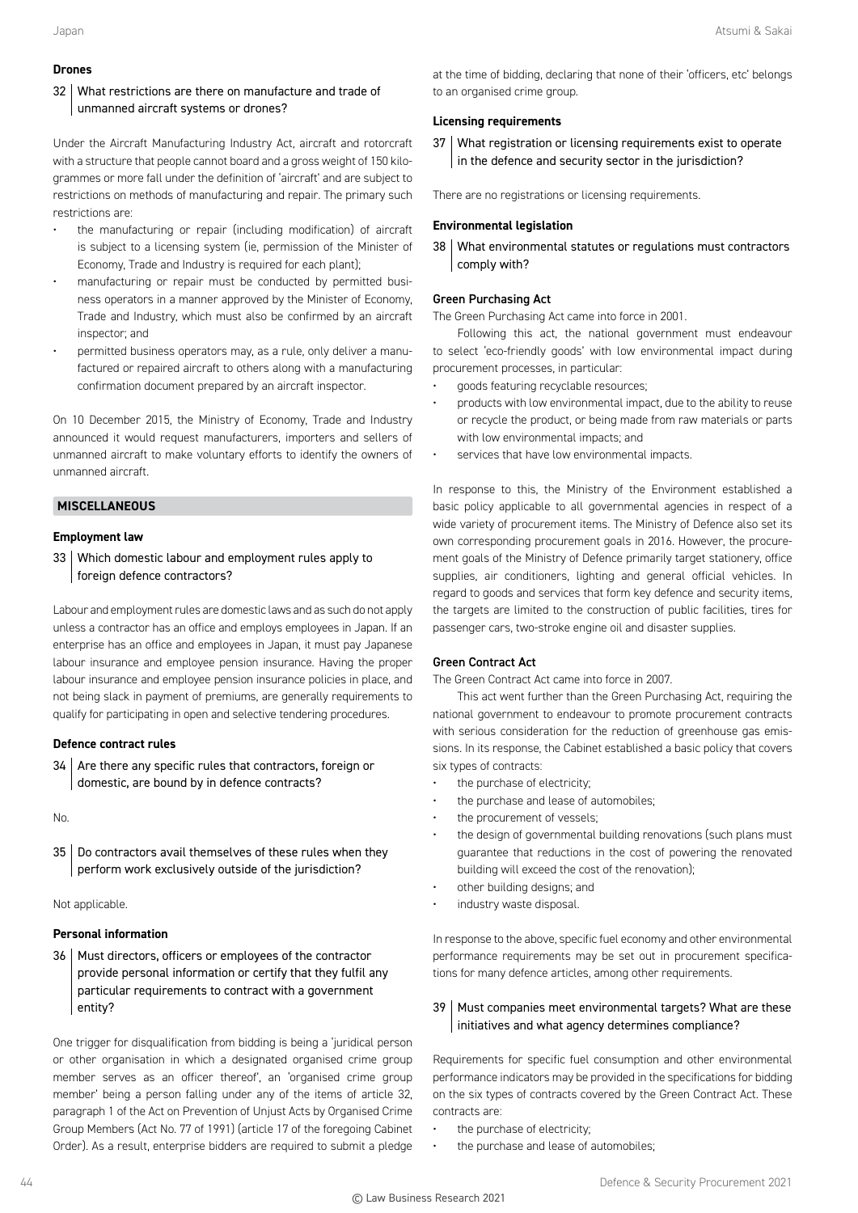### Drones

**32 What restrictions are there on manufacture and trade of unmanned aircraft systems or drones?**

Under the Aircraft Manufacturing Industry Act, aircraft and rotorcraft with a structure that people cannot board and a gross weight of 150 kilogrammes or more fall under the definition of 'aircraft' and are subject to restrictions on methods of manufacturing and repair. The primary such restrictions are:

- the manufacturing or repair (including modification) of aircraft is subject to a licensing system (ie, permission of the Minister of Economy, Trade and Industry is required for each plant);
- manufacturing or repair must be conducted by permitted business operators in a manner approved by the Minister of Economy, Trade and Industry, which must also be confirmed by an aircraft inspector; and
- permitted business operators may, as a rule, only deliver a manufactured or repaired aircraft to others along with a manufacturing confirmation document prepared by an aircraft inspector.

On 10 December 2015, the Ministry of Economy, Trade and Industry announced it would request manufacturers, importers and sellers of unmanned aircraft to make voluntary efforts to identify the owners of unmanned aircraft.

## MISCELLANEOUS

### Employment law

**33 Which domestic labour and employment rules apply to foreign defence contractors?**

Labour and employment rules are domestic laws and as such do not apply unless a contractor has an office and employs employees in Japan. If an enterprise has an office and employees in Japan, it must pay Japanese labour insurance and employee pension insurance. Having the proper labour insurance and employee pension insurance policies in place, and not being slack in payment of premiums, are generally requirements to qualify for participating in open and selective tendering procedures.

### Defence contract rules

**34 Are there any specific rules that contractors, foreign or domestic, are bound by in defence contracts?**

No.

**35 Do contractors avail themselves of these rules when they perform work exclusively outside of the jurisdiction?**

Not applicable.

### Personal information

**36 Must directors, officers or employees of the contractor provide personal information or certify that they fulfil any particular requirements to contract with a government entity?**

One trigger for disqualification from bidding is being a 'juridical person or other organisation in which a designated organised crime group member serves as an officer thereof', an 'organised crime group member' being a person falling under any of the items of article 32, paragraph 1 of the Act on Prevention of Unjust Acts by Organised Crime Group Members (Act No. 77 of 1991) (article 17 of the foregoing Cabinet Order). As a result, enterprise bidders are required to submit a pledge at the time of bidding, declaring that none of their 'officers, etc' belongs to an organised crime group.

### Licensing requirements

**37 What registration or licensing requirements exist to operate in the defence and security sector in the jurisdiction?**

There are no registrations or licensing requirements.

### Environmental legislation

**38 What environmental statutes or regulations must contractors comply with?**

#### Green Purchasing Act

The Green Purchasing Act came into force in 2001.

Following this act, the national government must endeavour to select 'eco-friendly goods' with low environmental impact during procurement processes, in particular:

- goods featuring recyclable resources;
- products with low environmental impact, due to the ability to reuse or recycle the product, or being made from raw materials or parts with low environmental impacts; and
- services that have low environmental impacts.

In response to this, the Ministry of the Environment established a basic policy applicable to all governmental agencies in respect of a wide variety of procurement items. The Ministry of Defence also set its own corresponding procurement goals in 2016. However, the procurement goals of the Ministry of Defence primarily target stationery, office supplies, air conditioners, lighting and general official vehicles. In regard to goods and services that form key defence and security items, the targets are limited to the construction of public facilities, tires for passenger cars, two-stroke engine oil and disaster supplies.

#### Green Contract Act

The Green Contract Act came into force in 2007.

This act went further than the Green Purchasing Act, requiring the national government to endeavour to promote procurement contracts with serious consideration for the reduction of greenhouse gas emissions. In its response, the Cabinet established a basic policy that covers six types of contracts:

- the purchase of electricity;
- the purchase and lease of automobiles;
- the procurement of vessels;
- the design of governmental building renovations (such plans must guarantee that reductions in the cost of powering the renovated building will exceed the cost of the renovation);
- other building designs; and
- industry waste disposal.

In response to the above, specific fuel economy and other environmental performance requirements may be set out in procurement specifications for many defence articles, among other requirements.

**39 Must companies meet environmental targets? What are these initiatives and what agency determines compliance?**

Requirements for specific fuel consumption and other environmental performance indicators may be provided in the specifications for bidding on the six types of contracts covered by the Green Contract Act. These contracts are:

- the purchase of electricity;
- the purchase and lease of automobiles;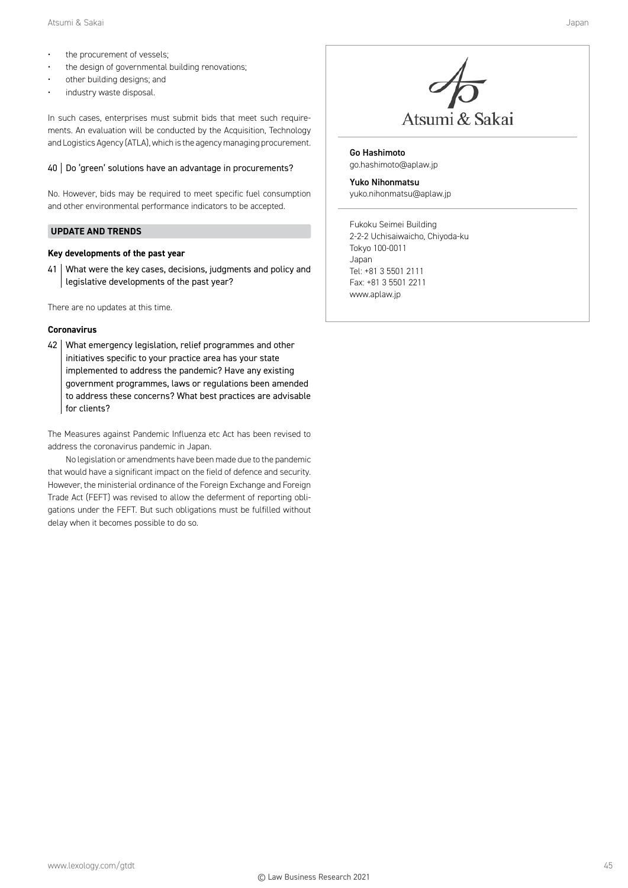- the procurement of vessels;
- the design of governmental building renovations;
- other building designs; and
- industry waste disposal.

In such cases, enterprises must submit bids that meet such requirements. An evaluation will be conducted by the Acquisition, Technology and Logistics Agency (ATLA), which is the agency managing procurement.

40 | Do 'green' solutions have an advantage in procurements?

No. However, bids may be required to meet specific fuel consumption and other environmental performance indicators to be accepted.

## UPDATE AND TRENDS

### Key developments of the past year

41 | What were the key cases, decisions, judgments and policy and legislative developments of the past year?

There are no updates at this time.

### Coronavirus

42 | What emergency legislation, relief programmes and other initiatives specific to your practice area has your state implemented to address the pandemic? Have any existing government programmes, laws or regulations been amended to address these concerns? What best practices are advisable for clients?

The Measures against Pandemic Influenza etc Act has been revised to address the coronavirus pandemic in Japan.

No legislation or amendments have been made due to the pandemic that would have a significant impact on the field of defence and security. However, the ministerial ordinance of the Foreign Exchange and Foreign Trade Act (FEFT) was revised to allow the deferment of reporting obligations under the FEFT. But such obligations must be fulfilled without delay when it becomes possible to do so.

Atsumi & Sakai

**Go Hashimoto**
go.hashimoto@aplaw.jp

**Yuko Nihonmatsu**
yuko.nihonmatsu@aplaw.jp

Fukoku Seimei Building
2-2-2 Uchisaiwaicho, Chiyoda-ku
Tokyo 100-0011
Japan
Tel: +81 3 5501 2111
Fax: +81 3 5501 2211
www.aplaw.jp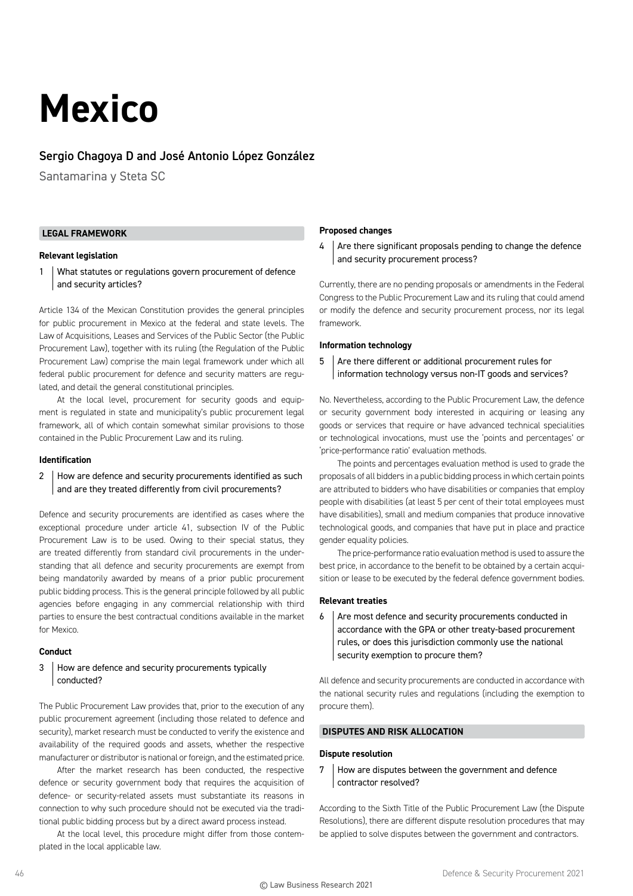# Mexico

## Sergio Chagoya D and José Antonio López González

Santamarina y Steta SC

### LEGAL FRAMEWORK

#### Relevant legislation

**1 What statutes or regulations govern procurement of defence and security articles?**

Article 134 of the Mexican Constitution provides the general principles for public procurement in Mexico at the federal and state levels. The Law of Acquisitions, Leases and Services of the Public Sector (the Public Procurement Law), together with its ruling (the Regulation of the Public Procurement Law) comprise the main legal framework under which all federal public procurement for defence and security matters are regulated, and detail the general constitutional principles.

At the local level, procurement for security goods and equipment is regulated in state and municipality's public procurement legal framework, all of which contain somewhat similar provisions to those contained in the Public Procurement Law and its ruling.

#### Identification

**2 How are defence and security procurements identified as such and are they treated differently from civil procurements?**

Defence and security procurements are identified as cases where the exceptional procedure under article 41, subsection IV of the Public Procurement Law is to be used. Owing to their special status, they are treated differently from standard civil procurements in the understanding that all defence and security procurements are exempt from being mandatorily awarded by means of a prior public procurement public bidding process. This is the general principle followed by all public agencies before engaging in any commercial relationship with third parties to ensure the best contractual conditions available in the market for Mexico.

#### Conduct

**3 How are defence and security procurements typically conducted?**

The Public Procurement Law provides that, prior to the execution of any public procurement agreement (including those related to defence and security), market research must be conducted to verify the existence and availability of the required goods and assets, whether the respective manufacturer or distributor is national or foreign, and the estimated price.

After the market research has been conducted, the respective defence or security government body that requires the acquisition of defence- or security-related assets must substantiate its reasons in connection to why such procedure should not be executed via the traditional public bidding process but by a direct award process instead.

At the local level, this procedure might differ from those contemplated in the local applicable law.

#### Proposed changes

**4 Are there significant proposals pending to change the defence and security procurement process?**

Currently, there are no pending proposals or amendments in the Federal Congress to the Public Procurement Law and its ruling that could amend or modify the defence and security procurement process, nor its legal framework.

#### Information technology

**5 Are there different or additional procurement rules for information technology versus non-IT goods and services?**

No. Nevertheless, according to the Public Procurement Law, the defence or security government body interested in acquiring or leasing any goods or services that require or have advanced technical specialities or technological invocations, must use the 'points and percentages' or 'price-performance ratio' evaluation methods.

The points and percentages evaluation method is used to grade the proposals of all bidders in a public bidding process in which certain points are attributed to bidders who have disabilities or companies that employ people with disabilities (at least 5 per cent of their total employees must have disabilities), small and medium companies that produce innovative technological goods, and companies that have put in place and practice gender equality policies.

The price-performance ratio evaluation method is used to assure the best price, in accordance to the benefit to be obtained by a certain acquisition or lease to be executed by the federal defence government bodies.

#### Relevant treaties

**6 Are most defence and security procurements conducted in accordance with the GPA or other treaty-based procurement rules, or does this jurisdiction commonly use the national security exemption to procure them?**

All defence and security procurements are conducted in accordance with the national security rules and regulations (including the exemption to procure them).

### DISPUTES AND RISK ALLOCATION

#### Dispute resolution

**7 How are disputes between the government and defence contractor resolved?**

According to the Sixth Title of the Public Procurement Law (the Dispute Resolutions), there are different dispute resolution procedures that may be applied to solve disputes between the government and contractors.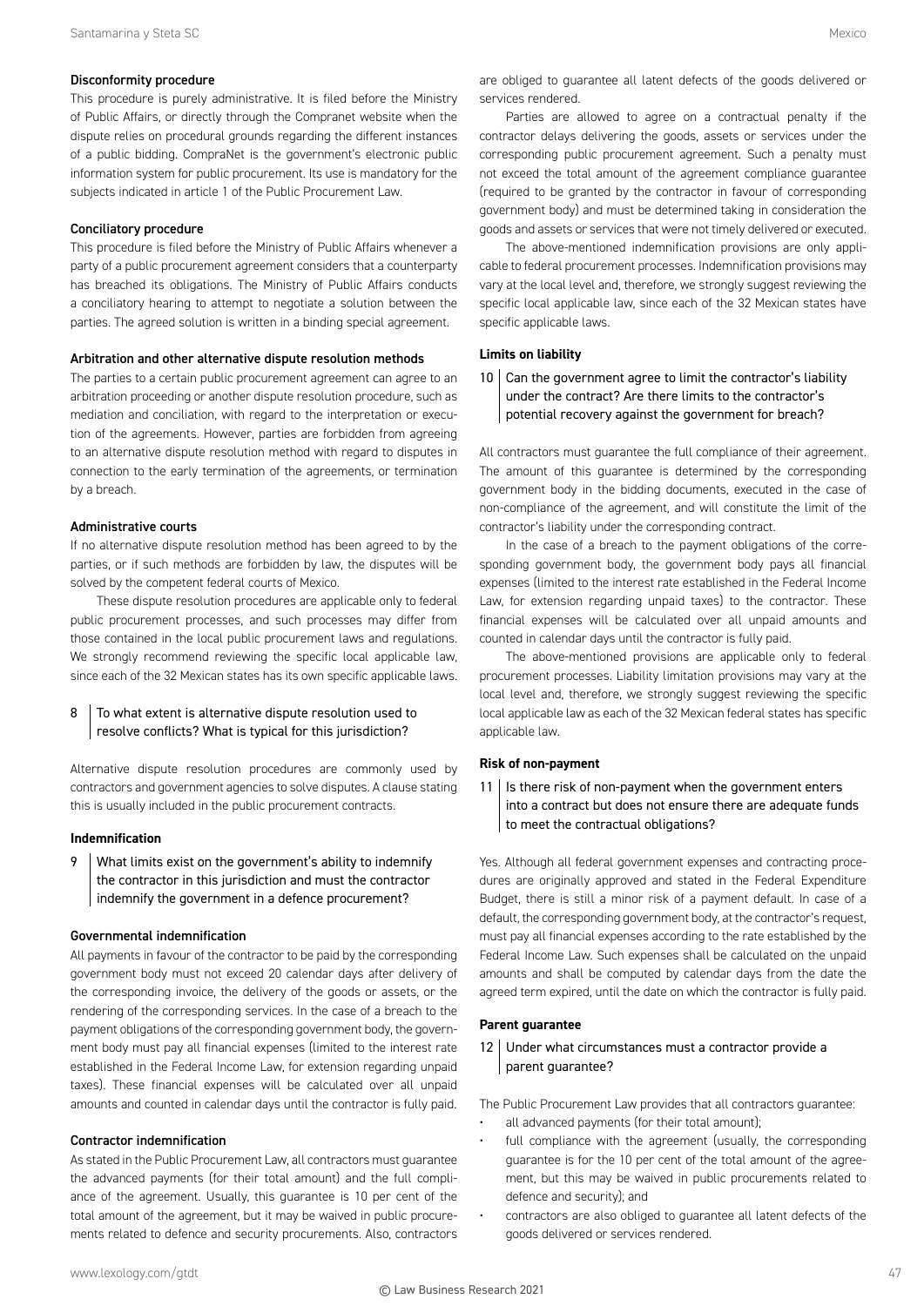#### Disconformity procedure

This procedure is purely administrative. It is filed before the Ministry of Public Affairs, or directly through the Compranet website when the dispute relies on procedural grounds regarding the different instances of a public bidding. CompraNet is the government's electronic public information system for public procurement. Its use is mandatory for the subjects indicated in article 1 of the Public Procurement Law.

#### Conciliatory procedure

This procedure is filed before the Ministry of Public Affairs whenever a party of a public procurement agreement considers that a counterparty has breached its obligations. The Ministry of Public Affairs conducts a conciliatory hearing to attempt to negotiate a solution between the parties. The agreed solution is written in a binding special agreement.

#### Arbitration and other alternative dispute resolution methods

The parties to a certain public procurement agreement can agree to an arbitration proceeding or another dispute resolution procedure, such as mediation and conciliation, with regard to the interpretation or execution of the agreements. However, parties are forbidden from agreeing to an alternative dispute resolution method with regard to disputes in connection to the early termination of the agreements, or termination by a breach.

#### Administrative courts

If no alternative dispute resolution method has been agreed to by the parties, or if such methods are forbidden by law, the disputes will be solved by the competent federal courts of Mexico.

These dispute resolution procedures are applicable only to federal public procurement processes, and such processes may differ from those contained in the local public procurement laws and regulations. We strongly recommend reviewing the specific local applicable law, since each of the 32 Mexican states has its own specific applicable laws.

### 8 | To what extent is alternative dispute resolution used to resolve conflicts? What is typical for this jurisdiction?

Alternative dispute resolution procedures are commonly used by contractors and government agencies to solve disputes. A clause stating this is usually included in the public procurement contracts.

## Indemnification

### 9 | What limits exist on the government's ability to indemnify the contractor in this jurisdiction and must the contractor indemnify the government in a defence procurement?

#### Governmental indemnification

All payments in favour of the contractor to be paid by the corresponding government body must not exceed 20 calendar days after delivery of the corresponding invoice, the delivery of the goods or assets, or the rendering of the corresponding services. In the case of a breach to the payment obligations of the corresponding government body, the government body must pay all financial expenses (limited to the interest rate established in the Federal Income Law, for extension regarding unpaid taxes). These financial expenses will be calculated over all unpaid amounts and counted in calendar days until the contractor is fully paid.

#### Contractor indemnification

As stated in the Public Procurement Law, all contractors must guarantee the advanced payments (for their total amount) and the full compliance of the agreement. Usually, this guarantee is 10 per cent of the total amount of the agreement, but it may be waived in public procurements related to defence and security procurements. Also, contractors are obliged to guarantee all latent defects of the goods delivered or services rendered.

Parties are allowed to agree on a contractual penalty if the contractor delays delivering the goods, assets or services under the corresponding public procurement agreement. Such a penalty must not exceed the total amount of the agreement compliance guarantee (required to be granted by the contractor in favour of corresponding government body) and must be determined taking in consideration the goods and assets or services that were not timely delivered or executed.

The above-mentioned indemnification provisions are only applicable to federal procurement processes. Indemnification provisions may vary at the local level and, therefore, we strongly suggest reviewing the specific local applicable law, since each of the 32 Mexican states have specific applicable laws.

## Limits on liability

### 10 | Can the government agree to limit the contractor's liability under the contract? Are there limits to the contractor's potential recovery against the government for breach?

All contractors must guarantee the full compliance of their agreement. The amount of this guarantee is determined by the corresponding government body in the bidding documents, executed in the case of non-compliance of the agreement, and will constitute the limit of the contractor's liability under the corresponding contract.

In the case of a breach to the payment obligations of the corresponding government body, the government body pays all financial expenses (limited to the interest rate established in the Federal Income Law, for extension regarding unpaid taxes) to the contractor. These financial expenses will be calculated over all unpaid amounts and counted in calendar days until the contractor is fully paid.

The above-mentioned provisions are applicable only to federal procurement processes. Liability limitation provisions may vary at the local level and, therefore, we strongly suggest reviewing the specific local applicable law as each of the 32 Mexican federal states has specific applicable law.

## Risk of non-payment

### 11 | Is there risk of non-payment when the government enters into a contract but does not ensure there are adequate funds to meet the contractual obligations?

Yes. Although all federal government expenses and contracting procedures are originally approved and stated in the Federal Expenditure Budget, there is still a minor risk of a payment default. In case of a default, the corresponding government body, at the contractor's request, must pay all financial expenses according to the rate established by the Federal Income Law. Such expenses shall be calculated on the unpaid amounts and shall be computed by calendar days from the date the agreed term expired, until the date on which the contractor is fully paid.

## Parent guarantee

### 12 | Under what circumstances must a contractor provide a parent guarantee?

The Public Procurement Law provides that all contractors guarantee:

- all advanced payments (for their total amount);
- full compliance with the agreement (usually, the corresponding guarantee is for the 10 per cent of the total amount of the agreement, but this may be waived in public procurements related to defence and security); and
- contractors are also obliged to guarantee all latent defects of the goods delivered or services rendered.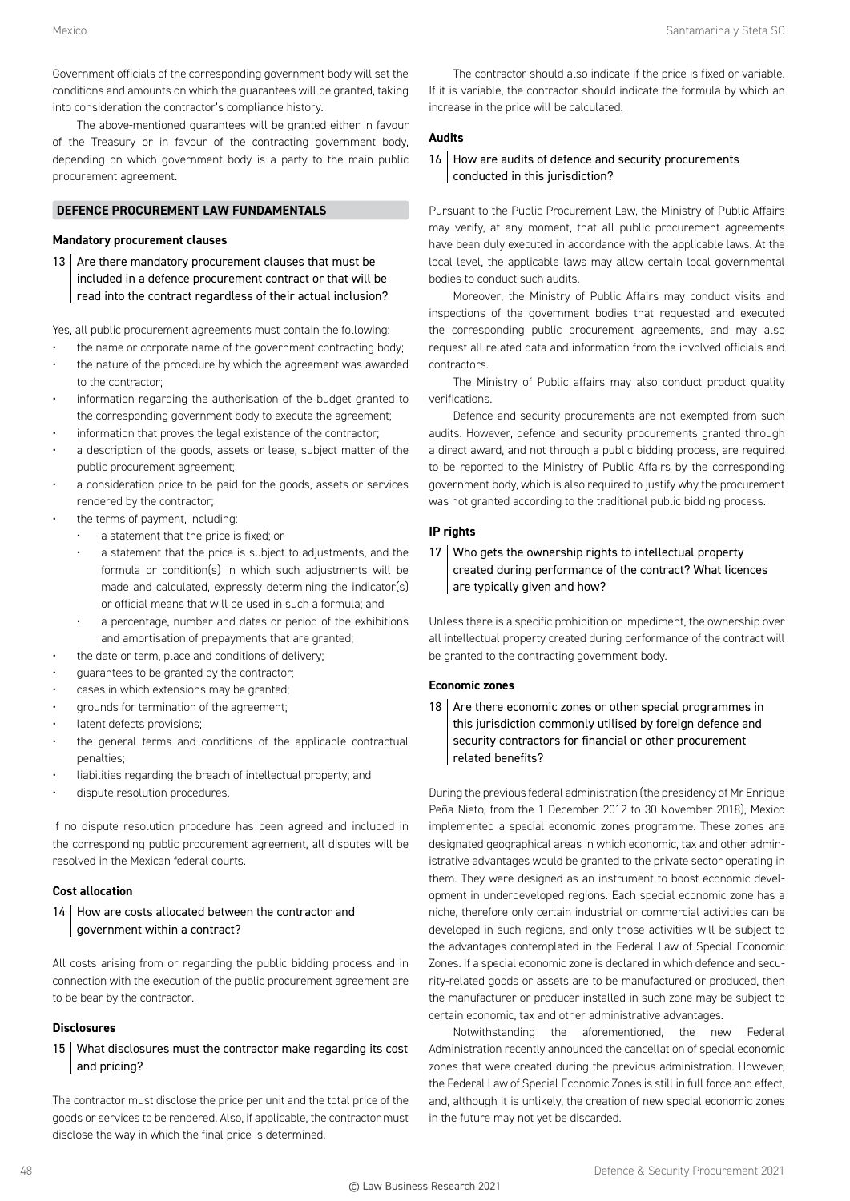Government officials of the corresponding government body will set the conditions and amounts on which the guarantees will be granted, taking into consideration the contractor's compliance history.

The above-mentioned guarantees will be granted either in favour of the Treasury or in favour of the contracting government body, depending on which government body is a party to the main public procurement agreement.

## DEFENCE PROCUREMENT LAW FUNDAMENTALS

### Mandatory procurement clauses

**13 Are there mandatory procurement clauses that must be included in a defence procurement contract or that will be read into the contract regardless of their actual inclusion?**

Yes, all public procurement agreements must contain the following:

- the name or corporate name of the government contracting body;
- the nature of the procedure by which the agreement was awarded to the contractor;
- information regarding the authorisation of the budget granted to the corresponding government body to execute the agreement;
- information that proves the legal existence of the contractor;
- a description of the goods, assets or lease, subject matter of the public procurement agreement;
- a consideration price to be paid for the goods, assets or services rendered by the contractor;
- the terms of payment, including:
  - a statement that the price is fixed; or
  - a statement that the price is subject to adjustments, and the formula or condition(s) in which such adjustments will be made and calculated, expressly determining the indicator(s) or official means that will be used in such a formula; and
  - a percentage, number and dates or period of the exhibitions and amortisation of prepayments that are granted;
- the date or term, place and conditions of delivery;
- guarantees to be granted by the contractor;
- cases in which extensions may be granted;
- grounds for termination of the agreement;
- latent defects provisions;
- the general terms and conditions of the applicable contractual penalties;
- liabilities regarding the breach of intellectual property; and
- dispute resolution procedures.

If no dispute resolution procedure has been agreed and included in the corresponding public procurement agreement, all disputes will be resolved in the Mexican federal courts.

### Cost allocation

**14 How are costs allocated between the contractor and government within a contract?**

All costs arising from or regarding the public bidding process and in connection with the execution of the public procurement agreement are to be bear by the contractor.

### Disclosures

**15 What disclosures must the contractor make regarding its cost and pricing?**

The contractor must disclose the price per unit and the total price of the goods or services to be rendered. Also, if applicable, the contractor must disclose the way in which the final price is determined.

The contractor should also indicate if the price is fixed or variable. If it is variable, the contractor should indicate the formula by which an increase in the price will be calculated.

### Audits

**16 How are audits of defence and security procurements conducted in this jurisdiction?**

Pursuant to the Public Procurement Law, the Ministry of Public Affairs may verify, at any moment, that all public procurement agreements have been duly executed in accordance with the applicable laws. At the local level, the applicable laws may allow certain local governmental bodies to conduct such audits.

Moreover, the Ministry of Public Affairs may conduct visits and inspections of the government bodies that requested and executed the corresponding public procurement agreements, and may also request all related data and information from the involved officials and contractors.

The Ministry of Public affairs may also conduct product quality verifications.

Defence and security procurements are not exempted from such audits. However, defence and security procurements granted through a direct award, and not through a public bidding process, are required to be reported to the Ministry of Public Affairs by the corresponding government body, which is also required to justify why the procurement was not granted according to the traditional public bidding process.

### IP rights

**17 Who gets the ownership rights to intellectual property created during performance of the contract? What licences are typically given and how?**

Unless there is a specific prohibition or impediment, the ownership over all intellectual property created during performance of the contract will be granted to the contracting government body.

### Economic zones

**18 Are there economic zones or other special programmes in this jurisdiction commonly utilised by foreign defence and security contractors for financial or other procurement related benefits?**

During the previous federal administration (the presidency of Mr Enrique Peña Nieto, from the 1 December 2012 to 30 November 2018), Mexico implemented a special economic zones programme. These zones are designated geographical areas in which economic, tax and other administrative advantages would be granted to the private sector operating in them. They were designed as an instrument to boost economic development in underdeveloped regions. Each special economic zone has a niche, therefore only certain industrial or commercial activities can be developed in such regions, and only those activities will be subject to the advantages contemplated in the Federal Law of Special Economic Zones. If a special economic zone is declared in which defence and security-related goods or assets are to be manufactured or produced, then the manufacturer or producer installed in such zone may be subject to certain economic, tax and other administrative advantages.

Notwithstanding the aforementioned, the new Federal Administration recently announced the cancellation of special economic zones that were created during the previous administration. However, the Federal Law of Special Economic Zones is still in full force and effect, and, although it is unlikely, the creation of new special economic zones in the future may not yet be discarded.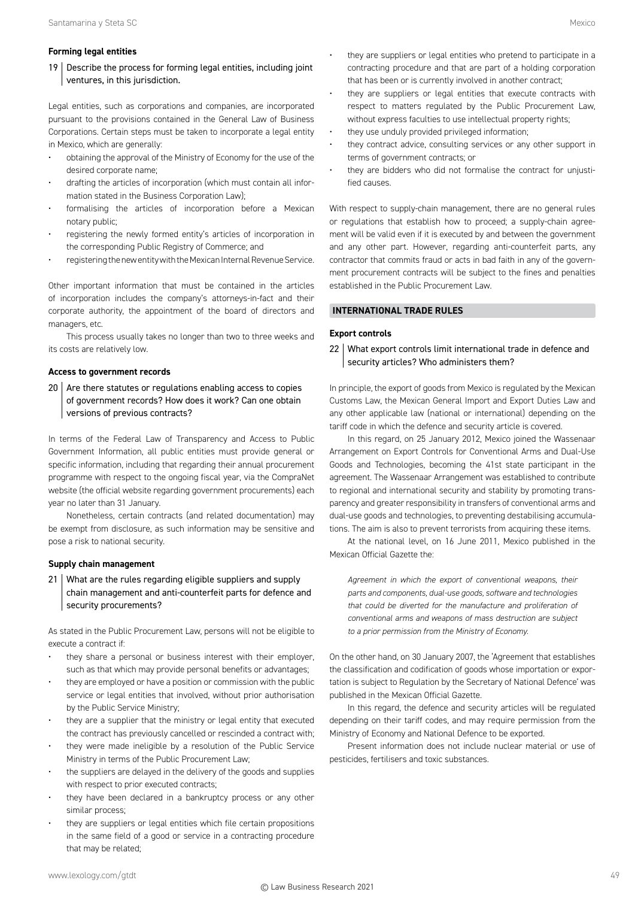### Forming legal entities

**19 Describe the process for forming legal entities, including joint ventures, in this jurisdiction.**

Legal entities, such as corporations and companies, are incorporated pursuant to the provisions contained in the General Law of Business Corporations. Certain steps must be taken to incorporate a legal entity in Mexico, which are generally:

- obtaining the approval of the Ministry of Economy for the use of the desired corporate name;
- drafting the articles of incorporation (which must contain all information stated in the Business Corporation Law);
- formalising the articles of incorporation before a Mexican notary public;
- registering the newly formed entity's articles of incorporation in the corresponding Public Registry of Commerce; and
- registering the new entity with the Mexican Internal Revenue Service.

Other important information that must be contained in the articles of incorporation includes the company's attorneys-in-fact and their corporate authority, the appointment of the board of directors and managers, etc.

This process usually takes no longer than two to three weeks and its costs are relatively low.

### Access to government records

**20 Are there statutes or regulations enabling access to copies of government records? How does it work? Can one obtain versions of previous contracts?**

In terms of the Federal Law of Transparency and Access to Public Government Information, all public entities must provide general or specific information, including that regarding their annual procurement programme with respect to the ongoing fiscal year, via the CompraNet website (the official website regarding government procurements) each year no later than 31 January.

Nonetheless, certain contracts (and related documentation) may be exempt from disclosure, as such information may be sensitive and pose a risk to national security.

### Supply chain management

**21 What are the rules regarding eligible suppliers and supply chain management and anti-counterfeit parts for defence and security procurements?**

As stated in the Public Procurement Law, persons will not be eligible to execute a contract if:

- they share a personal or business interest with their employer, such as that which may provide personal benefits or advantages;
- they are employed or have a position or commission with the public service or legal entities that involved, without prior authorisation by the Public Service Ministry;
- they are a supplier that the ministry or legal entity that executed the contract has previously cancelled or rescinded a contract with;
- they were made ineligible by a resolution of the Public Service Ministry in terms of the Public Procurement Law;
- the suppliers are delayed in the delivery of the goods and supplies with respect to prior executed contracts;
- they have been declared in a bankruptcy process or any other similar process;
- they are suppliers or legal entities which file certain propositions in the same field of a good or service in a contracting procedure that may be related;
- they are suppliers or legal entities who pretend to participate in a contracting procedure and that are part of a holding corporation that has been or is currently involved in another contract;
- they are suppliers or legal entities that execute contracts with respect to matters regulated by the Public Procurement Law, without express faculties to use intellectual property rights;
- they use unduly provided privileged information;
- they contract advice, consulting services or any other support in terms of government contracts; or
- they are bidders who did not formalise the contract for unjustified causes.

With respect to supply-chain management, there are no general rules or regulations that establish how to proceed; a supply-chain agreement will be valid even if it is executed by and between the government and any other part. However, regarding anti-counterfeit parts, any contractor that commits fraud or acts in bad faith in any of the government procurement contracts will be subject to the fines and penalties established in the Public Procurement Law.

## INTERNATIONAL TRADE RULES

### Export controls

**22 What export controls limit international trade in defence and security articles? Who administers them?**

In principle, the export of goods from Mexico is regulated by the Mexican Customs Law, the Mexican General Import and Export Duties Law and any other applicable law (national or international) depending on the tariff code in which the defence and security article is covered.

In this regard, on 25 January 2012, Mexico joined the Wassenaar Arrangement on Export Controls for Conventional Arms and Dual-Use Goods and Technologies, becoming the 41st state participant in the agreement. The Wassenaar Arrangement was established to contribute to regional and international security and stability by promoting transparency and greater responsibility in transfers of conventional arms and dual-use goods and technologies, to preventing destabilising accumulations. The aim is also to prevent terrorists from acquiring these items.

At the national level, on 16 June 2011, Mexico published in the Mexican Official Gazette the:

> *Agreement in which the export of conventional weapons, their parts and components, dual-use goods, software and technologies that could be diverted for the manufacture and proliferation of conventional arms and weapons of mass destruction are subject to a prior permission from the Ministry of Economy.*

On the other hand, on 30 January 2007, the 'Agreement that establishes the classification and codification of goods whose importation or exportation is subject to Regulation by the Secretary of National Defence' was published in the Mexican Official Gazette.

In this regard, the defence and security articles will be regulated depending on their tariff codes, and may require permission from the Ministry of Economy and National Defence to be exported.

Present information does not include nuclear material or use of pesticides, fertilisers and toxic substances.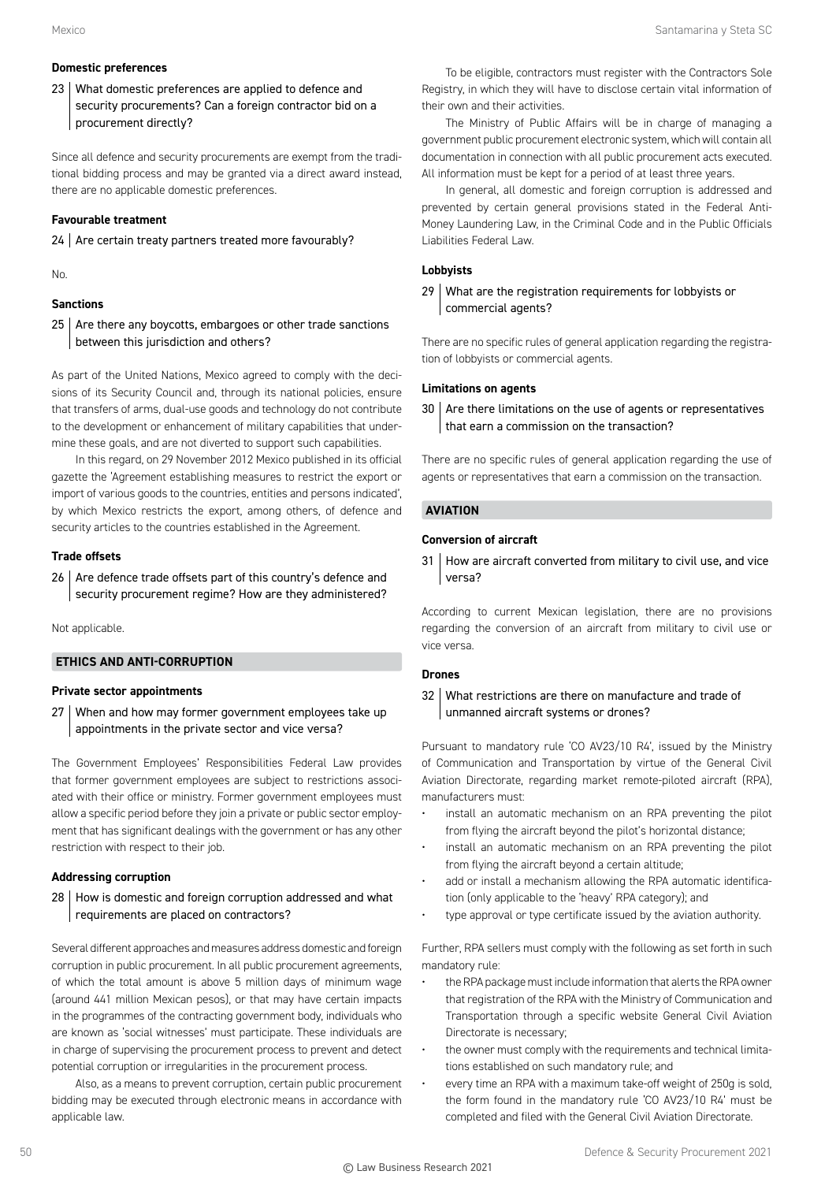### Domestic preferences

**23 What domestic preferences are applied to defence and security procurements? Can a foreign contractor bid on a procurement directly?**

Since all defence and security procurements are exempt from the traditional bidding process and may be granted via a direct award instead, there are no applicable domestic preferences.

### Favourable treatment

**24 Are certain treaty partners treated more favourably?**

No.

### Sanctions

**25 Are there any boycotts, embargoes or other trade sanctions between this jurisdiction and others?**

As part of the United Nations, Mexico agreed to comply with the decisions of its Security Council and, through its national policies, ensure that transfers of arms, dual-use goods and technology do not contribute to the development or enhancement of military capabilities that undermine these goals, and are not diverted to support such capabilities.

In this regard, on 29 November 2012 Mexico published in its official gazette the 'Agreement establishing measures to restrict the export or import of various goods to the countries, entities and persons indicated', by which Mexico restricts the export, among others, of defence and security articles to the countries established in the Agreement.

### Trade offsets

**26 Are defence trade offsets part of this country's defence and security procurement regime? How are they administered?**

Not applicable.

## ETHICS AND ANTI-CORRUPTION

### Private sector appointments

**27 When and how may former government employees take up appointments in the private sector and vice versa?**

The Government Employees' Responsibilities Federal Law provides that former government employees are subject to restrictions associated with their office or ministry. Former government employees must allow a specific period before they join a private or public sector employment that has significant dealings with the government or has any other restriction with respect to their job.

### Addressing corruption

**28 How is domestic and foreign corruption addressed and what requirements are placed on contractors?**

Several different approaches and measures address domestic and foreign corruption in public procurement. In all public procurement agreements, of which the total amount is above 5 million days of minimum wage (around 441 million Mexican pesos), or that may have certain impacts in the programmes of the contracting government body, individuals who are known as 'social witnesses' must participate. These individuals are in charge of supervising the procurement process to prevent and detect potential corruption or irregularities in the procurement process.

Also, as a means to prevent corruption, certain public procurement bidding may be executed through electronic means in accordance with applicable law.

To be eligible, contractors must register with the Contractors Sole Registry, in which they will have to disclose certain vital information of their own and their activities.

The Ministry of Public Affairs will be in charge of managing a government public procurement electronic system, which will contain all documentation in connection with all public procurement acts executed. All information must be kept for a period of at least three years.

In general, all domestic and foreign corruption is addressed and prevented by certain general provisions stated in the Federal Anti-Money Laundering Law, in the Criminal Code and in the Public Officials Liabilities Federal Law.

### Lobbyists

**29 What are the registration requirements for lobbyists or commercial agents?**

There are no specific rules of general application regarding the registration of lobbyists or commercial agents.

### Limitations on agents

**30 Are there limitations on the use of agents or representatives that earn a commission on the transaction?**

There are no specific rules of general application regarding the use of agents or representatives that earn a commission on the transaction.

## AVIATION

### Conversion of aircraft

**31 How are aircraft converted from military to civil use, and vice versa?**

According to current Mexican legislation, there are no provisions regarding the conversion of an aircraft from military to civil use or vice versa.

### Drones

**32 What restrictions are there on manufacture and trade of unmanned aircraft systems or drones?**

Pursuant to mandatory rule 'CO AV23/10 R4', issued by the Ministry of Communication and Transportation by virtue of the General Civil Aviation Directorate, regarding market remote-piloted aircraft (RPA), manufacturers must:

- install an automatic mechanism on an RPA preventing the pilot from flying the aircraft beyond the pilot's horizontal distance;
- install an automatic mechanism on an RPA preventing the pilot from flying the aircraft beyond a certain altitude;
- add or install a mechanism allowing the RPA automatic identification (only applicable to the 'heavy' RPA category); and
- type approval or type certificate issued by the aviation authority.

Further, RPA sellers must comply with the following as set forth in such mandatory rule:

- the RPA package must include information that alerts the RPA owner that registration of the RPA with the Ministry of Communication and Transportation through a specific website General Civil Aviation Directorate is necessary;
- the owner must comply with the requirements and technical limitations established on such mandatory rule; and
- every time an RPA with a maximum take-off weight of 250g is sold, the form found in the mandatory rule 'CO AV23/10 R4' must be completed and filed with the General Civil Aviation Directorate.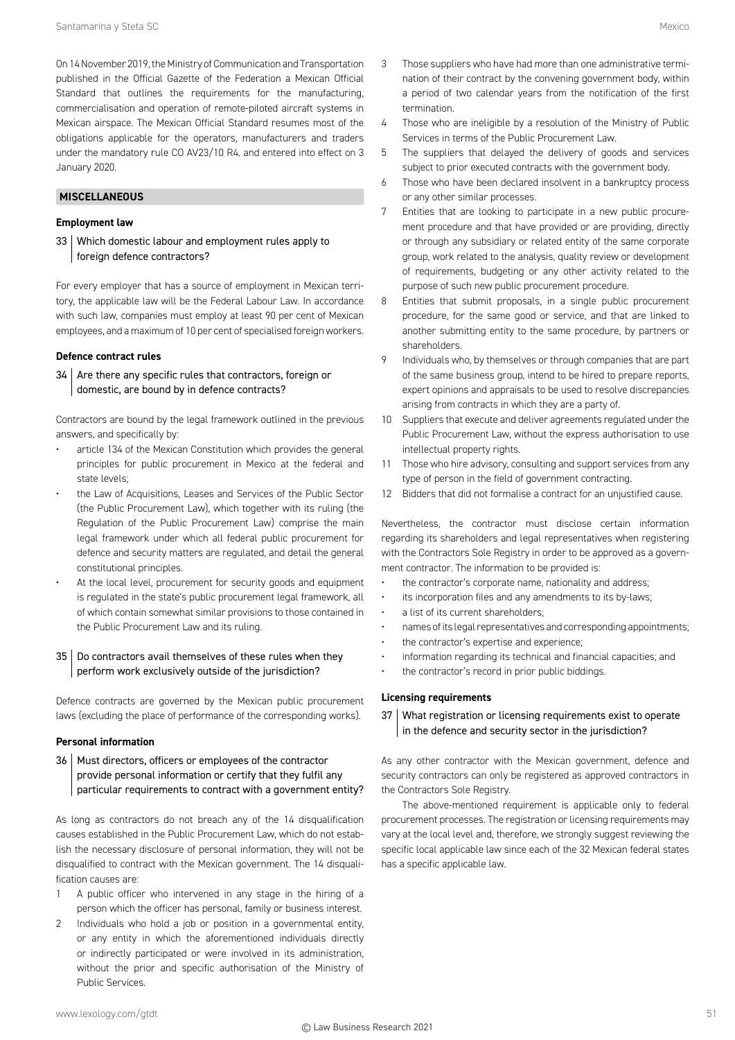On 14 November 2019, the Ministry of Communication and Transportation published in the Official Gazette of the Federation a Mexican Official Standard that outlines the requirements for the manufacturing, commercialisation and operation of remote-piloted aircraft systems in Mexican airspace. The Mexican Official Standard resumes most of the obligations applicable for the operators, manufacturers and traders under the mandatory rule CO AV23/10 R4. and entered into effect on 3 January 2020.

## MISCELLANEOUS

### Employment law

**33 Which domestic labour and employment rules apply to foreign defence contractors?**

For every employer that has a source of employment in Mexican territory, the applicable law will be the Federal Labour Law. In accordance with such law, companies must employ at least 90 per cent of Mexican employees, and a maximum of 10 per cent of specialised foreign workers.

### Defence contract rules

**34 Are there any specific rules that contractors, foreign or domestic, are bound by in defence contracts?**

Contractors are bound by the legal framework outlined in the previous answers, and specifically by:

- article 134 of the Mexican Constitution which provides the general principles for public procurement in Mexico at the federal and state levels;
- the Law of Acquisitions, Leases and Services of the Public Sector (the Public Procurement Law), which together with its ruling (the Regulation of the Public Procurement Law) comprise the main legal framework under which all federal public procurement for defence and security matters are regulated, and detail the general constitutional principles.
- At the local level, procurement for security goods and equipment is regulated in the state's public procurement legal framework, all of which contain somewhat similar provisions to those contained in the Public Procurement Law and its ruling.

**35 Do contractors avail themselves of these rules when they perform work exclusively outside of the jurisdiction?**

Defence contracts are governed by the Mexican public procurement laws (excluding the place of performance of the corresponding works).

### Personal information

**36 Must directors, officers or employees of the contractor provide personal information or certify that they fulfil any particular requirements to contract with a government entity?**

As long as contractors do not breach any of the 14 disqualification causes established in the Public Procurement Law, which do not establish the necessary disclosure of personal information, they will not be disqualified to contract with the Mexican government. The 14 disqualification causes are:

1. A public officer who intervened in any stage in the hiring of a person which the officer has personal, family or business interest.
2. Individuals who hold a job or position in a governmental entity, or any entity in which the aforementioned individuals directly or indirectly participated or were involved in its administration, without the prior and specific authorisation of the Ministry of Public Services.
3. Those suppliers who have had more than one administrative termination of their contract by the convening government body, within a period of two calendar years from the notification of the first termination.
4. Those who are ineligible by a resolution of the Ministry of Public Services in terms of the Public Procurement Law.
5. The suppliers that delayed the delivery of goods and services subject to prior executed contracts with the government body.
6. Those who have been declared insolvent in a bankruptcy process or any other similar processes.
7. Entities that are looking to participate in a new public procurement procedure and that have provided or are providing, directly or through any subsidiary or related entity of the same corporate group, work related to the analysis, quality review or development of requirements, budgeting or any other activity related to the purpose of such new public procurement procedure.
8. Entities that submit proposals, in a single public procurement procedure, for the same good or service, and that are linked to another submitting entity to the same procedure, by partners or shareholders.
9. Individuals who, by themselves or through companies that are part of the same business group, intend to be hired to prepare reports, expert opinions and appraisals to be used to resolve discrepancies arising from contracts in which they are a party of.
10. Suppliers that execute and deliver agreements regulated under the Public Procurement Law, without the express authorisation to use intellectual property rights.
11. Those who hire advisory, consulting and support services from any type of person in the field of government contracting.
12. Bidders that did not formalise a contract for an unjustified cause.

Nevertheless, the contractor must disclose certain information regarding its shareholders and legal representatives when registering with the Contractors Sole Registry in order to be approved as a government contractor. The information to be provided is:

- the contractor's corporate name, nationality and address;
- its incorporation files and any amendments to its by-laws;
- a list of its current shareholders;
- names of its legal representatives and corresponding appointments;
- the contractor's expertise and experience;
- information regarding its technical and financial capacities; and
- the contractor's record in prior public biddings.

### Licensing requirements

**37 What registration or licensing requirements exist to operate in the defence and security sector in the jurisdiction?**

As any other contractor with the Mexican government, defence and security contractors can only be registered as approved contractors in the Contractors Sole Registry.

The above-mentioned requirement is applicable only to federal procurement processes. The registration or licensing requirements may vary at the local level and, therefore, we strongly suggest reviewing the specific local applicable law since each of the 32 Mexican federal states has a specific applicable law.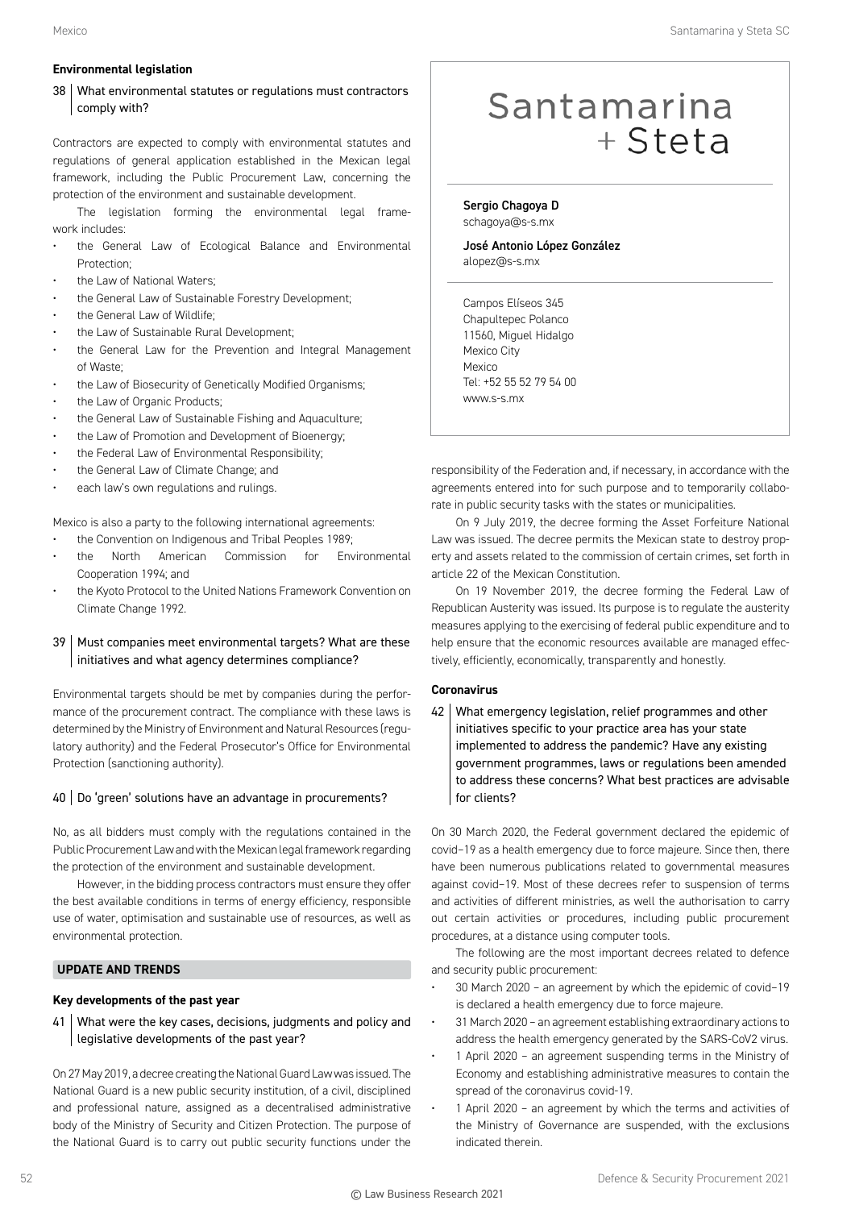### Environmental legislation

**38 | What environmental statutes or regulations must contractors comply with?**

Contractors are expected to comply with environmental statutes and regulations of general application established in the Mexican legal framework, including the Public Procurement Law, concerning the protection of the environment and sustainable development.

The legislation forming the environmental legal framework includes:

- the General Law of Ecological Balance and Environmental Protection;
- the Law of National Waters;
- the General Law of Sustainable Forestry Development;
- the General Law of Wildlife;
- the Law of Sustainable Rural Development;
- the General Law for the Prevention and Integral Management of Waste;
- the Law of Biosecurity of Genetically Modified Organisms;
- the Law of Organic Products;
- the General Law of Sustainable Fishing and Aquaculture;
- the Law of Promotion and Development of Bioenergy;
- the Federal Law of Environmental Responsibility;
- the General Law of Climate Change; and
- each law's own regulations and rulings.

Mexico is also a party to the following international agreements:

- the Convention on Indigenous and Tribal Peoples 1989;
- the North American Commission for Environmental Cooperation 1994; and
- the Kyoto Protocol to the United Nations Framework Convention on Climate Change 1992.

**39 | Must companies meet environmental targets? What are these initiatives and what agency determines compliance?**

Environmental targets should be met by companies during the performance of the procurement contract. The compliance with these laws is determined by the Ministry of Environment and Natural Resources (regulatory authority) and the Federal Prosecutor's Office for Environmental Protection (sanctioning authority).

**40 | Do 'green' solutions have an advantage in procurements?**

No, as all bidders must comply with the regulations contained in the Public Procurement Law and with the Mexican legal framework regarding the protection of the environment and sustainable development.

However, in the bidding process contractors must ensure they offer the best available conditions in terms of energy efficiency, responsible use of water, optimisation and sustainable use of resources, as well as environmental protection.

## UPDATE AND TRENDS

### Key developments of the past year

**41 | What were the key cases, decisions, judgments and policy and legislative developments of the past year?**

On 27 May 2019, a decree creating the National Guard Law was issued. The National Guard is a new public security institution, of a civil, disciplined and professional nature, assigned as a decentralised administrative body of the Ministry of Security and Citizen Protection. The purpose of the National Guard is to carry out public security functions under the responsibility of the Federation and, if necessary, in accordance with the agreements entered into for such purpose and to temporarily collaborate in public security tasks with the states or municipalities.

On 9 July 2019, the decree forming the Asset Forfeiture National Law was issued. The decree permits the Mexican state to destroy property and assets related to the commission of certain crimes, set forth in article 22 of the Mexican Constitution.

On 19 November 2019, the decree forming the Federal Law of Republican Austerity was issued. Its purpose is to regulate the austerity measures applying to the exercising of federal public expenditure and to help ensure that the economic resources available are managed effectively, efficiently, economically, transparently and honestly.

### Coronavirus

**42 | What emergency legislation, relief programmes and other initiatives specific to your practice area has your state implemented to address the pandemic? Have any existing government programmes, laws or regulations been amended to address these concerns? What best practices are advisable for clients?**

On 30 March 2020, the Federal government declared the epidemic of covid–19 as a health emergency due to force majeure. Since then, there have been numerous publications related to governmental measures against covid–19. Most of these decrees refer to suspension of terms and activities of different ministries, as well the authorisation to carry out certain activities or procedures, including public procurement procedures, at a distance using computer tools.

The following are the most important decrees related to defence and security public procurement:

- 30 March 2020 – an agreement by which the epidemic of covid–19 is declared a health emergency due to force majeure.
- 31 March 2020 – an agreement establishing extraordinary actions to address the health emergency generated by the SARS-CoV2 virus.
- 1 April 2020 – an agreement suspending terms in the Ministry of Economy and establishing administrative measures to contain the spread of the coronavirus covid-19.
- 1 April 2020 – an agreement by which the terms and activities of the Ministry of Governance are suspended, with the exclusions indicated therein.

Santamarina + Steta

**Sergio Chagoya D**
schagoya@s-s.mx

**José Antonio López González**
alopez@s-s.mx

Campos Elíseos 345
Chapultepec Polanco
11560, Miguel Hidalgo
Mexico City
Mexico
Tel: +52 55 52 79 54 00
www.s-s.mx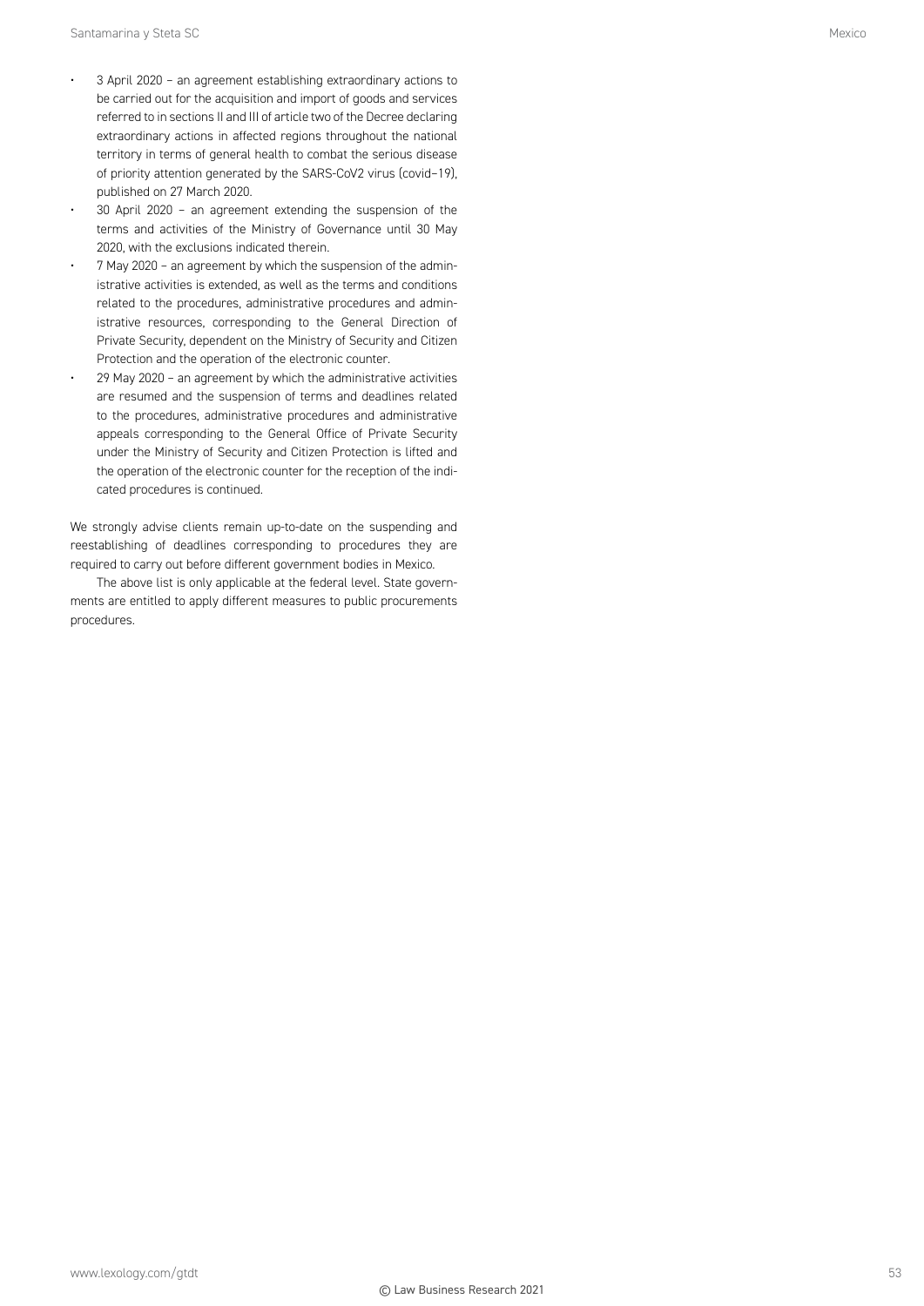- 3 April 2020 – an agreement establishing extraordinary actions to be carried out for the acquisition and import of goods and services referred to in sections II and III of article two of the Decree declaring extraordinary actions in affected regions throughout the national territory in terms of general health to combat the serious disease of priority attention generated by the SARS-CoV2 virus (covid–19), published on 27 March 2020.
- 30 April 2020 – an agreement extending the suspension of the terms and activities of the Ministry of Governance until 30 May 2020, with the exclusions indicated therein.
- 7 May 2020 – an agreement by which the suspension of the administrative activities is extended, as well as the terms and conditions related to the procedures, administrative procedures and administrative resources, corresponding to the General Direction of Private Security, dependent on the Ministry of Security and Citizen Protection and the operation of the electronic counter.
- 29 May 2020 – an agreement by which the administrative activities are resumed and the suspension of terms and deadlines related to the procedures, administrative procedures and administrative appeals corresponding to the General Office of Private Security under the Ministry of Security and Citizen Protection is lifted and the operation of the electronic counter for the reception of the indicated procedures is continued.

We strongly advise clients remain up-to-date on the suspending and reestablishing of deadlines corresponding to procedures they are required to carry out before different government bodies in Mexico.

The above list is only applicable at the federal level. State governments are entitled to apply different measures to public procurements procedures.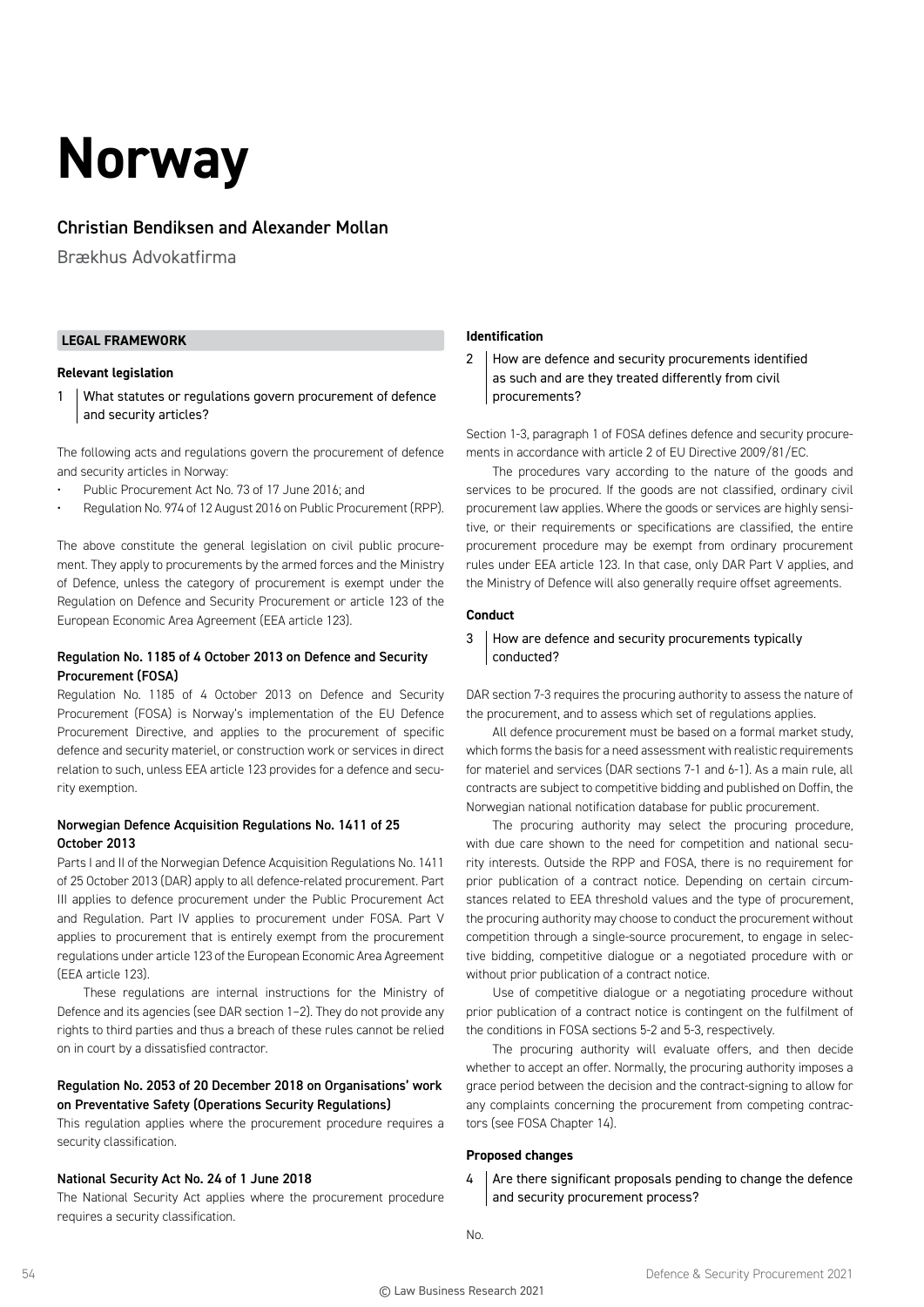# Norway

## Christian Bendiksen and Alexander Mollan

Brækhus Advokatfirma

### LEGAL FRAMEWORK

**Relevant legislation**

1 What statutes or regulations govern procurement of defence and security articles?

The following acts and regulations govern the procurement of defence and security articles in Norway:

- Public Procurement Act No. 73 of 17 June 2016; and
- Regulation No. 974 of 12 August 2016 on Public Procurement (RPP).

The above constitute the general legislation on civil public procurement. They apply to procurements by the armed forces and the Ministry of Defence, unless the category of procurement is exempt under the Regulation on Defence and Security Procurement or article 123 of the European Economic Area Agreement (EEA article 123).

#### Regulation No. 1185 of 4 October 2013 on Defence and Security Procurement (FOSA)

Regulation No. 1185 of 4 October 2013 on Defence and Security Procurement (FOSA) is Norway's implementation of the EU Defence Procurement Directive, and applies to the procurement of specific defence and security materiel, or construction work or services in direct relation to such, unless EEA article 123 provides for a defence and security exemption.

#### Norwegian Defence Acquisition Regulations No. 1411 of 25 October 2013

Parts I and II of the Norwegian Defence Acquisition Regulations No. 1411 of 25 October 2013 (DAR) apply to all defence-related procurement. Part III applies to defence procurement under the Public Procurement Act and Regulation. Part IV applies to procurement under FOSA. Part V applies to procurement that is entirely exempt from the procurement regulations under article 123 of the European Economic Area Agreement (EEA article 123).

These regulations are internal instructions for the Ministry of Defence and its agencies (see DAR section 1–2). They do not provide any rights to third parties and thus a breach of these rules cannot be relied on in court by a dissatisfied contractor.

#### Regulation No. 2053 of 20 December 2018 on Organisations' work on Preventative Safety (Operations Security Regulations)

This regulation applies where the procurement procedure requires a security classification.

#### National Security Act No. 24 of 1 June 2018

The National Security Act applies where the procurement procedure requires a security classification.

**Identification**

2 How are defence and security procurements identified as such and are they treated differently from civil procurements?

Section 1-3, paragraph 1 of FOSA defines defence and security procurements in accordance with article 2 of EU Directive 2009/81/EC.

The procedures vary according to the nature of the goods and services to be procured. If the goods are not classified, ordinary civil procurement law applies. Where the goods or services are highly sensitive, or their requirements or specifications are classified, the entire procurement procedure may be exempt from ordinary procurement rules under EEA article 123. In that case, only DAR Part V applies, and the Ministry of Defence will also generally require offset agreements.

**Conduct**

3 How are defence and security procurements typically conducted?

DAR section 7-3 requires the procuring authority to assess the nature of the procurement, and to assess which set of regulations applies.

All defence procurement must be based on a formal market study, which forms the basis for a need assessment with realistic requirements for materiel and services (DAR sections 7-1 and 6-1). As a main rule, all contracts are subject to competitive bidding and published on Doffin, the Norwegian national notification database for public procurement.

The procuring authority may select the procuring procedure, with due care shown to the need for competition and national security interests. Outside the RPP and FOSA, there is no requirement for prior publication of a contract notice. Depending on certain circumstances related to EEA threshold values and the type of procurement, the procuring authority may choose to conduct the procurement without competition through a single-source procurement, to engage in selective bidding, competitive dialogue or a negotiated procedure with or without prior publication of a contract notice.

Use of competitive dialogue or a negotiating procedure without prior publication of a contract notice is contingent on the fulfilment of the conditions in FOSA sections 5-2 and 5-3, respectively.

The procuring authority will evaluate offers, and then decide whether to accept an offer. Normally, the procuring authority imposes a grace period between the decision and the contract-signing to allow for any complaints concerning the procurement from competing contractors (see FOSA Chapter 14).

**Proposed changes**

4 Are there significant proposals pending to change the defence and security procurement process?

No.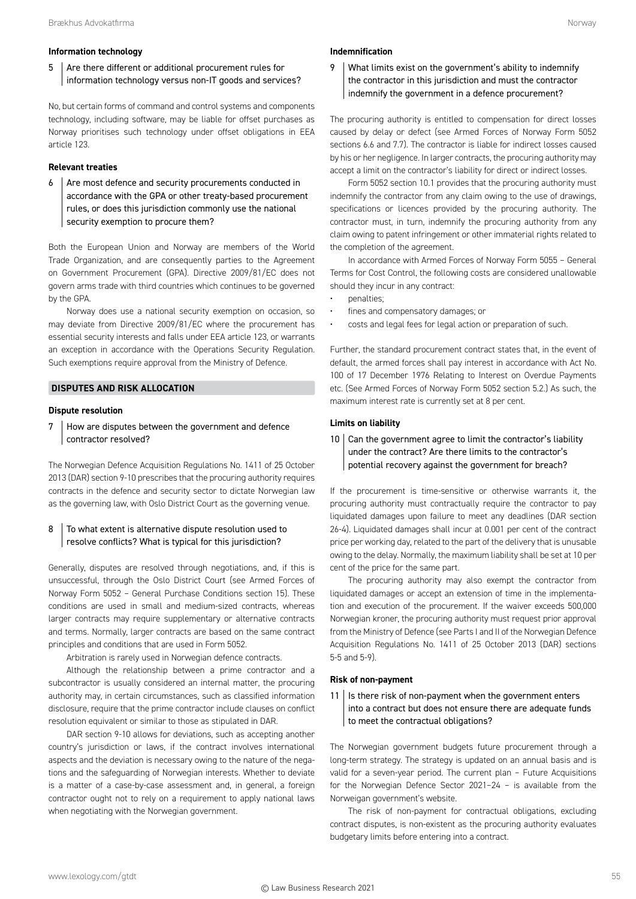#### Information technology

**5 Are there different or additional procurement rules for information technology versus non-IT goods and services?**

No, but certain forms of command and control systems and components technology, including software, may be liable for offset purchases as Norway prioritises such technology under offset obligations in EEA article 123.

#### Relevant treaties

**6 Are most defence and security procurements conducted in accordance with the GPA or other treaty-based procurement rules, or does this jurisdiction commonly use the national security exemption to procure them?**

Both the European Union and Norway are members of the World Trade Organization, and are consequently parties to the Agreement on Government Procurement (GPA). Directive 2009/81/EC does not govern arms trade with third countries which continues to be governed by the GPA.

Norway does use a national security exemption on occasion, so may deviate from Directive 2009/81/EC where the procurement has essential security interests and falls under EEA article 123, or warrants an exception in accordance with the Operations Security Regulation. Such exemptions require approval from the Ministry of Defence.

### DISPUTES AND RISK ALLOCATION

#### Dispute resolution

**7 How are disputes between the government and defence contractor resolved?**

The Norwegian Defence Acquisition Regulations No. 1411 of 25 October 2013 (DAR) section 9-10 prescribes that the procuring authority requires contracts in the defence and security sector to dictate Norwegian law as the governing law, with Oslo District Court as the governing venue.

**8 To what extent is alternative dispute resolution used to resolve conflicts? What is typical for this jurisdiction?**

Generally, disputes are resolved through negotiations, and, if this is unsuccessful, through the Oslo District Court (see Armed Forces of Norway Form 5052 – General Purchase Conditions section 15). These conditions are used in small and medium-sized contracts, whereas larger contracts may require supplementary or alternative contracts and terms. Normally, larger contracts are based on the same contract principles and conditions that are used in Form 5052.

Arbitration is rarely used in Norwegian defence contracts.

Although the relationship between a prime contractor and a subcontractor is usually considered an internal matter, the procuring authority may, in certain circumstances, such as classified information disclosure, require that the prime contractor include clauses on conflict resolution equivalent or similar to those as stipulated in DAR.

DAR section 9-10 allows for deviations, such as accepting another country's jurisdiction or laws, if the contract involves international aspects and the deviation is necessary owing to the nature of the negations and the safeguarding of Norwegian interests. Whether to deviate is a matter of a case-by-case assessment and, in general, a foreign contractor ought not to rely on a requirement to apply national laws when negotiating with the Norwegian government.

#### Indemnification

**9 What limits exist on the government's ability to indemnify the contractor in this jurisdiction and must the contractor indemnify the government in a defence procurement?**

The procuring authority is entitled to compensation for direct losses caused by delay or defect (see Armed Forces of Norway Form 5052 sections 6.6 and 7.7). The contractor is liable for indirect losses caused by his or her negligence. In larger contracts, the procuring authority may accept a limit on the contractor's liability for direct or indirect losses.

Form 5052 section 10.1 provides that the procuring authority must indemnify the contractor from any claim owing to the use of drawings, specifications or licences provided by the procuring authority. The contractor must, in turn, indemnify the procuring authority from any claim owing to patent infringement or other immaterial rights related to the completion of the agreement.

In accordance with Armed Forces of Norway Form 5055 – General Terms for Cost Control, the following costs are considered unallowable should they incur in any contract:

- penalties;
- fines and compensatory damages; or
- costs and legal fees for legal action or preparation of such.

Further, the standard procurement contract states that, in the event of default, the armed forces shall pay interest in accordance with Act No. 100 of 17 December 1976 Relating to Interest on Overdue Payments etc. (See Armed Forces of Norway Form 5052 section 5.2.) As such, the maximum interest rate is currently set at 8 per cent.

#### Limits on liability

**10 Can the government agree to limit the contractor's liability under the contract? Are there limits to the contractor's potential recovery against the government for breach?**

If the procurement is time-sensitive or otherwise warrants it, the procuring authority must contractually require the contractor to pay liquidated damages upon failure to meet any deadlines (DAR section 26-4). Liquidated damages shall incur at 0.001 per cent of the contract price per working day, related to the part of the delivery that is unusable owing to the delay. Normally, the maximum liability shall be set at 10 per cent of the price for the same part.

The procuring authority may also exempt the contractor from liquidated damages or accept an extension of time in the implementation and execution of the procurement. If the waiver exceeds 500,000 Norwegian kroner, the procuring authority must request prior approval from the Ministry of Defence (see Parts I and II of the Norwegian Defence Acquisition Regulations No. 1411 of 25 October 2013 (DAR) sections 5-5 and 5-9).

#### Risk of non-payment

**11 Is there risk of non-payment when the government enters into a contract but does not ensure there are adequate funds to meet the contractual obligations?**

The Norwegian government budgets future procurement through a long-term strategy. The strategy is updated on an annual basis and is valid for a seven-year period. The current plan – Future Acquisitions for the Norwegian Defence Sector 2021–24 – is available from the Norweigan government's website.

The risk of non-payment for contractual obligations, excluding contract disputes, is non-existent as the procuring authority evaluates budgetary limits before entering into a contract.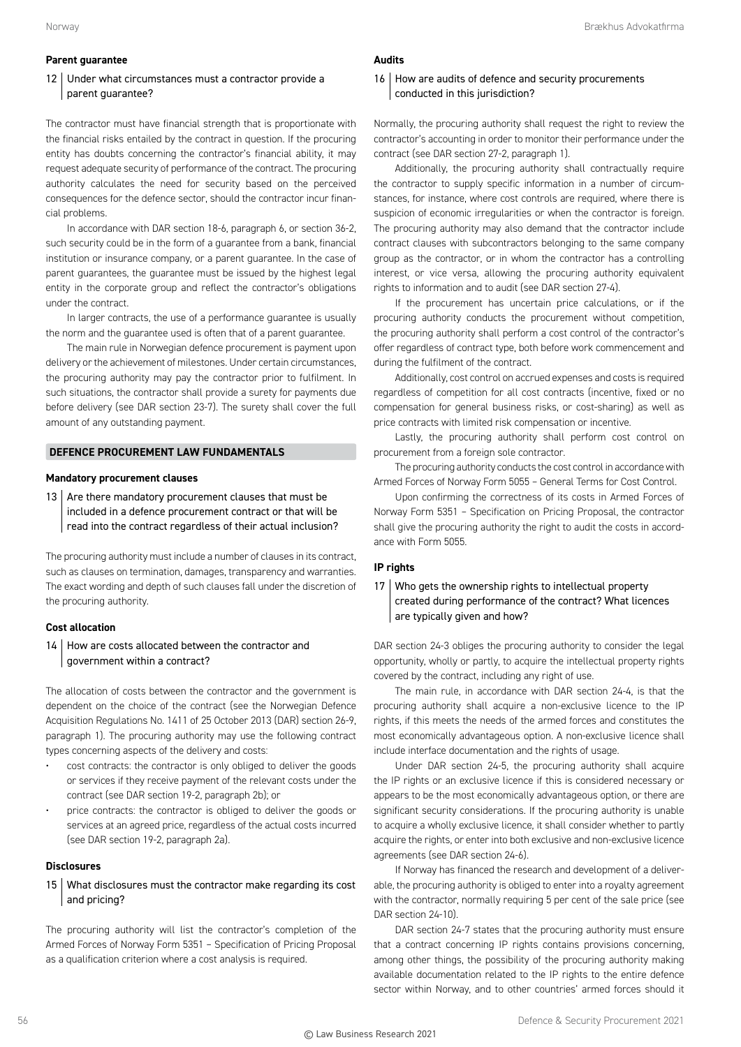### Parent guarantee

**12 | Under what circumstances must a contractor provide a parent guarantee?**

The contractor must have financial strength that is proportionate with the financial risks entailed by the contract in question. If the procuring entity has doubts concerning the contractor's financial ability, it may request adequate security of performance of the contract. The procuring authority calculates the need for security based on the perceived consequences for the defence sector, should the contractor incur financial problems.

In accordance with DAR section 18-6, paragraph 6, or section 36-2, such security could be in the form of a guarantee from a bank, financial institution or insurance company, or a parent guarantee. In the case of parent guarantees, the guarantee must be issued by the highest legal entity in the corporate group and reflect the contractor's obligations under the contract.

In larger contracts, the use of a performance guarantee is usually the norm and the guarantee used is often that of a parent guarantee.

The main rule in Norwegian defence procurement is payment upon delivery or the achievement of milestones. Under certain circumstances, the procuring authority may pay the contractor prior to fulfilment. In such situations, the contractor shall provide a surety for payments due before delivery (see DAR section 23-7). The surety shall cover the full amount of any outstanding payment.

## DEFENCE PROCUREMENT LAW FUNDAMENTALS

### Mandatory procurement clauses

**13 | Are there mandatory procurement clauses that must be included in a defence procurement contract or that will be read into the contract regardless of their actual inclusion?**

The procuring authority must include a number of clauses in its contract, such as clauses on termination, damages, transparency and warranties. The exact wording and depth of such clauses fall under the discretion of the procuring authority.

### Cost allocation

**14 | How are costs allocated between the contractor and government within a contract?**

The allocation of costs between the contractor and the government is dependent on the choice of the contract (see the Norwegian Defence Acquisition Regulations No. 1411 of 25 October 2013 (DAR) section 26-9, paragraph 1). The procuring authority may use the following contract types concerning aspects of the delivery and costs:

- cost contracts: the contractor is only obliged to deliver the goods or services if they receive payment of the relevant costs under the contract (see DAR section 19-2, paragraph 2b); or
- price contracts: the contractor is obliged to deliver the goods or services at an agreed price, regardless of the actual costs incurred (see DAR section 19-2, paragraph 2a).

### Disclosures

**15 | What disclosures must the contractor make regarding its cost and pricing?**

The procuring authority will list the contractor's completion of the Armed Forces of Norway Form 5351 – Specification of Pricing Proposal as a qualification criterion where a cost analysis is required.

### Audits

**16 | How are audits of defence and security procurements conducted in this jurisdiction?**

Normally, the procuring authority shall request the right to review the contractor's accounting in order to monitor their performance under the contract (see DAR section 27-2, paragraph 1).

Additionally, the procuring authority shall contractually require the contractor to supply specific information in a number of circumstances, for instance, where cost controls are required, where there is suspicion of economic irregularities or when the contractor is foreign. The procuring authority may also demand that the contractor include contract clauses with subcontractors belonging to the same company group as the contractor, or in whom the contractor has a controlling interest, or vice versa, allowing the procuring authority equivalent rights to information and to audit (see DAR section 27-4).

If the procurement has uncertain price calculations, or if the procuring authority conducts the procurement without competition, the procuring authority shall perform a cost control of the contractor's offer regardless of contract type, both before work commencement and during the fulfilment of the contract.

Additionally, cost control on accrued expenses and costs is required regardless of competition for all cost contracts (incentive, fixed or no compensation for general business risks, or cost-sharing) as well as price contracts with limited risk compensation or incentive.

Lastly, the procuring authority shall perform cost control on procurement from a foreign sole contractor.

The procuring authority conducts the cost control in accordance with Armed Forces of Norway Form 5055 – General Terms for Cost Control.

Upon confirming the correctness of its costs in Armed Forces of Norway Form 5351 – Specification on Pricing Proposal, the contractor shall give the procuring authority the right to audit the costs in accordance with Form 5055.

### IP rights

**17 | Who gets the ownership rights to intellectual property created during performance of the contract? What licences are typically given and how?**

DAR section 24-3 obliges the procuring authority to consider the legal opportunity, wholly or partly, to acquire the intellectual property rights covered by the contract, including any right of use.

The main rule, in accordance with DAR section 24-4, is that the procuring authority shall acquire a non-exclusive licence to the IP rights, if this meets the needs of the armed forces and constitutes the most economically advantageous option. A non-exclusive licence shall include interface documentation and the rights of usage.

Under DAR section 24-5, the procuring authority shall acquire the IP rights or an exclusive licence if this is considered necessary or appears to be the most economically advantageous option, or there are significant security considerations. If the procuring authority is unable to acquire a wholly exclusive licence, it shall consider whether to partly acquire the rights, or enter into both exclusive and non-exclusive licence agreements (see DAR section 24-6).

If Norway has financed the research and development of a deliverable, the procuring authority is obliged to enter into a royalty agreement with the contractor, normally requiring 5 per cent of the sale price (see DAR section 24-10).

DAR section 24-7 states that the procuring authority must ensure that a contract concerning IP rights contains provisions concerning, among other things, the possibility of the procuring authority making available documentation related to the IP rights to the entire defence sector within Norway, and to other countries' armed forces should it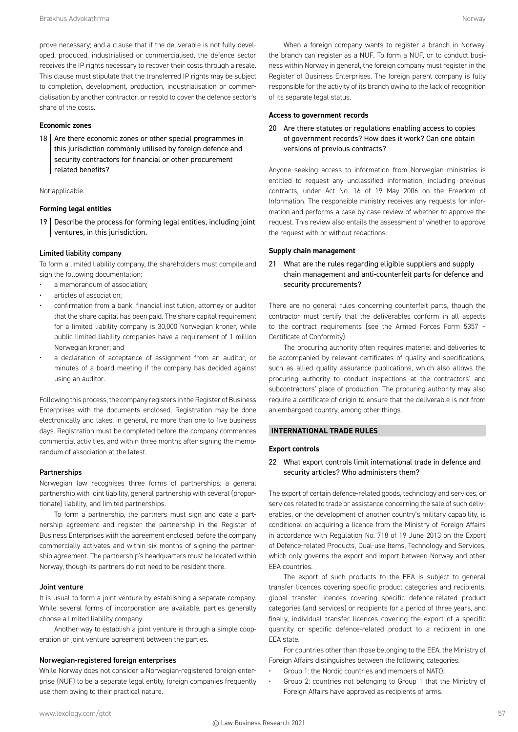prove necessary; and a clause that if the deliverable is not fully developed, produced, industrialised or commercialised, the defence sector receives the IP rights necessary to recover their costs through a resale. This clause must stipulate that the transferred IP rights may be subject to completion, development, production, industrialisation or commercialisation by another contractor, or resold to cover the defence sector's share of the costs.

### Economic zones

**18 Are there economic zones or other special programmes in this jurisdiction commonly utilised by foreign defence and security contractors for financial or other procurement related benefits?**

Not applicable.

### Forming legal entities

**19 Describe the process for forming legal entities, including joint ventures, in this jurisdiction.**

#### Limited liability company

To form a limited liability company, the shareholders must compile and sign the following documentation:

- a memorandum of association;
- articles of association;
- confirmation from a bank, financial institution, attorney or auditor that the share capital has been paid. The share capital requirement for a limited liability company is 30,000 Norwegian kroner, while public limited liability companies have a requirement of 1 million Norwegian kroner; and
- a declaration of acceptance of assignment from an auditor, or minutes of a board meeting if the company has decided against using an auditor.

Following this process, the company registers in the Register of Business Enterprises with the documents enclosed. Registration may be done electronically and takes, in general, no more than one to five business days. Registration must be completed before the company commences commercial activities, and within three months after signing the memorandum of association at the latest.

#### Partnerships

Norwegian law recognises three forms of partnerships: a general partnership with joint liability, general partnership with several (proportionate) liability, and limited partnerships.

To form a partnership, the partners must sign and date a partnership agreement and register the partnership in the Register of Business Enterprises with the agreement enclosed, before the company commercially activates and within six months of signing the partnership agreement. The partnership's headquarters must be located within Norway, though its partners do not need to be resident there.

#### Joint venture

It is usual to form a joint venture by establishing a separate company. While several forms of incorporation are available, parties generally choose a limited liability company.

Another way to establish a joint venture is through a simple cooperation or joint venture agreement between the parties.

#### Norwegian-registered foreign enterprises

While Norway does not consider a Norwegian-registered foreign enterprise (NUF) to be a separate legal entity, foreign companies frequently use them owing to their practical nature.

When a foreign company wants to register a branch in Norway, the branch can register as a NUF. To form a NUF, or to conduct business within Norway in general, the foreign company must register in the Register of Business Enterprises. The foreign parent company is fully responsible for the activity of its branch owing to the lack of recognition of its separate legal status.

### Access to government records

**20 Are there statutes or regulations enabling access to copies of government records? How does it work? Can one obtain versions of previous contracts?**

Anyone seeking access to information from Norwegian ministries is entitled to request any unclassified information, including previous contracts, under Act No. 16 of 19 May 2006 on the Freedom of Information. The responsible ministry receives any requests for information and performs a case-by-case review of whether to approve the request. This review also entails the assessment of whether to approve the request with or without redactions.

### Supply chain management

**21 What are the rules regarding eligible suppliers and supply chain management and anti-counterfeit parts for defence and security procurements?**

There are no general rules concerning counterfeit parts, though the contractor must certify that the deliverables conform in all aspects to the contract requirements (see the Armed Forces Form 5357 – Certificate of Conformity).

The procuring authority often requires materiel and deliveries to be accompanied by relevant certificates of quality and specifications, such as allied quality assurance publications, which also allows the procuring authority to conduct inspections at the contractors' and subcontractors' place of production. The procuring authority may also require a certificate of origin to ensure that the deliverable is not from an embargoed country, among other things.

## INTERNATIONAL TRADE RULES

### Export controls

**22 What export controls limit international trade in defence and security articles? Who administers them?**

The export of certain defence-related goods, technology and services, or services related to trade or assistance concerning the sale of such deliverables, or the development of another country's military capability, is conditional on acquiring a licence from the Ministry of Foreign Affairs in accordance with Regulation No. 718 of 19 June 2013 on the Export of Defence-related Products, Dual-use Items, Technology and Services, which only governs the export and import between Norway and other EEA countries.

The export of such products to the EEA is subject to general transfer licences covering specific product categories and recipients, global transfer licences covering specific defence-related product categories (and services) or recipients for a period of three years, and finally, individual transfer licences covering the export of a specific quantity or specific defence-related product to a recipient in one EEA state.

For countries other than those belonging to the EEA, the Ministry of Foreign Affairs distinguishes between the following categories:

- Group 1: the Nordic countries and members of NATO.
- Group 2: countries not belonging to Group 1 that the Ministry of Foreign Affairs have approved as recipients of arms.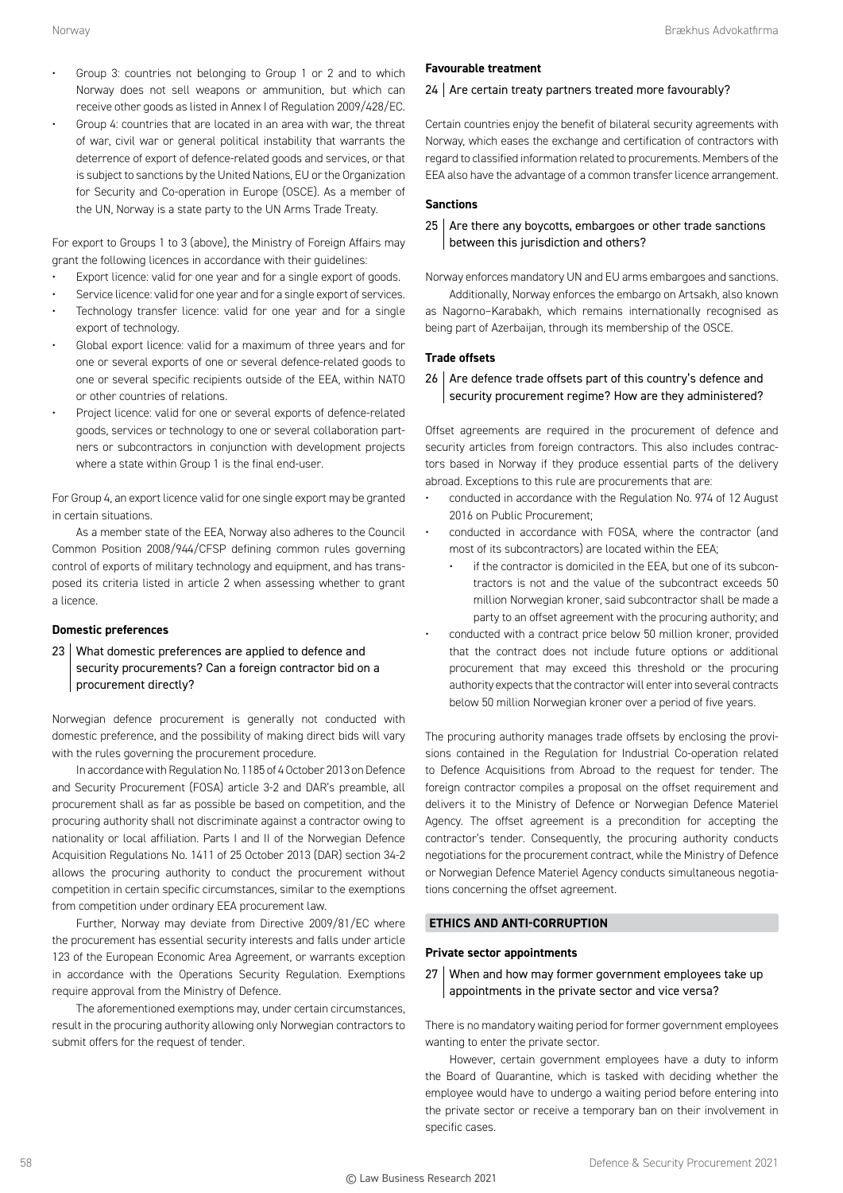- Group 3: countries not belonging to Group 1 or 2 and to which Norway does not sell weapons or ammunition, but which can receive other goods as listed in Annex I of Regulation 2009/428/EC.
- Group 4: countries that are located in an area with war, the threat of war, civil war or general political instability that warrants the deterrence of export of defence-related goods and services, or that is subject to sanctions by the United Nations, EU or the Organization for Security and Co-operation in Europe (OSCE). As a member of the UN, Norway is a state party to the UN Arms Trade Treaty.

For export to Groups 1 to 3 (above), the Ministry of Foreign Affairs may grant the following licences in accordance with their guidelines:

- Export licence: valid for one year and for a single export of goods.
- Service licence: valid for one year and for a single export of services.
- Technology transfer licence: valid for one year and for a single export of technology.
- Global export licence: valid for a maximum of three years and for one or several exports of one or several defence-related goods to one or several specific recipients outside of the EEA, within NATO or other countries of relations.
- Project licence: valid for one or several exports of defence-related goods, services or technology to one or several collaboration partners or subcontractors in conjunction with development projects where a state within Group 1 is the final end-user.

For Group 4, an export licence valid for one single export may be granted in certain situations.

As a member state of the EEA, Norway also adheres to the Council Common Position 2008/944/CFSP defining common rules governing control of exports of military technology and equipment, and has transposed its criteria listed in article 2 when assessing whether to grant a licence.

**Domestic preferences**

23 | What domestic preferences are applied to defence and security procurements? Can a foreign contractor bid on a procurement directly?

Norwegian defence procurement is generally not conducted with domestic preference, and the possibility of making direct bids will vary with the rules governing the procurement procedure.

In accordance with Regulation No. 1185 of 4 October 2013 on Defence and Security Procurement (FOSA) article 3-2 and DAR's preamble, all procurement shall as far as possible be based on competition, and the procuring authority shall not discriminate against a contractor owing to nationality or local affiliation. Parts I and II of the Norwegian Defence Acquisition Regulations No. 1411 of 25 October 2013 (DAR) section 34-2 allows the procuring authority to conduct the procurement without competition in certain specific circumstances, similar to the exemptions from competition under ordinary EEA procurement law.

Further, Norway may deviate from Directive 2009/81/EC where the procurement has essential security interests and falls under article 123 of the European Economic Area Agreement, or warrants exception in accordance with the Operations Security Regulation. Exemptions require approval from the Ministry of Defence.

The aforementioned exemptions may, under certain circumstances, result in the procuring authority allowing only Norwegian contractors to submit offers for the request of tender.

**Favourable treatment**

24 | Are certain treaty partners treated more favourably?

Certain countries enjoy the benefit of bilateral security agreements with Norway, which eases the exchange and certification of contractors with regard to classified information related to procurements. Members of the EEA also have the advantage of a common transfer licence arrangement.

**Sanctions**

25 | Are there any boycotts, embargoes or other trade sanctions between this jurisdiction and others?

Norway enforces mandatory UN and EU arms embargoes and sanctions.

Additionally, Norway enforces the embargo on Artsakh, also known as Nagorno–Karabakh, which remains internationally recognised as being part of Azerbaijan, through its membership of the OSCE.

**Trade offsets**

26 | Are defence trade offsets part of this country's defence and security procurement regime? How are they administered?

Offset agreements are required in the procurement of defence and security articles from foreign contractors. This also includes contractors based in Norway if they produce essential parts of the delivery abroad. Exceptions to this rule are procurements that are:

- conducted in accordance with the Regulation No. 974 of 12 August 2016 on Public Procurement;
- conducted in accordance with FOSA, where the contractor (and most of its subcontractors) are located within the EEA;
  - if the contractor is domiciled in the EEA, but one of its subcontractors is not and the value of the subcontract exceeds 50 million Norwegian kroner, said subcontractor shall be made a party to an offset agreement with the procuring authority; and
- conducted with a contract price below 50 million kroner, provided that the contract does not include future options or additional procurement that may exceed this threshold or the procuring authority expects that the contractor will enter into several contracts below 50 million Norwegian kroner over a period of five years.

The procuring authority manages trade offsets by enclosing the provisions contained in the Regulation for Industrial Co-operation related to Defence Acquisitions from Abroad to the request for tender. The foreign contractor compiles a proposal on the offset requirement and delivers it to the Ministry of Defence or Norwegian Defence Materiel Agency. The offset agreement is a precondition for accepting the contractor's tender. Consequently, the procuring authority conducts negotiations for the procurement contract, while the Ministry of Defence or Norwegian Defence Materiel Agency conducts simultaneous negotiations concerning the offset agreement.

## ETHICS AND ANTI-CORRUPTION

**Private sector appointments**

27 | When and how may former government employees take up appointments in the private sector and vice versa?

There is no mandatory waiting period for former government employees wanting to enter the private sector.

However, certain government employees have a duty to inform the Board of Quarantine, which is tasked with deciding whether the employee would have to undergo a waiting period before entering into the private sector or receive a temporary ban on their involvement in specific cases.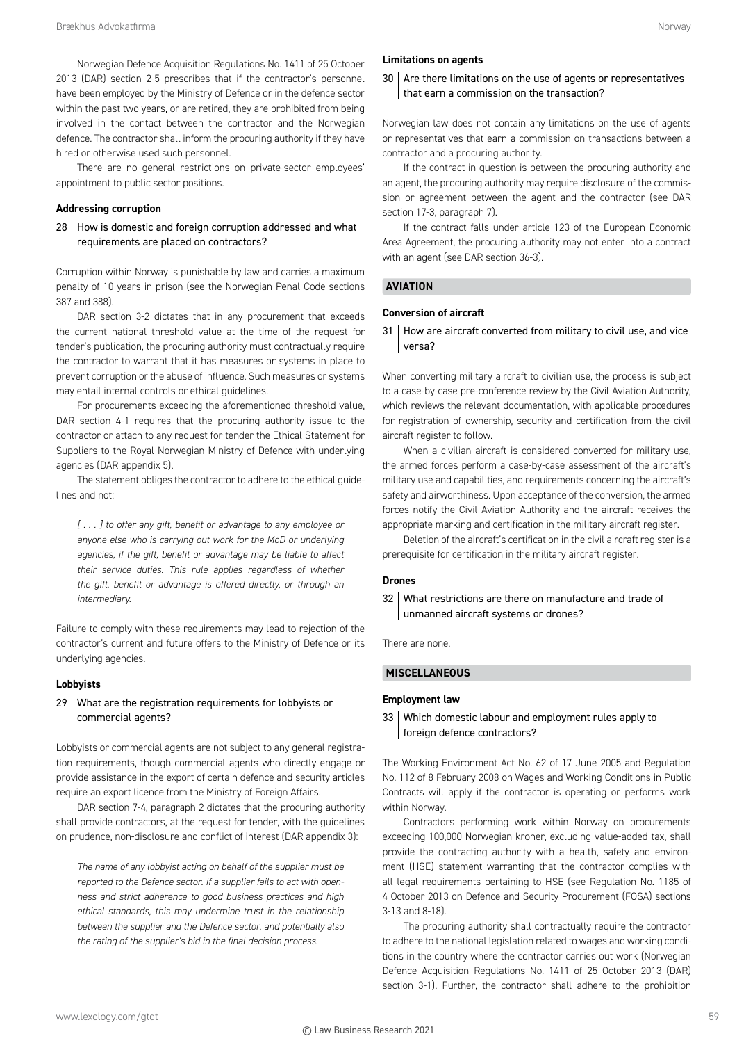Norwegian Defence Acquisition Regulations No. 1411 of 25 October 2013 (DAR) section 2-5 prescribes that if the contractor's personnel have been employed by the Ministry of Defence or in the defence sector within the past two years, or are retired, they are prohibited from being involved in the contact between the contractor and the Norwegian defence. The contractor shall inform the procuring authority if they have hired or otherwise used such personnel.

There are no general restrictions on private-sector employees' appointment to public sector positions.

#### Addressing corruption

**28 | How is domestic and foreign corruption addressed and what requirements are placed on contractors?**

Corruption within Norway is punishable by law and carries a maximum penalty of 10 years in prison (see the Norwegian Penal Code sections 387 and 388).

DAR section 3-2 dictates that in any procurement that exceeds the current national threshold value at the time of the request for tender's publication, the procuring authority must contractually require the contractor to warrant that it has measures or systems in place to prevent corruption or the abuse of influence. Such measures or systems may entail internal controls or ethical guidelines.

For procurements exceeding the aforementioned threshold value, DAR section 4-1 requires that the procuring authority issue to the contractor or attach to any request for tender the Ethical Statement for Suppliers to the Royal Norwegian Ministry of Defence with underlying agencies (DAR appendix 5).

The statement obliges the contractor to adhere to the ethical guidelines and not:

> *[ . . . ] to offer any gift, benefit or advantage to any employee or anyone else who is carrying out work for the MoD or underlying agencies, if the gift, benefit or advantage may be liable to affect their service duties. This rule applies regardless of whether the gift, benefit or advantage is offered directly, or through an intermediary.*

Failure to comply with these requirements may lead to rejection of the contractor's current and future offers to the Ministry of Defence or its underlying agencies.

#### Lobbyists

**29 | What are the registration requirements for lobbyists or commercial agents?**

Lobbyists or commercial agents are not subject to any general registration requirements, though commercial agents who directly engage or provide assistance in the export of certain defence and security articles require an export licence from the Ministry of Foreign Affairs.

DAR section 7-4, paragraph 2 dictates that the procuring authority shall provide contractors, at the request for tender, with the guidelines on prudence, non-disclosure and conflict of interest (DAR appendix 3):

> *The name of any lobbyist acting on behalf of the supplier must be reported to the Defence sector. If a supplier fails to act with openness and strict adherence to good business practices and high ethical standards, this may undermine trust in the relationship between the supplier and the Defence sector, and potentially also the rating of the supplier's bid in the final decision process.*

#### Limitations on agents

**30 | Are there limitations on the use of agents or representatives that earn a commission on the transaction?**

Norwegian law does not contain any limitations on the use of agents or representatives that earn a commission on transactions between a contractor and a procuring authority.

If the contract in question is between the procuring authority and an agent, the procuring authority may require disclosure of the commission or agreement between the agent and the contractor (see DAR section 17-3, paragraph 7).

If the contract falls under article 123 of the European Economic Area Agreement, the procuring authority may not enter into a contract with an agent (see DAR section 36-3).

### AVIATION

#### Conversion of aircraft

**31 | How are aircraft converted from military to civil use, and vice versa?**

When converting military aircraft to civilian use, the process is subject to a case-by-case pre-conference review by the Civil Aviation Authority, which reviews the relevant documentation, with applicable procedures for registration of ownership, security and certification from the civil aircraft register to follow.

When a civilian aircraft is considered converted for military use, the armed forces perform a case-by-case assessment of the aircraft's military use and capabilities, and requirements concerning the aircraft's safety and airworthiness. Upon acceptance of the conversion, the armed forces notify the Civil Aviation Authority and the aircraft receives the appropriate marking and certification in the military aircraft register.

Deletion of the aircraft's certification in the civil aircraft register is a prerequisite for certification in the military aircraft register.

#### Drones

**32 | What restrictions are there on manufacture and trade of unmanned aircraft systems or drones?**

There are none.

### MISCELLANEOUS

#### Employment law

**33 | Which domestic labour and employment rules apply to foreign defence contractors?**

The Working Environment Act No. 62 of 17 June 2005 and Regulation No. 112 of 8 February 2008 on Wages and Working Conditions in Public Contracts will apply if the contractor is operating or performs work within Norway.

Contractors performing work within Norway on procurements exceeding 100,000 Norwegian kroner, excluding value-added tax, shall provide the contracting authority with a health, safety and environment (HSE) statement warranting that the contractor complies with all legal requirements pertaining to HSE (see Regulation No. 1185 of 4 October 2013 on Defence and Security Procurement (FOSA) sections 3-13 and 8-18).

The procuring authority shall contractually require the contractor to adhere to the national legislation related to wages and working conditions in the country where the contractor carries out work (Norwegian Defence Acquisition Regulations No. 1411 of 25 October 2013 (DAR) section 3-1). Further, the contractor shall adhere to the prohibition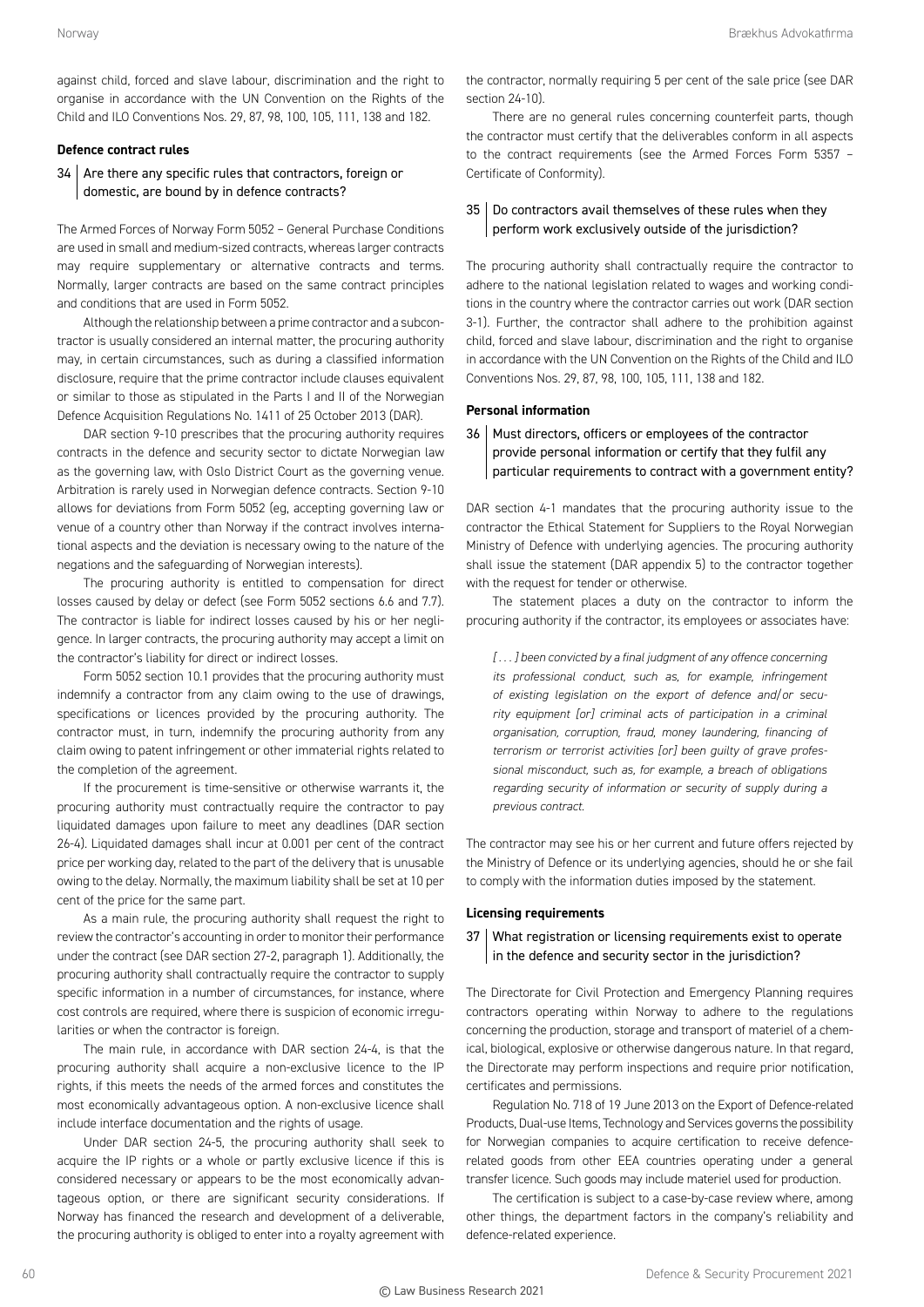against child, forced and slave labour, discrimination and the right to organise in accordance with the UN Convention on the Rights of the Child and ILO Conventions Nos. 29, 87, 98, 100, 105, 111, 138 and 182.

**Defence contract rules**

### 34 Are there any specific rules that contractors, foreign or domestic, are bound by in defence contracts?

The Armed Forces of Norway Form 5052 – General Purchase Conditions are used in small and medium-sized contracts, whereas larger contracts may require supplementary or alternative contracts and terms. Normally, larger contracts are based on the same contract principles and conditions that are used in Form 5052.

Although the relationship between a prime contractor and a subcontractor is usually considered an internal matter, the procuring authority may, in certain circumstances, such as during a classified information disclosure, require that the prime contractor include clauses equivalent or similar to those as stipulated in the Parts I and II of the Norwegian Defence Acquisition Regulations No. 1411 of 25 October 2013 (DAR).

DAR section 9-10 prescribes that the procuring authority requires contracts in the defence and security sector to dictate Norwegian law as the governing law, with Oslo District Court as the governing venue. Arbitration is rarely used in Norwegian defence contracts. Section 9-10 allows for deviations from Form 5052 (eg, accepting governing law or venue of a country other than Norway if the contract involves international aspects and the deviation is necessary owing to the nature of the negations and the safeguarding of Norwegian interests).

The procuring authority is entitled to compensation for direct losses caused by delay or defect (see Form 5052 sections 6.6 and 7.7). The contractor is liable for indirect losses caused by his or her negligence. In larger contracts, the procuring authority may accept a limit on the contractor's liability for direct or indirect losses.

Form 5052 section 10.1 provides that the procuring authority must indemnify a contractor from any claim owing to the use of drawings, specifications or licences provided by the procuring authority. The contractor must, in turn, indemnify the procuring authority from any claim owing to patent infringement or other immaterial rights related to the completion of the agreement.

If the procurement is time-sensitive or otherwise warrants it, the procuring authority must contractually require the contractor to pay liquidated damages upon failure to meet any deadlines (DAR section 26-4). Liquidated damages shall incur at 0.001 per cent of the contract price per working day, related to the part of the delivery that is unusable owing to the delay. Normally, the maximum liability shall be set at 10 per cent of the price for the same part.

As a main rule, the procuring authority shall request the right to review the contractor's accounting in order to monitor their performance under the contract (see DAR section 27-2, paragraph 1). Additionally, the procuring authority shall contractually require the contractor to supply specific information in a number of circumstances, for instance, where cost controls are required, where there is suspicion of economic irregularities or when the contractor is foreign.

The main rule, in accordance with DAR section 24-4, is that the procuring authority shall acquire a non-exclusive licence to the IP rights, if this meets the needs of the armed forces and constitutes the most economically advantageous option. A non-exclusive licence shall include interface documentation and the rights of usage.

Under DAR section 24-5, the procuring authority shall seek to acquire the IP rights or a whole or partly exclusive licence if this is considered necessary or appears to be the most economically advantageous option, or there are significant security considerations. If Norway has financed the research and development of a deliverable, the procuring authority is obliged to enter into a royalty agreement with the contractor, normally requiring 5 per cent of the sale price (see DAR section 24-10).

There are no general rules concerning counterfeit parts, though the contractor must certify that the deliverables conform in all aspects to the contract requirements (see the Armed Forces Form 5357 – Certificate of Conformity).

### 35 Do contractors avail themselves of these rules when they perform work exclusively outside of the jurisdiction?

The procuring authority shall contractually require the contractor to adhere to the national legislation related to wages and working conditions in the country where the contractor carries out work (DAR section 3-1). Further, the contractor shall adhere to the prohibition against child, forced and slave labour, discrimination and the right to organise in accordance with the UN Convention on the Rights of the Child and ILO Conventions Nos. 29, 87, 98, 100, 105, 111, 138 and 182.

**Personal information**

### 36 Must directors, officers or employees of the contractor provide personal information or certify that they fulfil any particular requirements to contract with a government entity?

DAR section 4-1 mandates that the procuring authority issue to the contractor the Ethical Statement for Suppliers to the Royal Norwegian Ministry of Defence with underlying agencies. The procuring authority shall issue the statement (DAR appendix 5) to the contractor together with the request for tender or otherwise.

The statement places a duty on the contractor to inform the procuring authority if the contractor, its employees or associates have:

> *[ . . . ] been convicted by a final judgment of any offence concerning its professional conduct, such as, for example, infringement of existing legislation on the export of defence and/or security equipment [or] criminal acts of participation in a criminal organisation, corruption, fraud, money laundering, financing of terrorism or terrorist activities [or] been guilty of grave professional misconduct, such as, for example, a breach of obligations regarding security of information or security of supply during a previous contract.*

The contractor may see his or her current and future offers rejected by the Ministry of Defence or its underlying agencies, should he or she fail to comply with the information duties imposed by the statement.

**Licensing requirements**

### 37 What registration or licensing requirements exist to operate in the defence and security sector in the jurisdiction?

The Directorate for Civil Protection and Emergency Planning requires contractors operating within Norway to adhere to the regulations concerning the production, storage and transport of materiel of a chemical, biological, explosive or otherwise dangerous nature. In that regard, the Directorate may perform inspections and require prior notification, certificates and permissions.

Regulation No. 718 of 19 June 2013 on the Export of Defence-related Products, Dual-use Items, Technology and Services governs the possibility for Norwegian companies to acquire certification to receive defence-related goods from other EEA countries operating under a general transfer licence. Such goods may include materiel used for production.

The certification is subject to a case-by-case review where, among other things, the department factors in the company's reliability and defence-related experience.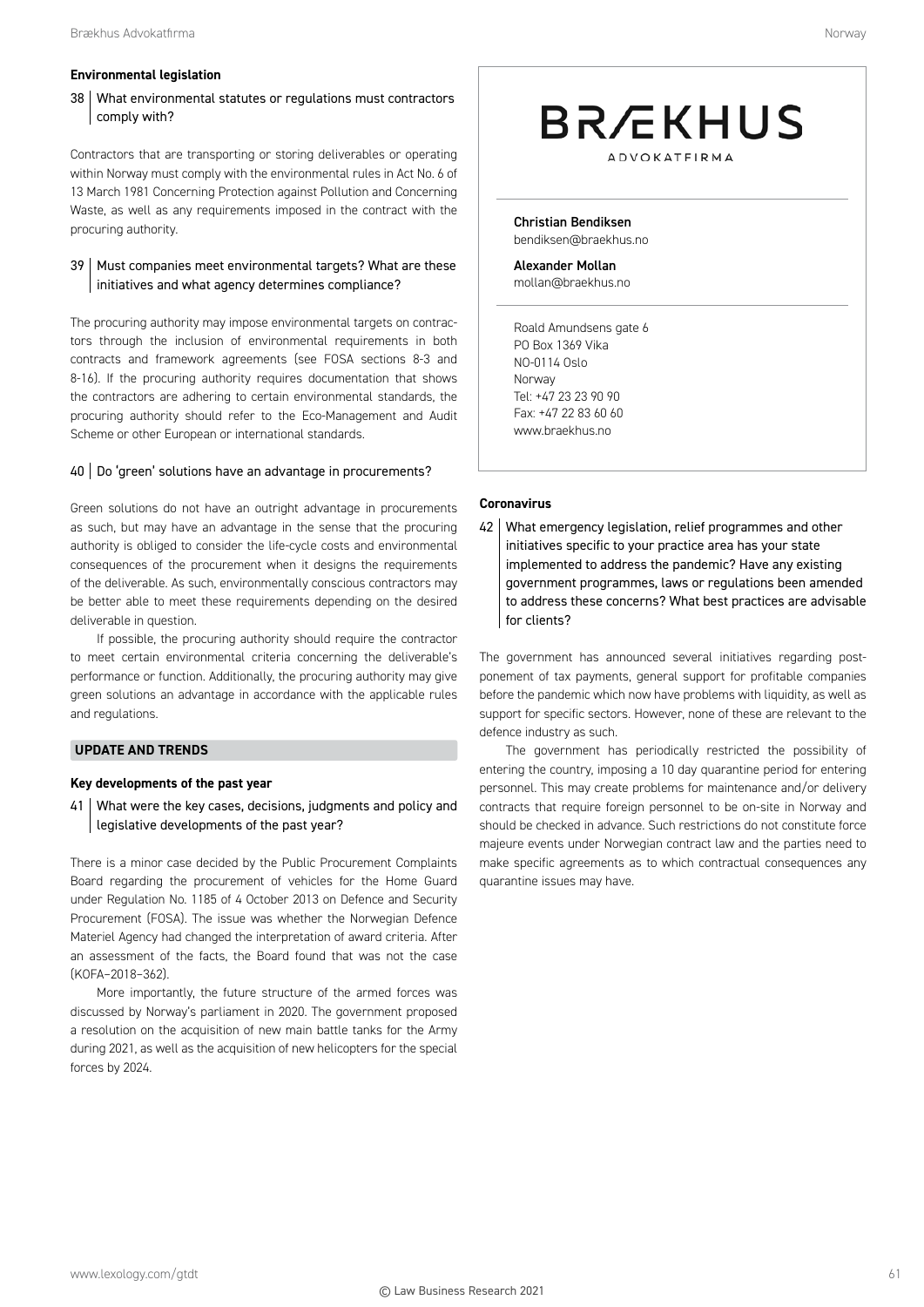**Environmental legislation**

### 38 | What environmental statutes or regulations must contractors comply with?

Contractors that are transporting or storing deliverables or operating within Norway must comply with the environmental rules in Act No. 6 of 13 March 1981 Concerning Protection against Pollution and Concerning Waste, as well as any requirements imposed in the contract with the procuring authority.

### 39 | Must companies meet environmental targets? What are these initiatives and what agency determines compliance?

The procuring authority may impose environmental targets on contractors through the inclusion of environmental requirements in both contracts and framework agreements (see FOSA sections 8-3 and 8-16). If the procuring authority requires documentation that shows the contractors are adhering to certain environmental standards, the procuring authority should refer to the Eco-Management and Audit Scheme or other European or international standards.

### 40 | Do 'green' solutions have an advantage in procurements?

Green solutions do not have an outright advantage in procurements as such, but may have an advantage in the sense that the procuring authority is obliged to consider the life-cycle costs and environmental consequences of the procurement when it designs the requirements of the deliverable. As such, environmentally conscious contractors may be better able to meet these requirements depending on the desired deliverable in question.

If possible, the procuring authority should require the contractor to meet certain environmental criteria concerning the deliverable's performance or function. Additionally, the procuring authority may give green solutions an advantage in accordance with the applicable rules and regulations.

## UPDATE AND TRENDS

**Key developments of the past year**

### 41 | What were the key cases, decisions, judgments and policy and legislative developments of the past year?

There is a minor case decided by the Public Procurement Complaints Board regarding the procurement of vehicles for the Home Guard under Regulation No. 1185 of 4 October 2013 on Defence and Security Procurement (FOSA). The issue was whether the Norwegian Defence Materiel Agency had changed the interpretation of award criteria. After an assessment of the facts, the Board found that was not the case (KOFA–2018–362).

More importantly, the future structure of the armed forces was discussed by Norway's parliament in 2020. The government proposed a resolution on the acquisition of new main battle tanks for the Army during 2021, as well as the acquisition of new helicopters for the special forces by 2024.

**BRÆKHUS**
ADVOKATFIRMA

**Christian Bendiksen**
bendiksen@braekhus.no

**Alexander Mollan**
mollan@braekhus.no

Roald Amundsens gate 6
PO Box 1369 Vika
NO-0114 Oslo
Norway
Tel: +47 23 23 90 90
Fax: +47 22 83 60 60
www.braekhus.no

**Coronavirus**

### 42 | What emergency legislation, relief programmes and other initiatives specific to your practice area has your state implemented to address the pandemic? Have any existing government programmes, laws or regulations been amended to address these concerns? What best practices are advisable for clients?

The government has announced several initiatives regarding postponement of tax payments, general support for profitable companies before the pandemic which now have problems with liquidity, as well as support for specific sectors. However, none of these are relevant to the defence industry as such.

The government has periodically restricted the possibility of entering the country, imposing a 10 day quarantine period for entering personnel. This may create problems for maintenance and/or delivery contracts that require foreign personnel to be on-site in Norway and should be checked in advance. Such restrictions do not constitute force majeure events under Norwegian contract law and the parties need to make specific agreements as to which contractual consequences any quarantine issues may have.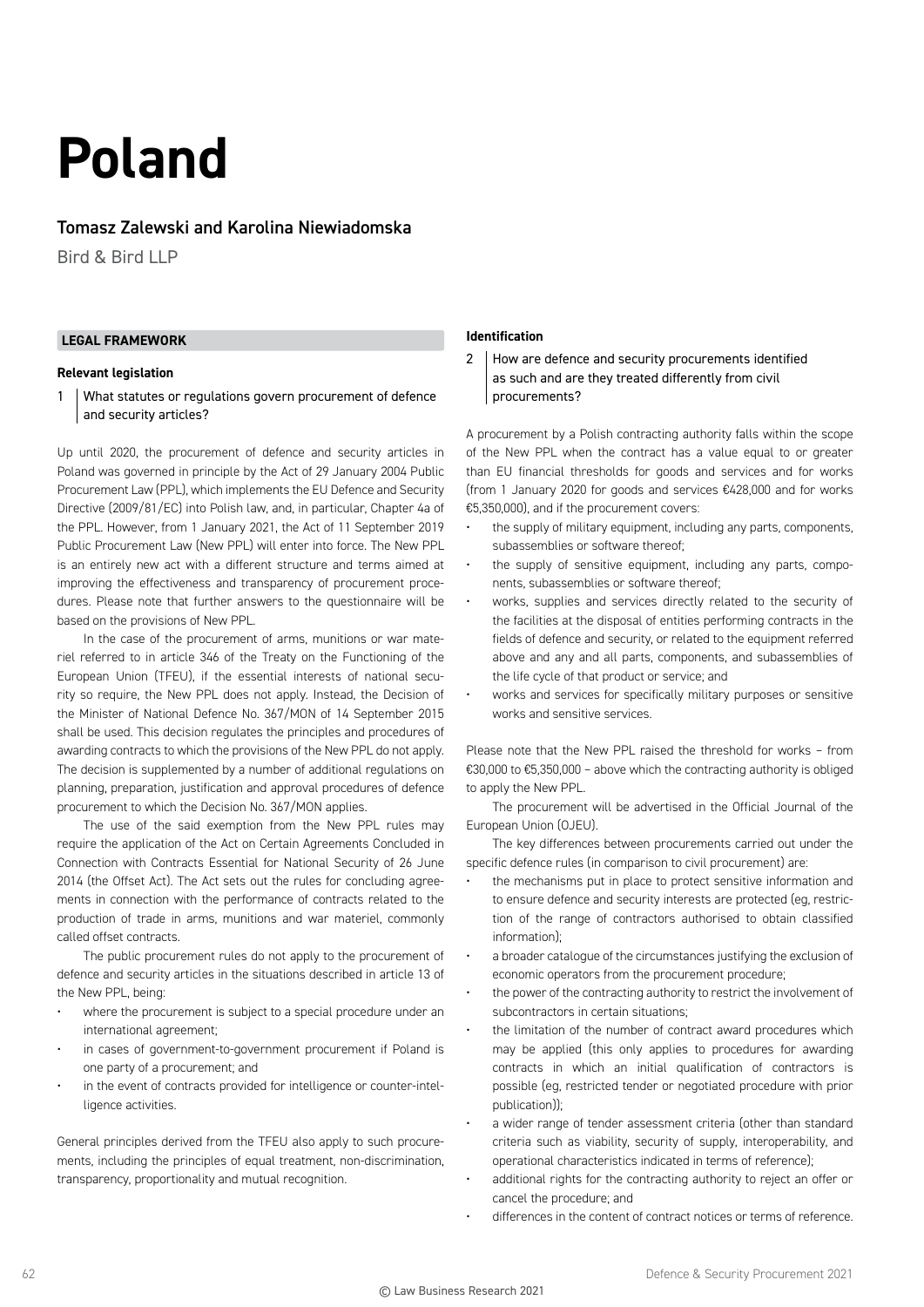# Poland

## Tomasz Zalewski and Karolina Niewiadomska

Bird & Bird LLP

## LEGAL FRAMEWORK

### Relevant legislation

**1 What statutes or regulations govern procurement of defence and security articles?**

Up until 2020, the procurement of defence and security articles in Poland was governed in principle by the Act of 29 January 2004 Public Procurement Law (PPL), which implements the EU Defence and Security Directive (2009/81/EC) into Polish law, and, in particular, Chapter 4a of the PPL. However, from 1 January 2021, the Act of 11 September 2019 Public Procurement Law (New PPL) will enter into force. The New PPL is an entirely new act with a different structure and terms aimed at improving the effectiveness and transparency of procurement procedures. Please note that further answers to the questionnaire will be based on the provisions of New PPL.

In the case of the procurement of arms, munitions or war materiel referred to in article 346 of the Treaty on the Functioning of the European Union (TFEU), if the essential interests of national security so require, the New PPL does not apply. Instead, the Decision of the Minister of National Defence No. 367/MON of 14 September 2015 shall be used. This decision regulates the principles and procedures of awarding contracts to which the provisions of the New PPL do not apply. The decision is supplemented by a number of additional regulations on planning, preparation, justification and approval procedures of defence procurement to which the Decision No. 367/MON applies.

The use of the said exemption from the New PPL rules may require the application of the Act on Certain Agreements Concluded in Connection with Contracts Essential for National Security of 26 June 2014 (the Offset Act). The Act sets out the rules for concluding agreements in connection with the performance of contracts related to the production of trade in arms, munitions and war materiel, commonly called offset contracts.

The public procurement rules do not apply to the procurement of defence and security articles in the situations described in article 13 of the New PPL, being:

- where the procurement is subject to a special procedure under an international agreement;
- in cases of government-to-government procurement if Poland is one party of a procurement; and
- in the event of contracts provided for intelligence or counter-intelligence activities.

General principles derived from the TFEU also apply to such procurements, including the principles of equal treatment, non-discrimination, transparency, proportionality and mutual recognition.

### Identification

**2 How are defence and security procurements identified as such and are they treated differently from civil procurements?**

A procurement by a Polish contracting authority falls within the scope of the New PPL when the contract has a value equal to or greater than EU financial thresholds for goods and services and for works (from 1 January 2020 for goods and services €428,000 and for works €5,350,000), and if the procurement covers:

- the supply of military equipment, including any parts, components, subassemblies or software thereof;
- the supply of sensitive equipment, including any parts, components, subassemblies or software thereof;
- works, supplies and services directly related to the security of the facilities at the disposal of entities performing contracts in the fields of defence and security, or related to the equipment referred above and any and all parts, components, and subassemblies of the life cycle of that product or service; and
- works and services for specifically military purposes or sensitive works and sensitive services.

Please note that the New PPL raised the threshold for works – from €30,000 to €5,350,000 – above which the contracting authority is obliged to apply the New PPL.

The procurement will be advertised in the Official Journal of the European Union (OJEU).

The key differences between procurements carried out under the specific defence rules (in comparison to civil procurement) are:

- the mechanisms put in place to protect sensitive information and to ensure defence and security interests are protected (eg, restriction of the range of contractors authorised to obtain classified information);
- a broader catalogue of the circumstances justifying the exclusion of economic operators from the procurement procedure;
- the power of the contracting authority to restrict the involvement of subcontractors in certain situations;
- the limitation of the number of contract award procedures which may be applied (this only applies to procedures for awarding contracts in which an initial qualification of contractors is possible (eg, restricted tender or negotiated procedure with prior publication));
- a wider range of tender assessment criteria (other than standard criteria such as viability, security of supply, interoperability, and operational characteristics indicated in terms of reference);
- additional rights for the contracting authority to reject an offer or cancel the procedure; and
- differences in the content of contract notices or terms of reference.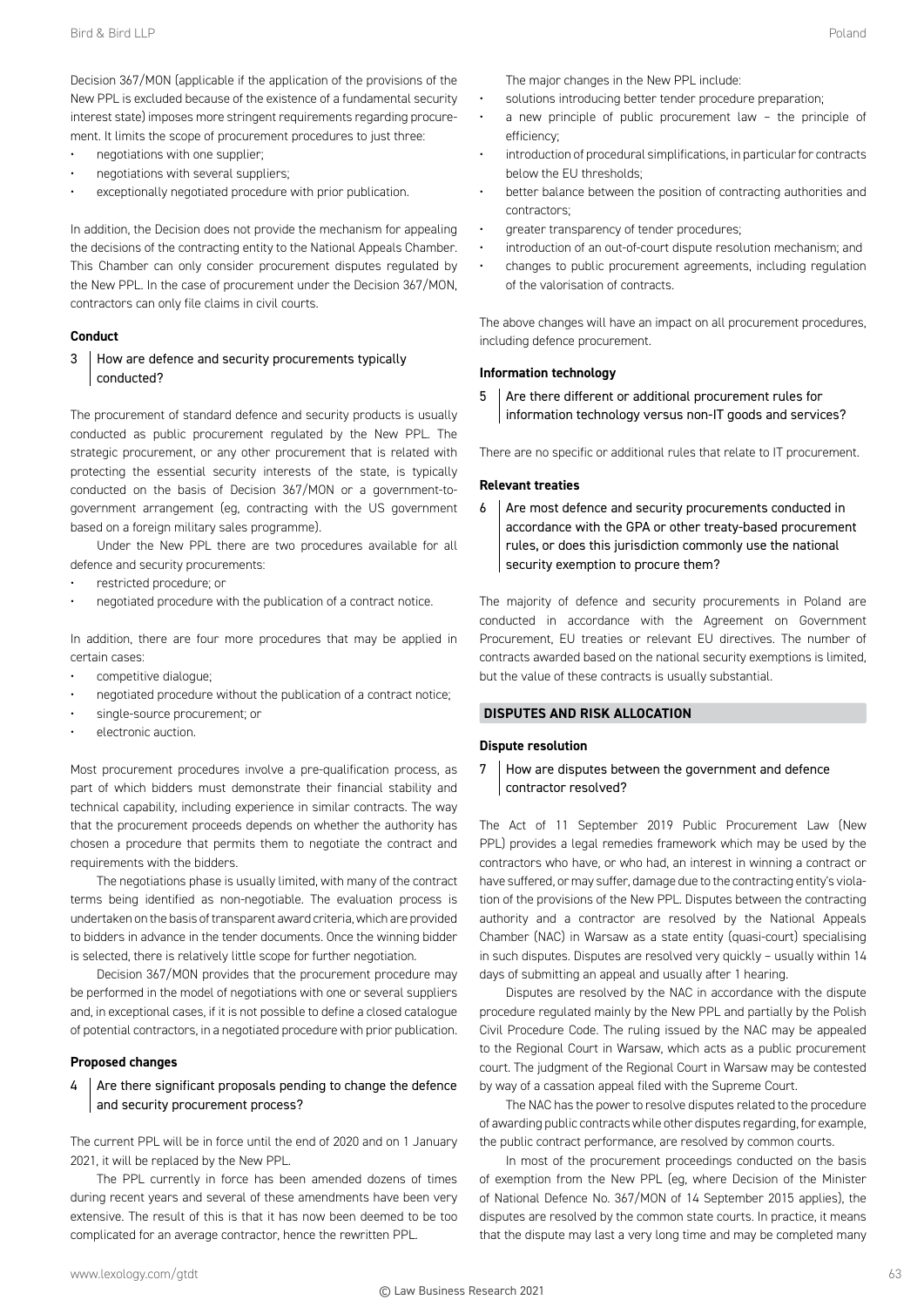Decision 367/MON (applicable if the application of the provisions of the New PPL is excluded because of the existence of a fundamental security interest state) imposes more stringent requirements regarding procurement. It limits the scope of procurement procedures to just three:

- negotiations with one supplier;
- negotiations with several suppliers;
- exceptionally negotiated procedure with prior publication.

In addition, the Decision does not provide the mechanism for appealing the decisions of the contracting entity to the National Appeals Chamber. This Chamber can only consider procurement disputes regulated by the New PPL. In the case of procurement under the Decision 367/MON, contractors can only file claims in civil courts.

**Conduct**

### 3 How are defence and security procurements typically conducted?

The procurement of standard defence and security products is usually conducted as public procurement regulated by the New PPL. The strategic procurement, or any other procurement that is related with protecting the essential security interests of the state, is typically conducted on the basis of Decision 367/MON or a government-to-government arrangement (eg, contracting with the US government based on a foreign military sales programme).

Under the New PPL there are two procedures available for all defence and security procurements:

- restricted procedure; or
- negotiated procedure with the publication of a contract notice.

In addition, there are four more procedures that may be applied in certain cases:

- competitive dialogue;
- negotiated procedure without the publication of a contract notice;
- single-source procurement; or
- electronic auction.

Most procurement procedures involve a pre-qualification process, as part of which bidders must demonstrate their financial stability and technical capability, including experience in similar contracts. The way that the procurement proceeds depends on whether the authority has chosen a procedure that permits them to negotiate the contract and requirements with the bidders.

The negotiations phase is usually limited, with many of the contract terms being identified as non-negotiable. The evaluation process is undertaken on the basis of transparent award criteria, which are provided to bidders in advance in the tender documents. Once the winning bidder is selected, there is relatively little scope for further negotiation.

Decision 367/MON provides that the procurement procedure may be performed in the model of negotiations with one or several suppliers and, in exceptional cases, if it is not possible to define a closed catalogue of potential contractors, in a negotiated procedure with prior publication.

**Proposed changes**

### 4 Are there significant proposals pending to change the defence and security procurement process?

The current PPL will be in force until the end of 2020 and on 1 January 2021, it will be replaced by the New PPL.

The PPL currently in force has been amended dozens of times during recent years and several of these amendments have been very extensive. The result of this is that it has now been deemed to be too complicated for an average contractor, hence the rewritten PPL.

The major changes in the New PPL include:

- solutions introducing better tender procedure preparation;
- a new principle of public procurement law – the principle of efficiency;
- introduction of procedural simplifications, in particular for contracts below the EU thresholds;
- better balance between the position of contracting authorities and contractors;
- greater transparency of tender procedures;
- introduction of an out-of-court dispute resolution mechanism; and
- changes to public procurement agreements, including regulation of the valorisation of contracts.

The above changes will have an impact on all procurement procedures, including defence procurement.

**Information technology**

### 5 Are there different or additional procurement rules for information technology versus non-IT goods and services?

There are no specific or additional rules that relate to IT procurement.

**Relevant treaties**

### 6 Are most defence and security procurements conducted in accordance with the GPA or other treaty-based procurement rules, or does this jurisdiction commonly use the national security exemption to procure them?

The majority of defence and security procurements in Poland are conducted in accordance with the Agreement on Government Procurement, EU treaties or relevant EU directives. The number of contracts awarded based on the national security exemptions is limited, but the value of these contracts is usually substantial.

## DISPUTES AND RISK ALLOCATION

**Dispute resolution**

### 7 How are disputes between the government and defence contractor resolved?

The Act of 11 September 2019 Public Procurement Law (New PPL) provides a legal remedies framework which may be used by the contractors who have, or who had, an interest in winning a contract or have suffered, or may suffer, damage due to the contracting entity's violation of the provisions of the New PPL. Disputes between the contracting authority and a contractor are resolved by the National Appeals Chamber (NAC) in Warsaw as a state entity (quasi-court) specialising in such disputes. Disputes are resolved very quickly – usually within 14 days of submitting an appeal and usually after 1 hearing.

Disputes are resolved by the NAC in accordance with the dispute procedure regulated mainly by the New PPL and partially by the Polish Civil Procedure Code. The ruling issued by the NAC may be appealed to the Regional Court in Warsaw, which acts as a public procurement court. The judgment of the Regional Court in Warsaw may be contested by way of a cassation appeal filed with the Supreme Court.

The NAC has the power to resolve disputes related to the procedure of awarding public contracts while other disputes regarding, for example, the public contract performance, are resolved by common courts.

In most of the procurement proceedings conducted on the basis of exemption from the New PPL (eg, where Decision of the Minister of National Defence No. 367/MON of 14 September 2015 applies), the disputes are resolved by the common state courts. In practice, it means that the dispute may last a very long time and may be completed many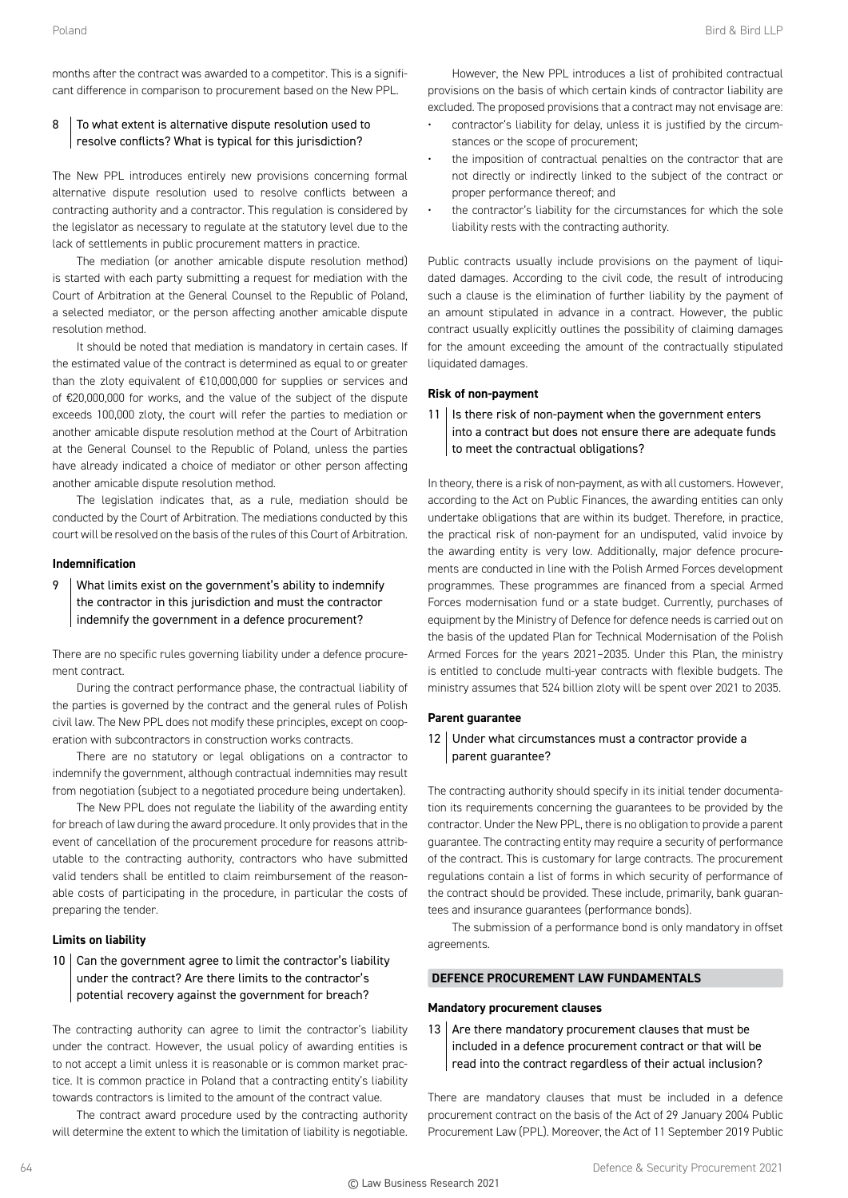months after the contract was awarded to a competitor. This is a significant difference in comparison to procurement based on the New PPL.

### 8 To what extent is alternative dispute resolution used to resolve conflicts? What is typical for this jurisdiction?

The New PPL introduces entirely new provisions concerning formal alternative dispute resolution used to resolve conflicts between a contracting authority and a contractor. This regulation is considered by the legislator as necessary to regulate at the statutory level due to the lack of settlements in public procurement matters in practice.

The mediation (or another amicable dispute resolution method) is started with each party submitting a request for mediation with the Court of Arbitration at the General Counsel to the Republic of Poland, a selected mediator, or the person affecting another amicable dispute resolution method.

It should be noted that mediation is mandatory in certain cases. If the estimated value of the contract is determined as equal to or greater than the zloty equivalent of €10,000,000 for supplies or services and of €20,000,000 for works, and the value of the subject of the dispute exceeds 100,000 zloty, the court will refer the parties to mediation or another amicable dispute resolution method at the Court of Arbitration at the General Counsel to the Republic of Poland, unless the parties have already indicated a choice of mediator or other person affecting another amicable dispute resolution method.

The legislation indicates that, as a rule, mediation should be conducted by the Court of Arbitration. The mediations conducted by this court will be resolved on the basis of the rules of this Court of Arbitration.

#### Indemnification

### 9 What limits exist on the government's ability to indemnify the contractor in this jurisdiction and must the contractor indemnify the government in a defence procurement?

There are no specific rules governing liability under a defence procurement contract.

During the contract performance phase, the contractual liability of the parties is governed by the contract and the general rules of Polish civil law. The New PPL does not modify these principles, except on cooperation with subcontractors in construction works contracts.

There are no statutory or legal obligations on a contractor to indemnify the government, although contractual indemnities may result from negotiation (subject to a negotiated procedure being undertaken).

The New PPL does not regulate the liability of the awarding entity for breach of law during the award procedure. It only provides that in the event of cancellation of the procurement procedure for reasons attributable to the contracting authority, contractors who have submitted valid tenders shall be entitled to claim reimbursement of the reasonable costs of participating in the procedure, in particular the costs of preparing the tender.

#### Limits on liability

### 10 Can the government agree to limit the contractor's liability under the contract? Are there limits to the contractor's potential recovery against the government for breach?

The contracting authority can agree to limit the contractor's liability under the contract. However, the usual policy of awarding entities is to not accept a limit unless it is reasonable or is common market practice. It is common practice in Poland that a contracting entity's liability towards contractors is limited to the amount of the contract value.

The contract award procedure used by the contracting authority will determine the extent to which the limitation of liability is negotiable.

However, the New PPL introduces a list of prohibited contractual provisions on the basis of which certain kinds of contractor liability are excluded. The proposed provisions that a contract may not envisage are:

- contractor's liability for delay, unless it is justified by the circumstances or the scope of procurement;
- the imposition of contractual penalties on the contractor that are not directly or indirectly linked to the subject of the contract or proper performance thereof; and
- the contractor's liability for the circumstances for which the sole liability rests with the contracting authority.

Public contracts usually include provisions on the payment of liquidated damages. According to the civil code, the result of introducing such a clause is the elimination of further liability by the payment of an amount stipulated in advance in a contract. However, the public contract usually explicitly outlines the possibility of claiming damages for the amount exceeding the amount of the contractually stipulated liquidated damages.

#### Risk of non-payment

### 11 Is there risk of non-payment when the government enters into a contract but does not ensure there are adequate funds to meet the contractual obligations?

In theory, there is a risk of non-payment, as with all customers. However, according to the Act on Public Finances, the awarding entities can only undertake obligations that are within its budget. Therefore, in practice, the practical risk of non-payment for an undisputed, valid invoice by the awarding entity is very low. Additionally, major defence procurements are conducted in line with the Polish Armed Forces development programmes. These programmes are financed from a special Armed Forces modernisation fund or a state budget. Currently, purchases of equipment by the Ministry of Defence for defence needs is carried out on the basis of the updated Plan for Technical Modernisation of the Polish Armed Forces for the years 2021–2035. Under this Plan, the ministry is entitled to conclude multi-year contracts with flexible budgets. The ministry assumes that 524 billion zloty will be spent over 2021 to 2035.

#### Parent guarantee

### 12 Under what circumstances must a contractor provide a parent guarantee?

The contracting authority should specify in its initial tender documentation its requirements concerning the guarantees to be provided by the contractor. Under the New PPL, there is no obligation to provide a parent guarantee. The contracting entity may require a security of performance of the contract. This is customary for large contracts. The procurement regulations contain a list of forms in which security of performance of the contract should be provided. These include, primarily, bank guarantees and insurance guarantees (performance bonds).

The submission of a performance bond is only mandatory in offset agreements.

## DEFENCE PROCUREMENT LAW FUNDAMENTALS

#### Mandatory procurement clauses

### 13 Are there mandatory procurement clauses that must be included in a defence procurement contract or that will be read into the contract regardless of their actual inclusion?

There are mandatory clauses that must be included in a defence procurement contract on the basis of the Act of 29 January 2004 Public Procurement Law (PPL). Moreover, the Act of 11 September 2019 Public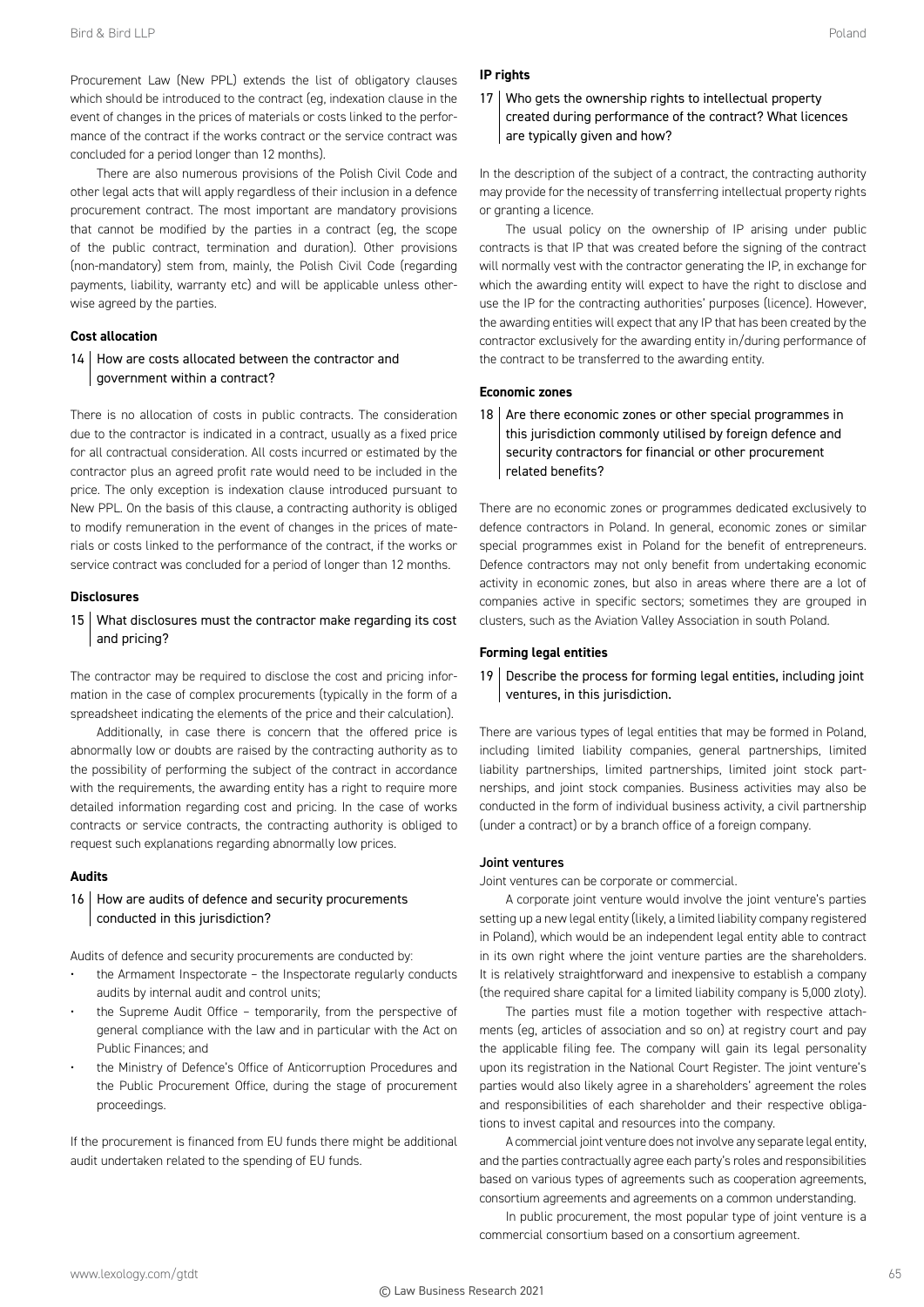Procurement Law (New PPL) extends the list of obligatory clauses which should be introduced to the contract (eg, indexation clause in the event of changes in the prices of materials or costs linked to the performance of the contract if the works contract or the service contract was concluded for a period longer than 12 months).

There are also numerous provisions of the Polish Civil Code and other legal acts that will apply regardless of their inclusion in a defence procurement contract. The most important are mandatory provisions that cannot be modified by the parties in a contract (eg, the scope of the public contract, termination and duration). Other provisions (non-mandatory) stem from, mainly, the Polish Civil Code (regarding payments, liability, warranty etc) and will be applicable unless otherwise agreed by the parties.

**Cost allocation**

### 14 How are costs allocated between the contractor and government within a contract?

There is no allocation of costs in public contracts. The consideration due to the contractor is indicated in a contract, usually as a fixed price for all contractual consideration. All costs incurred or estimated by the contractor plus an agreed profit rate would need to be included in the price. The only exception is indexation clause introduced pursuant to New PPL. On the basis of this clause, a contracting authority is obliged to modify remuneration in the event of changes in the prices of materials or costs linked to the performance of the contract, if the works or service contract was concluded for a period of longer than 12 months.

**Disclosures**

### 15 What disclosures must the contractor make regarding its cost and pricing?

The contractor may be required to disclose the cost and pricing information in the case of complex procurements (typically in the form of a spreadsheet indicating the elements of the price and their calculation).

Additionally, in case there is concern that the offered price is abnormally low or doubts are raised by the contracting authority as to the possibility of performing the subject of the contract in accordance with the requirements, the awarding entity has a right to require more detailed information regarding cost and pricing. In the case of works contracts or service contracts, the contracting authority is obliged to request such explanations regarding abnormally low prices.

**Audits**

### 16 How are audits of defence and security procurements conducted in this jurisdiction?

Audits of defence and security procurements are conducted by:

- the Armament Inspectorate – the Inspectorate regularly conducts audits by internal audit and control units;
- the Supreme Audit Office – temporarily, from the perspective of general compliance with the law and in particular with the Act on Public Finances; and
- the Ministry of Defence's Office of Anticorruption Procedures and the Public Procurement Office, during the stage of procurement proceedings.

If the procurement is financed from EU funds there might be additional audit undertaken related to the spending of EU funds.

**IP rights**

### 17 Who gets the ownership rights to intellectual property created during performance of the contract? What licences are typically given and how?

In the description of the subject of a contract, the contracting authority may provide for the necessity of transferring intellectual property rights or granting a licence.

The usual policy on the ownership of IP arising under public contracts is that IP that was created before the signing of the contract will normally vest with the contractor generating the IP, in exchange for which the awarding entity will expect to have the right to disclose and use the IP for the contracting authorities' purposes (licence). However, the awarding entities will expect that any IP that has been created by the contractor exclusively for the awarding entity in/during performance of the contract to be transferred to the awarding entity.

**Economic zones**

### 18 Are there economic zones or other special programmes in this jurisdiction commonly utilised by foreign defence and security contractors for financial or other procurement related benefits?

There are no economic zones or programmes dedicated exclusively to defence contractors in Poland. In general, economic zones or similar special programmes exist in Poland for the benefit of entrepreneurs. Defence contractors may not only benefit from undertaking economic activity in economic zones, but also in areas where there are a lot of companies active in specific sectors; sometimes they are grouped in clusters, such as the Aviation Valley Association in south Poland.

**Forming legal entities**

### 19 Describe the process for forming legal entities, including joint ventures, in this jurisdiction.

There are various types of legal entities that may be formed in Poland, including limited liability companies, general partnerships, limited liability partnerships, limited partnerships, limited joint stock partnerships, and joint stock companies. Business activities may also be conducted in the form of individual business activity, a civil partnership (under a contract) or by a branch office of a foreign company.

**Joint ventures**

Joint ventures can be corporate or commercial.

A corporate joint venture would involve the joint venture's parties setting up a new legal entity (likely, a limited liability company registered in Poland), which would be an independent legal entity able to contract in its own right where the joint venture parties are the shareholders. It is relatively straightforward and inexpensive to establish a company (the required share capital for a limited liability company is 5,000 zloty).

The parties must file a motion together with respective attachments (eg, articles of association and so on) at registry court and pay the applicable filing fee. The company will gain its legal personality upon its registration in the National Court Register. The joint venture's parties would also likely agree in a shareholders' agreement the roles and responsibilities of each shareholder and their respective obligations to invest capital and resources into the company.

A commercial joint venture does not involve any separate legal entity, and the parties contractually agree each party's roles and responsibilities based on various types of agreements such as cooperation agreements, consortium agreements and agreements on a common understanding.

In public procurement, the most popular type of joint venture is a commercial consortium based on a consortium agreement.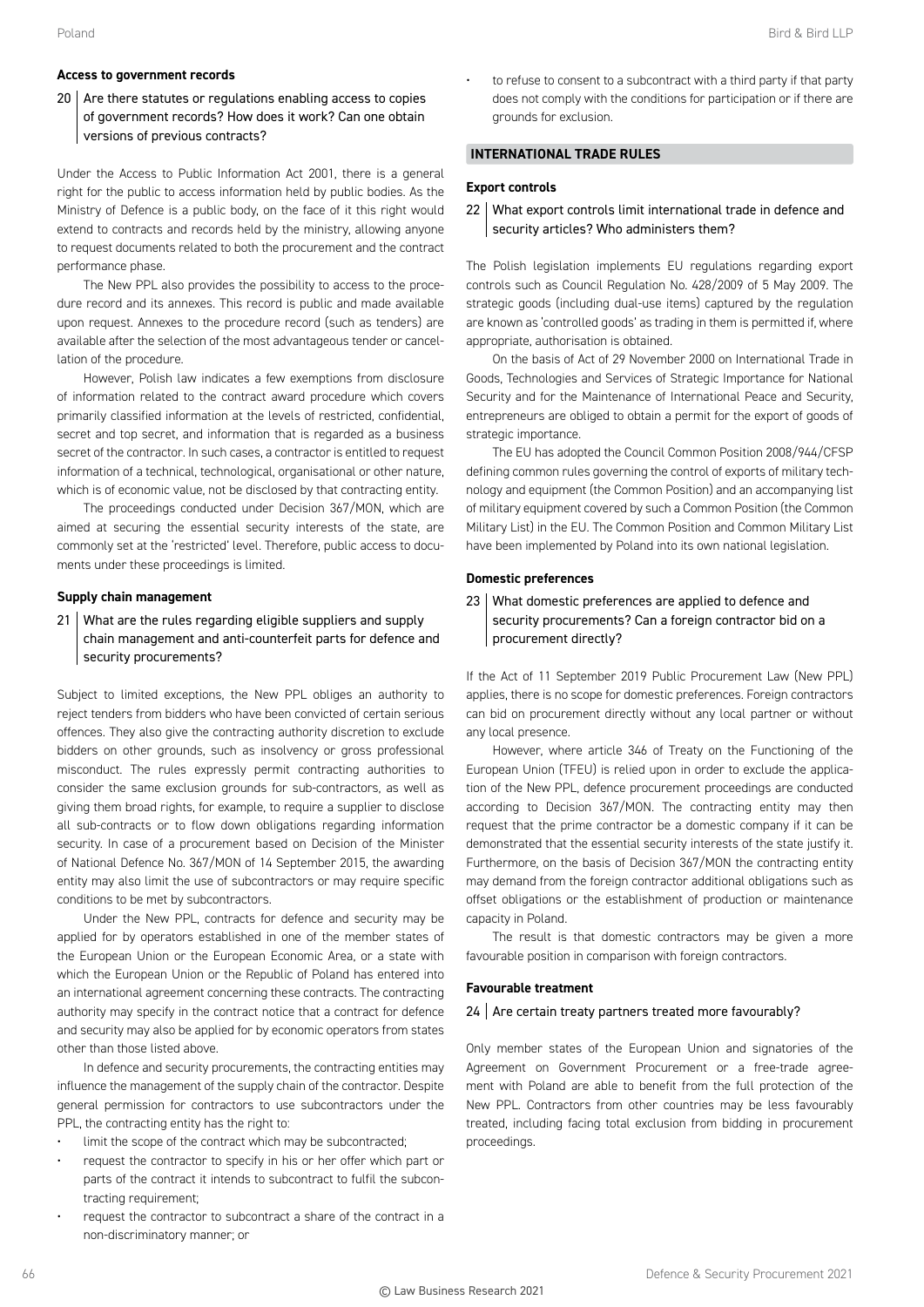### Access to government records

**20 | Are there statutes or regulations enabling access to copies of government records? How does it work? Can one obtain versions of previous contracts?**

Under the Access to Public Information Act 2001, there is a general right for the public to access information held by public bodies. As the Ministry of Defence is a public body, on the face of it this right would extend to contracts and records held by the ministry, allowing anyone to request documents related to both the procurement and the contract performance phase.

The New PPL also provides the possibility to access to the procedure record and its annexes. This record is public and made available upon request. Annexes to the procedure record (such as tenders) are available after the selection of the most advantageous tender or cancellation of the procedure.

However, Polish law indicates a few exemptions from disclosure of information related to the contract award procedure which covers primarily classified information at the levels of restricted, confidential, secret and top secret, and information that is regarded as a business secret of the contractor. In such cases, a contractor is entitled to request information of a technical, technological, organisational or other nature, which is of economic value, not be disclosed by that contracting entity.

The proceedings conducted under Decision 367/MON, which are aimed at securing the essential security interests of the state, are commonly set at the 'restricted' level. Therefore, public access to documents under these proceedings is limited.

### Supply chain management

**21 | What are the rules regarding eligible suppliers and supply chain management and anti-counterfeit parts for defence and security procurements?**

Subject to limited exceptions, the New PPL obliges an authority to reject tenders from bidders who have been convicted of certain serious offences. They also give the contracting authority discretion to exclude bidders on other grounds, such as insolvency or gross professional misconduct. The rules expressly permit contracting authorities to consider the same exclusion grounds for sub-contractors, as well as giving them broad rights, for example, to require a supplier to disclose all sub-contracts or to flow down obligations regarding information security. In case of a procurement based on Decision of the Minister of National Defence No. 367/MON of 14 September 2015, the awarding entity may also limit the use of subcontractors or may require specific conditions to be met by subcontractors.

Under the New PPL, contracts for defence and security may be applied for by operators established in one of the member states of the European Union or the European Economic Area, or a state with which the European Union or the Republic of Poland has entered into an international agreement concerning these contracts. The contracting authority may specify in the contract notice that a contract for defence and security may also be applied for by economic operators from states other than those listed above.

In defence and security procurements, the contracting entities may influence the management of the supply chain of the contractor. Despite general permission for contractors to use subcontractors under the PPL, the contracting entity has the right to:

- limit the scope of the contract which may be subcontracted;
- request the contractor to specify in his or her offer which part or parts of the contract it intends to subcontract to fulfil the subcontracting requirement;
- request the contractor to subcontract a share of the contract in a non-discriminatory manner; or
- to refuse to consent to a subcontract with a third party if that party does not comply with the conditions for participation or if there are grounds for exclusion.

## INTERNATIONAL TRADE RULES

### Export controls

**22 | What export controls limit international trade in defence and security articles? Who administers them?**

The Polish legislation implements EU regulations regarding export controls such as Council Regulation No. 428/2009 of 5 May 2009. The strategic goods (including dual-use items) captured by the regulation are known as 'controlled goods' as trading in them is permitted if, where appropriate, authorisation is obtained.

On the basis of Act of 29 November 2000 on International Trade in Goods, Technologies and Services of Strategic Importance for National Security and for the Maintenance of International Peace and Security, entrepreneurs are obliged to obtain a permit for the export of goods of strategic importance.

The EU has adopted the Council Common Position 2008/944/CFSP defining common rules governing the control of exports of military technology and equipment (the Common Position) and an accompanying list of military equipment covered by such a Common Position (the Common Military List) in the EU. The Common Position and Common Military List have been implemented by Poland into its own national legislation.

### Domestic preferences

**23 | What domestic preferences are applied to defence and security procurements? Can a foreign contractor bid on a procurement directly?**

If the Act of 11 September 2019 Public Procurement Law (New PPL) applies, there is no scope for domestic preferences. Foreign contractors can bid on procurement directly without any local partner or without any local presence.

However, where article 346 of Treaty on the Functioning of the European Union (TFEU) is relied upon in order to exclude the application of the New PPL, defence procurement proceedings are conducted according to Decision 367/MON. The contracting entity may then request that the prime contractor be a domestic company if it can be demonstrated that the essential security interests of the state justify it. Furthermore, on the basis of Decision 367/MON the contracting entity may demand from the foreign contractor additional obligations such as offset obligations or the establishment of production or maintenance capacity in Poland.

The result is that domestic contractors may be given a more favourable position in comparison with foreign contractors.

### Favourable treatment

**24 | Are certain treaty partners treated more favourably?**

Only member states of the European Union and signatories of the Agreement on Government Procurement or a free-trade agreement with Poland are able to benefit from the full protection of the New PPL. Contractors from other countries may be less favourably treated, including facing total exclusion from bidding in procurement proceedings.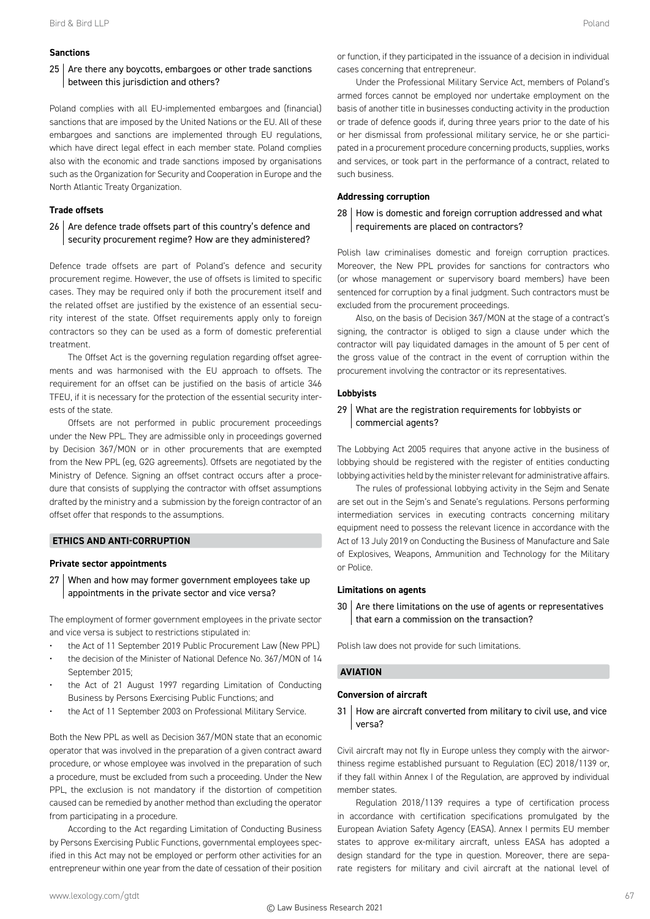### Sanctions

**25 Are there any boycotts, embargoes or other trade sanctions between this jurisdiction and others?**

Poland complies with all EU-implemented embargoes and (financial) sanctions that are imposed by the United Nations or the EU. All of these embargoes and sanctions are implemented through EU regulations, which have direct legal effect in each member state. Poland complies also with the economic and trade sanctions imposed by organisations such as the Organization for Security and Cooperation in Europe and the North Atlantic Treaty Organization.

### Trade offsets

**26 Are defence trade offsets part of this country's defence and security procurement regime? How are they administered?**

Defence trade offsets are part of Poland's defence and security procurement regime. However, the use of offsets is limited to specific cases. They may be required only if both the procurement itself and the related offset are justified by the existence of an essential security interest of the state. Offset requirements apply only to foreign contractors so they can be used as a form of domestic preferential treatment.

The Offset Act is the governing regulation regarding offset agreements and was harmonised with the EU approach to offsets. The requirement for an offset can be justified on the basis of article 346 TFEU, if it is necessary for the protection of the essential security interests of the state.

Offsets are not performed in public procurement proceedings under the New PPL. They are admissible only in proceedings governed by Decision 367/MON or in other procurements that are exempted from the New PPL (eg, G2G agreements). Offsets are negotiated by the Ministry of Defence. Signing an offset contract occurs after a procedure that consists of supplying the contractor with offset assumptions drafted by the ministry and a submission by the foreign contractor of an offset offer that responds to the assumptions.

## ETHICS AND ANTI-CORRUPTION

### Private sector appointments

**27 When and how may former government employees take up appointments in the private sector and vice versa?**

The employment of former government employees in the private sector and vice versa is subject to restrictions stipulated in:

- the Act of 11 September 2019 Public Procurement Law (New PPL)
- the decision of the Minister of National Defence No. 367/MON of 14 September 2015;
- the Act of 21 August 1997 regarding Limitation of Conducting Business by Persons Exercising Public Functions; and
- the Act of 11 September 2003 on Professional Military Service.

Both the New PPL as well as Decision 367/MON state that an economic operator that was involved in the preparation of a given contract award procedure, or whose employee was involved in the preparation of such a procedure, must be excluded from such a proceeding. Under the New PPL, the exclusion is not mandatory if the distortion of competition caused can be remedied by another method than excluding the operator from participating in a procedure.

According to the Act regarding Limitation of Conducting Business by Persons Exercising Public Functions, governmental employees specified in this Act may not be employed or perform other activities for an entrepreneur within one year from the date of cessation of their position or function, if they participated in the issuance of a decision in individual cases concerning that entrepreneur.

Under the Professional Military Service Act, members of Poland's armed forces cannot be employed nor undertake employment on the basis of another title in businesses conducting activity in the production or trade of defence goods if, during three years prior to the date of his or her dismissal from professional military service, he or she participated in a procurement procedure concerning products, supplies, works and services, or took part in the performance of a contract, related to such business.

### Addressing corruption

**28 How is domestic and foreign corruption addressed and what requirements are placed on contractors?**

Polish law criminalises domestic and foreign corruption practices. Moreover, the New PPL provides for sanctions for contractors who (or whose management or supervisory board members) have been sentenced for corruption by a final judgment. Such contractors must be excluded from the procurement proceedings.

Also, on the basis of Decision 367/MON at the stage of a contract's signing, the contractor is obliged to sign a clause under which the contractor will pay liquidated damages in the amount of 5 per cent of the gross value of the contract in the event of corruption within the procurement involving the contractor or its representatives.

### Lobbyists

**29 What are the registration requirements for lobbyists or commercial agents?**

The Lobbying Act 2005 requires that anyone active in the business of lobbying should be registered with the register of entities conducting lobbying activities held by the minister relevant for administrative affairs.

The rules of professional lobbying activity in the Sejm and Senate are set out in the Sejm's and Senate's regulations. Persons performing intermediation services in executing contracts concerning military equipment need to possess the relevant licence in accordance with the Act of 13 July 2019 on Conducting the Business of Manufacture and Sale of Explosives, Weapons, Ammunition and Technology for the Military or Police.

### Limitations on agents

**30 Are there limitations on the use of agents or representatives that earn a commission on the transaction?**

Polish law does not provide for such limitations.

## AVIATION

### Conversion of aircraft

**31 How are aircraft converted from military to civil use, and vice versa?**

Civil aircraft may not fly in Europe unless they comply with the airworthiness regime established pursuant to Regulation (EC) 2018/1139 or, if they fall within Annex I of the Regulation, are approved by individual member states.

Regulation 2018/1139 requires a type of certification process in accordance with certification specifications promulgated by the European Aviation Safety Agency (EASA). Annex I permits EU member states to approve ex-military aircraft, unless EASA has adopted a design standard for the type in question. Moreover, there are separate registers for military and civil aircraft at the national level of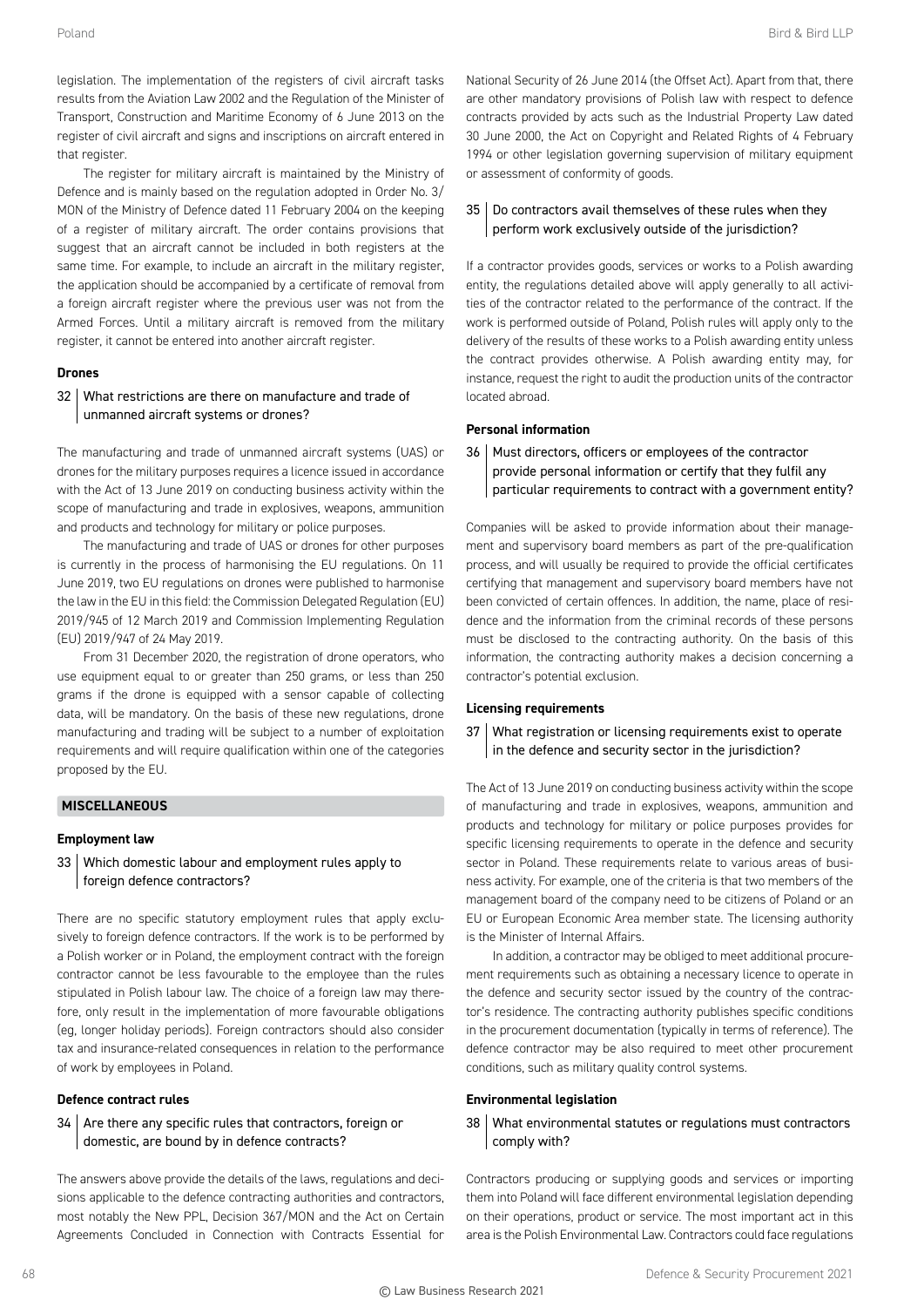legislation. The implementation of the registers of civil aircraft tasks results from the Aviation Law 2002 and the Regulation of the Minister of Transport, Construction and Maritime Economy of 6 June 2013 on the register of civil aircraft and signs and inscriptions on aircraft entered in that register.

The register for military aircraft is maintained by the Ministry of Defence and is mainly based on the regulation adopted in Order No. 3/MON of the Ministry of Defence dated 11 February 2004 on the keeping of a register of military aircraft. The order contains provisions that suggest that an aircraft cannot be included in both registers at the same time. For example, to include an aircraft in the military register, the application should be accompanied by a certificate of removal from a foreign aircraft register where the previous user was not from the Armed Forces. Until a military aircraft is removed from the military register, it cannot be entered into another aircraft register.

### Drones

#### 32 What restrictions are there on manufacture and trade of unmanned aircraft systems or drones?

The manufacturing and trade of unmanned aircraft systems (UAS) or drones for the military purposes requires a licence issued in accordance with the Act of 13 June 2019 on conducting business activity within the scope of manufacturing and trade in explosives, weapons, ammunition and products and technology for military or police purposes.

The manufacturing and trade of UAS or drones for other purposes is currently in the process of harmonising the EU regulations. On 11 June 2019, two EU regulations on drones were published to harmonise the law in the EU in this field: the Commission Delegated Regulation (EU) 2019/945 of 12 March 2019 and Commission Implementing Regulation (EU) 2019/947 of 24 May 2019.

From 31 December 2020, the registration of drone operators, who use equipment equal to or greater than 250 grams, or less than 250 grams if the drone is equipped with a sensor capable of collecting data, will be mandatory. On the basis of these new regulations, drone manufacturing and trading will be subject to a number of exploitation requirements and will require qualification within one of the categories proposed by the EU.

## MISCELLANEOUS

### Employment law

#### 33 Which domestic labour and employment rules apply to foreign defence contractors?

There are no specific statutory employment rules that apply exclusively to foreign defence contractors. If the work is to be performed by a Polish worker or in Poland, the employment contract with the foreign contractor cannot be less favourable to the employee than the rules stipulated in Polish labour law. The choice of a foreign law may therefore, only result in the implementation of more favourable obligations (eg, longer holiday periods). Foreign contractors should also consider tax and insurance-related consequences in relation to the performance of work by employees in Poland.

### Defence contract rules

#### 34 Are there any specific rules that contractors, foreign or domestic, are bound by in defence contracts?

The answers above provide the details of the laws, regulations and decisions applicable to the defence contracting authorities and contractors, most notably the New PPL, Decision 367/MON and the Act on Certain Agreements Concluded in Connection with Contracts Essential for National Security of 26 June 2014 (the Offset Act). Apart from that, there are other mandatory provisions of Polish law with respect to defence contracts provided by acts such as the Industrial Property Law dated 30 June 2000, the Act on Copyright and Related Rights of 4 February 1994 or other legislation governing supervision of military equipment or assessment of conformity of goods.

#### 35 Do contractors avail themselves of these rules when they perform work exclusively outside of the jurisdiction?

If a contractor provides goods, services or works to a Polish awarding entity, the regulations detailed above will apply generally to all activities of the contractor related to the performance of the contract. If the work is performed outside of Poland, Polish rules will apply only to the delivery of the results of these works to a Polish awarding entity unless the contract provides otherwise. A Polish awarding entity may, for instance, request the right to audit the production units of the contractor located abroad.

### Personal information

#### 36 Must directors, officers or employees of the contractor provide personal information or certify that they fulfil any particular requirements to contract with a government entity?

Companies will be asked to provide information about their management and supervisory board members as part of the pre-qualification process, and will usually be required to provide the official certificates certifying that management and supervisory board members have not been convicted of certain offences. In addition, the name, place of residence and the information from the criminal records of these persons must be disclosed to the contracting authority. On the basis of this information, the contracting authority makes a decision concerning a contractor's potential exclusion.

### Licensing requirements

#### 37 What registration or licensing requirements exist to operate in the defence and security sector in the jurisdiction?

The Act of 13 June 2019 on conducting business activity within the scope of manufacturing and trade in explosives, weapons, ammunition and products and technology for military or police purposes provides for specific licensing requirements to operate in the defence and security sector in Poland. These requirements relate to various areas of business activity. For example, one of the criteria is that two members of the management board of the company need to be citizens of Poland or an EU or European Economic Area member state. The licensing authority is the Minister of Internal Affairs.

In addition, a contractor may be obliged to meet additional procurement requirements such as obtaining a necessary licence to operate in the defence and security sector issued by the country of the contractor's residence. The contracting authority publishes specific conditions in the procurement documentation (typically in terms of reference). The defence contractor may be also required to meet other procurement conditions, such as military quality control systems.

### Environmental legislation

#### 38 What environmental statutes or regulations must contractors comply with?

Contractors producing or supplying goods and services or importing them into Poland will face different environmental legislation depending on their operations, product or service. The most important act in this area is the Polish Environmental Law. Contractors could face regulations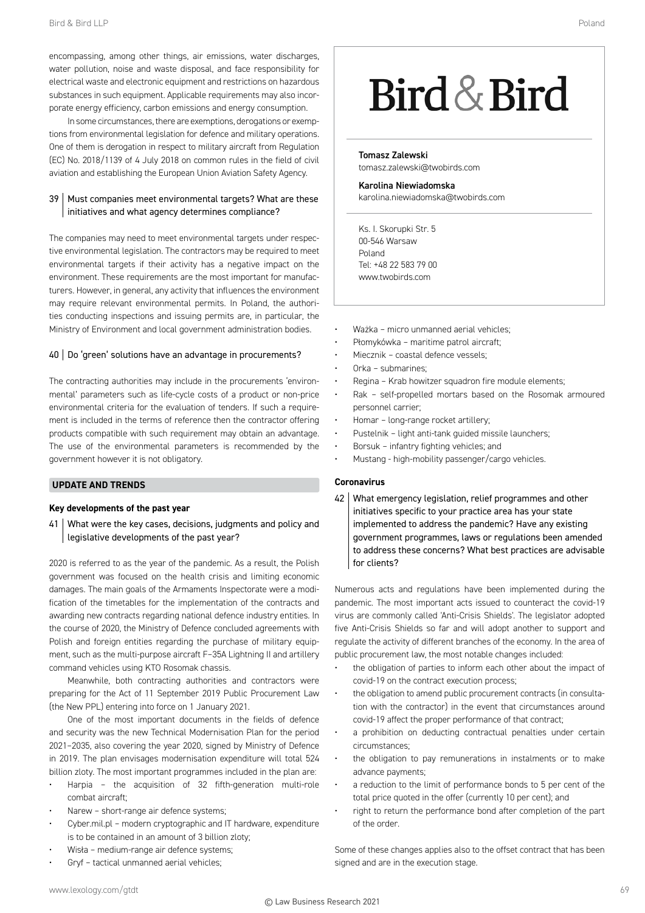encompassing, among other things, air emissions, water discharges, water pollution, noise and waste disposal, and face responsibility for electrical waste and electronic equipment and restrictions on hazardous substances in such equipment. Applicable requirements may also incorporate energy efficiency, carbon emissions and energy consumption.

In some circumstances, there are exemptions, derogations or exemptions from environmental legislation for defence and military operations. One of them is derogation in respect to military aircraft from Regulation (EC) No. 2018/1139 of 4 July 2018 on common rules in the field of civil aviation and establishing the European Union Aviation Safety Agency.

### 39 | Must companies meet environmental targets? What are these initiatives and what agency determines compliance?

The companies may need to meet environmental targets under respective environmental legislation. The contractors may be required to meet environmental targets if their activity has a negative impact on the environment. These requirements are the most important for manufacturers. However, in general, any activity that influences the environment may require relevant environmental permits. In Poland, the authorities conducting inspections and issuing permits are, in particular, the Ministry of Environment and local government administration bodies.

### 40 | Do 'green' solutions have an advantage in procurements?

The contracting authorities may include in the procurements 'environmental' parameters such as life-cycle costs of a product or non-price environmental criteria for the evaluation of tenders. If such a requirement is included in the terms of reference then the contractor offering products compatible with such requirement may obtain an advantage. The use of the environmental parameters is recommended by the government however it is not obligatory.

## UPDATE AND TRENDS

### Key developments of the past year

### 41 | What were the key cases, decisions, judgments and policy and legislative developments of the past year?

2020 is referred to as the year of the pandemic. As a result, the Polish government was focused on the health crisis and limiting economic damages. The main goals of the Armaments Inspectorate were a modification of the timetables for the implementation of the contracts and awarding new contracts regarding national defence industry entities. In the course of 2020, the Ministry of Defence concluded agreements with Polish and foreign entities regarding the purchase of military equipment, such as the multi-purpose aircraft F–35A Lightning II and artillery command vehicles using KTO Rosomak chassis.

Meanwhile, both contracting authorities and contractors were preparing for the Act of 11 September 2019 Public Procurement Law (the New PPL) entering into force on 1 January 2021.

One of the most important documents in the fields of defence and security was the new Technical Modernisation Plan for the period 2021–2035, also covering the year 2020, signed by Ministry of Defence in 2019. The plan envisages modernisation expenditure will total 524 billion zloty. The most important programmes included in the plan are:

- Harpia – the acquisition of 32 fifth-generation multi-role combat aircraft;
- Narew – short-range air defence systems;
- Cyber.mil.pl – modern cryptographic and IT hardware, expenditure is to be contained in an amount of 3 billion zloty;
- Wisła – medium-range air defence systems;
- Gryf – tactical unmanned aerial vehicles;
- Ważka – micro unmanned aerial vehicles;
- Płomykówka – maritime patrol aircraft;
- Miecznik – coastal defence vessels;
- Orka – submarines;
- Regina – Krab howitzer squadron fire module elements;
- Rak – self-propelled mortars based on the Rosomak armoured personnel carrier;
- Homar – long-range rocket artillery;
- Pustelnik – light anti-tank guided missile launchers;
- Borsuk – infantry fighting vehicles; and
- Mustang - high-mobility passenger/cargo vehicles.

Bird & Bird

**Tomasz Zalewski**
tomasz.zalewski@twobirds.com

**Karolina Niewiadomska**
karolina.niewiadomska@twobirds.com

Ks. I. Skorupki Str. 5
00-546 Warsaw
Poland
Tel: +48 22 583 79 00
www.twobirds.com

### Coronavirus

### 42 | What emergency legislation, relief programmes and other initiatives specific to your practice area has your state implemented to address the pandemic? Have any existing government programmes, laws or regulations been amended to address these concerns? What best practices are advisable for clients?

Numerous acts and regulations have been implemented during the pandemic. The most important acts issued to counteract the covid-19 virus are commonly called 'Anti-Crisis Shields'. The legislator adopted five Anti-Crisis Shields so far and will adopt another to support and regulate the activity of different branches of the economy. In the area of public procurement law, the most notable changes included:

- the obligation of parties to inform each other about the impact of covid-19 on the contract execution process;
- the obligation to amend public procurement contracts (in consultation with the contractor) in the event that circumstances around covid-19 affect the proper performance of that contract;
- a prohibition on deducting contractual penalties under certain circumstances;
- the obligation to pay remunerations in instalments or to make advance payments;
- a reduction to the limit of performance bonds to 5 per cent of the total price quoted in the offer (currently 10 per cent); and
- right to return the performance bond after completion of the part of the order.

Some of these changes applies also to the offset contract that has been signed and are in the execution stage.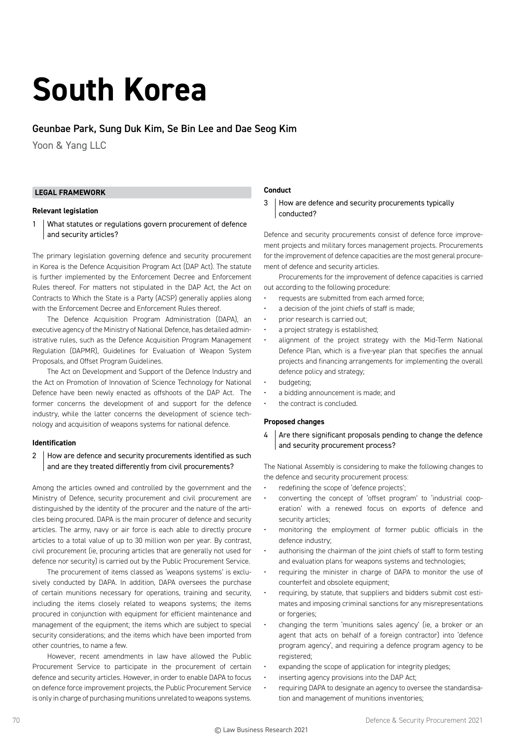# South Korea

## Geunbae Park, Sung Duk Kim, Se Bin Lee and Dae Seog Kim

Yoon & Yang LLC

### LEGAL FRAMEWORK

**Relevant legislation**

**1 What statutes or regulations govern procurement of defence and security articles?**

The primary legislation governing defence and security procurement in Korea is the Defence Acquisition Program Act (DAP Act). The statute is further implemented by the Enforcement Decree and Enforcement Rules thereof. For matters not stipulated in the DAP Act, the Act on Contracts to Which the State is a Party (ACSP) generally applies along with the Enforcement Decree and Enforcement Rules thereof.

The Defence Acquisition Program Administration (DAPA), an executive agency of the Ministry of National Defence, has detailed administrative rules, such as the Defence Acquisition Program Management Regulation (DAPMR), Guidelines for Evaluation of Weapon System Proposals, and Offset Program Guidelines.

The Act on Development and Support of the Defence Industry and the Act on Promotion of Innovation of Science Technology for National Defence have been newly enacted as offshoots of the DAP Act. The former concerns the development of and support for the defence industry, while the latter concerns the development of science technology and acquisition of weapons systems for national defence.

**Identification**

**2 How are defence and security procurements identified as such and are they treated differently from civil procurements?**

Among the articles owned and controlled by the government and the Ministry of Defence, security procurement and civil procurement are distinguished by the identity of the procurer and the nature of the articles being procured. DAPA is the main procurer of defence and security articles. The army, navy or air force is each able to directly procure articles to a total value of up to 30 million won per year. By contrast, civil procurement (ie, procuring articles that are generally not used for defence nor security) is carried out by the Public Procurement Service.

The procurement of items classed as 'weapons systems' is exclusively conducted by DAPA. In addition, DAPA oversees the purchase of certain munitions necessary for operations, training and security, including the items closely related to weapons systems; the items procured in conjunction with equipment for efficient maintenance and management of the equipment; the items which are subject to special security considerations; and the items which have been imported from other countries, to name a few.

However, recent amendments in law have allowed the Public Procurement Service to participate in the procurement of certain defence and security articles. However, in order to enable DAPA to focus on defence force improvement projects, the Public Procurement Service is only in charge of purchasing munitions unrelated to weapons systems.

**Conduct**

**3 How are defence and security procurements typically conducted?**

Defence and security procurements consist of defence force improvement projects and military forces management projects. Procurements for the improvement of defence capacities are the most general procurement of defence and security articles.

Procurements for the improvement of defence capacities is carried out according to the following procedure:

- requests are submitted from each armed force;
- a decision of the joint chiefs of staff is made;
- prior research is carried out;
- a project strategy is established;
- alignment of the project strategy with the Mid-Term National Defence Plan, which is a five-year plan that specifies the annual projects and financing arrangements for implementing the overall defence policy and strategy;
- budgeting;
- a bidding announcement is made; and
- the contract is concluded.

**Proposed changes**

**4 Are there significant proposals pending to change the defence and security procurement process?**

The National Assembly is considering to make the following changes to the defence and security procurement process:

- redefining the scope of 'defence projects';
- converting the concept of 'offset program' to 'industrial cooperation' with a renewed focus on exports of defence and security articles;
- monitoring the employment of former public officials in the defence industry;
- authorising the chairman of the joint chiefs of staff to form testing and evaluation plans for weapons systems and technologies;
- requiring the minister in charge of DAPA to monitor the use of counterfeit and obsolete equipment;
- requiring, by statute, that suppliers and bidders submit cost estimates and imposing criminal sanctions for any misrepresentations or forgeries;
- changing the term 'munitions sales agency' (ie, a broker or an agent that acts on behalf of a foreign contractor) into 'defence program agency', and requiring a defence program agency to be registered;
- expanding the scope of application for integrity pledges;
- inserting agency provisions into the DAP Act;
- requiring DAPA to designate an agency to oversee the standardisation and management of munitions inventories;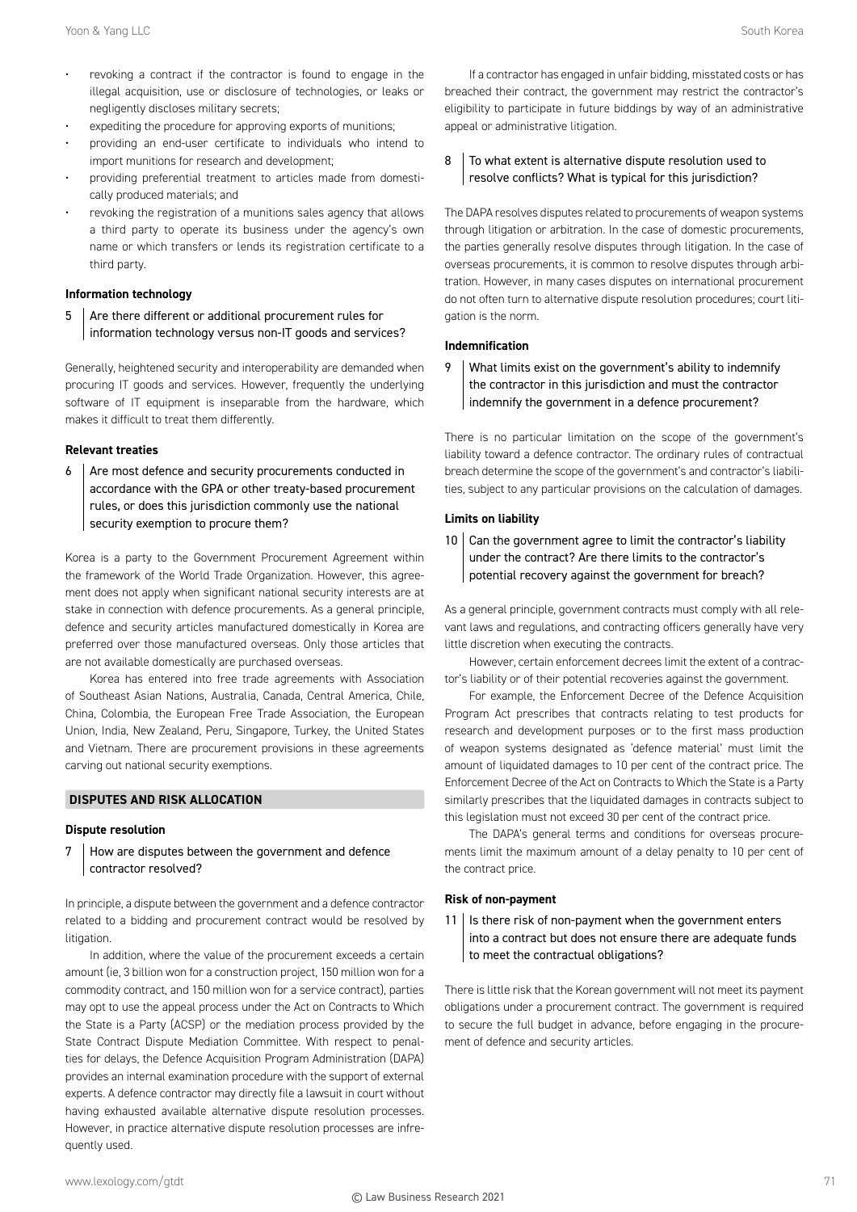- revoking a contract if the contractor is found to engage in the illegal acquisition, use or disclosure of technologies, or leaks or negligently discloses military secrets;
- expediting the procedure for approving exports of munitions;
- providing an end-user certificate to individuals who intend to import munitions for research and development;
- providing preferential treatment to articles made from domestically produced materials; and
- revoking the registration of a munitions sales agency that allows a third party to operate its business under the agency's own name or which transfers or lends its registration certificate to a third party.

### Information technology

**5 Are there different or additional procurement rules for information technology versus non-IT goods and services?**

Generally, heightened security and interoperability are demanded when procuring IT goods and services. However, frequently the underlying software of IT equipment is inseparable from the hardware, which makes it difficult to treat them differently.

### Relevant treaties

**6 Are most defence and security procurements conducted in accordance with the GPA or other treaty-based procurement rules, or does this jurisdiction commonly use the national security exemption to procure them?**

Korea is a party to the Government Procurement Agreement within the framework of the World Trade Organization. However, this agreement does not apply when significant national security interests are at stake in connection with defence procurements. As a general principle, defence and security articles manufactured domestically in Korea are preferred over those manufactured overseas. Only those articles that are not available domestically are purchased overseas.

Korea has entered into free trade agreements with Association of Southeast Asian Nations, Australia, Canada, Central America, Chile, China, Colombia, the European Free Trade Association, the European Union, India, New Zealand, Peru, Singapore, Turkey, the United States and Vietnam. There are procurement provisions in these agreements carving out national security exemptions.

## DISPUTES AND RISK ALLOCATION

### Dispute resolution

**7 How are disputes between the government and defence contractor resolved?**

In principle, a dispute between the government and a defence contractor related to a bidding and procurement contract would be resolved by litigation.

In addition, where the value of the procurement exceeds a certain amount (ie, 3 billion won for a construction project, 150 million won for a commodity contract, and 150 million won for a service contract), parties may opt to use the appeal process under the Act on Contracts to Which the State is a Party (ACSP) or the mediation process provided by the State Contract Dispute Mediation Committee. With respect to penalties for delays, the Defence Acquisition Program Administration (DAPA) provides an internal examination procedure with the support of external experts. A defence contractor may directly file a lawsuit in court without having exhausted available alternative dispute resolution processes. However, in practice alternative dispute resolution processes are infrequently used.

If a contractor has engaged in unfair bidding, misstated costs or has breached their contract, the government may restrict the contractor's eligibility to participate in future biddings by way of an administrative appeal or administrative litigation.

**8 To what extent is alternative dispute resolution used to resolve conflicts? What is typical for this jurisdiction?**

The DAPA resolves disputes related to procurements of weapon systems through litigation or arbitration. In the case of domestic procurements, the parties generally resolve disputes through litigation. In the case of overseas procurements, it is common to resolve disputes through arbitration. However, in many cases disputes on international procurement do not often turn to alternative dispute resolution procedures; court litigation is the norm.

### Indemnification

**9 What limits exist on the government's ability to indemnify the contractor in this jurisdiction and must the contractor indemnify the government in a defence procurement?**

There is no particular limitation on the scope of the government's liability toward a defence contractor. The ordinary rules of contractual breach determine the scope of the government's and contractor's liabilities, subject to any particular provisions on the calculation of damages.

### Limits on liability

**10 Can the government agree to limit the contractor's liability under the contract? Are there limits to the contractor's potential recovery against the government for breach?**

As a general principle, government contracts must comply with all relevant laws and regulations, and contracting officers generally have very little discretion when executing the contracts.

However, certain enforcement decrees limit the extent of a contractor's liability or of their potential recoveries against the government.

For example, the Enforcement Decree of the Defence Acquisition Program Act prescribes that contracts relating to test products for research and development purposes or to the first mass production of weapon systems designated as 'defence material' must limit the amount of liquidated damages to 10 per cent of the contract price. The Enforcement Decree of the Act on Contracts to Which the State is a Party similarly prescribes that the liquidated damages in contracts subject to this legislation must not exceed 30 per cent of the contract price.

The DAPA's general terms and conditions for overseas procurements limit the maximum amount of a delay penalty to 10 per cent of the contract price.

### Risk of non-payment

**11 Is there risk of non-payment when the government enters into a contract but does not ensure there are adequate funds to meet the contractual obligations?**

There is little risk that the Korean government will not meet its payment obligations under a procurement contract. The government is required to secure the full budget in advance, before engaging in the procurement of defence and security articles.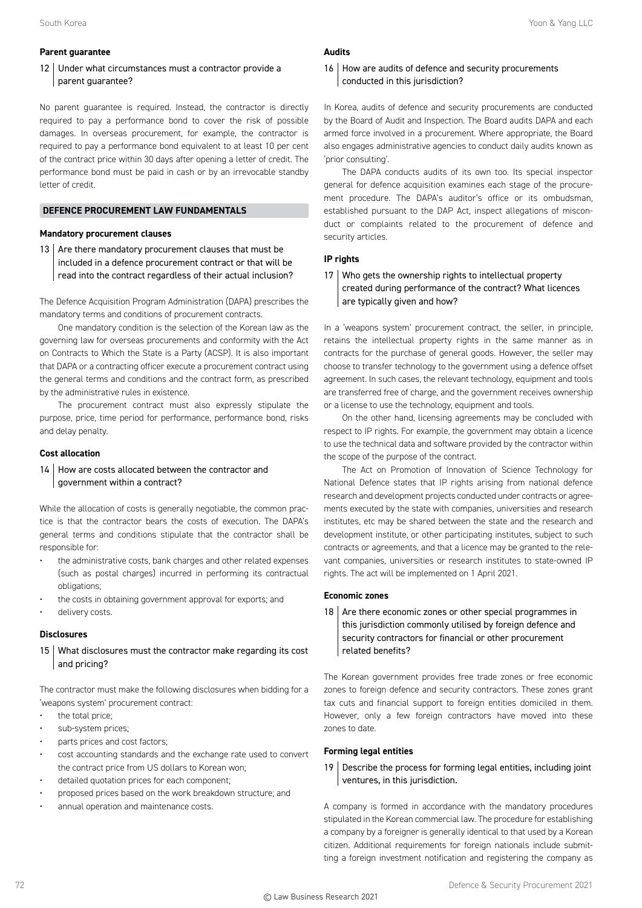### Parent guarantee

**12 | Under what circumstances must a contractor provide a parent guarantee?**

No parent guarantee is required. Instead, the contractor is directly required to pay a performance bond to cover the risk of possible damages. In overseas procurement, for example, the contractor is required to pay a performance bond equivalent to at least 10 per cent of the contract price within 30 days after opening a letter of credit. The performance bond must be paid in cash or by an irrevocable standby letter of credit.

## DEFENCE PROCUREMENT LAW FUNDAMENTALS

### Mandatory procurement clauses

**13 | Are there mandatory procurement clauses that must be included in a defence procurement contract or that will be read into the contract regardless of their actual inclusion?**

The Defence Acquisition Program Administration (DAPA) prescribes the mandatory terms and conditions of procurement contracts.

One mandatory condition is the selection of the Korean law as the governing law for overseas procurements and conformity with the Act on Contracts to Which the State is a Party (ACSP). It is also important that DAPA or a contracting officer execute a procurement contract using the general terms and conditions and the contract form, as prescribed by the administrative rules in existence.

The procurement contract must also expressly stipulate the purpose, price, time period for performance, performance bond, risks and delay penalty.

### Cost allocation

**14 | How are costs allocated between the contractor and government within a contract?**

While the allocation of costs is generally negotiable, the common practice is that the contractor bears the costs of execution. The DAPA's general terms and conditions stipulate that the contractor shall be responsible for:

- the administrative costs, bank charges and other related expenses (such as postal charges) incurred in performing its contractual obligations;
- the costs in obtaining government approval for exports; and
- delivery costs.

### Disclosures

**15 | What disclosures must the contractor make regarding its cost and pricing?**

The contractor must make the following disclosures when bidding for a 'weapons system' procurement contract:

- the total price;
- sub-system prices;
- parts prices and cost factors;
- cost accounting standards and the exchange rate used to convert the contract price from US dollars to Korean won;
- detailed quotation prices for each component;
- proposed prices based on the work breakdown structure; and
- annual operation and maintenance costs.

### Audits

**16 | How are audits of defence and security procurements conducted in this jurisdiction?**

In Korea, audits of defence and security procurements are conducted by the Board of Audit and Inspection. The Board audits DAPA and each armed force involved in a procurement. Where appropriate, the Board also engages administrative agencies to conduct daily audits known as 'prior consulting'.

The DAPA conducts audits of its own too. Its special inspector general for defence acquisition examines each stage of the procurement procedure. The DAPA's auditor's office or its ombudsman, established pursuant to the DAP Act, inspect allegations of misconduct or complaints related to the procurement of defence and security articles.

### IP rights

**17 | Who gets the ownership rights to intellectual property created during performance of the contract? What licences are typically given and how?**

In a 'weapons system' procurement contract, the seller, in principle, retains the intellectual property rights in the same manner as in contracts for the purchase of general goods. However, the seller may choose to transfer technology to the government using a defence offset agreement. In such cases, the relevant technology, equipment and tools are transferred free of charge, and the government receives ownership or a license to use the technology, equipment and tools.

On the other hand, licensing agreements may be concluded with respect to IP rights. For example, the government may obtain a licence to use the technical data and software provided by the contractor within the scope of the purpose of the contract.

The Act on Promotion of Innovation of Science Technology for National Defence states that IP rights arising from national defence research and development projects conducted under contracts or agreements executed by the state with companies, universities and research institutes, etc may be shared between the state and the research and development institute, or other participating institutes, subject to such contracts or agreements, and that a licence may be granted to the relevant companies, universities or research institutes to state-owned IP rights. The act will be implemented on 1 April 2021.

### Economic zones

**18 | Are there economic zones or other special programmes in this jurisdiction commonly utilised by foreign defence and security contractors for financial or other procurement related benefits?**

The Korean government provides free trade zones or free economic zones to foreign defence and security contractors. These zones grant tax cuts and financial support to foreign entities domiciled in them. However, only a few foreign contractors have moved into these zones to date.

### Forming legal entities

**19 | Describe the process for forming legal entities, including joint ventures, in this jurisdiction.**

A company is formed in accordance with the mandatory procedures stipulated in the Korean commercial law. The procedure for establishing a company by a foreigner is generally identical to that used by a Korean citizen. Additional requirements for foreign nationals include submitting a foreign investment notification and registering the company as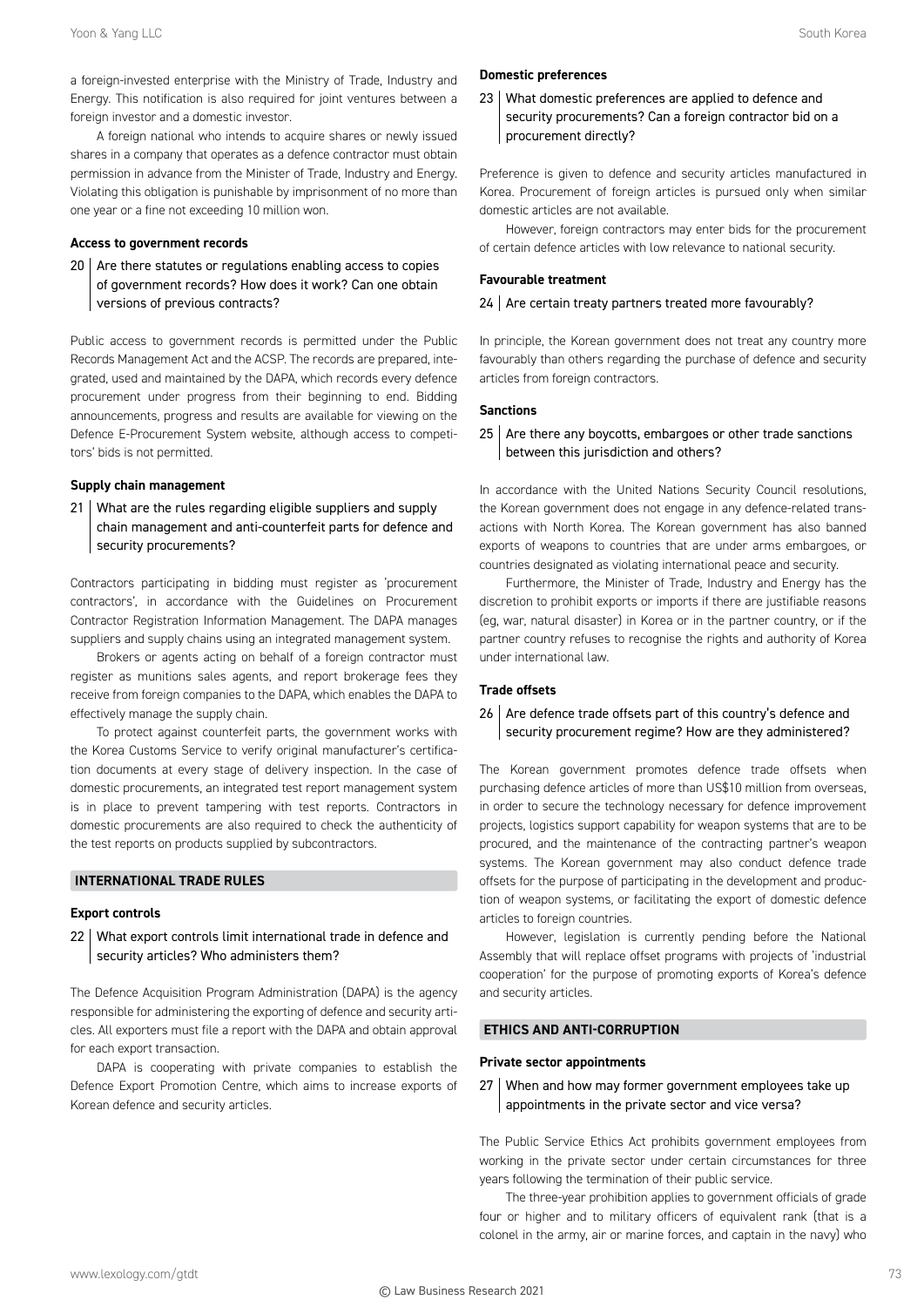a foreign-invested enterprise with the Ministry of Trade, Industry and Energy. This notification is also required for joint ventures between a foreign investor and a domestic investor.

A foreign national who intends to acquire shares or newly issued shares in a company that operates as a defence contractor must obtain permission in advance from the Minister of Trade, Industry and Energy. Violating this obligation is punishable by imprisonment of no more than one year or a fine not exceeding 10 million won.

#### Access to government records

**20 | Are there statutes or regulations enabling access to copies of government records? How does it work? Can one obtain versions of previous contracts?**

Public access to government records is permitted under the Public Records Management Act and the ACSP. The records are prepared, integrated, used and maintained by the DAPA, which records every defence procurement under progress from their beginning to end. Bidding announcements, progress and results are available for viewing on the Defence E-Procurement System website, although access to competitors' bids is not permitted.

#### Supply chain management

**21 | What are the rules regarding eligible suppliers and supply chain management and anti-counterfeit parts for defence and security procurements?**

Contractors participating in bidding must register as 'procurement contractors', in accordance with the Guidelines on Procurement Contractor Registration Information Management. The DAPA manages suppliers and supply chains using an integrated management system.

Brokers or agents acting on behalf of a foreign contractor must register as munitions sales agents, and report brokerage fees they receive from foreign companies to the DAPA, which enables the DAPA to effectively manage the supply chain.

To protect against counterfeit parts, the government works with the Korea Customs Service to verify original manufacturer's certification documents at every stage of delivery inspection. In the case of domestic procurements, an integrated test report management system is in place to prevent tampering with test reports. Contractors in domestic procurements are also required to check the authenticity of the test reports on products supplied by subcontractors.

## INTERNATIONAL TRADE RULES

#### Export controls

**22 | What export controls limit international trade in defence and security articles? Who administers them?**

The Defence Acquisition Program Administration (DAPA) is the agency responsible for administering the exporting of defence and security articles. All exporters must file a report with the DAPA and obtain approval for each export transaction.

DAPA is cooperating with private companies to establish the Defence Export Promotion Centre, which aims to increase exports of Korean defence and security articles.

#### Domestic preferences

**23 | What domestic preferences are applied to defence and security procurements? Can a foreign contractor bid on a procurement directly?**

Preference is given to defence and security articles manufactured in Korea. Procurement of foreign articles is pursued only when similar domestic articles are not available.

However, foreign contractors may enter bids for the procurement of certain defence articles with low relevance to national security.

#### Favourable treatment

**24 | Are certain treaty partners treated more favourably?**

In principle, the Korean government does not treat any country more favourably than others regarding the purchase of defence and security articles from foreign contractors.

#### Sanctions

**25 | Are there any boycotts, embargoes or other trade sanctions between this jurisdiction and others?**

In accordance with the United Nations Security Council resolutions, the Korean government does not engage in any defence-related transactions with North Korea. The Korean government has also banned exports of weapons to countries that are under arms embargoes, or countries designated as violating international peace and security.

Furthermore, the Minister of Trade, Industry and Energy has the discretion to prohibit exports or imports if there are justifiable reasons (eg, war, natural disaster) in Korea or in the partner country, or if the partner country refuses to recognise the rights and authority of Korea under international law.

#### Trade offsets

**26 | Are defence trade offsets part of this country's defence and security procurement regime? How are they administered?**

The Korean government promotes defence trade offsets when purchasing defence articles of more than US$10 million from overseas, in order to secure the technology necessary for defence improvement projects, logistics support capability for weapon systems that are to be procured, and the maintenance of the contracting partner's weapon systems. The Korean government may also conduct defence trade offsets for the purpose of participating in the development and production of weapon systems, or facilitating the export of domestic defence articles to foreign countries.

However, legislation is currently pending before the National Assembly that will replace offset programs with projects of 'industrial cooperation' for the purpose of promoting exports of Korea's defence and security articles.

## ETHICS AND ANTI-CORRUPTION

#### Private sector appointments

**27 | When and how may former government employees take up appointments in the private sector and vice versa?**

The Public Service Ethics Act prohibits government employees from working in the private sector under certain circumstances for three years following the termination of their public service.

The three-year prohibition applies to government officials of grade four or higher and to military officers of equivalent rank (that is a colonel in the army, air or marine forces, and captain in the navy) who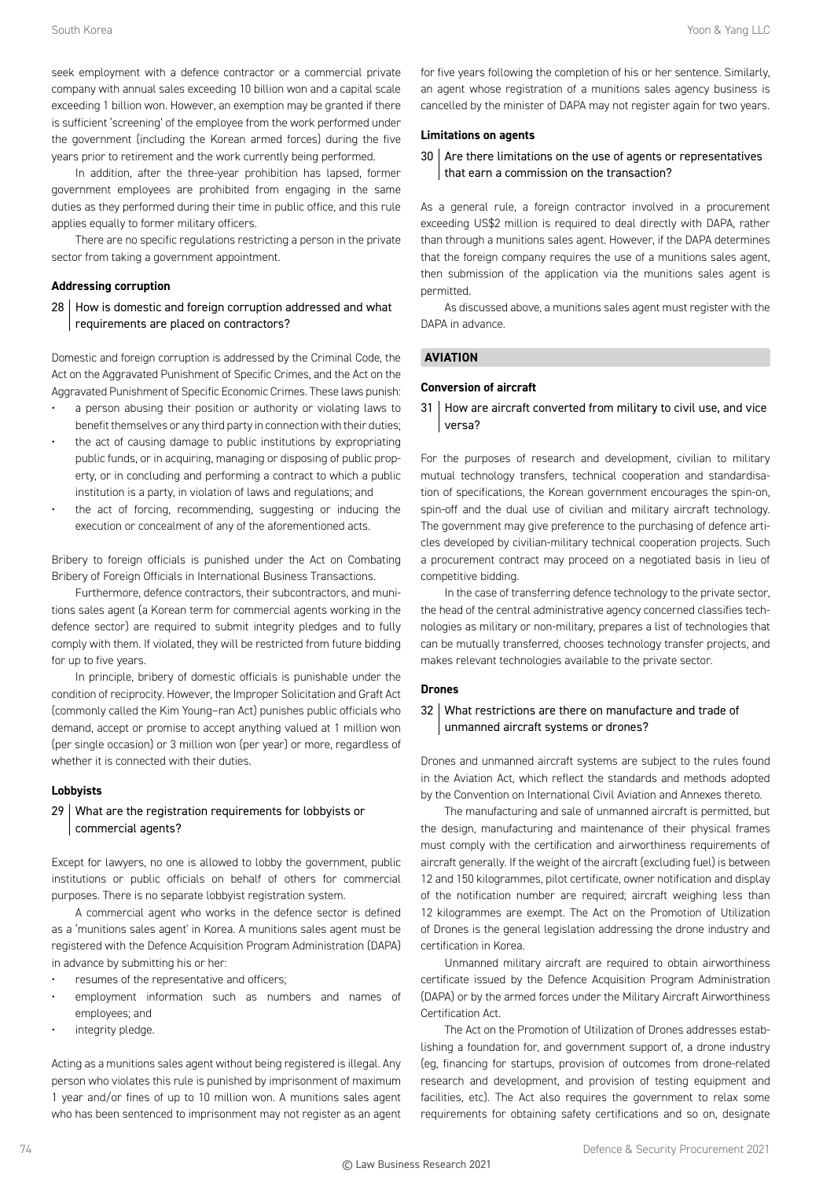seek employment with a defence contractor or a commercial private company with annual sales exceeding 10 billion won and a capital scale exceeding 1 billion won. However, an exemption may be granted if there is sufficient 'screening' of the employee from the work performed under the government (including the Korean armed forces) during the five years prior to retirement and the work currently being performed.

In addition, after the three-year prohibition has lapsed, former government employees are prohibited from engaging in the same duties as they performed during their time in public office, and this rule applies equally to former military officers.

There are no specific regulations restricting a person in the private sector from taking a government appointment.

#### Addressing corruption

### 28 How is domestic and foreign corruption addressed and what requirements are placed on contractors?

Domestic and foreign corruption is addressed by the Criminal Code, the Act on the Aggravated Punishment of Specific Crimes, and the Act on the Aggravated Punishment of Specific Economic Crimes. These laws punish:

- a person abusing their position or authority or violating laws to benefit themselves or any third party in connection with their duties;
- the act of causing damage to public institutions by expropriating public funds, or in acquiring, managing or disposing of public property, or in concluding and performing a contract to which a public institution is a party, in violation of laws and regulations; and
- the act of forcing, recommending, suggesting or inducing the execution or concealment of any of the aforementioned acts.

Bribery to foreign officials is punished under the Act on Combating Bribery of Foreign Officials in International Business Transactions.

Furthermore, defence contractors, their subcontractors, and munitions sales agent (a Korean term for commercial agents working in the defence sector) are required to submit integrity pledges and to fully comply with them. If violated, they will be restricted from future bidding for up to five years.

In principle, bribery of domestic officials is punishable under the condition of reciprocity. However, the Improper Solicitation and Graft Act (commonly called the Kim Young-ran Act) punishes public officials who demand, accept or promise to accept anything valued at 1 million won (per single occasion) or 3 million won (per year) or more, regardless of whether it is connected with their duties.

#### Lobbyists

### 29 What are the registration requirements for lobbyists or commercial agents?

Except for lawyers, no one is allowed to lobby the government, public institutions or public officials on behalf of others for commercial purposes. There is no separate lobbyist registration system.

A commercial agent who works in the defence sector is defined as a 'munitions sales agent' in Korea. A munitions sales agent must be registered with the Defence Acquisition Program Administration (DAPA) in advance by submitting his or her:

- resumes of the representative and officers;
- employment information such as numbers and names of employees; and
- integrity pledge.

Acting as a munitions sales agent without being registered is illegal. Any person who violates this rule is punished by imprisonment of maximum 1 year and/or fines of up to 10 million won. A munitions sales agent who has been sentenced to imprisonment may not register as an agent for five years following the completion of his or her sentence. Similarly, an agent whose registration of a munitions sales agency business is cancelled by the minister of DAPA may not register again for two years.

#### Limitations on agents

### 30 Are there limitations on the use of agents or representatives that earn a commission on the transaction?

As a general rule, a foreign contractor involved in a procurement exceeding US$2 million is required to deal directly with DAPA, rather than through a munitions sales agent. However, if the DAPA determines that the foreign company requires the use of a munitions sales agent, then submission of the application via the munitions sales agent is permitted.

As discussed above, a munitions sales agent must register with the DAPA in advance.

## AVIATION

#### Conversion of aircraft

### 31 How are aircraft converted from military to civil use, and vice versa?

For the purposes of research and development, civilian to military mutual technology transfers, technical cooperation and standardisation of specifications, the Korean government encourages the spin-on, spin-off and the dual use of civilian and military aircraft technology. The government may give preference to the purchasing of defence articles developed by civilian-military technical cooperation projects. Such a procurement contract may proceed on a negotiated basis in lieu of competitive bidding.

In the case of transferring defence technology to the private sector, the head of the central administrative agency concerned classifies technologies as military or non-military, prepares a list of technologies that can be mutually transferred, chooses technology transfer projects, and makes relevant technologies available to the private sector.

#### Drones

### 32 What restrictions are there on manufacture and trade of unmanned aircraft systems or drones?

Drones and unmanned aircraft systems are subject to the rules found in the Aviation Act, which reflect the standards and methods adopted by the Convention on International Civil Aviation and Annexes thereto.

The manufacturing and sale of unmanned aircraft is permitted, but the design, manufacturing and maintenance of their physical frames must comply with the certification and airworthiness requirements of aircraft generally. If the weight of the aircraft (excluding fuel) is between 12 and 150 kilogrammes, pilot certificate, owner notification and display of the notification number are required; aircraft weighing less than 12 kilogrammes are exempt. The Act on the Promotion of Utilization of Drones is the general legislation addressing the drone industry and certification in Korea.

Unmanned military aircraft are required to obtain airworthiness certificate issued by the Defence Acquisition Program Administration (DAPA) or by the armed forces under the Military Aircraft Airworthiness Certification Act.

The Act on the Promotion of Utilization of Drones addresses establishing a foundation for, and government support of, a drone industry (eg, financing for startups, provision of outcomes from drone-related research and development, and provision of testing equipment and facilities, etc). The Act also requires the government to relax some requirements for obtaining safety certifications and so on, designate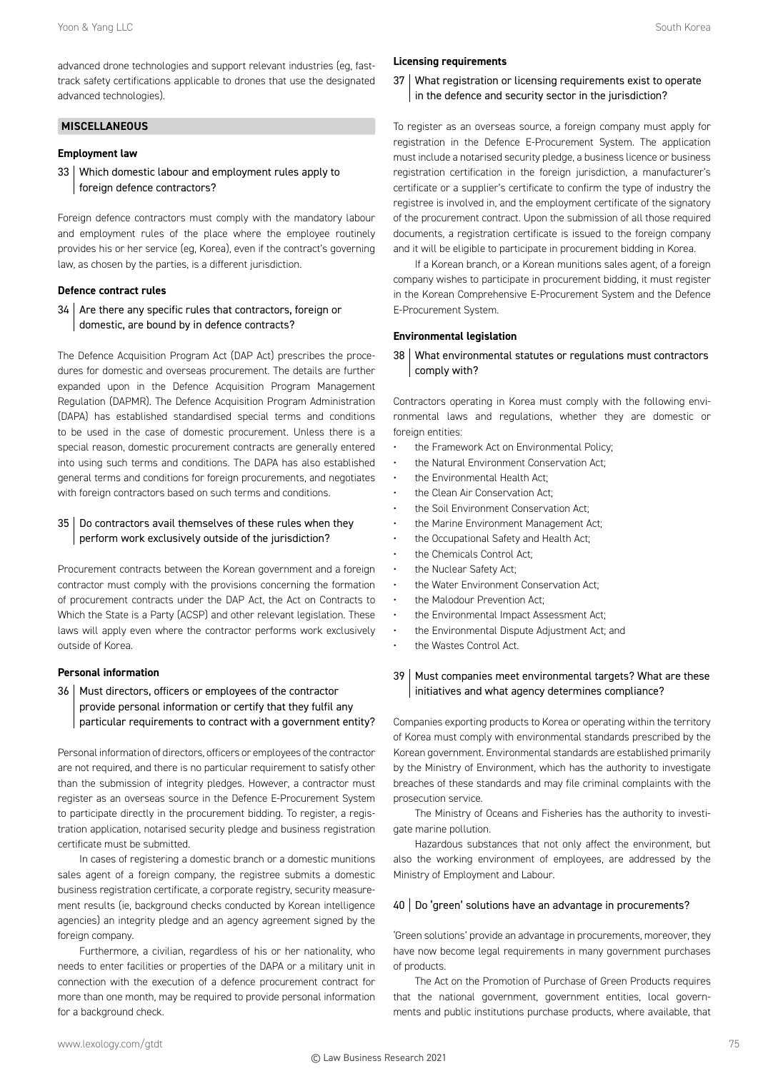advanced drone technologies and support relevant industries (eg, fast-track safety certifications applicable to drones that use the designated advanced technologies).

## MISCELLANEOUS

### Employment law

**33 Which domestic labour and employment rules apply to foreign defence contractors?**

Foreign defence contractors must comply with the mandatory labour and employment rules of the place where the employee routinely provides his or her service (eg, Korea), even if the contract's governing law, as chosen by the parties, is a different jurisdiction.

### Defence contract rules

**34 Are there any specific rules that contractors, foreign or domestic, are bound by in defence contracts?**

The Defence Acquisition Program Act (DAP Act) prescribes the procedures for domestic and overseas procurement. The details are further expanded upon in the Defence Acquisition Program Management Regulation (DAPMR). The Defence Acquisition Program Administration (DAPA) has established standardised special terms and conditions to be used in the case of domestic procurement. Unless there is a special reason, domestic procurement contracts are generally entered into using such terms and conditions. The DAPA has also established general terms and conditions for foreign procurements, and negotiates with foreign contractors based on such terms and conditions.

**35 Do contractors avail themselves of these rules when they perform work exclusively outside of the jurisdiction?**

Procurement contracts between the Korean government and a foreign contractor must comply with the provisions concerning the formation of procurement contracts under the DAP Act, the Act on Contracts to Which the State is a Party (ACSP) and other relevant legislation. These laws will apply even where the contractor performs work exclusively outside of Korea.

### Personal information

**36 Must directors, officers or employees of the contractor provide personal information or certify that they fulfil any particular requirements to contract with a government entity?**

Personal information of directors, officers or employees of the contractor are not required, and there is no particular requirement to satisfy other than the submission of integrity pledges. However, a contractor must register as an overseas source in the Defence E-Procurement System to participate directly in the procurement bidding. To register, a registration application, notarised security pledge and business registration certificate must be submitted.

In cases of registering a domestic branch or a domestic munitions sales agent of a foreign company, the registree submits a domestic business registration certificate, a corporate registry, security measurement results (ie, background checks conducted by Korean intelligence agencies) an integrity pledge and an agency agreement signed by the foreign company.

Furthermore, a civilian, regardless of his or her nationality, who needs to enter facilities or properties of the DAPA or a military unit in connection with the execution of a defence procurement contract for more than one month, may be required to provide personal information for a background check.

### Licensing requirements

**37 What registration or licensing requirements exist to operate in the defence and security sector in the jurisdiction?**

To register as an overseas source, a foreign company must apply for registration in the Defence E-Procurement System. The application must include a notarised security pledge, a business licence or business registration certification in the foreign jurisdiction, a manufacturer's certificate or a supplier's certificate to confirm the type of industry the registree is involved in, and the employment certificate of the signatory of the procurement contract. Upon the submission of all those required documents, a registration certificate is issued to the foreign company and it will be eligible to participate in procurement bidding in Korea.

If a Korean branch, or a Korean munitions sales agent, of a foreign company wishes to participate in procurement bidding, it must register in the Korean Comprehensive E-Procurement System and the Defence E-Procurement System.

### Environmental legislation

**38 What environmental statutes or regulations must contractors comply with?**

Contractors operating in Korea must comply with the following environmental laws and regulations, whether they are domestic or foreign entities:

- the Framework Act on Environmental Policy;
- the Natural Environment Conservation Act;
- the Environmental Health Act;
- the Clean Air Conservation Act;
- the Soil Environment Conservation Act;
- the Marine Environment Management Act;
- the Occupational Safety and Health Act;
- the Chemicals Control Act;
- the Nuclear Safety Act;
- the Water Environment Conservation Act;
- the Malodour Prevention Act;
- the Environmental Impact Assessment Act;
- the Environmental Dispute Adjustment Act; and
- the Wastes Control Act.

**39 Must companies meet environmental targets? What are these initiatives and what agency determines compliance?**

Companies exporting products to Korea or operating within the territory of Korea must comply with environmental standards prescribed by the Korean government. Environmental standards are established primarily by the Ministry of Environment, which has the authority to investigate breaches of these standards and may file criminal complaints with the prosecution service.

The Ministry of Oceans and Fisheries has the authority to investigate marine pollution.

Hazardous substances that not only affect the environment, but also the working environment of employees, are addressed by the Ministry of Employment and Labour.

**40 Do 'green' solutions have an advantage in procurements?**

'Green solutions' provide an advantage in procurements, moreover, they have now become legal requirements in many government purchases of products.

The Act on the Promotion of Purchase of Green Products requires that the national government, government entities, local governments and public institutions purchase products, where available, that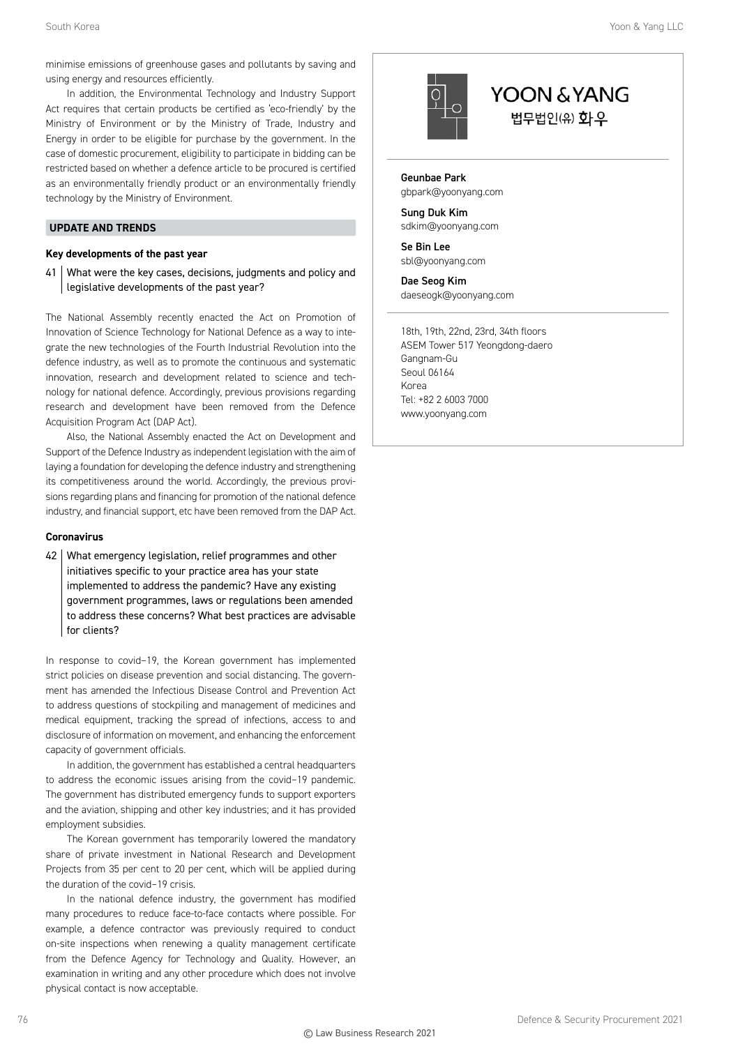minimise emissions of greenhouse gases and pollutants by saving and using energy and resources efficiently.

In addition, the Environmental Technology and Industry Support Act requires that certain products be certified as 'eco-friendly' by the Ministry of Environment or by the Ministry of Trade, Industry and Energy in order to be eligible for purchase by the government. In the case of domestic procurement, eligibility to participate in bidding can be restricted based on whether a defence article to be procured is certified as an environmentally friendly product or an environmentally friendly technology by the Ministry of Environment.

## UPDATE AND TRENDS

### Key developments of the past year

**41 What were the key cases, decisions, judgments and policy and legislative developments of the past year?**

The National Assembly recently enacted the Act on Promotion of Innovation of Science Technology for National Defence as a way to integrate the new technologies of the Fourth Industrial Revolution into the defence industry, as well as to promote the continuous and systematic innovation, research and development related to science and technology for national defence. Accordingly, previous provisions regarding research and development have been removed from the Defence Acquisition Program Act (DAP Act).

Also, the National Assembly enacted the Act on Development and Support of the Defence Industry as independent legislation with the aim of laying a foundation for developing the defence industry and strengthening its competitiveness around the world. Accordingly, the previous provisions regarding plans and financing for promotion of the national defence industry, and financial support, etc have been removed from the DAP Act.

### Coronavirus

**42 What emergency legislation, relief programmes and other initiatives specific to your practice area has your state implemented to address the pandemic? Have any existing government programmes, laws or regulations been amended to address these concerns? What best practices are advisable for clients?**

In response to covid-19, the Korean government has implemented strict policies on disease prevention and social distancing. The government has amended the Infectious Disease Control and Prevention Act to address questions of stockpiling and management of medicines and medical equipment, tracking the spread of infections, access to and disclosure of information on movement, and enhancing the enforcement capacity of government officials.

In addition, the government has established a central headquarters to address the economic issues arising from the covid-19 pandemic. The government has distributed emergency funds to support exporters and the aviation, shipping and other key industries; and it has provided employment subsidies.

The Korean government has temporarily lowered the mandatory share of private investment in National Research and Development Projects from 35 per cent to 20 per cent, which will be applied during the duration of the covid-19 crisis.

In the national defence industry, the government has modified many procedures to reduce face-to-face contacts where possible. For example, a defence contractor was previously required to conduct on-site inspections when renewing a quality management certificate from the Defence Agency for Technology and Quality. However, an examination in writing and any other procedure which does not involve physical contact is now acceptable.

YOON & YANG
법무법인(유) 화우

**Geunbae Park**
gbpark@yoonyang.com

**Sung Duk Kim**
sdkim@yoonyang.com

**Se Bin Lee**
sbl@yoonyang.com

**Dae Seog Kim**
daeseogk@yoonyang.com

18th, 19th, 22nd, 23rd, 34th floors
ASEM Tower 517 Yeongdong-daero
Gangnam-Gu
Seoul 06164
Korea
Tel: +82 2 6003 7000
www.yoonyang.com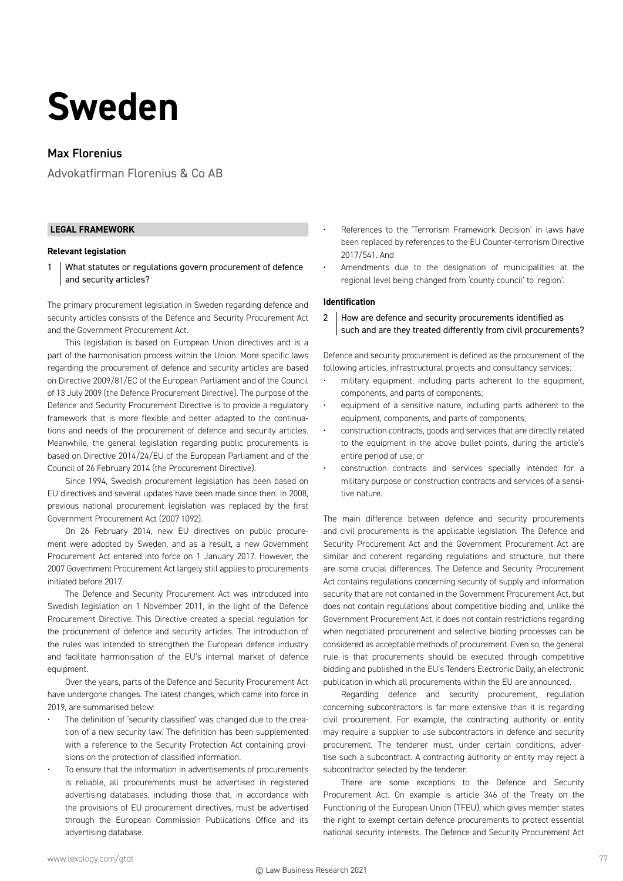# Sweden

## Max Florenius

Advokatfirman Florenius & Co AB

### LEGAL FRAMEWORK

#### Relevant legislation

**1 What statutes or regulations govern procurement of defence and security articles?**

The primary procurement legislation in Sweden regarding defence and security articles consists of the Defence and Security Procurement Act and the Government Procurement Act.

This legislation is based on European Union directives and is a part of the harmonisation process within the Union. More specific laws regarding the procurement of defence and security articles are based on Directive 2009/81/EC of the European Parliament and of the Council of 13 July 2009 (the Defence Procurement Directive). The purpose of the Defence and Security Procurement Directive is to provide a regulatory framework that is more flexible and better adapted to the continuations and needs of the procurement of defence and security articles. Meanwhile, the general legislation regarding public procurements is based on Directive 2014/24/EU of the European Parliament and of the Council of 26 February 2014 (the Procurement Directive).

Since 1994, Swedish procurement legislation has been based on EU directives and several updates have been made since then. In 2008, previous national procurement legislation was replaced by the first Government Procurement Act (2007:1092).

On 26 February 2014, new EU directives on public procurement were adopted by Sweden, and as a result, a new Government Procurement Act entered into force on 1 January 2017. However, the 2007 Government Procurement Act largely still applies to procurements initiated before 2017.

The Defence and Security Procurement Act was introduced into Swedish legislation on 1 November 2011, in the light of the Defence Procurement Directive. This Directive created a special regulation for the procurement of defence and security articles. The introduction of the rules was intended to strengthen the European defence industry and facilitate harmonisation of the EU's internal market of defence equipment.

Over the years, parts of the Defence and Security Procurement Act have undergone changes. The latest changes, which came into force in 2019, are summarised below:

- The definition of 'security classified' was changed due to the creation of a new security law. The definition has been supplemented with a reference to the Security Protection Act containing provisions on the protection of classified information.
- To ensure that the information in advertisements of procurements is reliable, all procurements must be advertised in registered advertising databases, including those that, in accordance with the provisions of EU procurement directives, must be advertised through the European Commission Publications Office and its advertising database.
- References to the 'Terrorism Framework Decision' in laws have been replaced by references to the EU Counter-terrorism Directive 2017/541. And
- Amendments due to the designation of municipalities at the regional level being changed from 'county council' to 'region'.

#### Identification

**2 How are defence and security procurements identified as such and are they treated differently from civil procurements?**

Defence and security procurement is defined as the procurement of the following articles, infrastructural projects and consultancy services:

- military equipment, including parts adherent to the equipment, components, and parts of components;
- equipment of a sensitive nature, including parts adherent to the equipment, components, and parts of components;
- construction contracts, goods and services that are directly related to the equipment in the above bullet points, during the article's entire period of use; or
- construction contracts and services specially intended for a military purpose or construction contracts and services of a sensitive nature.

The main difference between defence and security procurements and civil procurements is the applicable legislation. The Defence and Security Procurement Act and the Government Procurement Act are similar and coherent regarding regulations and structure, but there are some crucial differences. The Defence and Security Procurement Act contains regulations concerning security of supply and information security that are not contained in the Government Procurement Act, but does not contain regulations about competitive bidding and, unlike the Government Procurement Act, it does not contain restrictions regarding when negotiated procurement and selective bidding processes can be considered as acceptable methods of procurement. Even so, the general rule is that procurements should be executed through competitive bidding and published in the EU's Tenders Electronic Daily, an electronic publication in which all procurements within the EU are announced.

Regarding defence and security procurement, regulation concerning subcontractors is far more extensive than it is regarding civil procurement. For example, the contracting authority or entity may require a supplier to use subcontractors in defence and security procurement. The tenderer must, under certain conditions, advertise such a subcontractor. A contracting authority or entity may reject a subcontractor selected by the tenderer.

There are some exceptions to the Defence and Security Procurement Act. On example is article 346 of the Treaty on the Functioning of the European Union (TFEU), which gives member states the right to exempt certain defence procurements to protect essential national security interests. The Defence and Security Procurement Act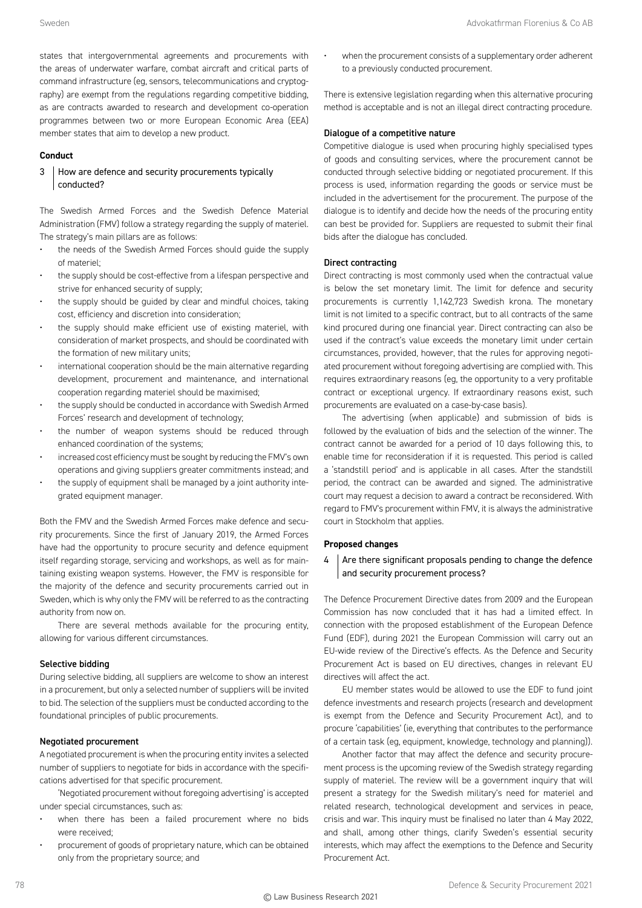states that intergovernmental agreements and procurements with the areas of underwater warfare, combat aircraft and critical parts of command infrastructure (eg, sensors, telecommunications and cryptography) are exempt from the regulations regarding competitive bidding, as are contracts awarded to research and development co-operation programmes between two or more European Economic Area (EEA) member states that aim to develop a new product.

## Conduct

### 3 How are defence and security procurements typically conducted?

The Swedish Armed Forces and the Swedish Defence Material Administration (FMV) follow a strategy regarding the supply of materiel. The strategy's main pillars are as follows:

- the needs of the Swedish Armed Forces should guide the supply of materiel;
- the supply should be cost-effective from a lifespan perspective and strive for enhanced security of supply;
- the supply should be guided by clear and mindful choices, taking cost, efficiency and discretion into consideration;
- the supply should make efficient use of existing materiel, with consideration of market prospects, and should be coordinated with the formation of new military units;
- international cooperation should be the main alternative regarding development, procurement and maintenance, and international cooperation regarding materiel should be maximised;
- the supply should be conducted in accordance with Swedish Armed Forces' research and development of technology;
- the number of weapon systems should be reduced through enhanced coordination of the systems;
- increased cost efficiency must be sought by reducing the FMV's own operations and giving suppliers greater commitments instead; and
- the supply of equipment shall be managed by a joint authority integrated equipment manager.

Both the FMV and the Swedish Armed Forces make defence and security procurements. Since the first of January 2019, the Armed Forces have had the opportunity to procure security and defence equipment itself regarding storage, servicing and workshops, as well as for maintaining existing weapon systems. However, the FMV is responsible for the majority of the defence and security procurements carried out in Sweden, which is why only the FMV will be referred to as the contracting authority from now on.

There are several methods available for the procuring entity, allowing for various different circumstances.

#### Selective bidding

During selective bidding, all suppliers are welcome to show an interest in a procurement, but only a selected number of suppliers will be invited to bid. The selection of the suppliers must be conducted according to the foundational principles of public procurements.

#### Negotiated procurement

A negotiated procurement is when the procuring entity invites a selected number of suppliers to negotiate for bids in accordance with the specifications advertised for that specific procurement.

'Negotiated procurement without foregoing advertising' is accepted under special circumstances, such as:

- when there has been a failed procurement where no bids were received;
- procurement of goods of proprietary nature, which can be obtained only from the proprietary source; and
- when the procurement consists of a supplementary order adherent to a previously conducted procurement.

There is extensive legislation regarding when this alternative procuring method is acceptable and is not an illegal direct contracting procedure.

#### Dialogue of a competitive nature

Competitive dialogue is used when procuring highly specialised types of goods and consulting services, where the procurement cannot be conducted through selective bidding or negotiated procurement. If this process is used, information regarding the goods or service must be included in the advertisement for the procurement. The purpose of the dialogue is to identify and decide how the needs of the procuring entity can best be provided for. Suppliers are requested to submit their final bids after the dialogue has concluded.

#### Direct contracting

Direct contracting is most commonly used when the contractual value is below the set monetary limit. The limit for defence and security procurements is currently 1,142,723 Swedish krona. The monetary limit is not limited to a specific contract, but to all contracts of the same kind procured during one financial year. Direct contracting can also be used if the contract's value exceeds the monetary limit under certain circumstances, provided, however, that the rules for approving negotiated procurement without foregoing advertising are complied with. This requires extraordinary reasons (eg, the opportunity to a very profitable contract or exceptional urgency. If extraordinary reasons exist, such procurements are evaluated on a case-by-case basis).

The advertising (when applicable) and submission of bids is followed by the evaluation of bids and the selection of the winner. The contract cannot be awarded for a period of 10 days following this, to enable time for reconsideration if it is requested. This period is called a 'standstill period' and is applicable in all cases. After the standstill period, the contract can be awarded and signed. The administrative court may request a decision to award a contract be reconsidered. With regard to FMV's procurement within FMV, it is always the administrative court in Stockholm that applies.

## Proposed changes

### 4 Are there significant proposals pending to change the defence and security procurement process?

The Defence Procurement Directive dates from 2009 and the European Commission has now concluded that it has had a limited effect. In connection with the proposed establishment of the European Defence Fund (EDF), during 2021 the European Commission will carry out an EU-wide review of the Directive's effects. As the Defence and Security Procurement Act is based on EU directives, changes in relevant EU directives will affect the act.

EU member states would be allowed to use the EDF to fund joint defence investments and research projects (research and development is exempt from the Defence and Security Procurement Act), and to procure 'capabilities' (ie, everything that contributes to the performance of a certain task (eg, equipment, knowledge, technology and planning)).

Another factor that may affect the defence and security procurement process is the upcoming review of the Swedish strategy regarding supply of materiel. The review will be a government inquiry that will present a strategy for the Swedish military's need for materiel and related research, technological development and services in peace, crisis and war. This inquiry must be finalised no later than 4 May 2022, and shall, among other things, clarify Sweden's essential security interests, which may affect the exemptions to the Defence and Security Procurement Act.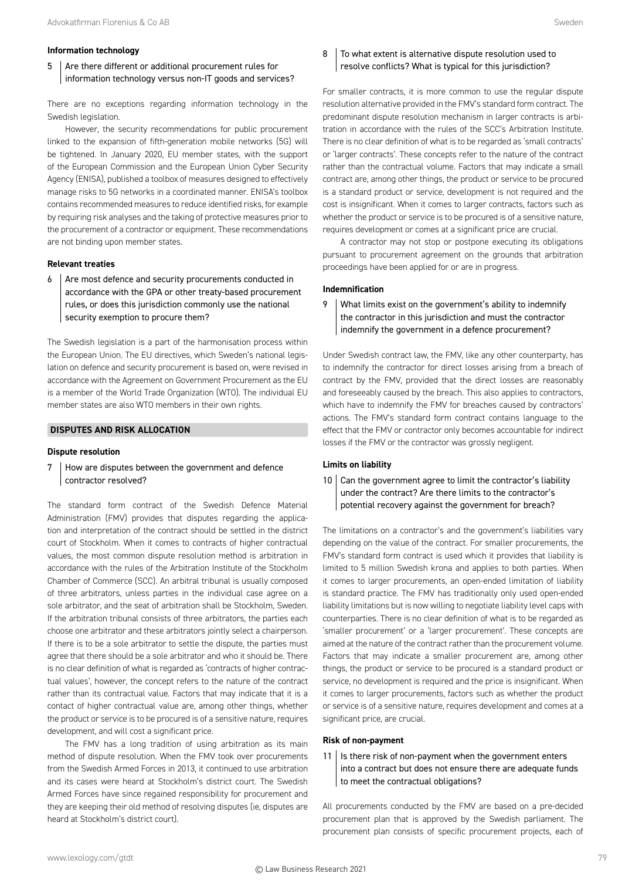### Information technology

**5 | Are there different or additional procurement rules for information technology versus non-IT goods and services?**

There are no exceptions regarding information technology in the Swedish legislation.

However, the security recommendations for public procurement linked to the expansion of fifth-generation mobile networks (5G) will be tightened. In January 2020, EU member states, with the support of the European Commission and the European Union Cyber Security Agency (ENISA), published a toolbox of measures designed to effectively manage risks to 5G networks in a coordinated manner. ENISA's toolbox contains recommended measures to reduce identified risks, for example by requiring risk analyses and the taking of protective measures prior to the procurement of a contractor or equipment. These recommendations are not binding upon member states.

### Relevant treaties

**6 | Are most defence and security procurements conducted in accordance with the GPA or other treaty-based procurement rules, or does this jurisdiction commonly use the national security exemption to procure them?**

The Swedish legislation is a part of the harmonisation process within the European Union. The EU directives, which Sweden's national legislation on defence and security procurement is based on, were revised in accordance with the Agreement on Government Procurement as the EU is a member of the World Trade Organization (WTO). The individual EU member states are also WTO members in their own rights.

## DISPUTES AND RISK ALLOCATION

### Dispute resolution

**7 | How are disputes between the government and defence contractor resolved?**

The standard form contract of the Swedish Defence Material Administration (FMV) provides that disputes regarding the application and interpretation of the contract should be settled in the district court of Stockholm. When it comes to contracts of higher contractual values, the most common dispute resolution method is arbitration in accordance with the rules of the Arbitration Institute of the Stockholm Chamber of Commerce (SCC). An arbitral tribunal is usually composed of three arbitrators, unless parties in the individual case agree on a sole arbitrator, and the seat of arbitration shall be Stockholm, Sweden. If the arbitration tribunal consists of three arbitrators, the parties each choose one arbitrator and these arbitrators jointly select a chairperson. If there is to be a sole arbitrator to settle the dispute, the parties must agree that there should be a sole arbitrator and who it should be. There is no clear definition of what is regarded as 'contracts of higher contractual values', however, the concept refers to the nature of the contract rather than its contractual value. Factors that may indicate that it is a contact of higher contractual value are, among other things, whether the product or service is to be procured is of a sensitive nature, requires development, and will cost a significant price.

The FMV has a long tradition of using arbitration as its main method of dispute resolution. When the FMV took over procurements from the Swedish Armed Forces in 2013, it continued to use arbitration and its cases were heard at Stockholm's district court. The Swedish Armed Forces have since regained responsibility for procurement and they are keeping their old method of resolving disputes (ie, disputes are heard at Stockholm's district court).

**8 | To what extent is alternative dispute resolution used to resolve conflicts? What is typical for this jurisdiction?**

For smaller contracts, it is more common to use the regular dispute resolution alternative provided in the FMV's standard form contract. The predominant dispute resolution mechanism in larger contracts is arbitration in accordance with the rules of the SCC's Arbitration Institute. There is no clear definition of what is to be regarded as 'small contracts' or 'larger contracts'. These concepts refer to the nature of the contract rather than the contractual volume. Factors that may indicate a small contract are, among other things, the product or service to be procured is a standard product or service, development is not required and the cost is insignificant. When it comes to larger contracts, factors such as whether the product or service is to be procured is of a sensitive nature, requires development or comes at a significant price are crucial.

A contractor may not stop or postpone executing its obligations pursuant to procurement agreement on the grounds that arbitration proceedings have been applied for or are in progress.

### Indemnification

**9 | What limits exist on the government's ability to indemnify the contractor in this jurisdiction and must the contractor indemnify the government in a defence procurement?**

Under Swedish contract law, the FMV, like any other counterparty, has to indemnify the contractor for direct losses arising from a breach of contract by the FMV, provided that the direct losses are reasonably and foreseeably caused by the breach. This also applies to contractors, which have to indemnify the FMV for breaches caused by contractors' actions. The FMV's standard form contract contains language to the effect that the FMV or contractor only becomes accountable for indirect losses if the FMV or the contractor was grossly negligent.

### Limits on liability

**10 | Can the government agree to limit the contractor's liability under the contract? Are there limits to the contractor's potential recovery against the government for breach?**

The limitations on a contractor's and the government's liabilities vary depending on the value of the contract. For smaller procurements, the FMV's standard form contract is used which it provides that liability is limited to 5 million Swedish krona and applies to both parties. When it comes to larger procurements, an open-ended limitation of liability is standard practice. The FMV has traditionally only used open-ended liability limitations but is now willing to negotiate liability level caps with counterparties. There is no clear definition of what is to be regarded as 'smaller procurement' or a 'larger procurement'. These concepts are aimed at the nature of the contract rather than the procurement volume. Factors that may indicate a smaller procurement are, among other things, the product or service to be procured is a standard product or service, no development is required and the price is insignificant. When it comes to larger procurements, factors such as whether the product or service is of a sensitive nature, requires development and comes at a significant price, are crucial.

### Risk of non-payment

**11 | Is there risk of non-payment when the government enters into a contract but does not ensure there are adequate funds to meet the contractual obligations?**

All procurements conducted by the FMV are based on a pre-decided procurement plan that is approved by the Swedish parliament. The procurement plan consists of specific procurement projects, each of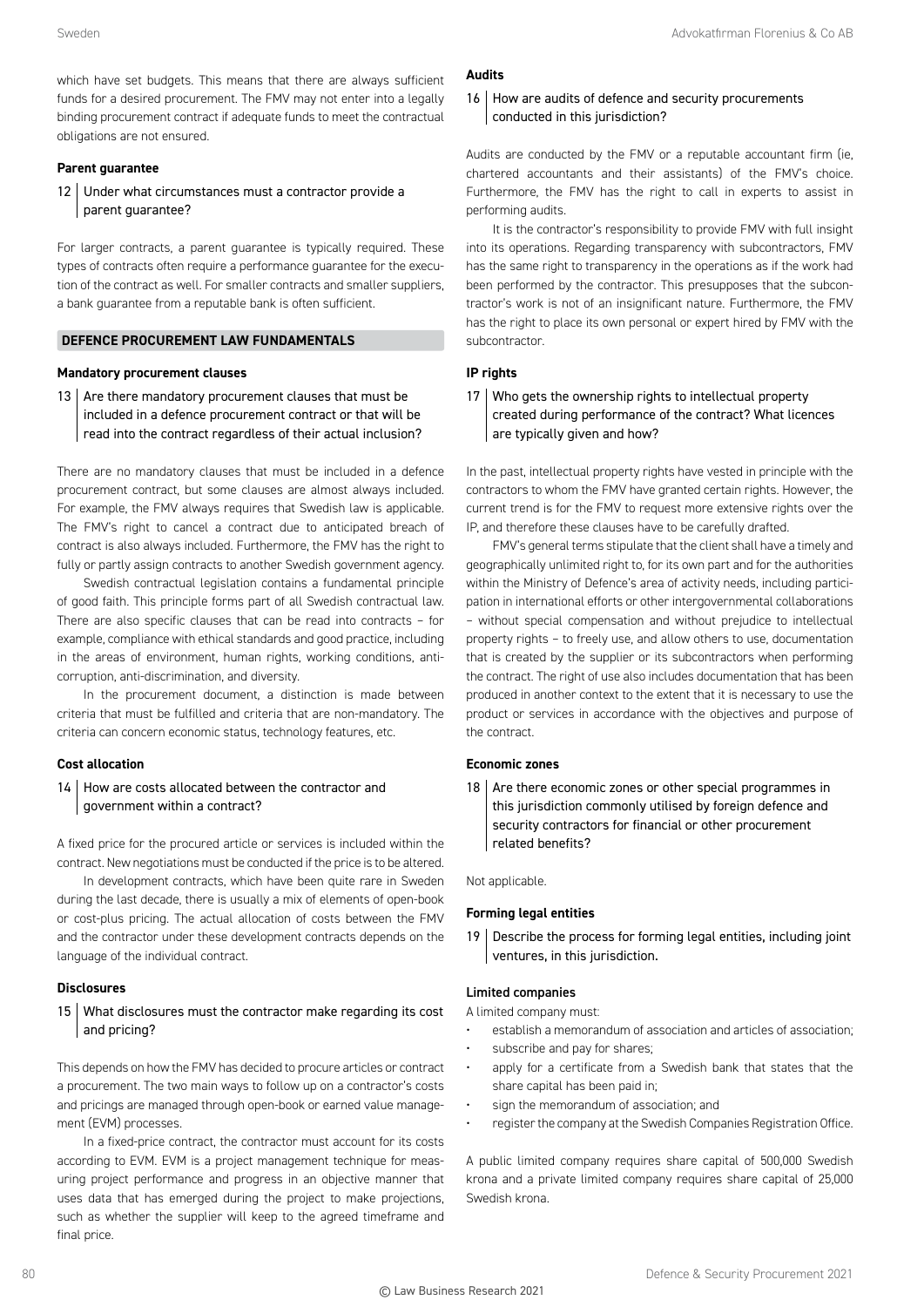which have set budgets. This means that there are always sufficient funds for a desired procurement. The FMV may not enter into a legally binding procurement contract if adequate funds to meet the contractual obligations are not ensured.

**Parent guarantee**

### 12 Under what circumstances must a contractor provide a parent guarantee?

For larger contracts, a parent guarantee is typically required. These types of contracts often require a performance guarantee for the execution of the contract as well. For smaller contracts and smaller suppliers, a bank guarantee from a reputable bank is often sufficient.

## DEFENCE PROCUREMENT LAW FUNDAMENTALS

**Mandatory procurement clauses**

### 13 Are there mandatory procurement clauses that must be included in a defence procurement contract or that will be read into the contract regardless of their actual inclusion?

There are no mandatory clauses that must be included in a defence procurement contract, but some clauses are almost always included. For example, the FMV always requires that Swedish law is applicable. The FMV's right to cancel a contract due to anticipated breach of contract is also always included. Furthermore, the FMV has the right to fully or partly assign contracts to another Swedish government agency.

Swedish contractual legislation contains a fundamental principle of good faith. This principle forms part of all Swedish contractual law. There are also specific clauses that can be read into contracts – for example, compliance with ethical standards and good practice, including in the areas of environment, human rights, working conditions, anti-corruption, anti-discrimination, and diversity.

In the procurement document, a distinction is made between criteria that must be fulfilled and criteria that are non-mandatory. The criteria can concern economic status, technology features, etc.

**Cost allocation**

### 14 How are costs allocated between the contractor and government within a contract?

A fixed price for the procured article or services is included within the contract. New negotiations must be conducted if the price is to be altered.

In development contracts, which have been quite rare in Sweden during the last decade, there is usually a mix of elements of open-book or cost-plus pricing. The actual allocation of costs between the FMV and the contractor under these development contracts depends on the language of the individual contract.

**Disclosures**

### 15 What disclosures must the contractor make regarding its cost and pricing?

This depends on how the FMV has decided to procure articles or contract a procurement. The two main ways to follow up on a contractor's costs and pricings are managed through open-book or earned value management (EVM) processes.

In a fixed-price contract, the contractor must account for its costs according to EVM. EVM is a project management technique for measuring project performance and progress in an objective manner that uses data that has emerged during the project to make projections, such as whether the supplier will keep to the agreed timeframe and final price.

**Audits**

### 16 How are audits of defence and security procurements conducted in this jurisdiction?

Audits are conducted by the FMV or a reputable accountant firm (ie, chartered accountants and their assistants) of the FMV's choice. Furthermore, the FMV has the right to call in experts to assist in performing audits.

It is the contractor's responsibility to provide FMV with full insight into its operations. Regarding transparency with subcontractors, FMV has the same right to transparency in the operations as if the work had been performed by the contractor. This presupposes that the subcontractor's work is not of an insignificant nature. Furthermore, the FMV has the right to place its own personal or expert hired by FMV with the subcontractor.

**IP rights**

### 17 Who gets the ownership rights to intellectual property created during performance of the contract? What licences are typically given and how?

In the past, intellectual property rights have vested in principle with the contractors to whom the FMV have granted certain rights. However, the current trend is for the FMV to request more extensive rights over the IP, and therefore these clauses have to be carefully drafted.

FMV's general terms stipulate that the client shall have a timely and geographically unlimited right to, for its own part and for the authorities within the Ministry of Defence's area of activity needs, including participation in international efforts or other intergovernmental collaborations – without special compensation and without prejudice to intellectual property rights – to freely use, and allow others to use, documentation that is created by the supplier or its subcontractors when performing the contract. The right of use also includes documentation that has been produced in another context to the extent that it is necessary to use the product or services in accordance with the objectives and purpose of the contract.

**Economic zones**

### 18 Are there economic zones or other special programmes in this jurisdiction commonly utilised by foreign defence and security contractors for financial or other procurement related benefits?

Not applicable.

**Forming legal entities**

### 19 Describe the process for forming legal entities, including joint ventures, in this jurisdiction.

**Limited companies**

A limited company must:

- establish a memorandum of association and articles of association;
- subscribe and pay for shares;
- apply for a certificate from a Swedish bank that states that the share capital has been paid in;
- sign the memorandum of association; and
- register the company at the Swedish Companies Registration Office.

A public limited company requires share capital of 500,000 Swedish krona and a private limited company requires share capital of 25,000 Swedish krona.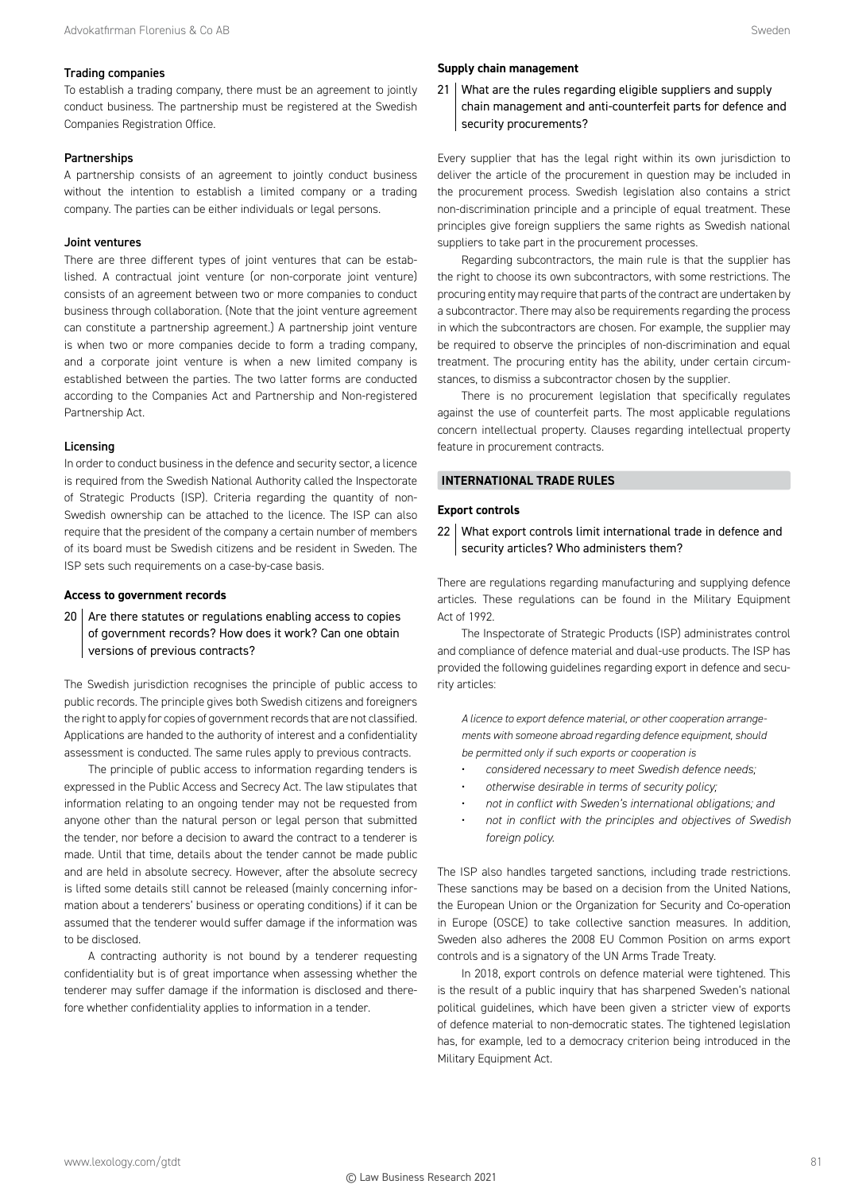#### Trading companies

To establish a trading company, there must be an agreement to jointly conduct business. The partnership must be registered at the Swedish Companies Registration Office.

#### Partnerships

A partnership consists of an agreement to jointly conduct business without the intention to establish a limited company or a trading company. The parties can be either individuals or legal persons.

#### Joint ventures

There are three different types of joint ventures that can be established. A contractual joint venture (or non-corporate joint venture) consists of an agreement between two or more companies to conduct business through collaboration. (Note that the joint venture agreement can constitute a partnership agreement.) A partnership joint venture is when two or more companies decide to form a trading company, and a corporate joint venture is when a new limited company is established between the parties. The two latter forms are conducted according to the Companies Act and Partnership and Non-registered Partnership Act.

#### Licensing

In order to conduct business in the defence and security sector, a licence is required from the Swedish National Authority called the Inspectorate of Strategic Products (ISP). Criteria regarding the quantity of non-Swedish ownership can be attached to the licence. The ISP can also require that the president of the company a certain number of members of its board must be Swedish citizens and be resident in Sweden. The ISP sets such requirements on a case-by-case basis.

### Access to government records

**20 Are there statutes or regulations enabling access to copies of government records? How does it work? Can one obtain versions of previous contracts?**

The Swedish jurisdiction recognises the principle of public access to public records. The principle gives both Swedish citizens and foreigners the right to apply for copies of government records that are not classified. Applications are handed to the authority of interest and a confidentiality assessment is conducted. The same rules apply to previous contracts.

The principle of public access to information regarding tenders is expressed in the Public Access and Secrecy Act. The law stipulates that information relating to an ongoing tender may not be requested from anyone other than the natural person or legal person that submitted the tender, nor before a decision to award the contract to a tenderer is made. Until that time, details about the tender cannot be made public and are held in absolute secrecy. However, after the absolute secrecy is lifted some details still cannot be released (mainly concerning information about a tenderers' business or operating conditions) if it can be assumed that the tenderer would suffer damage if the information was to be disclosed.

A contracting authority is not bound by a tenderer requesting confidentiality but is of great importance when assessing whether the tenderer may suffer damage if the information is disclosed and therefore whether confidentiality applies to information in a tender.

### Supply chain management

**21 What are the rules regarding eligible suppliers and supply chain management and anti-counterfeit parts for defence and security procurements?**

Every supplier that has the legal right within its own jurisdiction to deliver the article of the procurement in question may be included in the procurement process. Swedish legislation also contains a strict non-discrimination principle and a principle of equal treatment. These principles give foreign suppliers the same rights as Swedish national suppliers to take part in the procurement processes.

Regarding subcontractors, the main rule is that the supplier has the right to choose its own subcontractors, with some restrictions. The procuring entity may require that parts of the contract are undertaken by a subcontractor. There may also be requirements regarding the process in which the subcontractors are chosen. For example, the supplier may be required to observe the principles of non-discrimination and equal treatment. The procuring entity has the ability, under certain circumstances, to dismiss a subcontractor chosen by the supplier.

There is no procurement legislation that specifically regulates against the use of counterfeit parts. The most applicable regulations concern intellectual property. Clauses regarding intellectual property feature in procurement contracts.

## INTERNATIONAL TRADE RULES

### Export controls

**22 What export controls limit international trade in defence and security articles? Who administers them?**

There are regulations regarding manufacturing and supplying defence articles. These regulations can be found in the Military Equipment Act of 1992.

The Inspectorate of Strategic Products (ISP) administrates control and compliance of defence material and dual-use products. The ISP has provided the following guidelines regarding export in defence and security articles:

*A licence to export defence material, or other cooperation arrangements with someone abroad regarding defence equipment, should be permitted only if such exports or cooperation is*

- *considered necessary to meet Swedish defence needs;*
- *otherwise desirable in terms of security policy;*
- *not in conflict with Sweden's international obligations; and*
- *not in conflict with the principles and objectives of Swedish foreign policy.*

The ISP also handles targeted sanctions, including trade restrictions. These sanctions may be based on a decision from the United Nations, the European Union or the Organization for Security and Co-operation in Europe (OSCE) to take collective sanction measures. In addition, Sweden also adheres the 2008 EU Common Position on arms export controls and is a signatory of the UN Arms Trade Treaty.

In 2018, export controls on defence material were tightened. This is the result of a public inquiry that has sharpened Sweden's national political guidelines, which have been given a stricter view of exports of defence material to non-democratic states. The tightened legislation has, for example, led to a democracy criterion being introduced in the Military Equipment Act.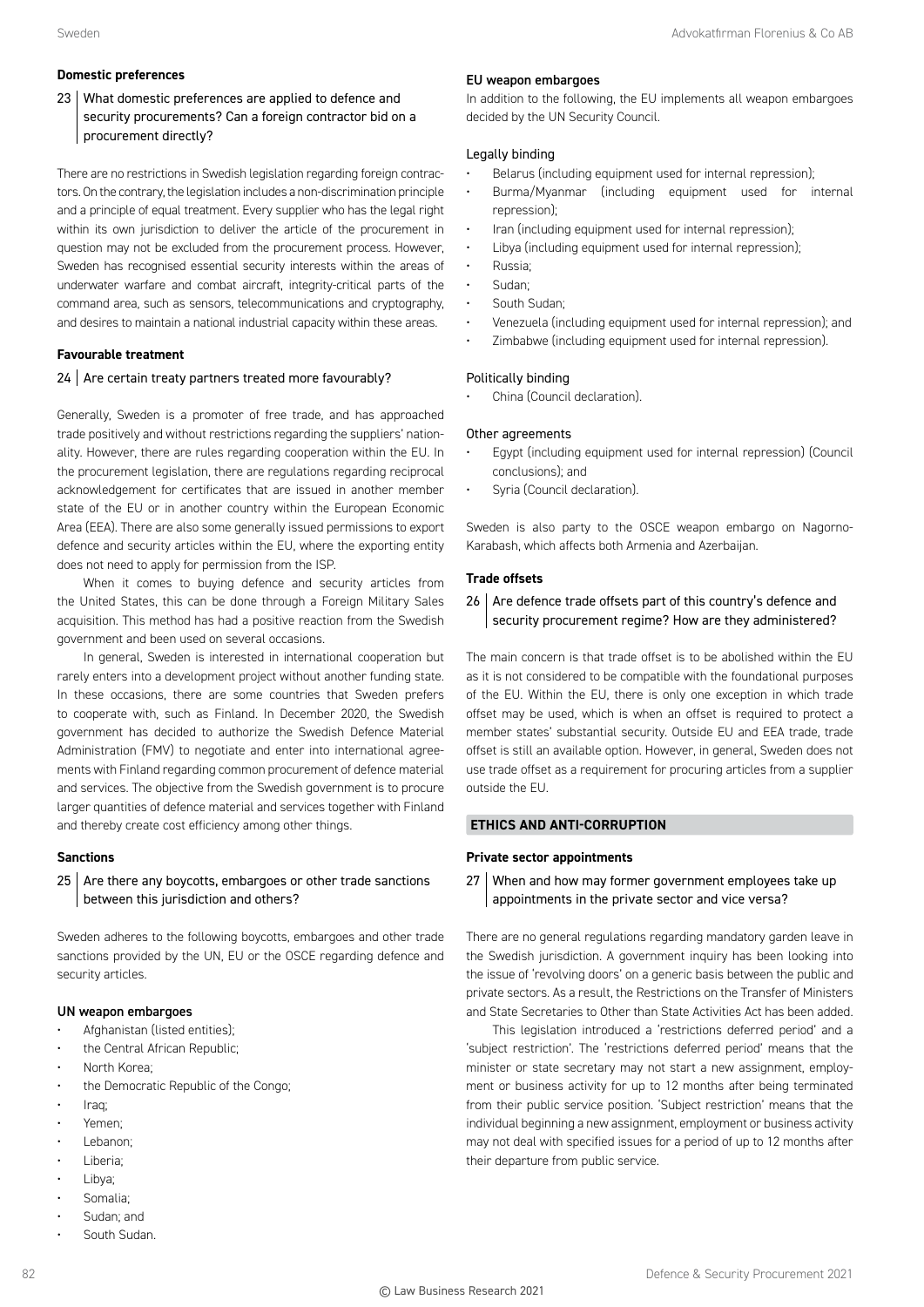### Domestic preferences

**23 What domestic preferences are applied to defence and security procurements? Can a foreign contractor bid on a procurement directly?**

There are no restrictions in Swedish legislation regarding foreign contractors. On the contrary, the legislation includes a non-discrimination principle and a principle of equal treatment. Every supplier who has the legal right within its own jurisdiction to deliver the article of the procurement in question may not be excluded from the procurement process. However, Sweden has recognised essential security interests within the areas of underwater warfare and combat aircraft, integrity-critical parts of the command area, such as sensors, telecommunications and cryptography, and desires to maintain a national industrial capacity within these areas.

### Favourable treatment

**24 Are certain treaty partners treated more favourably?**

Generally, Sweden is a promoter of free trade, and has approached trade positively and without restrictions regarding the suppliers' nationality. However, there are rules regarding cooperation within the EU. In the procurement legislation, there are regulations regarding reciprocal acknowledgement for certificates that are issued in another member state of the EU or in another country within the European Economic Area (EEA). There are also some generally issued permissions to export defence and security articles within the EU, where the exporting entity does not need to apply for permission from the ISP.

When it comes to buying defence and security articles from the United States, this can be done through a Foreign Military Sales acquisition. This method has had a positive reaction from the Swedish government and been used on several occasions.

In general, Sweden is interested in international cooperation but rarely enters into a development project without another funding state. In these occasions, there are some countries that Sweden prefers to cooperate with, such as Finland. In December 2020, the Swedish government has decided to authorize the Swedish Defence Material Administration (FMV) to negotiate and enter into international agreements with Finland regarding common procurement of defence material and services. The objective from the Swedish government is to procure larger quantities of defence material and services together with Finland and thereby create cost efficiency among other things.

### Sanctions

**25 Are there any boycotts, embargoes or other trade sanctions between this jurisdiction and others?**

Sweden adheres to the following boycotts, embargoes and other trade sanctions provided by the UN, EU or the OSCE regarding defence and security articles.

#### UN weapon embargoes

- Afghanistan (listed entities);
- the Central African Republic;
- North Korea;
- the Democratic Republic of the Congo;
- Iraq;
- Yemen;
- Lebanon;
- Liberia;
- Libya;
- Somalia;
- Sudan; and
- South Sudan.

#### EU weapon embargoes

In addition to the following, the EU implements all weapon embargoes decided by the UN Security Council.

Legally binding

- Belarus (including equipment used for internal repression);
- Burma/Myanmar (including equipment used for internal repression);
- Iran (including equipment used for internal repression);
- Libya (including equipment used for internal repression);
- Russia;
- Sudan;
- South Sudan;
- Venezuela (including equipment used for internal repression); and
- Zimbabwe (including equipment used for internal repression).

Politically binding

- China (Council declaration).

Other agreements

- Egypt (including equipment used for internal repression) (Council conclusions); and
- Syria (Council declaration).

Sweden is also party to the OSCE weapon embargo on Nagorno-Karabash, which affects both Armenia and Azerbaijan.

### Trade offsets

**26 Are defence trade offsets part of this country's defence and security procurement regime? How are they administered?**

The main concern is that trade offset is to be abolished within the EU as it is not considered to be compatible with the foundational purposes of the EU. Within the EU, there is only one exception in which trade offset may be used, which is when an offset is required to protect a member states' substantial security. Outside EU and EEA trade, trade offset is still an available option. However, in general, Sweden does not use trade offset as a requirement for procuring articles from a supplier outside the EU.

## ETHICS AND ANTI-CORRUPTION

### Private sector appointments

**27 When and how may former government employees take up appointments in the private sector and vice versa?**

There are no general regulations regarding mandatory garden leave in the Swedish jurisdiction. A government inquiry has been looking into the issue of 'revolving doors' on a generic basis between the public and private sectors. As a result, the Restrictions on the Transfer of Ministers and State Secretaries to Other than State Activities Act has been added.

This legislation introduced a 'restrictions deferred period' and a 'subject restriction'. The 'restrictions deferred period' means that the minister or state secretary may not start a new assignment, employment or business activity for up to 12 months after being terminated from their public service position. 'Subject restriction' means that the individual beginning a new assignment, employment or business activity may not deal with specified issues for a period of up to 12 months after their departure from public service.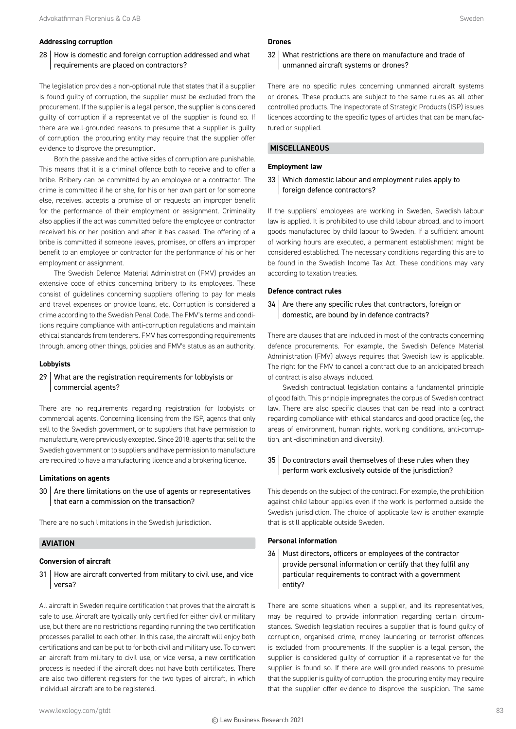### Addressing corruption

**28 How is domestic and foreign corruption addressed and what requirements are placed on contractors?**

The legislation provides a non-optional rule that states that if a supplier is found guilty of corruption, the supplier must be excluded from the procurement. If the supplier is a legal person, the supplier is considered guilty of corruption if a representative of the supplier is found so. If there are well-grounded reasons to presume that a supplier is guilty of corruption, the procuring entity may require that the supplier offer evidence to disprove the presumption.

Both the passive and the active sides of corruption are punishable. This means that it is a criminal offence both to receive and to offer a bribe. Bribery can be committed by an employee or a contractor. The crime is committed if he or she, for his or her own part or for someone else, receives, accepts a promise of or requests an improper benefit for the performance of their employment or assignment. Criminality also applies if the act was committed before the employee or contractor received his or her position and after it has ceased. The offering of a bribe is committed if someone leaves, promises, or offers an improper benefit to an employee or contractor for the performance of his or her employment or assignment.

The Swedish Defence Material Administration (FMV) provides an extensive code of ethics concerning bribery to its employees. These consist of guidelines concerning suppliers offering to pay for meals and travel expenses or provide loans, etc. Corruption is considered a crime according to the Swedish Penal Code. The FMV's terms and conditions require compliance with anti-corruption regulations and maintain ethical standards from tenderers. FMV has corresponding requirements through, among other things, policies and FMV's status as an authority.

### Lobbyists

**29 What are the registration requirements for lobbyists or commercial agents?**

There are no requirements regarding registration for lobbyists or commercial agents. Concerning licensing from the ISP, agents that only sell to the Swedish government, or to suppliers that have permission to manufacture, were previously excepted. Since 2018, agents that sell to the Swedish government or to suppliers and have permission to manufacture are required to have a manufacturing licence and a brokering licence.

### Limitations on agents

**30 Are there limitations on the use of agents or representatives that earn a commission on the transaction?**

There are no such limitations in the Swedish jurisdiction.

## AVIATION

### Conversion of aircraft

**31 How are aircraft converted from military to civil use, and vice versa?**

All aircraft in Sweden require certification that proves that the aircraft is safe to use. Aircraft are typically only certified for either civil or military use, but there are no restrictions regarding running the two certification processes parallel to each other. In this case, the aircraft will enjoy both certifications and can be put to for both civil and military use. To convert an aircraft from military to civil use, or vice versa, a new certification process is needed if the aircraft does not have both certificates. There are also two different registers for the two types of aircraft, in which individual aircraft are to be registered.

### Drones

**32 What restrictions are there on manufacture and trade of unmanned aircraft systems or drones?**

There are no specific rules concerning unmanned aircraft systems or drones. These products are subject to the same rules as all other controlled products. The Inspectorate of Strategic Products (ISP) issues licences according to the specific types of articles that can be manufactured or supplied.

## MISCELLANEOUS

### Employment law

**33 Which domestic labour and employment rules apply to foreign defence contractors?**

If the suppliers' employees are working in Sweden, Swedish labour law is applied. It is prohibited to use child labour abroad, and to import goods manufactured by child labour to Sweden. If a sufficient amount of working hours are executed, a permanent establishment might be considered established. The necessary conditions regarding this are to be found in the Swedish Income Tax Act. These conditions may vary according to taxation treaties.

### Defence contract rules

**34 Are there any specific rules that contractors, foreign or domestic, are bound by in defence contracts?**

There are clauses that are included in most of the contracts concerning defence procurements. For example, the Swedish Defence Material Administration (FMV) always requires that Swedish law is applicable. The right for the FMV to cancel a contract due to an anticipated breach of contract is also always included.

Swedish contractual legislation contains a fundamental principle of good faith. This principle impregnates the corpus of Swedish contract law. There are also specific clauses that can be read into a contract regarding compliance with ethical standards and good practice (eg, the areas of environment, human rights, working conditions, anti-corruption, anti-discrimination and diversity).

**35 Do contractors avail themselves of these rules when they perform work exclusively outside of the jurisdiction?**

This depends on the subject of the contract. For example, the prohibition against child labour applies even if the work is performed outside the Swedish jurisdiction. The choice of applicable law is another example that is still applicable outside Sweden.

### Personal information

**36 Must directors, officers or employees of the contractor provide personal information or certify that they fulfil any particular requirements to contract with a government entity?**

There are some situations when a supplier, and its representatives, may be required to provide information regarding certain circumstances. Swedish legislation requires a supplier that is found guilty of corruption, organised crime, money laundering or terrorist offences is excluded from procurements. If the supplier is a legal person, the supplier is considered guilty of corruption if a representative for the supplier is found so. If there are well-grounded reasons to presume that the supplier is guilty of corruption, the procuring entity may require that the supplier offer evidence to disprove the suspicion. The same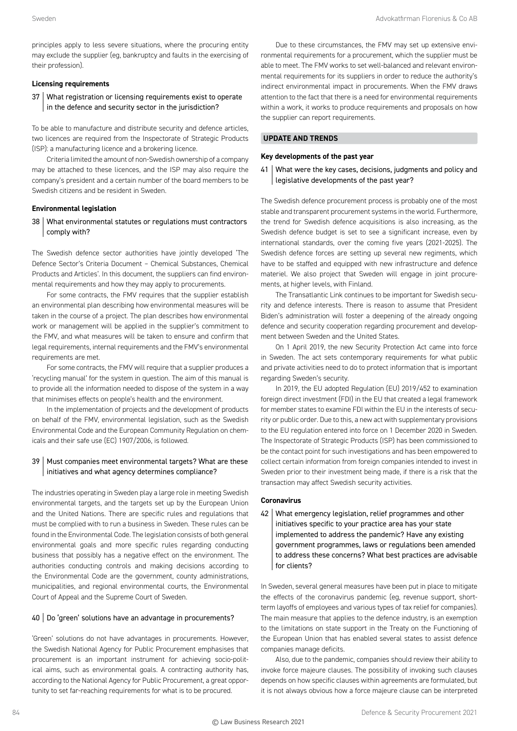principles apply to less severe situations, where the procuring entity may exclude the supplier (eg, bankruptcy and faults in the exercising of their profession).

**Licensing requirements**

### 37 What registration or licensing requirements exist to operate in the defence and security sector in the jurisdiction?

To be able to manufacture and distribute security and defence articles, two licences are required from the Inspectorate of Strategic Products (ISP): a manufacturing licence and a brokering licence.

Criteria limited the amount of non-Swedish ownership of a company may be attached to these licences, and the ISP may also require the company's president and a certain number of the board members to be Swedish citizens and be resident in Sweden.

**Environmental legislation**

### 38 What environmental statutes or regulations must contractors comply with?

The Swedish defence sector authorities have jointly developed 'The Defence Sector's Criteria Document – Chemical Substances, Chemical Products and Articles'. In this document, the suppliers can find environmental requirements and how they may apply to procurements.

For some contracts, the FMV requires that the supplier establish an environmental plan describing how environmental measures will be taken in the course of a project. The plan describes how environmental work or management will be applied in the supplier's commitment to the FMV, and what measures will be taken to ensure and confirm that legal requirements, internal requirements and the FMV's environmental requirements are met.

For some contracts, the FMV will require that a supplier produces a 'recycling manual' for the system in question. The aim of this manual is to provide all the information needed to dispose of the system in a way that minimises effects on people's health and the environment.

In the implementation of projects and the development of products on behalf of the FMV, environmental legislation, such as the Swedish Environmental Code and the European Community Regulation on chemicals and their safe use (EC) 1907/2006, is followed.

### 39 Must companies meet environmental targets? What are these initiatives and what agency determines compliance?

The industries operating in Sweden play a large role in meeting Swedish environmental targets, and the targets set up by the European Union and the United Nations. There are specific rules and regulations that must be complied with to run a business in Sweden. These rules can be found in the Environmental Code. The legislation consists of both general environmental goals and more specific rules regarding conducting business that possibly has a negative effect on the environment. The authorities conducting controls and making decisions according to the Environmental Code are the government, county administrations, municipalities, and regional environmental courts, the Environmental Court of Appeal and the Supreme Court of Sweden.

### 40 Do 'green' solutions have an advantage in procurements?

'Green' solutions do not have advantages in procurements. However, the Swedish National Agency for Public Procurement emphasises that procurement is an important instrument for achieving socio-political aims, such as environmental goals. A contracting authority has, according to the National Agency for Public Procurement, a great opportunity to set far-reaching requirements for what is to be procured.

Due to these circumstances, the FMV may set up extensive environmental requirements for a procurement, which the supplier must be able to meet. The FMV works to set well-balanced and relevant environmental requirements for its suppliers in order to reduce the authority's indirect environmental impact in procurements. When the FMV draws attention to the fact that there is a need for environmental requirements within a work, it works to produce requirements and proposals on how the supplier can report requirements.

## UPDATE AND TRENDS

**Key developments of the past year**

### 41 What were the key cases, decisions, judgments and policy and legislative developments of the past year?

The Swedish defence procurement process is probably one of the most stable and transparent procurement systems in the world. Furthermore, the trend for Swedish defence acquisitions is also increasing, as the Swedish defence budget is set to see a significant increase, even by international standards, over the coming five years (2021-2025). The Swedish defence forces are setting up several new regiments, which have to be staffed and equipped with new infrastructure and defence materiel. We also project that Sweden will engage in joint procurements, at higher levels, with Finland.

The Transatlantic Link continues to be important for Swedish security and defence interests. There is reason to assume that President Biden's administration will foster a deepening of the already ongoing defence and security cooperation regarding procurement and development between Sweden and the United States.

On 1 April 2019, the new Security Protection Act came into force in Sweden. The act sets contemporary requirements for what public and private activities need to do to protect information that is important regarding Sweden's security.

In 2019, the EU adopted Regulation (EU) 2019/452 to examination foreign direct investment (FDI) in the EU that created a legal framework for member states to examine FDI within the EU in the interests of security or public order. Due to this, a new act with supplementary provisions to the EU regulation entered into force on 1 December 2020 in Sweden. The Inspectorate of Strategic Products (ISP) has been commissioned to be the contact point for such investigations and has been empowered to collect certain information from foreign companies intended to invest in Sweden prior to their investment being made, if there is a risk that the transaction may affect Swedish security activities.

**Coronavirus**

### 42 What emergency legislation, relief programmes and other initiatives specific to your practice area has your state implemented to address the pandemic? Have any existing government programmes, laws or regulations been amended to address these concerns? What best practices are advisable for clients?

In Sweden, several general measures have been put in place to mitigate the effects of the coronavirus pandemic (eg, revenue support, short-term layoffs of employees and various types of tax relief for companies). The main measure that applies to the defence industry, is an exemption to the limitations on state support in the Treaty on the Functioning of the European Union that has enabled several states to assist defence companies manage deficits.

Also, due to the pandemic, companies should review their ability to invoke force majeure clauses. The possibility of invoking such clauses depends on how specific clauses within agreements are formulated, but it is not always obvious how a force majeure clause can be interpreted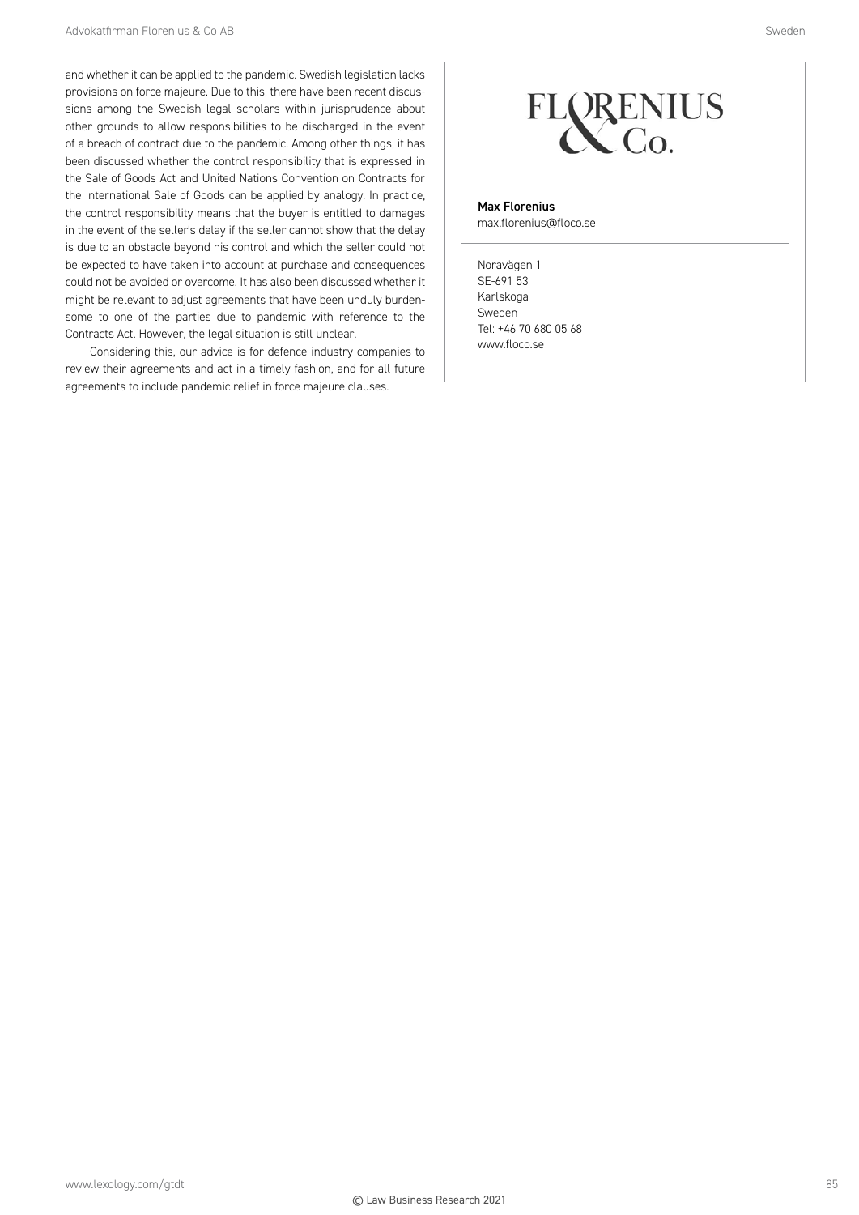and whether it can be applied to the pandemic. Swedish legislation lacks provisions on force majeure. Due to this, there have been recent discussions among the Swedish legal scholars within jurisprudence about other grounds to allow responsibilities to be discharged in the event of a breach of contract due to the pandemic. Among other things, it has been discussed whether the control responsibility that is expressed in the Sale of Goods Act and United Nations Convention on Contracts for the International Sale of Goods can be applied by analogy. In practice, the control responsibility means that the buyer is entitled to damages in the event of the seller's delay if the seller cannot show that the delay is due to an obstacle beyond his control and which the seller could not be expected to have taken into account at purchase and consequences could not be avoided or overcome. It has also been discussed whether it might be relevant to adjust agreements that have been unduly burdensome to one of the parties due to pandemic with reference to the Contracts Act. However, the legal situation is still unclear.

Considering this, our advice is for defence industry companies to review their agreements and act in a timely fashion, and for all future agreements to include pandemic relief in force majeure clauses.

FLORENIUS & Co.

**Max Florenius**
max.florenius@floco.se

Noravägen 1
SE-691 53
Karlskoga
Sweden
Tel: +46 70 680 05 68
www.floco.se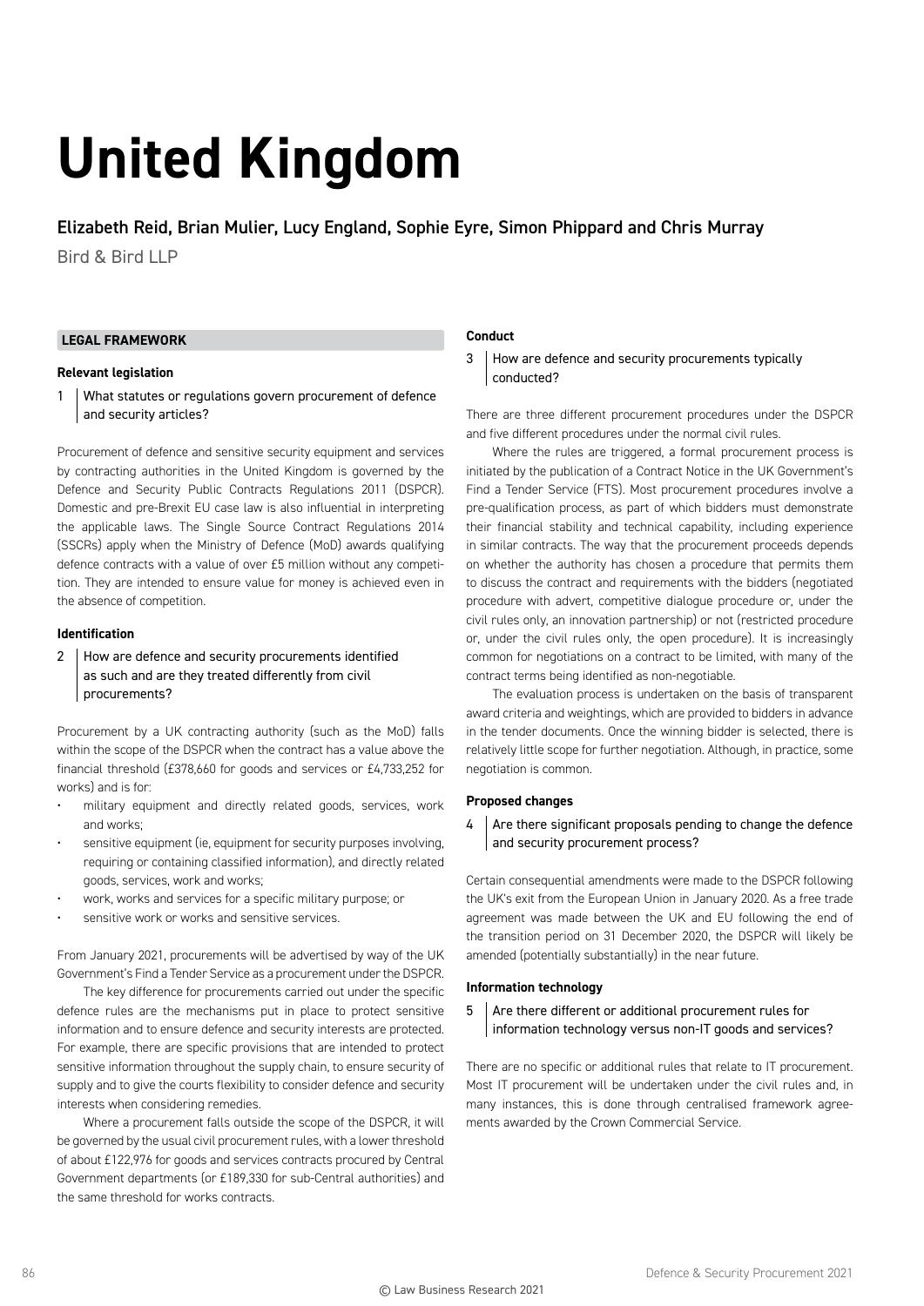# United Kingdom

## Elizabeth Reid, Brian Mulier, Lucy England, Sophie Eyre, Simon Phippard and Chris Murray

Bird & Bird LLP

### LEGAL FRAMEWORK

#### Relevant legislation

**1 What statutes or regulations govern procurement of defence and security articles?**

Procurement of defence and sensitive security equipment and services by contracting authorities in the United Kingdom is governed by the Defence and Security Public Contracts Regulations 2011 (DSPCR). Domestic and pre-Brexit EU case law is also influential in interpreting the applicable laws. The Single Source Contract Regulations 2014 (SSCRs) apply when the Ministry of Defence (MoD) awards qualifying defence contracts with a value of over £5 million without any competition. They are intended to ensure value for money is achieved even in the absence of competition.

#### Identification

**2 How are defence and security procurements identified as such and are they treated differently from civil procurements?**

Procurement by a UK contracting authority (such as the MoD) falls within the scope of the DSPCR when the contract has a value above the financial threshold (£378,660 for goods and services or £4,733,252 for works) and is for:

- military equipment and directly related goods, services, work and works;
- sensitive equipment (ie, equipment for security purposes involving, requiring or containing classified information), and directly related goods, services, work and works;
- work, works and services for a specific military purpose; or
- sensitive work or works and sensitive services.

From January 2021, procurements will be advertised by way of the UK Government's Find a Tender Service as a procurement under the DSPCR.

The key difference for procurements carried out under the specific defence rules are the mechanisms put in place to protect sensitive information and to ensure defence and security interests are protected. For example, there are specific provisions that are intended to protect sensitive information throughout the supply chain, to ensure security of supply and to give the courts flexibility to consider defence and security interests when considering remedies.

Where a procurement falls outside the scope of the DSPCR, it will be governed by the usual civil procurement rules, with a lower threshold of about £122,976 for goods and services contracts procured by Central Government departments (or £189,330 for sub-Central authorities) and the same threshold for works contracts.

#### Conduct

**3 How are defence and security procurements typically conducted?**

There are three different procurement procedures under the DSPCR and five different procedures under the normal civil rules.

Where the rules are triggered, a formal procurement process is initiated by the publication of a Contract Notice in the UK Government's Find a Tender Service (FTS). Most procurement procedures involve a pre-qualification process, as part of which bidders must demonstrate their financial stability and technical capability, including experience in similar contracts. The way that the procurement proceeds depends on whether the authority has chosen a procedure that permits them to discuss the contract and requirements with the bidders (negotiated procedure with advert, competitive dialogue procedure or, under the civil rules only, an innovation partnership) or not (restricted procedure or, under the civil rules only, the open procedure). It is increasingly common for negotiations on a contract to be limited, with many of the contract terms being identified as non-negotiable.

The evaluation process is undertaken on the basis of transparent award criteria and weightings, which are provided to bidders in advance in the tender documents. Once the winning bidder is selected, there is relatively little scope for further negotiation. Although, in practice, some negotiation is common.

#### Proposed changes

**4 Are there significant proposals pending to change the defence and security procurement process?**

Certain consequential amendments were made to the DSPCR following the UK's exit from the European Union in January 2020. As a free trade agreement was made between the UK and EU following the end of the transition period on 31 December 2020, the DSPCR will likely be amended (potentially substantially) in the near future.

#### Information technology

**5 Are there different or additional procurement rules for information technology versus non-IT goods and services?**

There are no specific or additional rules that relate to IT procurement. Most IT procurement will be undertaken under the civil rules and, in many instances, this is done through centralised framework agreements awarded by the Crown Commercial Service.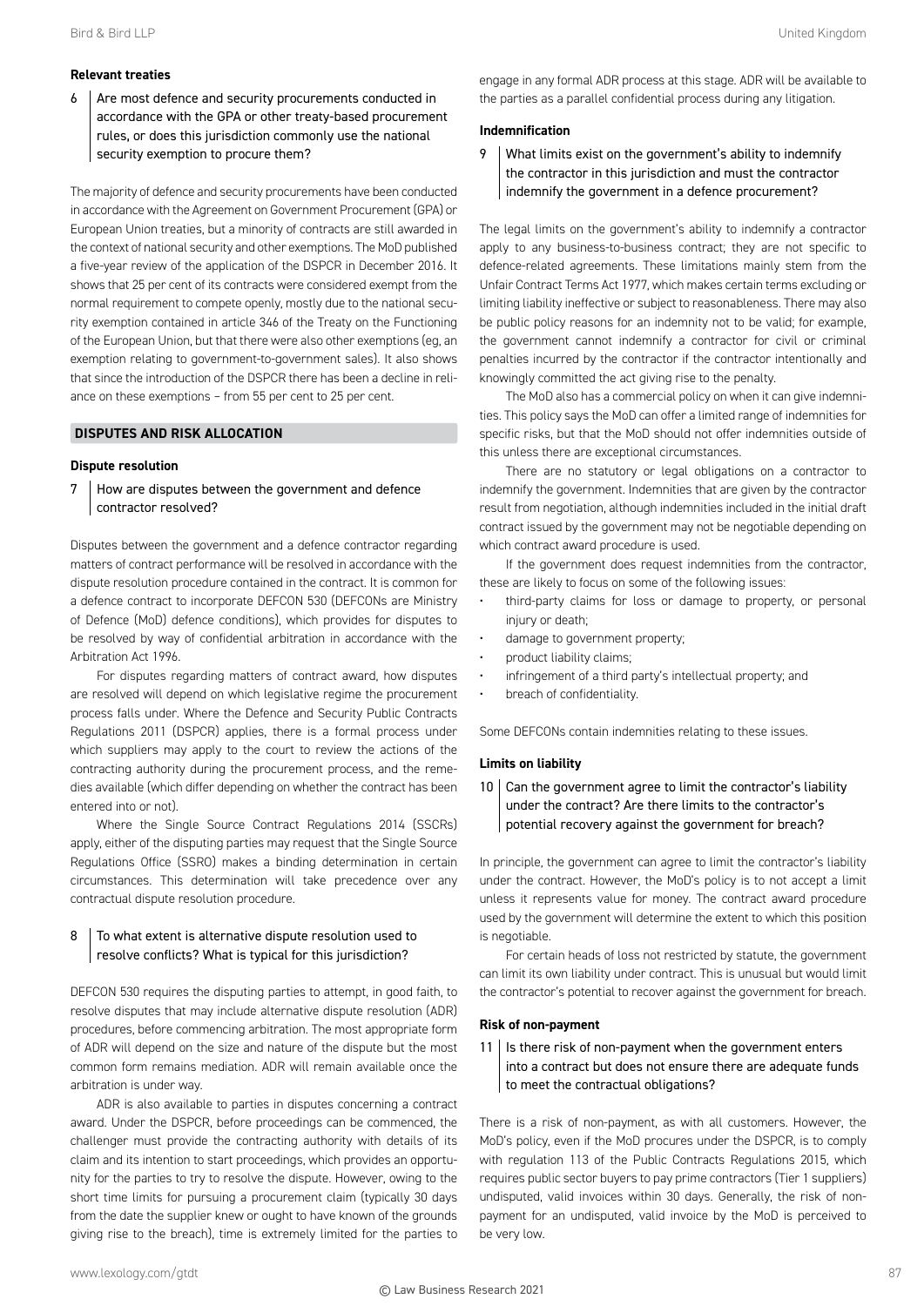#### Relevant treaties

**6 Are most defence and security procurements conducted in accordance with the GPA or other treaty-based procurement rules, or does this jurisdiction commonly use the national security exemption to procure them?**

The majority of defence and security procurements have been conducted in accordance with the Agreement on Government Procurement (GPA) or European Union treaties, but a minority of contracts are still awarded in the context of national security and other exemptions. The MoD published a five-year review of the application of the DSPCR in December 2016. It shows that 25 per cent of its contracts were considered exempt from the normal requirement to compete openly, mostly due to the national security exemption contained in article 346 of the Treaty on the Functioning of the European Union, but that there were also other exemptions (eg, an exemption relating to government-to-government sales). It also shows that since the introduction of the DSPCR there has been a decline in reliance on these exemptions – from 55 per cent to 25 per cent.

## DISPUTES AND RISK ALLOCATION

#### Dispute resolution

**7 How are disputes between the government and defence contractor resolved?**

Disputes between the government and a defence contractor regarding matters of contract performance will be resolved in accordance with the dispute resolution procedure contained in the contract. It is common for a defence contract to incorporate DEFCON 530 (DEFCONs are Ministry of Defence (MoD) defence conditions), which provides for disputes to be resolved by way of confidential arbitration in accordance with the Arbitration Act 1996.

For disputes regarding matters of contract award, how disputes are resolved will depend on which legislative regime the procurement process falls under. Where the Defence and Security Public Contracts Regulations 2011 (DSPCR) applies, there is a formal process under which suppliers may apply to the court to review the actions of the contracting authority during the procurement process, and the remedies available (which differ depending on whether the contract has been entered into or not).

Where the Single Source Contract Regulations 2014 (SSCRs) apply, either of the disputing parties may request that the Single Source Regulations Office (SSRO) makes a binding determination in certain circumstances. This determination will take precedence over any contractual dispute resolution procedure.

**8 To what extent is alternative dispute resolution used to resolve conflicts? What is typical for this jurisdiction?**

DEFCON 530 requires the disputing parties to attempt, in good faith, to resolve disputes that may include alternative dispute resolution (ADR) procedures, before commencing arbitration. The most appropriate form of ADR will depend on the size and nature of the dispute but the most common form remains mediation. ADR will remain available once the arbitration is under way.

ADR is also available to parties in disputes concerning a contract award. Under the DSPCR, before proceedings can be commenced, the challenger must provide the contracting authority with details of its claim and its intention to start proceedings, which provides an opportunity for the parties to try to resolve the dispute. However, owing to the short time limits for pursuing a procurement claim (typically 30 days from the date the supplier knew or ought to have known of the grounds giving rise to the breach), time is extremely limited for the parties to engage in any formal ADR process at this stage. ADR will be available to the parties as a parallel confidential process during any litigation.

#### Indemnification

**9 What limits exist on the government's ability to indemnify the contractor in this jurisdiction and must the contractor indemnify the government in a defence procurement?**

The legal limits on the government's ability to indemnify a contractor apply to any business-to-business contract; they are not specific to defence-related agreements. These limitations mainly stem from the Unfair Contract Terms Act 1977, which makes certain terms excluding or limiting liability ineffective or subject to reasonableness. There may also be public policy reasons for an indemnity not to be valid; for example, the government cannot indemnify a contractor for civil or criminal penalties incurred by the contractor if the contractor intentionally and knowingly committed the act giving rise to the penalty.

The MoD also has a commercial policy on when it can give indemnities. This policy says the MoD can offer a limited range of indemnities for specific risks, but that the MoD should not offer indemnities outside of this unless there are exceptional circumstances.

There are no statutory or legal obligations on a contractor to indemnify the government. Indemnities that are given by the contractor result from negotiation, although indemnities included in the initial draft contract issued by the government may not be negotiable depending on which contract award procedure is used.

If the government does request indemnities from the contractor, these are likely to focus on some of the following issues:

- third-party claims for loss or damage to property, or personal injury or death;
- damage to government property;
- product liability claims;
- infringement of a third party's intellectual property; and
- breach of confidentiality.

Some DEFCONs contain indemnities relating to these issues.

#### Limits on liability

**10 Can the government agree to limit the contractor's liability under the contract? Are there limits to the contractor's potential recovery against the government for breach?**

In principle, the government can agree to limit the contractor's liability under the contract. However, the MoD's policy is to not accept a limit unless it represents value for money. The contract award procedure used by the government will determine the extent to which this position is negotiable.

For certain heads of loss not restricted by statute, the government can limit its own liability under contract. This is unusual but would limit the contractor's potential to recover against the government for breach.

#### Risk of non-payment

**11 Is there risk of non-payment when the government enters into a contract but does not ensure there are adequate funds to meet the contractual obligations?**

There is a risk of non-payment, as with all customers. However, the MoD's policy, even if the MoD procures under the DSPCR, is to comply with regulation 113 of the Public Contracts Regulations 2015, which requires public sector buyers to pay prime contractors (Tier 1 suppliers) undisputed, valid invoices within 30 days. Generally, the risk of non-payment for an undisputed, valid invoice by the MoD is perceived to be very low.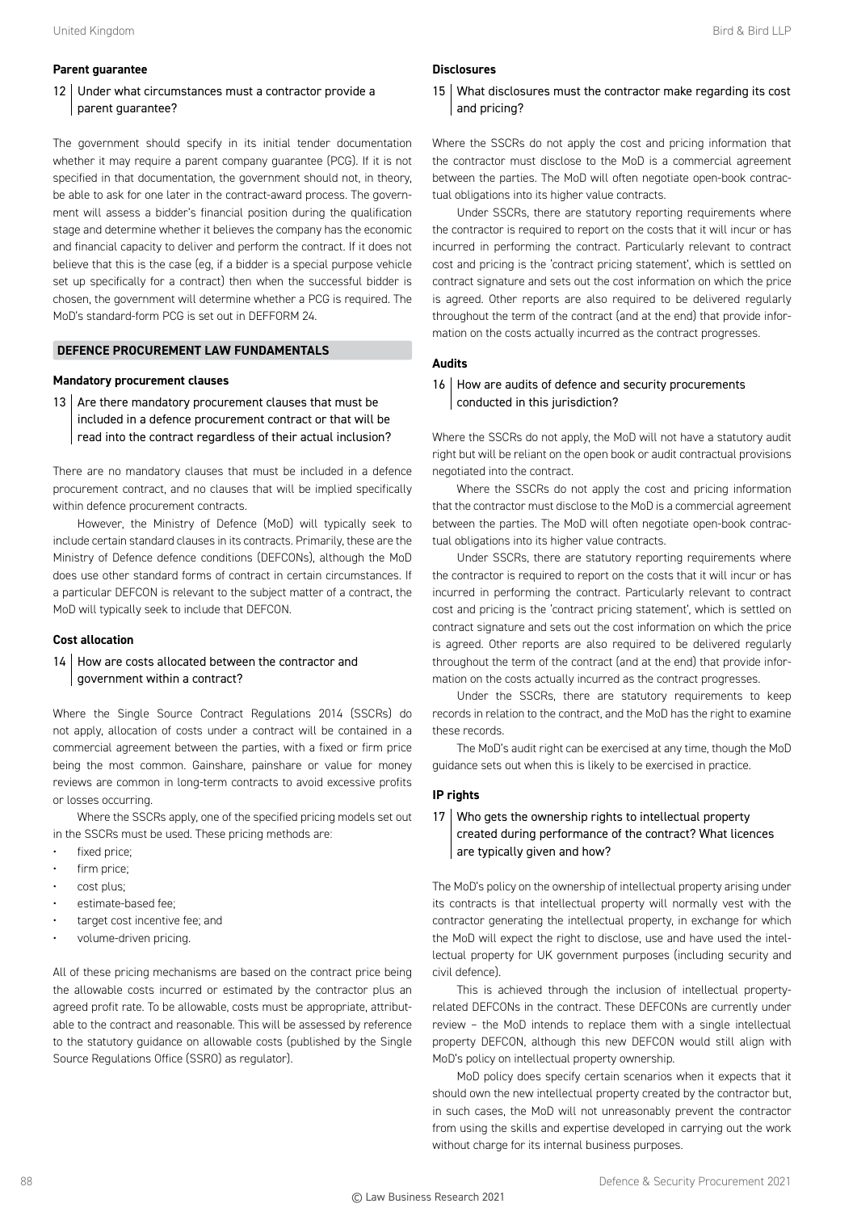### Parent guarantee

**12 Under what circumstances must a contractor provide a parent guarantee?**

The government should specify in its initial tender documentation whether it may require a parent company guarantee (PCG). If it is not specified in that documentation, the government should not, in theory, be able to ask for one later in the contract-award process. The government will assess a bidder's financial position during the qualification stage and determine whether it believes the company has the economic and financial capacity to deliver and perform the contract. If it does not believe that this is the case (eg, if a bidder is a special purpose vehicle set up specifically for a contract) then when the successful bidder is chosen, the government will determine whether a PCG is required. The MoD's standard-form PCG is set out in DEFFORM 24.

## DEFENCE PROCUREMENT LAW FUNDAMENTALS

### Mandatory procurement clauses

**13 Are there mandatory procurement clauses that must be included in a defence procurement contract or that will be read into the contract regardless of their actual inclusion?**

There are no mandatory clauses that must be included in a defence procurement contract, and no clauses that will be implied specifically within defence procurement contracts.

However, the Ministry of Defence (MoD) will typically seek to include certain standard clauses in its contracts. Primarily, these are the Ministry of Defence defence conditions (DEFCONs), although the MoD does use other standard forms of contract in certain circumstances. If a particular DEFCON is relevant to the subject matter of a contract, the MoD will typically seek to include that DEFCON.

### Cost allocation

**14 How are costs allocated between the contractor and government within a contract?**

Where the Single Source Contract Regulations 2014 (SSCRs) do not apply, allocation of costs under a contract will be contained in a commercial agreement between the parties, with a fixed or firm price being the most common. Gainshare, painshare or value for money reviews are common in long-term contracts to avoid excessive profits or losses occurring.

Where the SSCRs apply, one of the specified pricing models set out in the SSCRs must be used. These pricing methods are:

- fixed price;
- firm price;
- cost plus;
- estimate-based fee;
- target cost incentive fee; and
- volume-driven pricing.

All of these pricing mechanisms are based on the contract price being the allowable costs incurred or estimated by the contractor plus an agreed profit rate. To be allowable, costs must be appropriate, attributable to the contract and reasonable. This will be assessed by reference to the statutory guidance on allowable costs (published by the Single Source Regulations Office (SSRO) as regulator).

### Disclosures

**15 What disclosures must the contractor make regarding its cost and pricing?**

Where the SSCRs do not apply the cost and pricing information that the contractor must disclose to the MoD is a commercial agreement between the parties. The MoD will often negotiate open-book contractual obligations into its higher value contracts.

Under SSCRs, there are statutory reporting requirements where the contractor is required to report on the costs that it will incur or has incurred in performing the contract. Particularly relevant to contract cost and pricing is the 'contract pricing statement', which is settled on contract signature and sets out the cost information on which the price is agreed. Other reports are also required to be delivered regularly throughout the term of the contract (and at the end) that provide information on the costs actually incurred as the contract progresses.

### Audits

**16 How are audits of defence and security procurements conducted in this jurisdiction?**

Where the SSCRs do not apply, the MoD will not have a statutory audit right but will be reliant on the open book or audit contractual provisions negotiated into the contract.

Where the SSCRs do not apply the cost and pricing information that the contractor must disclose to the MoD is a commercial agreement between the parties. The MoD will often negotiate open-book contractual obligations into its higher value contracts.

Under SSCRs, there are statutory reporting requirements where the contractor is required to report on the costs that it will incur or has incurred in performing the contract. Particularly relevant to contract cost and pricing is the 'contract pricing statement', which is settled on contract signature and sets out the cost information on which the price is agreed. Other reports are also required to be delivered regularly throughout the term of the contract (and at the end) that provide information on the costs actually incurred as the contract progresses.

Under the SSCRs, there are statutory requirements to keep records in relation to the contract, and the MoD has the right to examine these records.

The MoD's audit right can be exercised at any time, though the MoD guidance sets out when this is likely to be exercised in practice.

### IP rights

**17 Who gets the ownership rights to intellectual property created during performance of the contract? What licences are typically given and how?**

The MoD's policy on the ownership of intellectual property arising under its contracts is that intellectual property will normally vest with the contractor generating the intellectual property, in exchange for which the MoD will expect the right to disclose, use and have used the intellectual property for UK government purposes (including security and civil defence).

This is achieved through the inclusion of intellectual property-related DEFCONs in the contract. These DEFCONs are currently under review – the MoD intends to replace them with a single intellectual property DEFCON, although this new DEFCON would still align with MoD's policy on intellectual property ownership.

MoD policy does specify certain scenarios when it expects that it should own the new intellectual property created by the contractor but, in such cases, the MoD will not unreasonably prevent the contractor from using the skills and expertise developed in carrying out the work without charge for its internal business purposes.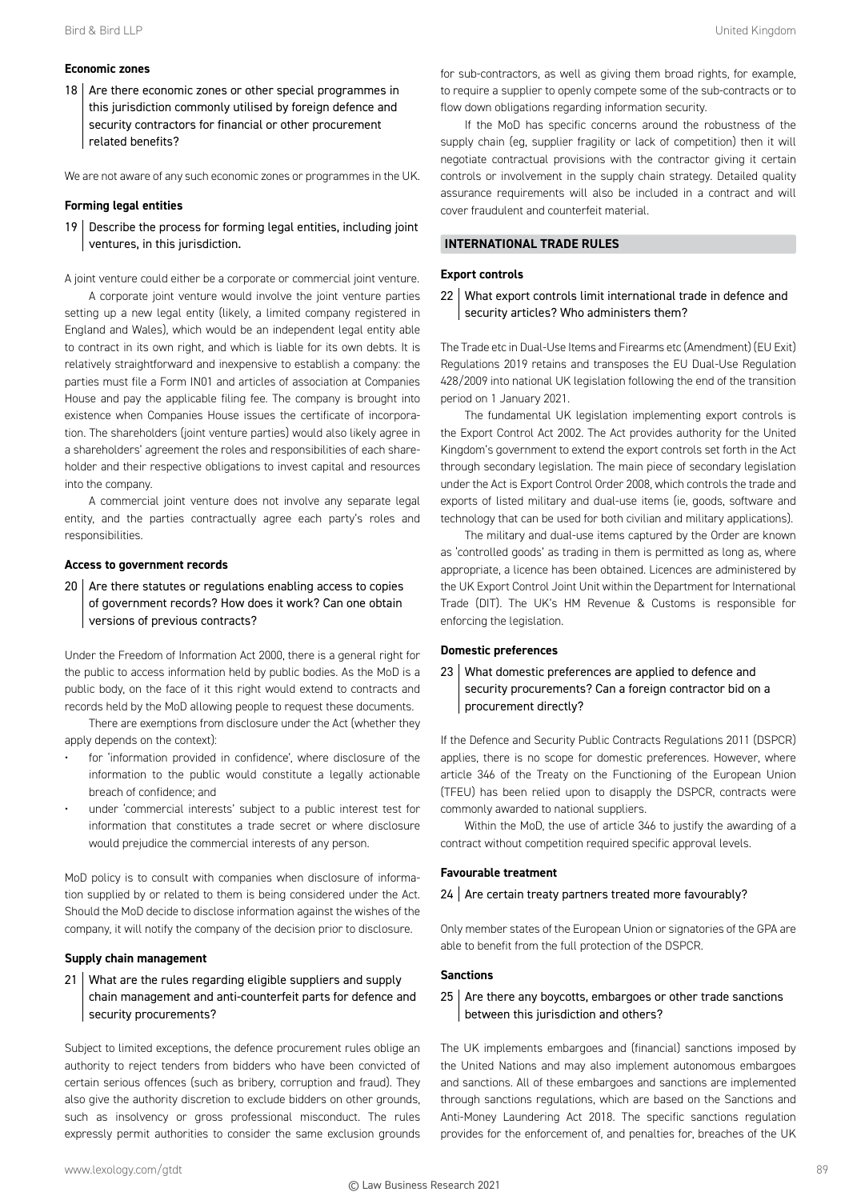### Economic zones

**18 | Are there economic zones or other special programmes in this jurisdiction commonly utilised by foreign defence and security contractors for financial or other procurement related benefits?**

We are not aware of any such economic zones or programmes in the UK.

### Forming legal entities

**19 | Describe the process for forming legal entities, including joint ventures, in this jurisdiction.**

A joint venture could either be a corporate or commercial joint venture.

A corporate joint venture would involve the joint venture parties setting up a new legal entity (likely, a limited company registered in England and Wales), which would be an independent legal entity able to contract in its own right, and which is liable for its own debts. It is relatively straightforward and inexpensive to establish a company: the parties must file a Form IN01 and articles of association at Companies House and pay the applicable filing fee. The company is brought into existence when Companies House issues the certificate of incorporation. The shareholders (joint venture parties) would also likely agree in a shareholders' agreement the roles and responsibilities of each shareholder and their respective obligations to invest capital and resources into the company.

A commercial joint venture does not involve any separate legal entity, and the parties contractually agree each party's roles and responsibilities.

### Access to government records

**20 | Are there statutes or regulations enabling access to copies of government records? How does it work? Can one obtain versions of previous contracts?**

Under the Freedom of Information Act 2000, there is a general right for the public to access information held by public bodies. As the MoD is a public body, on the face of it this right would extend to contracts and records held by the MoD allowing people to request these documents.

There are exemptions from disclosure under the Act (whether they apply depends on the context):

- for 'information provided in confidence', where disclosure of the information to the public would constitute a legally actionable breach of confidence; and
- under 'commercial interests' subject to a public interest test for information that constitutes a trade secret or where disclosure would prejudice the commercial interests of any person.

MoD policy is to consult with companies when disclosure of information supplied by or related to them is being considered under the Act. Should the MoD decide to disclose information against the wishes of the company, it will notify the company of the decision prior to disclosure.

### Supply chain management

**21 | What are the rules regarding eligible suppliers and supply chain management and anti-counterfeit parts for defence and security procurements?**

Subject to limited exceptions, the defence procurement rules oblige an authority to reject tenders from bidders who have been convicted of certain serious offences (such as bribery, corruption and fraud). They also give the authority discretion to exclude bidders on other grounds, such as insolvency or gross professional misconduct. The rules expressly permit authorities to consider the same exclusion grounds for sub-contractors, as well as giving them broad rights, for example, to require a supplier to openly compete some of the sub-contracts or to flow down obligations regarding information security.

If the MoD has specific concerns around the robustness of the supply chain (eg, supplier fragility or lack of competition) then it will negotiate contractual provisions with the contractor giving it certain controls or involvement in the supply chain strategy. Detailed quality assurance requirements will also be included in a contract and will cover fraudulent and counterfeit material.

## INTERNATIONAL TRADE RULES

### Export controls

**22 | What export controls limit international trade in defence and security articles? Who administers them?**

The Trade etc in Dual-Use Items and Firearms etc (Amendment) (EU Exit) Regulations 2019 retains and transposes the EU Dual-Use Regulation 428/2009 into national UK legislation following the end of the transition period on 1 January 2021.

The fundamental UK legislation implementing export controls is the Export Control Act 2002. The Act provides authority for the United Kingdom's government to extend the export controls set forth in the Act through secondary legislation. The main piece of secondary legislation under the Act is Export Control Order 2008, which controls the trade and exports of listed military and dual-use items (ie, goods, software and technology that can be used for both civilian and military applications).

The military and dual-use items captured by the Order are known as 'controlled goods' as trading in them is permitted as long as, where appropriate, a licence has been obtained. Licences are administered by the UK Export Control Joint Unit within the Department for International Trade (DIT). The UK's HM Revenue & Customs is responsible for enforcing the legislation.

### Domestic preferences

**23 | What domestic preferences are applied to defence and security procurements? Can a foreign contractor bid on a procurement directly?**

If the Defence and Security Public Contracts Regulations 2011 (DSPCR) applies, there is no scope for domestic preferences. However, where article 346 of the Treaty on the Functioning of the European Union (TFEU) has been relied upon to disapply the DSPCR, contracts were commonly awarded to national suppliers.

Within the MoD, the use of article 346 to justify the awarding of a contract without competition required specific approval levels.

### Favourable treatment

**24 | Are certain treaty partners treated more favourably?**

Only member states of the European Union or signatories of the GPA are able to benefit from the full protection of the DSPCR.

### Sanctions

**25 | Are there any boycotts, embargoes or other trade sanctions between this jurisdiction and others?**

The UK implements embargoes and (financial) sanctions imposed by the United Nations and may also implement autonomous embargoes and sanctions. All of these embargoes and sanctions are implemented through sanctions regulations, which are based on the Sanctions and Anti-Money Laundering Act 2018. The specific sanctions regulation provides for the enforcement of, and penalties for, breaches of the UK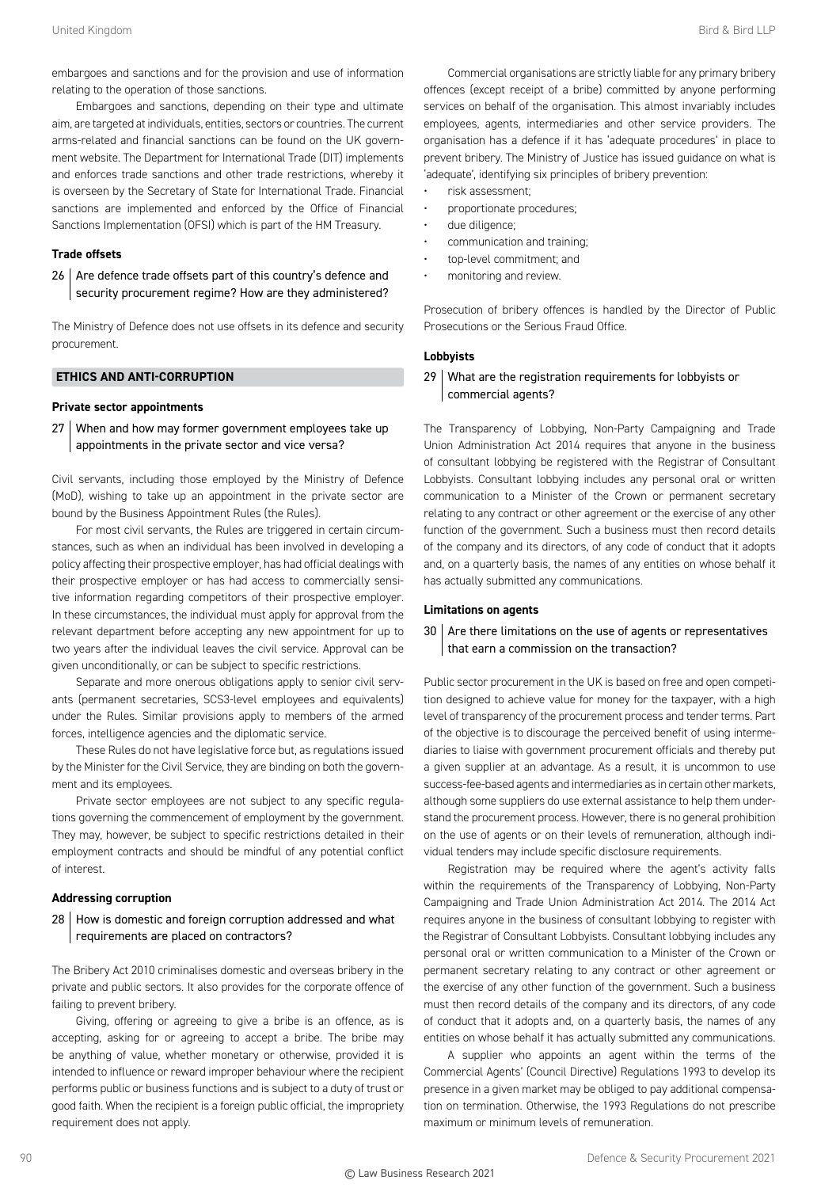embargoes and sanctions and for the provision and use of information relating to the operation of those sanctions.

Embargoes and sanctions, depending on their type and ultimate aim, are targeted at individuals, entities, sectors or countries. The current arms-related and financial sanctions can be found on the UK government website. The Department for International Trade (DIT) implements and enforces trade sanctions and other trade restrictions, whereby it is overseen by the Secretary of State for International Trade. Financial sanctions are implemented and enforced by the Office of Financial Sanctions Implementation (OFSI) which is part of the HM Treasury.

### Trade offsets

### 26 | Are defence trade offsets part of this country's defence and security procurement regime? How are they administered?

The Ministry of Defence does not use offsets in its defence and security procurement.

## ETHICS AND ANTI-CORRUPTION

### Private sector appointments

### 27 | When and how may former government employees take up appointments in the private sector and vice versa?

Civil servants, including those employed by the Ministry of Defence (MoD), wishing to take up an appointment in the private sector are bound by the Business Appointment Rules (the Rules).

For most civil servants, the Rules are triggered in certain circumstances, such as when an individual has been involved in developing a policy affecting their prospective employer, has had official dealings with their prospective employer or has had access to commercially sensitive information regarding competitors of their prospective employer. In these circumstances, the individual must apply for approval from the relevant department before accepting any new appointment for up to two years after the individual leaves the civil service. Approval can be given unconditionally, or can be subject to specific restrictions.

Separate and more onerous obligations apply to senior civil servants (permanent secretaries, SCS3-level employees and equivalents) under the Rules. Similar provisions apply to members of the armed forces, intelligence agencies and the diplomatic service.

These Rules do not have legislative force but, as regulations issued by the Minister for the Civil Service, they are binding on both the government and its employees.

Private sector employees are not subject to any specific regulations governing the commencement of employment by the government. They may, however, be subject to specific restrictions detailed in their employment contracts and should be mindful of any potential conflict of interest.

### Addressing corruption

### 28 | How is domestic and foreign corruption addressed and what requirements are placed on contractors?

The Bribery Act 2010 criminalises domestic and overseas bribery in the private and public sectors. It also provides for the corporate offence of failing to prevent bribery.

Giving, offering or agreeing to give a bribe is an offence, as is accepting, asking for or agreeing to accept a bribe. The bribe may be anything of value, whether monetary or otherwise, provided it is intended to influence or reward improper behaviour where the recipient performs public or business functions and is subject to a duty of trust or good faith. When the recipient is a foreign public official, the impropriety requirement does not apply.

Commercial organisations are strictly liable for any primary bribery offences (except receipt of a bribe) committed by anyone performing services on behalf of the organisation. This almost invariably includes employees, agents, intermediaries and other service providers. The organisation has a defence if it has 'adequate procedures' in place to prevent bribery. The Ministry of Justice has issued guidance on what is 'adequate', identifying six principles of bribery prevention:

- risk assessment;
- proportionate procedures;
- due diligence;
- communication and training;
- top-level commitment; and
- monitoring and review.

Prosecution of bribery offences is handled by the Director of Public Prosecutions or the Serious Fraud Office.

### Lobbyists

### 29 | What are the registration requirements for lobbyists or commercial agents?

The Transparency of Lobbying, Non-Party Campaigning and Trade Union Administration Act 2014 requires that anyone in the business of consultant lobbying be registered with the Registrar of Consultant Lobbyists. Consultant lobbying includes any personal oral or written communication to a Minister of the Crown or permanent secretary relating to any contract or other agreement or the exercise of any other function of the government. Such a business must then record details of the company and its directors, of any code of conduct that it adopts and, on a quarterly basis, the names of any entities on whose behalf it has actually submitted any communications.

### Limitations on agents

### 30 | Are there limitations on the use of agents or representatives that earn a commission on the transaction?

Public sector procurement in the UK is based on free and open competition designed to achieve value for money for the taxpayer, with a high level of transparency of the procurement process and tender terms. Part of the objective is to discourage the perceived benefit of using intermediaries to liaise with government procurement officials and thereby put a given supplier at an advantage. As a result, it is uncommon to use success-fee-based agents and intermediaries as in certain other markets, although some suppliers do use external assistance to help them understand the procurement process. However, there is no general prohibition on the use of agents or on their levels of remuneration, although individual tenders may include specific disclosure requirements.

Registration may be required where the agent's activity falls within the requirements of the Transparency of Lobbying, Non-Party Campaigning and Trade Union Administration Act 2014. The 2014 Act requires anyone in the business of consultant lobbying to register with the Registrar of Consultant Lobbyists. Consultant lobbying includes any personal oral or written communication to a Minister of the Crown or permanent secretary relating to any contract or other agreement or the exercise of any other function of the government. Such a business must then record details of the company and its directors, of any code of conduct that it adopts and, on a quarterly basis, the names of any entities on whose behalf it has actually submitted any communications.

A supplier who appoints an agent within the terms of the Commercial Agents' (Council Directive) Regulations 1993 to develop its presence in a given market may be obliged to pay additional compensation on termination. Otherwise, the 1993 Regulations do not prescribe maximum or minimum levels of remuneration.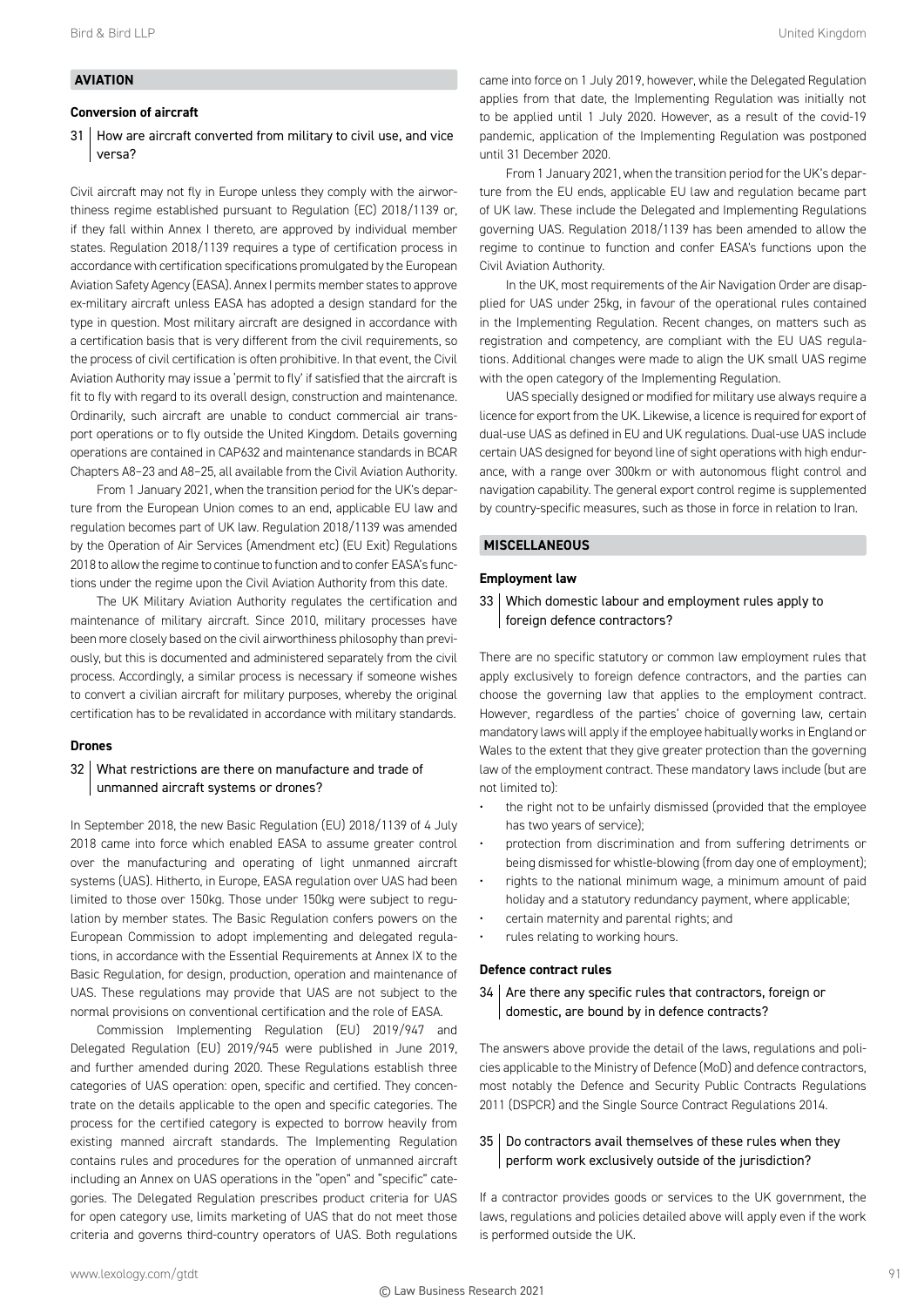## AVIATION

### Conversion of aircraft

**31 How are aircraft converted from military to civil use, and vice versa?**

Civil aircraft may not fly in Europe unless they comply with the airworthiness regime established pursuant to Regulation (EC) 2018/1139 or, if they fall within Annex I thereto, are approved by individual member states. Regulation 2018/1139 requires a type of certification process in accordance with certification specifications promulgated by the European Aviation Safety Agency (EASA). Annex I permits member states to approve ex-military aircraft unless EASA has adopted a design standard for the type in question. Most military aircraft are designed in accordance with a certification basis that is very different from the civil requirements, so the process of civil certification is often prohibitive. In that event, the Civil Aviation Authority may issue a 'permit to fly' if satisfied that the aircraft is fit to fly with regard to its overall design, construction and maintenance. Ordinarily, such aircraft are unable to conduct commercial air transport operations or to fly outside the United Kingdom. Details governing operations are contained in CAP632 and maintenance standards in BCAR Chapters A8–23 and A8–25, all available from the Civil Aviation Authority.

From 1 January 2021, when the transition period for the UK's departure from the European Union comes to an end, applicable EU law and regulation becomes part of UK law. Regulation 2018/1139 was amended by the Operation of Air Services (Amendment etc) (EU Exit) Regulations 2018 to allow the regime to continue to function and to confer EASA's functions under the regime upon the Civil Aviation Authority from this date.

The UK Military Aviation Authority regulates the certification and maintenance of military aircraft. Since 2010, military processes have been more closely based on the civil airworthiness philosophy than previously, but this is documented and administered separately from the civil process. Accordingly, a similar process is necessary if someone wishes to convert a civilian aircraft for military purposes, whereby the original certification has to be revalidated in accordance with military standards.

### Drones

**32 What restrictions are there on manufacture and trade of unmanned aircraft systems or drones?**

In September 2018, the new Basic Regulation (EU) 2018/1139 of 4 July 2018 came into force which enabled EASA to assume greater control over the manufacturing and operating of light unmanned aircraft systems (UAS). Hitherto, in Europe, EASA regulation over UAS had been limited to those over 150kg. Those under 150kg were subject to regulation by member states. The Basic Regulation confers powers on the European Commission to adopt implementing and delegated regulations, in accordance with the Essential Requirements at Annex IX to the Basic Regulation, for design, production, operation and maintenance of UAS. These regulations may provide that UAS are not subject to the normal provisions on conventional certification and the role of EASA.

Commission Implementing Regulation (EU) 2019/947 and Delegated Regulation (EU) 2019/945 were published in June 2019, and further amended during 2020. These Regulations establish three categories of UAS operation: open, specific and certified. They concentrate on the details applicable to the open and specific categories. The process for the certified category is expected to borrow heavily from existing manned aircraft standards. The Implementing Regulation contains rules and procedures for the operation of unmanned aircraft including an Annex on UAS operations in the "open" and "specific" categories. The Delegated Regulation prescribes product criteria for UAS for open category use, limits marketing of UAS that do not meet those criteria and governs third-country operators of UAS. Both regulations came into force on 1 July 2019, however, while the Delegated Regulation applies from that date, the Implementing Regulation was initially not to be applied until 1 July 2020. However, as a result of the covid-19 pandemic, application of the Implementing Regulation was postponed until 31 December 2020.

From 1 January 2021, when the transition period for the UK's departure from the EU ends, applicable EU law and regulation became part of UK law. These include the Delegated and Implementing Regulations governing UAS. Regulation 2018/1139 has been amended to allow the regime to continue to function and confer EASA's functions upon the Civil Aviation Authority.

In the UK, most requirements of the Air Navigation Order are disapplied for UAS under 25kg, in favour of the operational rules contained in the Implementing Regulation. Recent changes, on matters such as registration and competency, are compliant with the EU UAS regulations. Additional changes were made to align the UK small UAS regime with the open category of the Implementing Regulation.

UAS specially designed or modified for military use always require a licence for export from the UK. Likewise, a licence is required for export of dual-use UAS as defined in EU and UK regulations. Dual-use UAS include certain UAS designed for beyond line of sight operations with high endurance, with a range over 300km or with autonomous flight control and navigation capability. The general export control regime is supplemented by country-specific measures, such as those in force in relation to Iran.

## MISCELLANEOUS

### Employment law

**33 Which domestic labour and employment rules apply to foreign defence contractors?**

There are no specific statutory or common law employment rules that apply exclusively to foreign defence contractors, and the parties can choose the governing law that applies to the employment contract. However, regardless of the parties' choice of governing law, certain mandatory laws will apply if the employee habitually works in England or Wales to the extent that they give greater protection than the governing law of the employment contract. These mandatory laws include (but are not limited to):

- the right not to be unfairly dismissed (provided that the employee has two years of service);
- protection from discrimination and from suffering detriments or being dismissed for whistle-blowing (from day one of employment);
- rights to the national minimum wage, a minimum amount of paid holiday and a statutory redundancy payment, where applicable;
- certain maternity and parental rights; and
- rules relating to working hours.

### Defence contract rules

**34 Are there any specific rules that contractors, foreign or domestic, are bound by in defence contracts?**

The answers above provide the detail of the laws, regulations and policies applicable to the Ministry of Defence (MoD) and defence contractors, most notably the Defence and Security Public Contracts Regulations 2011 (DSPCR) and the Single Source Contract Regulations 2014.

**35 Do contractors avail themselves of these rules when they perform work exclusively outside of the jurisdiction?**

If a contractor provides goods or services to the UK government, the laws, regulations and policies detailed above will apply even if the work is performed outside the UK.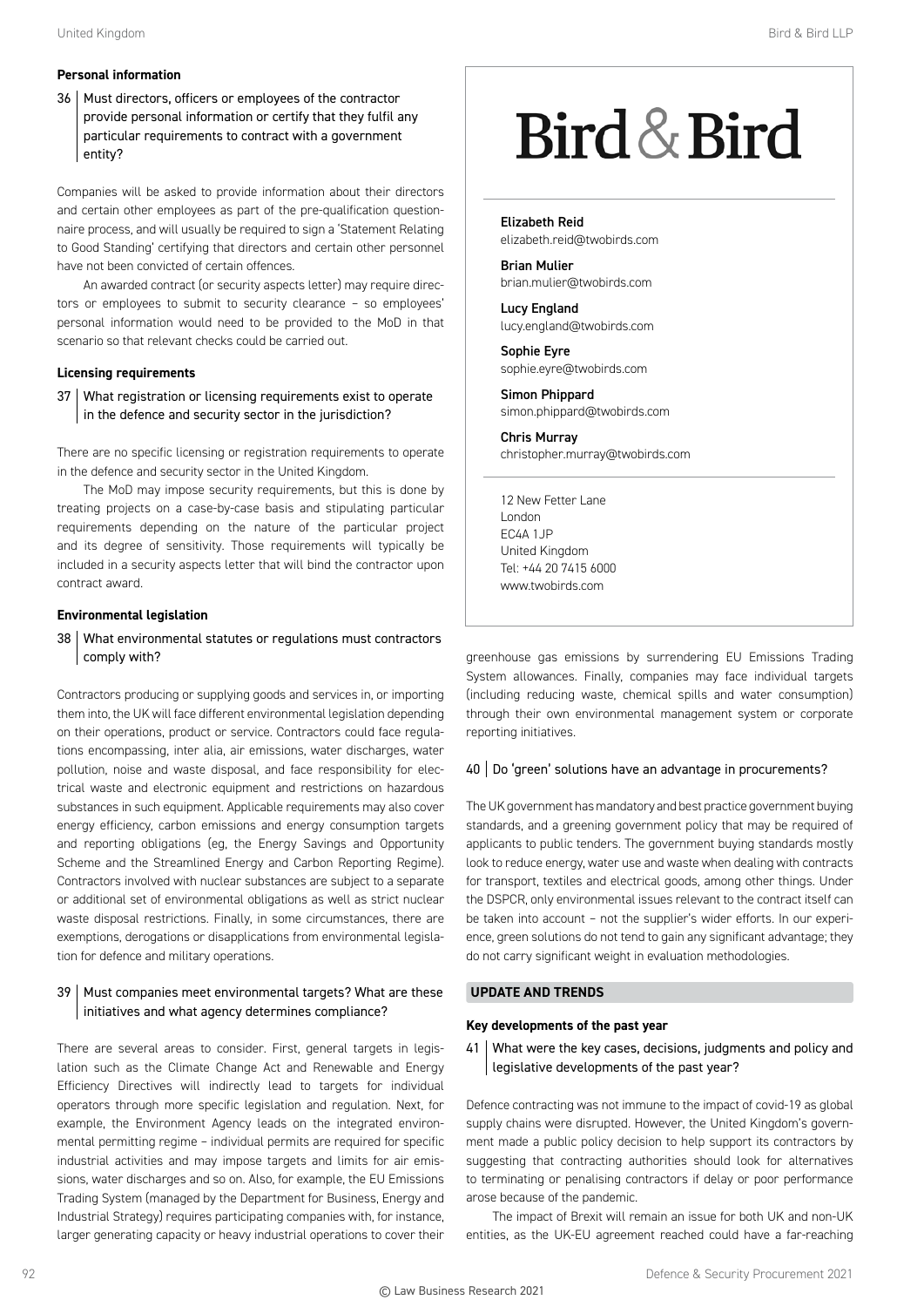**Personal information**

### 36 Must directors, officers or employees of the contractor provide personal information or certify that they fulfil any particular requirements to contract with a government entity?

Companies will be asked to provide information about their directors and certain other employees as part of the pre-qualification questionnaire process, and will usually be required to sign a 'Statement Relating to Good Standing' certifying that directors and certain other personnel have not been convicted of certain offences.

An awarded contract (or security aspects letter) may require directors or employees to submit to security clearance – so employees' personal information would need to be provided to the MoD in that scenario so that relevant checks could be carried out.

**Licensing requirements**

### 37 What registration or licensing requirements exist to operate in the defence and security sector in the jurisdiction?

There are no specific licensing or registration requirements to operate in the defence and security sector in the United Kingdom.

The MoD may impose security requirements, but this is done by treating projects on a case-by-case basis and stipulating particular requirements depending on the nature of the particular project and its degree of sensitivity. Those requirements will typically be included in a security aspects letter that will bind the contractor upon contract award.

**Environmental legislation**

### 38 What environmental statutes or regulations must contractors comply with?

Contractors producing or supplying goods and services in, or importing them into, the UK will face different environmental legislation depending on their operations, product or service. Contractors could face regulations encompassing, inter alia, air emissions, water discharges, water pollution, noise and waste disposal, and face responsibility for electrical waste and electronic equipment and restrictions on hazardous substances in such equipment. Applicable requirements may also cover energy efficiency, carbon emissions and energy consumption targets and reporting obligations (eg, the Energy Savings and Opportunity Scheme and the Streamlined Energy and Carbon Reporting Regime). Contractors involved with nuclear substances are subject to a separate or additional set of environmental obligations as well as strict nuclear waste disposal restrictions. Finally, in some circumstances, there are exemptions, derogations or disapplications from environmental legislation for defence and military operations.

### 39 Must companies meet environmental targets? What are these initiatives and what agency determines compliance?

There are several areas to consider. First, general targets in legislation such as the Climate Change Act and Renewable and Energy Efficiency Directives will indirectly lead to targets for individual operators through more specific legislation and regulation. Next, for example, the Environment Agency leads on the integrated environmental permitting regime – individual permits are required for specific industrial activities and may impose targets and limits for air emissions, water discharges and so on. Also, for example, the EU Emissions Trading System (managed by the Department for Business, Energy and Industrial Strategy) requires participating companies with, for instance, larger generating capacity or heavy industrial operations to cover their greenhouse gas emissions by surrendering EU Emissions Trading System allowances. Finally, companies may face individual targets (including reducing waste, chemical spills and water consumption) through their own environmental management system or corporate reporting initiatives.

### 40 Do 'green' solutions have an advantage in procurements?

The UK government has mandatory and best practice government buying standards, and a greening government policy that may be required of applicants to public tenders. The government buying standards mostly look to reduce energy, water use and waste when dealing with contracts for transport, textiles and electrical goods, among other things. Under the DSPCR, only environmental issues relevant to the contract itself can be taken into account – not the supplier's wider efforts. In our experience, green solutions do not tend to gain any significant advantage; they do not carry significant weight in evaluation methodologies.

## UPDATE AND TRENDS

**Key developments of the past year**

### 41 What were the key cases, decisions, judgments and policy and legislative developments of the past year?

Defence contracting was not immune to the impact of covid-19 as global supply chains were disrupted. However, the United Kingdom's government made a public policy decision to help support its contractors by suggesting that contracting authorities should look for alternatives to terminating or penalising contractors if delay or poor performance arose because of the pandemic.

The impact of Brexit will remain an issue for both UK and non-UK entities, as the UK-EU agreement reached could have a far-reaching

---

# Bird & Bird

**Elizabeth Reid**
elizabeth.reid@twobirds.com

**Brian Mulier**
brian.mulier@twobirds.com

**Lucy England**
lucy.england@twobirds.com

**Sophie Eyre**
sophie.eyre@twobirds.com

**Simon Phippard**
simon.phippard@twobirds.com

**Chris Murray**
christopher.murray@twobirds.com

12 New Fetter Lane
London
EC4A 1JP
United Kingdom
Tel: +44 20 7415 6000
www.twobirds.com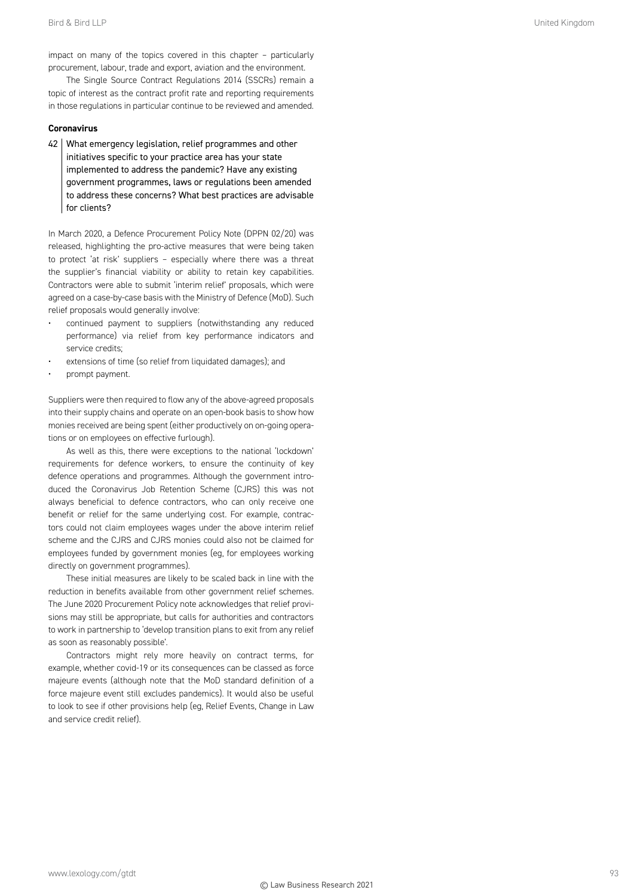impact on many of the topics covered in this chapter – particularly procurement, labour, trade and export, aviation and the environment.

The Single Source Contract Regulations 2014 (SSCRs) remain a topic of interest as the contract profit rate and reporting requirements in those regulations in particular continue to be reviewed and amended.

**Coronavirus**

42 What emergency legislation, relief programmes and other initiatives specific to your practice area has your state implemented to address the pandemic? Have any existing government programmes, laws or regulations been amended to address these concerns? What best practices are advisable for clients?

In March 2020, a Defence Procurement Policy Note (DPPN 02/20) was released, highlighting the pro-active measures that were being taken to protect 'at risk' suppliers – especially where there was a threat the supplier's financial viability or ability to retain key capabilities. Contractors were able to submit 'interim relief' proposals, which were agreed on a case-by-case basis with the Ministry of Defence (MoD). Such relief proposals would generally involve:

- continued payment to suppliers (notwithstanding any reduced performance) via relief from key performance indicators and service credits;
- extensions of time (so relief from liquidated damages); and
- prompt payment.

Suppliers were then required to flow any of the above-agreed proposals into their supply chains and operate on an open-book basis to show how monies received are being spent (either productively on on-going operations or on employees on effective furlough).

As well as this, there were exceptions to the national 'lockdown' requirements for defence workers, to ensure the continuity of key defence operations and programmes. Although the government introduced the Coronavirus Job Retention Scheme (CJRS) this was not always beneficial to defence contractors, who can only receive one benefit or relief for the same underlying cost. For example, contractors could not claim employees wages under the above interim relief scheme and the CJRS and CJRS monies could also not be claimed for employees funded by government monies (eg, for employees working directly on government programmes).

These initial measures are likely to be scaled back in line with the reduction in benefits available from other government relief schemes. The June 2020 Procurement Policy note acknowledges that relief provisions may still be appropriate, but calls for authorities and contractors to work in partnership to 'develop transition plans to exit from any relief as soon as reasonably possible'.

Contractors might rely more heavily on contract terms, for example, whether covid-19 or its consequences can be classed as force majeure events (although note that the MoD standard definition of a force majeure event still excludes pandemics). It would also be useful to look to see if other provisions help (eg, Relief Events, Change in Law and service credit relief).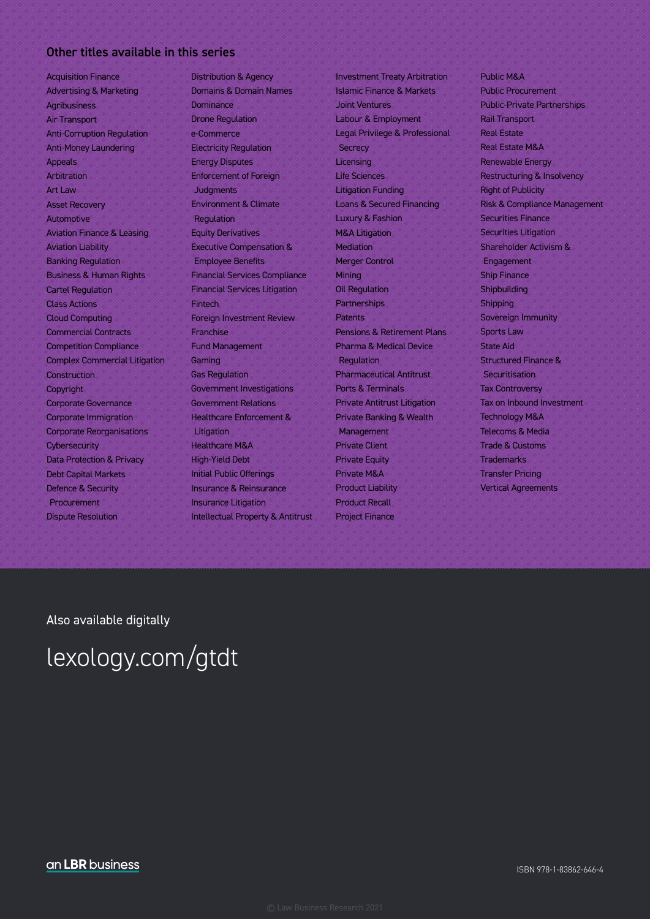## Other titles available in this series

- Acquisition Finance
- Advertising & Marketing
- Agribusiness
- Air Transport
- Anti-Corruption Regulation
- Anti-Money Laundering
- Appeals
- Arbitration
- Art Law
- Asset Recovery
- Automotive
- Aviation Finance & Leasing
- Aviation Liability
- Banking Regulation
- Business & Human Rights
- Cartel Regulation
- Class Actions
- Cloud Computing
- Commercial Contracts
- Competition Compliance
- Complex Commercial Litigation
- Construction
- Copyright
- Corporate Governance
- Corporate Immigration
- Corporate Reorganisations
- Cybersecurity
- Data Protection & Privacy
- Debt Capital Markets
- Defence & Security Procurement
- Dispute Resolution
- Distribution & Agency
- Domains & Domain Names
- Dominance
- Drone Regulation
- e-Commerce
- Electricity Regulation
- Energy Disputes
- Enforcement of Foreign Judgments
- Environment & Climate Regulation
- Equity Derivatives
- Executive Compensation & Employee Benefits
- Financial Services Compliance
- Financial Services Litigation
- Fintech
- Foreign Investment Review
- Franchise
- Fund Management
- Gaming
- Gas Regulation
- Government Investigations
- Government Relations
- Healthcare Enforcement & Litigation
- Healthcare M&A
- High-Yield Debt
- Initial Public Offerings
- Insurance & Reinsurance
- Insurance Litigation
- Intellectual Property & Antitrust
- Investment Treaty Arbitration
- Islamic Finance & Markets
- Joint Ventures
- Labour & Employment
- Legal Privilege & Professional Secrecy
- Licensing
- Life Sciences
- Litigation Funding
- Loans & Secured Financing
- Luxury & Fashion
- M&A Litigation
- Mediation
- Merger Control
- Mining
- Oil Regulation
- Partnerships
- Patents
- Pensions & Retirement Plans
- Pharma & Medical Device Regulation
- Pharmaceutical Antitrust
- Ports & Terminals
- Private Antitrust Litigation
- Private Banking & Wealth Management
- Private Client
- Private Equity
- Private M&A
- Product Liability
- Product Recall
- Project Finance
- Public M&A
- Public Procurement
- Public-Private Partnerships
- Rail Transport
- Real Estate
- Real Estate M&A
- Renewable Energy
- Restructuring & Insolvency
- Right of Publicity
- Risk & Compliance Management
- Securities Finance
- Securities Litigation
- Shareholder Activism & Engagement
- Ship Finance
- Shipbuilding
- Shipping
- Sovereign Immunity
- Sports Law
- State Aid
- Structured Finance & Securitisation
- Tax Controversy
- Tax on Inbound Investment
- Technology M&A
- Telecoms & Media
- Trade & Customs
- Trademarks
- Transfer Pricing
- Vertical Agreements

Also available digitally

lexology.com/gtdt

an **LBR** business

ISBN 978-1-83862-646-4

© Law Business Research 2021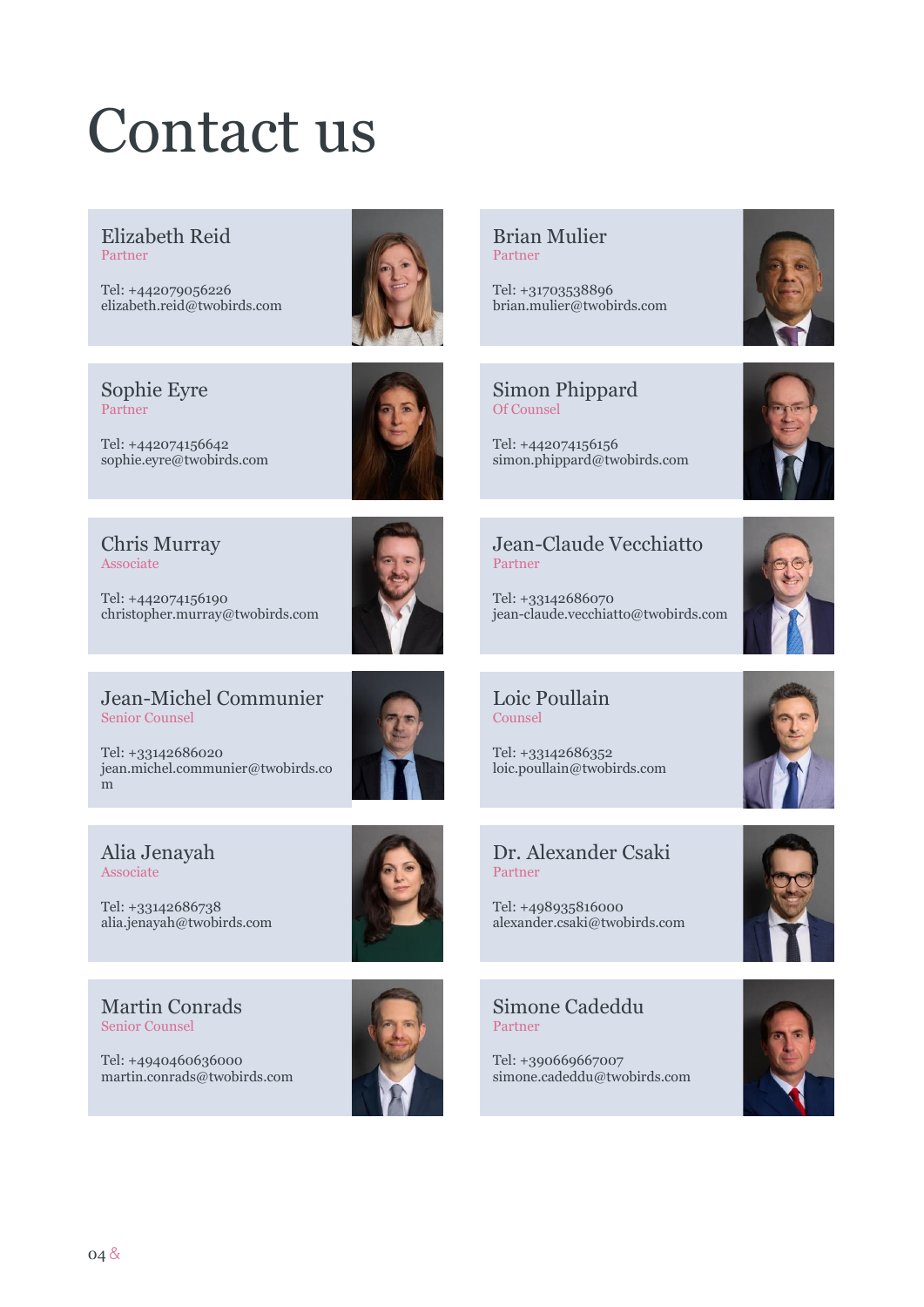# Contact us

**Elizabeth Reid**
Partner

Tel: +442079056226
elizabeth.reid@twobirds.com

**Brian Mulier**
Partner

Tel: +31703538896
brian.mulier@twobirds.com

**Sophie Eyre**
Partner

Tel: +442074156642
sophie.eyre@twobirds.com

**Simon Phippard**
Of Counsel

Tel: +442074156156
simon.phippard@twobirds.com

**Chris Murray**
Associate

Tel: +442074156190
christopher.murray@twobirds.com

**Jean-Claude Vecchiatto**
Partner

Tel: +33142686070
jean-claude.vecchiatto@twobirds.com

**Jean-Michel Communier**
Senior Counsel

Tel: +33142686020
jean.michel.communier@twobirds.com

**Loic Poullain**
Counsel

Tel: +33142686352
loic.poullain@twobirds.com

**Alia Jenayah**
Associate

Tel: +33142686738
alia.jenayah@twobirds.com

**Dr. Alexander Csaki**
Partner

Tel: +498935816000
alexander.csaki@twobirds.com

**Martin Conrads**
Senior Counsel

Tel: +4940460636000
martin.conrads@twobirds.com

**Simone Cadeddu**
Partner

Tel: +390669667007
simone.cadeddu@twobirds.com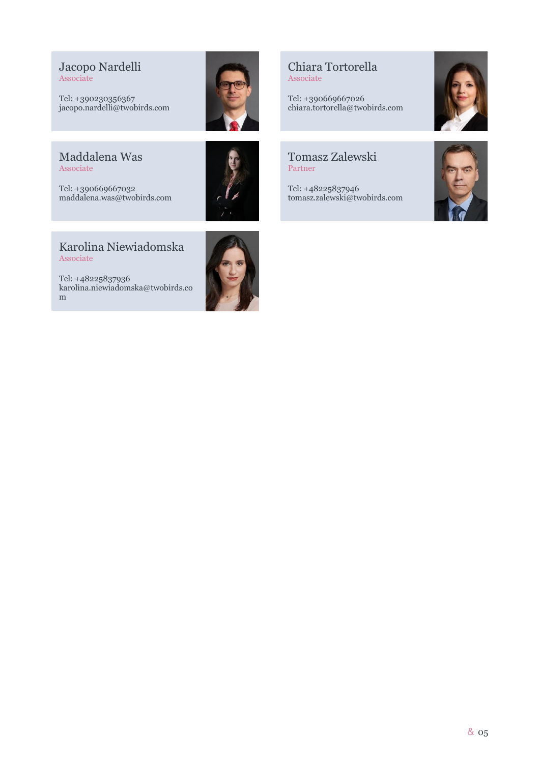**Jacopo Nardelli**
Associate

Tel: +390230356367
jacopo.nardelli@twobirds.com

**Chiara Tortorella**
Associate

Tel: +390669667026
chiara.tortorella@twobirds.com

**Maddalena Was**
Associate

Tel: +390669667032
maddalena.was@twobirds.com

**Tomasz Zalewski**
Partner

Tel: +48225837946
tomasz.zalewski@twobirds.com

**Karolina Niewiadomska**
Associate

Tel: +48225837936
karolina.niewiadomska@twobirds.com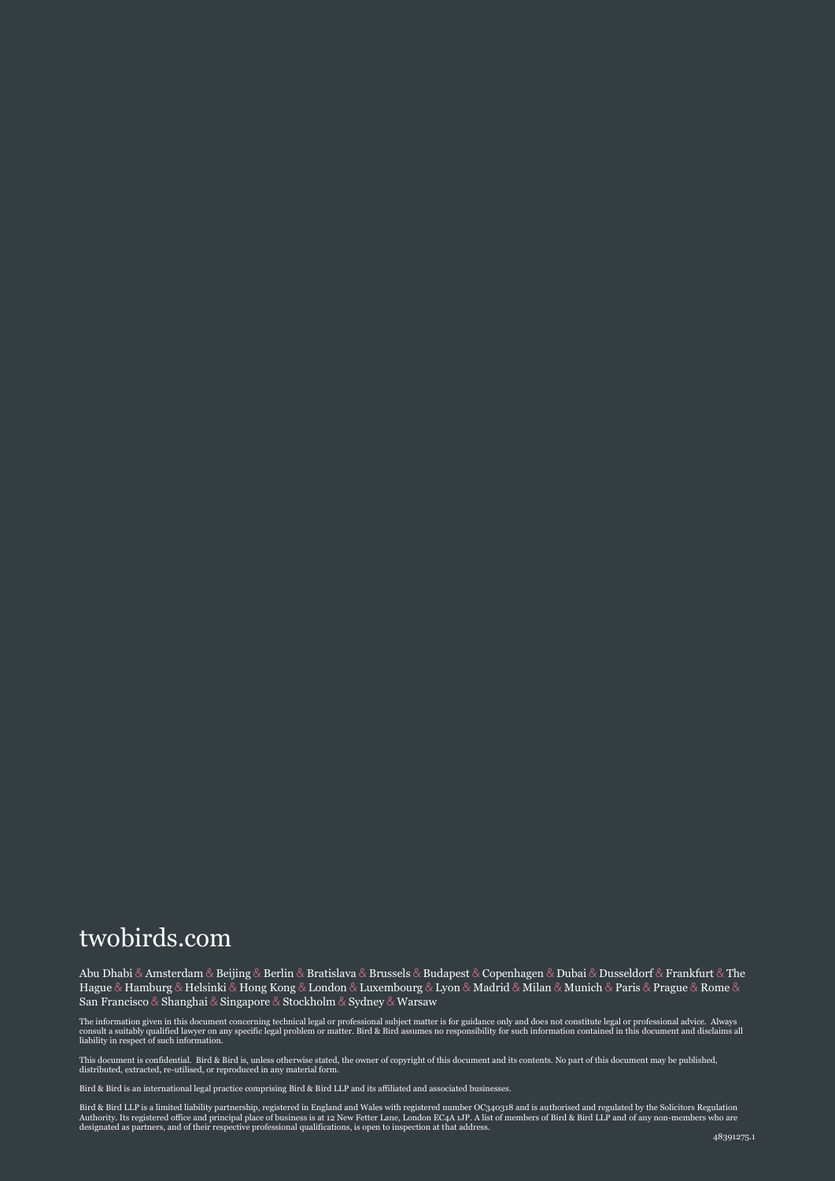# twobirds.com

Abu Dhabi & Amsterdam & Beijing & Berlin & Bratislava & Brussels & Budapest & Copenhagen & Dubai & Dusseldorf & Frankfurt & The Hague & Hamburg & Helsinki & Hong Kong & London & Luxembourg & Lyon & Madrid & Milan & Munich & Paris & Prague & Rome & San Francisco & Shanghai & Singapore & Stockholm & Sydney & Warsaw

The information given in this document concerning technical legal or professional subject matter is for guidance only and does not constitute legal or professional advice. Always consult a suitably qualified lawyer on any specific legal problem or matter. Bird & Bird assumes no responsibility for such information contained in this document and disclaims all liability in respect of such information.

This document is confidential. Bird & Bird is, unless otherwise stated, the owner of copyright of this document and its contents. No part of this document may be published, distributed, extracted, re-utilised, or reproduced in any material form.

Bird & Bird is an international legal practice comprising Bird & Bird LLP and its affiliated and associated businesses.

Bird & Bird LLP is a limited liability partnership, registered in England and Wales with registered number OC340318 and is authorised and regulated by the Solicitors Regulation Authority. Its registered office and principal place of business is at 12 New Fetter Lane, London EC4A 1JP. A list of members of Bird & Bird LLP and of any non-members who are designated as partners, and of their respective professional qualifications, is open to inspection at that address.

48391275.1